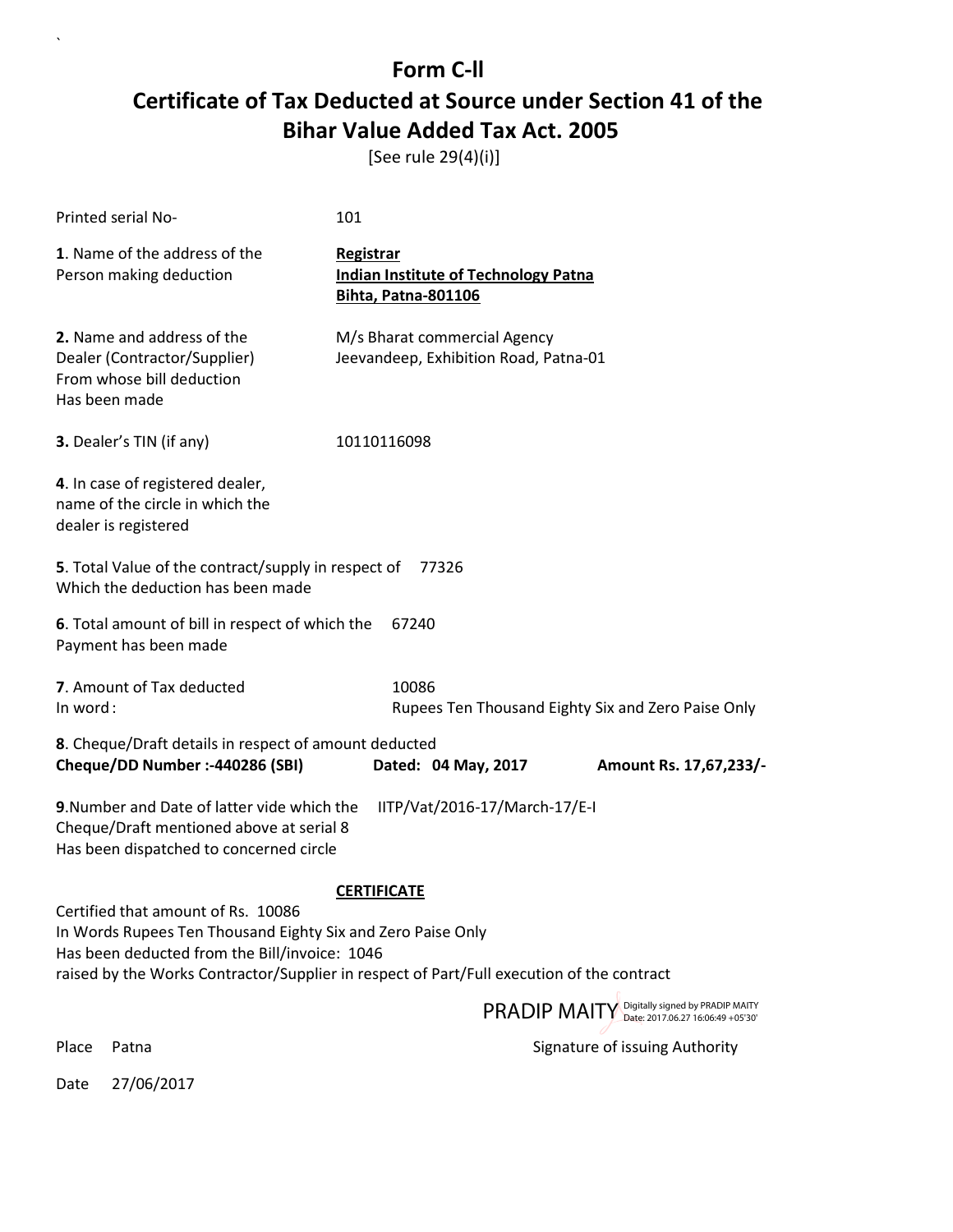# Form C-ll

## Certificate of Tax Deducted at Source under Section 41 of the Bihar Value Added Tax Act. 2005

[See rule 29(4)(i)]

Printed serial No- 101

**1**. Name of the address of the Person making deduction

**Registrar**
**Indian Institute of Technology Patna**
**Bihta, Patna-801106**

**2.** Name and address of the Dealer (Contractor/Supplier) From whose bill deduction Has been made

M/s Bharat commercial Agency
Jeevandeep, Exhibition Road, Patna-01

**3.** Dealer's TIN (if any) 10110116098

**4**. In case of registered dealer, name of the circle in which the dealer is registered

**5**. Total Value of the contract/supply in respect of Which the deduction has been made 77326

**6**. Total amount of bill in respect of which the Payment has been made 67240

**7**. Amount of Tax deducted 10086
In word : Rupees Ten Thousand Eighty Six and Zero Paise Only

**8**. Cheque/Draft details in respect of amount deducted
**Cheque/DD Number :-440286 (SBI) Dated: 04 May, 2017 Amount Rs. 17,67,233/-**

**9**.Number and Date of latter vide which the Cheque/Draft mentioned above at serial 8 Has been dispatched to concerned circle IITP/Vat/2016-17/March-17/E-I

**CERTIFICATE**

Certified that amount of Rs. 10086
In Words Rupees Ten Thousand Eighty Six and Zero Paise Only
Has been deducted from the Bill/invoice: 1046
raised by the Works Contractor/Supplier in respect of Part/Full execution of the contract

PRADIP MAITY Digitally signed by PRADIP MAITY Date: 2017.06.27 16:06:49 +05'30'

Place Patna Signature of issuing Authority

Date 27/06/2017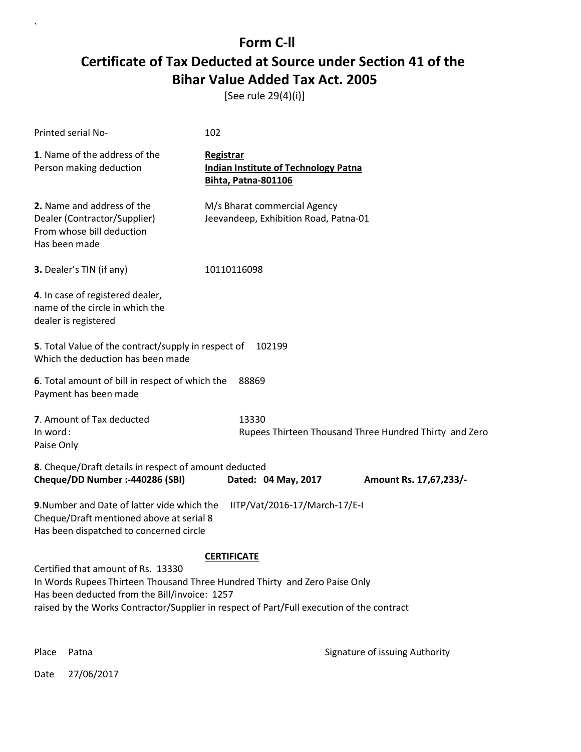# Form C-ll
# Certificate of Tax Deducted at Source under Section 41 of the Bihar Value Added Tax Act. 2005

[See rule 29(4)(i)]

Printed serial No- 102

**1**. Name of the address of the Person making deduction

**Registrar**
**Indian Institute of Technology Patna**
**Bihta, Patna-801106**

**2.** Name and address of the Dealer (Contractor/Supplier) From whose bill deduction Has been made

M/s Bharat commercial Agency
Jeevandeep, Exhibition Road, Patna-01

**3.** Dealer's TIN (if any) 10110116098

**4**. In case of registered dealer, name of the circle in which the dealer is registered

**5**. Total Value of the contract/supply in respect of Which the deduction has been made 102199

**6**. Total amount of bill in respect of which the Payment has been made 88869

**7**. Amount of Tax deducted 13330
In word : Rupees Thirteen Thousand Three Hundred Thirty and Zero Paise Only

**8**. Cheque/Draft details in respect of amount deducted
**Cheque/DD Number :-440286 (SBI)** **Dated: 04 May, 2017** **Amount Rs. 17,67,233/-**

**9**.Number and Date of latter vide which the Cheque/Draft mentioned above at serial 8 Has been dispatched to concerned circle IITP/Vat/2016-17/March-17/E-I

**CERTIFICATE**

Certified that amount of Rs. 13330
In Words Rupees Thirteen Thousand Three Hundred Thirty and Zero Paise Only
Has been deducted from the Bill/invoice: 1257
raised by the Works Contractor/Supplier in respect of Part/Full execution of the contract

Place Patna

Signature of issuing Authority

Date 27/06/2017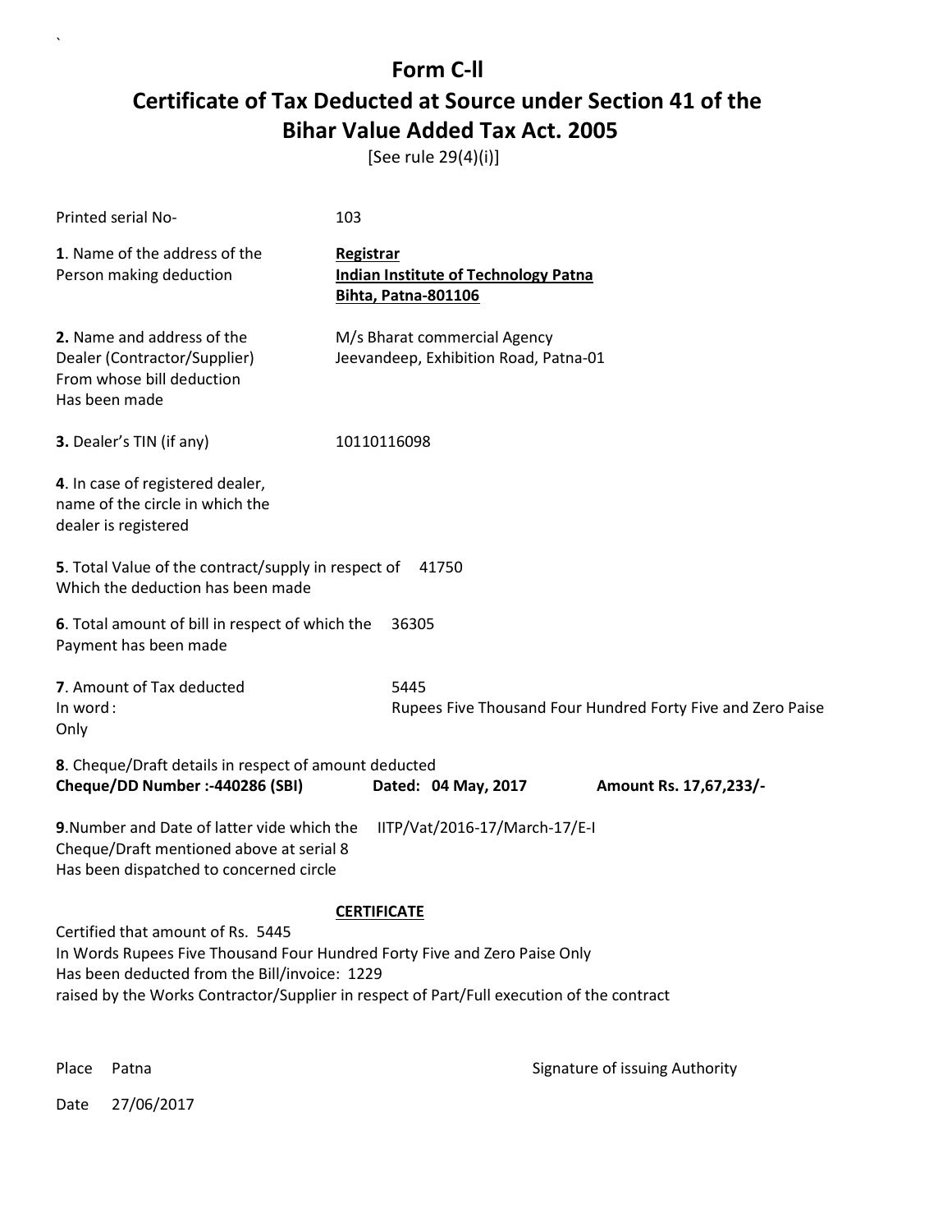# Form C-ll

# Certificate of Tax Deducted at Source under Section 41 of the Bihar Value Added Tax Act. 2005

[See rule 29(4)(i)]

| | |
|---|---|
| Printed serial No- | 103 |
| **1**. Name of the address of the Person making deduction | **Registrar**<br>**Indian Institute of Technology Patna**<br>**Bihta, Patna-801106** |
| **2.** Name and address of the Dealer (Contractor/Supplier) From whose bill deduction Has been made | M/s Bharat commercial Agency<br>Jeevandeep, Exhibition Road, Patna-01 |
| **3.** Dealer's TIN (if any) | 10110116098 |
| **4**. In case of registered dealer, name of the circle in which the dealer is registered | |
| **5**. Total Value of the contract/supply in respect of Which the deduction has been made | 41750 |
| **6**. Total amount of bill in respect of which the Payment has been made | 36305 |
| **7**. Amount of Tax deducted<br>In word : Only | 5445<br>Rupees Five Thousand Four Hundred Forty Five and Zero Paise |

**8**. Cheque/Draft details in respect of amount deducted

**Cheque/DD Number :-440286 (SBI)** **Dated: 04 May, 2017** **Amount Rs. 17,67,233/-**

**9**.Number and Date of latter vide which the Cheque/Draft mentioned above at serial 8 Has been dispatched to concerned circle IITP/Vat/2016-17/March-17/E-I

**CERTIFICATE**

Certified that amount of Rs. 5445
In Words Rupees Five Thousand Four Hundred Forty Five and Zero Paise Only
Has been deducted from the Bill/invoice: 1229
raised by the Works Contractor/Supplier in respect of Part/Full execution of the contract

Place Patna

Signature of issuing Authority

Date 27/06/2017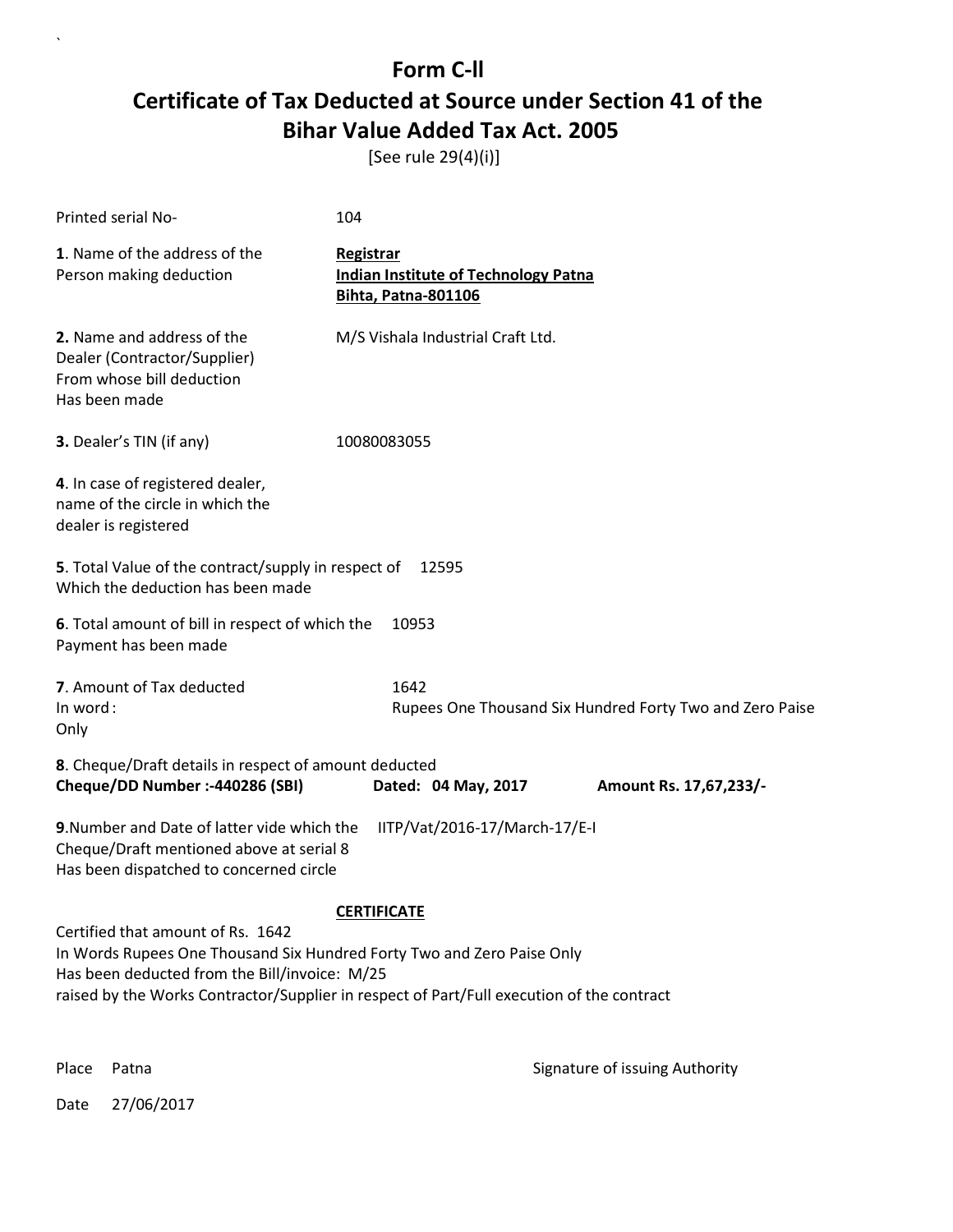# Form C-II

## Certificate of Tax Deducted at Source under Section 41 of the Bihar Value Added Tax Act. 2005

[See rule 29(4)(i)]

Printed serial No- 104

**1**. Name of the address of the Person making deduction

**Registrar**
**Indian Institute of Technology Patna**
**Bihta, Patna-801106**

**2.** Name and address of the Dealer (Contractor/Supplier) From whose bill deduction Has been made

M/S Vishala Industrial Craft Ltd.

**3.** Dealer's TIN (if any) 10080083055

**4**. In case of registered dealer, name of the circle in which the dealer is registered

**5**. Total Value of the contract/supply in respect of Which the deduction has been made 12595

**6**. Total amount of bill in respect of which the Payment has been made 10953

**7**. Amount of Tax deducted 1642
In word : Rupees One Thousand Six Hundred Forty Two and Zero Paise Only

**8**. Cheque/Draft details in respect of amount deducted
**Cheque/DD Number :-440286 (SBI)** **Dated: 04 May, 2017** **Amount Rs. 17,67,233/-**

**9**.Number and Date of latter vide which the Cheque/Draft mentioned above at serial 8 Has been dispatched to concerned circle IITP/Vat/2016-17/March-17/E-I

**CERTIFICATE**

Certified that amount of Rs. 1642
In Words Rupees One Thousand Six Hundred Forty Two and Zero Paise Only
Has been deducted from the Bill/invoice: M/25
raised by the Works Contractor/Supplier in respect of Part/Full execution of the contract

Place Patna

Signature of issuing Authority

Date 27/06/2017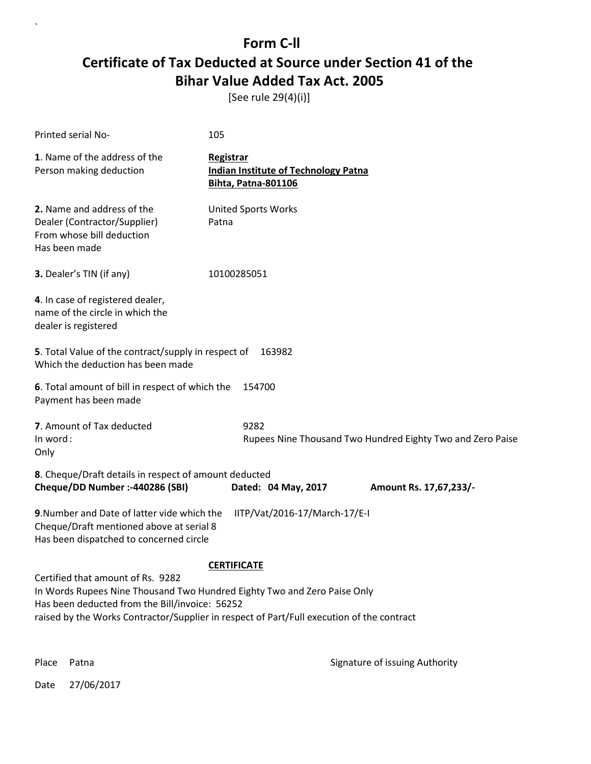# Form C-ll

# Certificate of Tax Deducted at Source under Section 41 of the Bihar Value Added Tax Act. 2005

[See rule 29(4)(i)]

Printed serial No- 105

**1**. Name of the address of the Person making deduction

**Registrar**
**Indian Institute of Technology Patna**
**Bihta, Patna-801106**

**2.** Name and address of the Dealer (Contractor/Supplier) From whose bill deduction Has been made

United Sports Works
Patna

**3.** Dealer's TIN (if any) 10100285051

**4**. In case of registered dealer, name of the circle in which the dealer is registered

**5**. Total Value of the contract/supply in respect of Which the deduction has been made 163982

**6**. Total amount of bill in respect of which the Payment has been made 154700

**7**. Amount of Tax deducted 9282
In word : Rupees Nine Thousand Two Hundred Eighty Two and Zero Paise
Only

**8**. Cheque/Draft details in respect of amount deducted
**Cheque/DD Number :-440286 (SBI) Dated: 04 May, 2017 Amount Rs. 17,67,233/-**

**9**.Number and Date of latter vide which the Cheque/Draft mentioned above at serial 8 Has been dispatched to concerned circle IITP/Vat/2016-17/March-17/E-I

**CERTIFICATE**

Certified that amount of Rs. 9282
In Words Rupees Nine Thousand Two Hundred Eighty Two and Zero Paise Only
Has been deducted from the Bill/invoice: 56252
raised by the Works Contractor/Supplier in respect of Part/Full execution of the contract

Place Patna

Signature of issuing Authority

Date 27/06/2017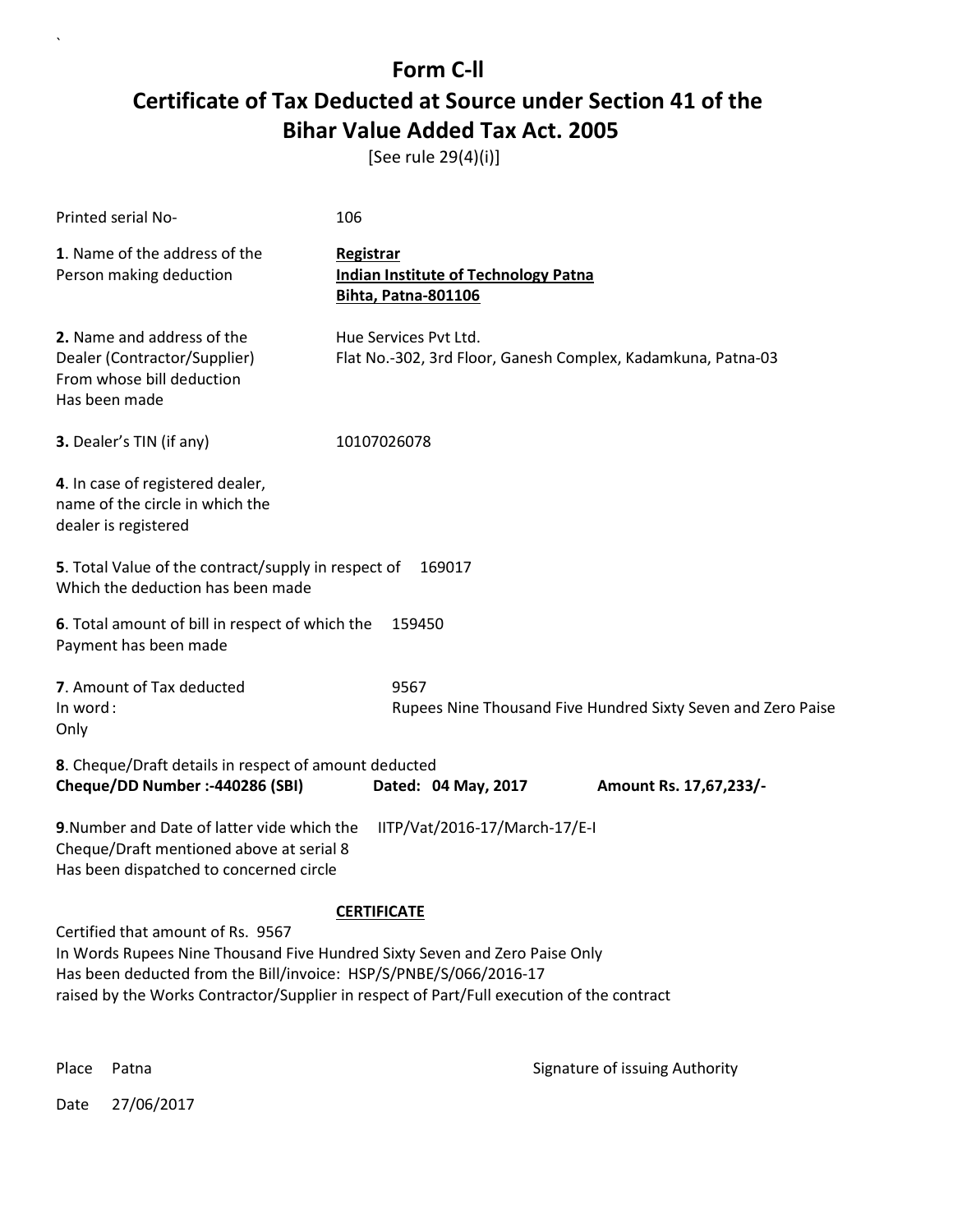# Form C-ll

# Certificate of Tax Deducted at Source under Section 41 of the Bihar Value Added Tax Act. 2005

[See rule 29(4)(i)]

Printed serial No- 106

**1**. Name of the address of the Person making deduction

**Registrar**
**Indian Institute of Technology Patna**
**Bihta, Patna-801106**

**2.** Name and address of the Dealer (Contractor/Supplier) From whose bill deduction Has been made

Hue Services Pvt Ltd.
Flat No.-302, 3rd Floor, Ganesh Complex, Kadamkuna, Patna-03

**3.** Dealer's TIN (if any) 10107026078

**4**. In case of registered dealer, name of the circle in which the dealer is registered

**5**. Total Value of the contract/supply in respect of Which the deduction has been made 169017

**6**. Total amount of bill in respect of which the Payment has been made 159450

**7**. Amount of Tax deducted 9567
In word : Rupees Nine Thousand Five Hundred Sixty Seven and Zero Paise Only

**8**. Cheque/Draft details in respect of amount deducted
**Cheque/DD Number :-440286 (SBI)** **Dated: 04 May, 2017** **Amount Rs. 17,67,233/-**

**9**.Number and Date of latter vide which the Cheque/Draft mentioned above at serial 8 Has been dispatched to concerned circle IITP/Vat/2016-17/March-17/E-I

**CERTIFICATE**

Certified that amount of Rs. 9567
In Words Rupees Nine Thousand Five Hundred Sixty Seven and Zero Paise Only
Has been deducted from the Bill/invoice: HSP/S/PNBE/S/066/2016-17
raised by the Works Contractor/Supplier in respect of Part/Full execution of the contract

Place Patna

Signature of issuing Authority

Date 27/06/2017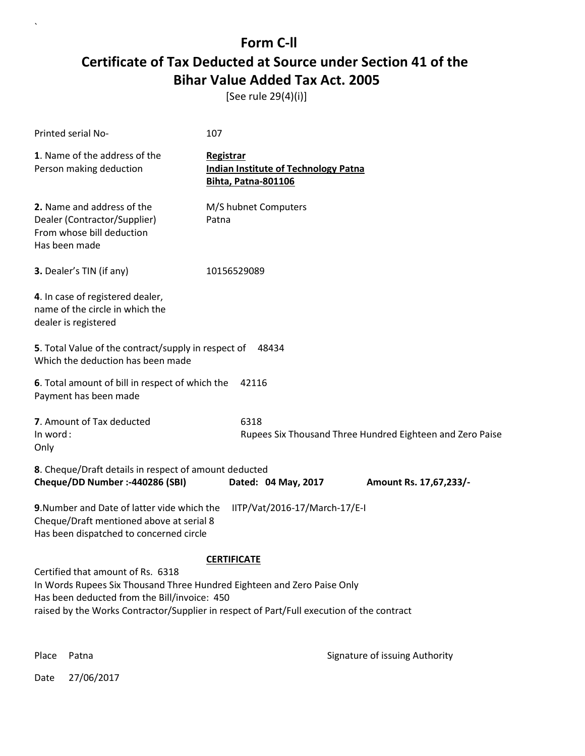# Form C-ll

## Certificate of Tax Deducted at Source under Section 41 of the Bihar Value Added Tax Act. 2005

[See rule 29(4)(i)]

Printed serial No- 107

**1**. Name of the address of the Person making deduction

**Registrar**
**Indian Institute of Technology Patna**
**Bihta, Patna-801106**

**2.** Name and address of the Dealer (Contractor/Supplier) From whose bill deduction Has been made

M/S hubnet Computers
Patna

**3.** Dealer's TIN (if any) 10156529089

**4**. In case of registered dealer, name of the circle in which the dealer is registered

**5**. Total Value of the contract/supply in respect of Which the deduction has been made 48434

**6**. Total amount of bill in respect of which the Payment has been made 42116

**7**. Amount of Tax deducted 6318
In word : Rupees Six Thousand Three Hundred Eighteen and Zero Paise Only

**8**. Cheque/Draft details in respect of amount deducted
**Cheque/DD Number :-440286 (SBI)** **Dated: 04 May, 2017** **Amount Rs. 17,67,233/-**

**9**.Number and Date of latter vide which the Cheque/Draft mentioned above at serial 8 Has been dispatched to concerned circle IITP/Vat/2016-17/March-17/E-I

**CERTIFICATE**

Certified that amount of Rs. 6318
In Words Rupees Six Thousand Three Hundred Eighteen and Zero Paise Only
Has been deducted from the Bill/invoice: 450
raised by the Works Contractor/Supplier in respect of Part/Full execution of the contract

Place Patna

Signature of issuing Authority

Date 27/06/2017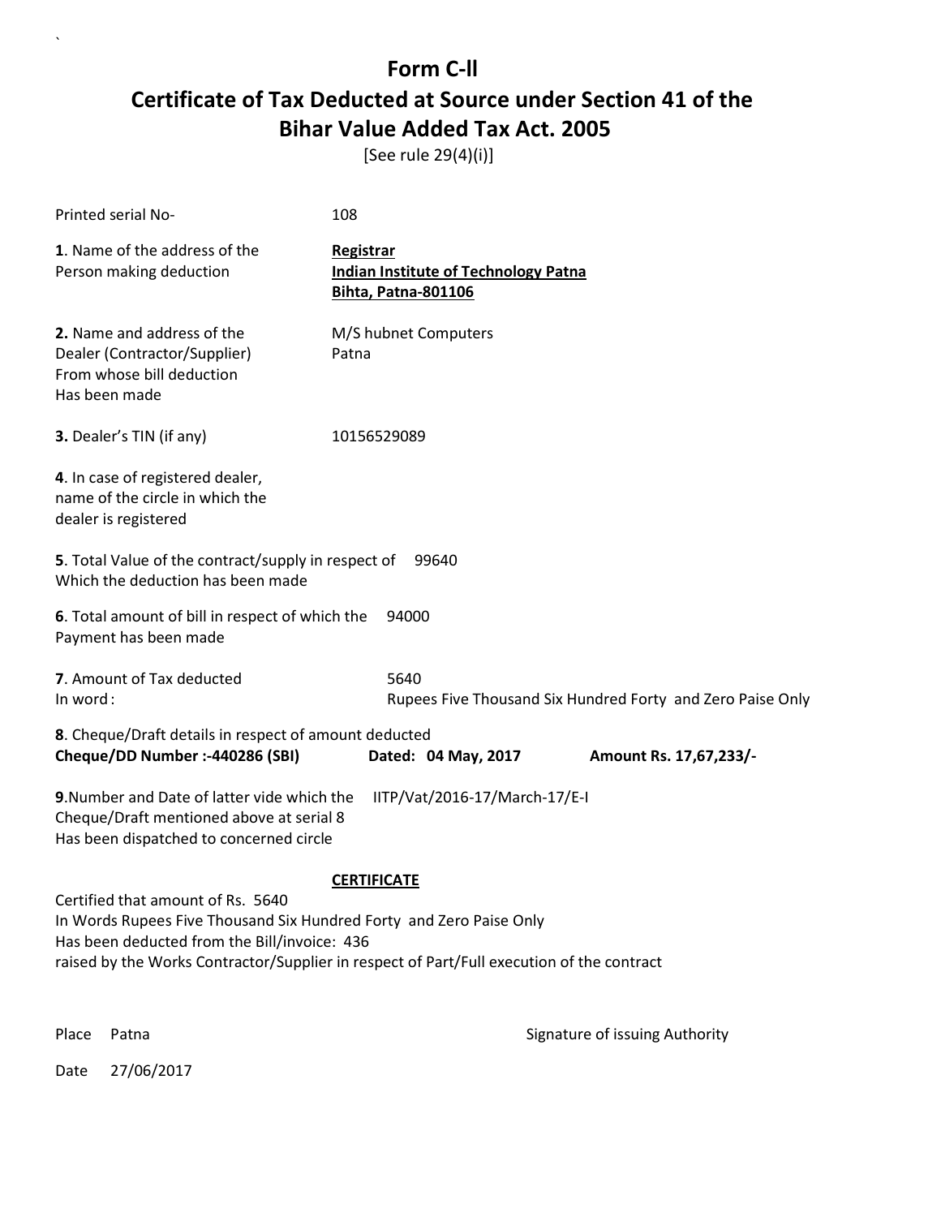# Form C-ll

## Certificate of Tax Deducted at Source under Section 41 of the Bihar Value Added Tax Act. 2005

[See rule 29(4)(i)]

Printed serial No- 108

**1**. Name of the address of the Person making deduction

**Registrar**
**Indian Institute of Technology Patna**
**Bihta, Patna-801106**

**2.** Name and address of the Dealer (Contractor/Supplier) From whose bill deduction Has been made

M/S hubnet Computers
Patna

**3.** Dealer's TIN (if any) 10156529089

**4**. In case of registered dealer, name of the circle in which the dealer is registered

**5**. Total Value of the contract/supply in respect of Which the deduction has been made 99640

**6**. Total amount of bill in respect of which the Payment has been made 94000

**7**. Amount of Tax deducted 5640
In word : Rupees Five Thousand Six Hundred Forty and Zero Paise Only

**8**. Cheque/Draft details in respect of amount deducted
**Cheque/DD Number :-440286 (SBI)** **Dated: 04 May, 2017** **Amount Rs. 17,67,233/-**

**9**.Number and Date of latter vide which the Cheque/Draft mentioned above at serial 8 Has been dispatched to concerned circle IITP/Vat/2016-17/March-17/E-I

**CERTIFICATE**

Certified that amount of Rs. 5640
In Words Rupees Five Thousand Six Hundred Forty and Zero Paise Only
Has been deducted from the Bill/invoice: 436
raised by the Works Contractor/Supplier in respect of Part/Full execution of the contract

Place Patna

Signature of issuing Authority

Date 27/06/2017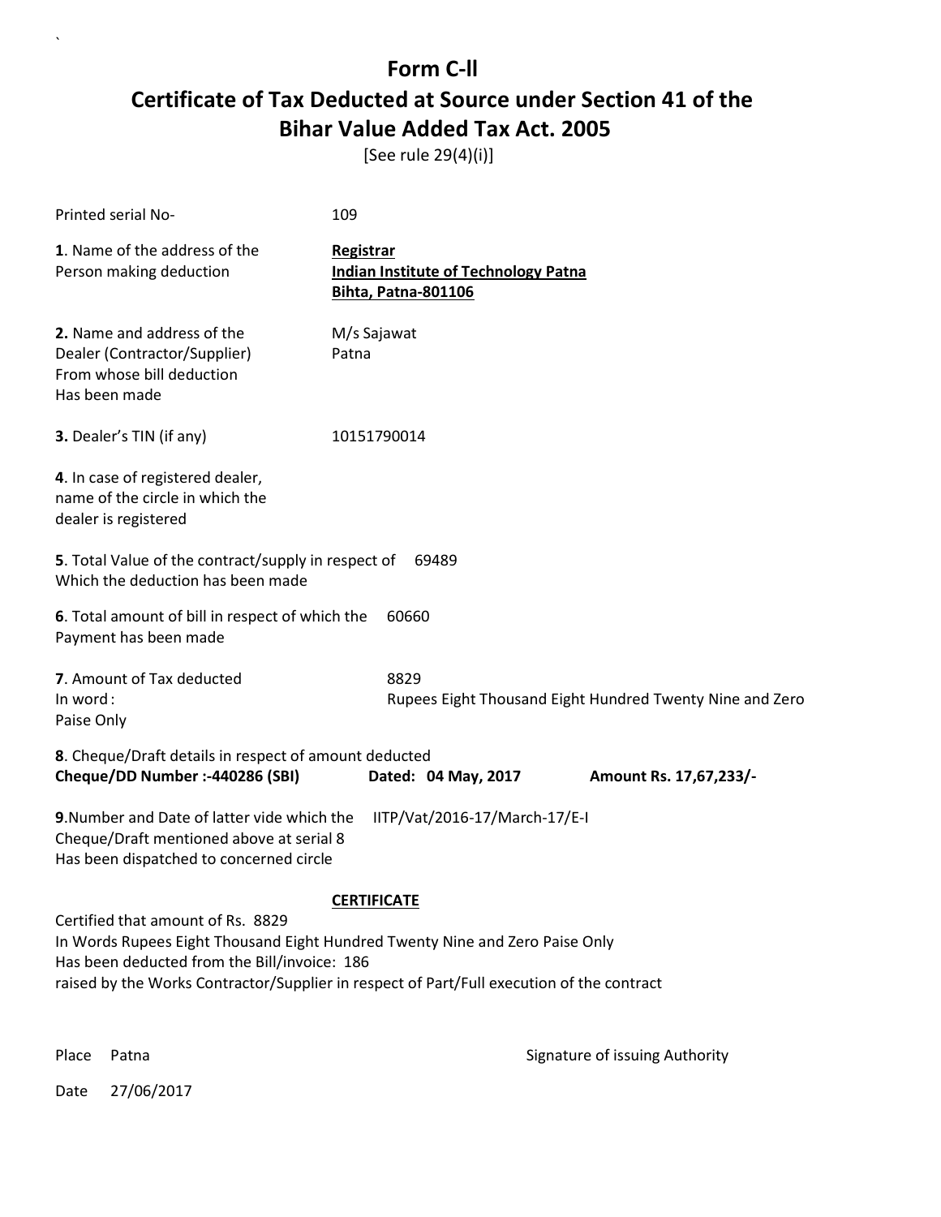# Form C-ll

## Certificate of Tax Deducted at Source under Section 41 of the Bihar Value Added Tax Act. 2005

[See rule 29(4)(i)]

Printed serial No- 109

**1**. Name of the address of the Person making deduction

**Registrar**
**Indian Institute of Technology Patna**
**Bihta, Patna-801106**

**2.** Name and address of the Dealer (Contractor/Supplier) From whose bill deduction Has been made

M/s Sajawat
Patna

**3.** Dealer's TIN (if any) 10151790014

**4**. In case of registered dealer, name of the circle in which the dealer is registered

**5**. Total Value of the contract/supply in respect of Which the deduction has been made 69489

**6**. Total amount of bill in respect of which the Payment has been made 60660

**7**. Amount of Tax deducted 8829
In word : Rupees Eight Thousand Eight Hundred Twenty Nine and Zero Paise Only

**8**. Cheque/Draft details in respect of amount deducted
**Cheque/DD Number :-440286 (SBI)** **Dated: 04 May, 2017** **Amount Rs. 17,67,233/-**

**9**.Number and Date of latter vide which the Cheque/Draft mentioned above at serial 8 Has been dispatched to concerned circle IITP/Vat/2016-17/March-17/E-I

**CERTIFICATE**

Certified that amount of Rs. 8829
In Words Rupees Eight Thousand Eight Hundred Twenty Nine and Zero Paise Only
Has been deducted from the Bill/invoice: 186
raised by the Works Contractor/Supplier in respect of Part/Full execution of the contract

Place Patna

Signature of issuing Authority

Date 27/06/2017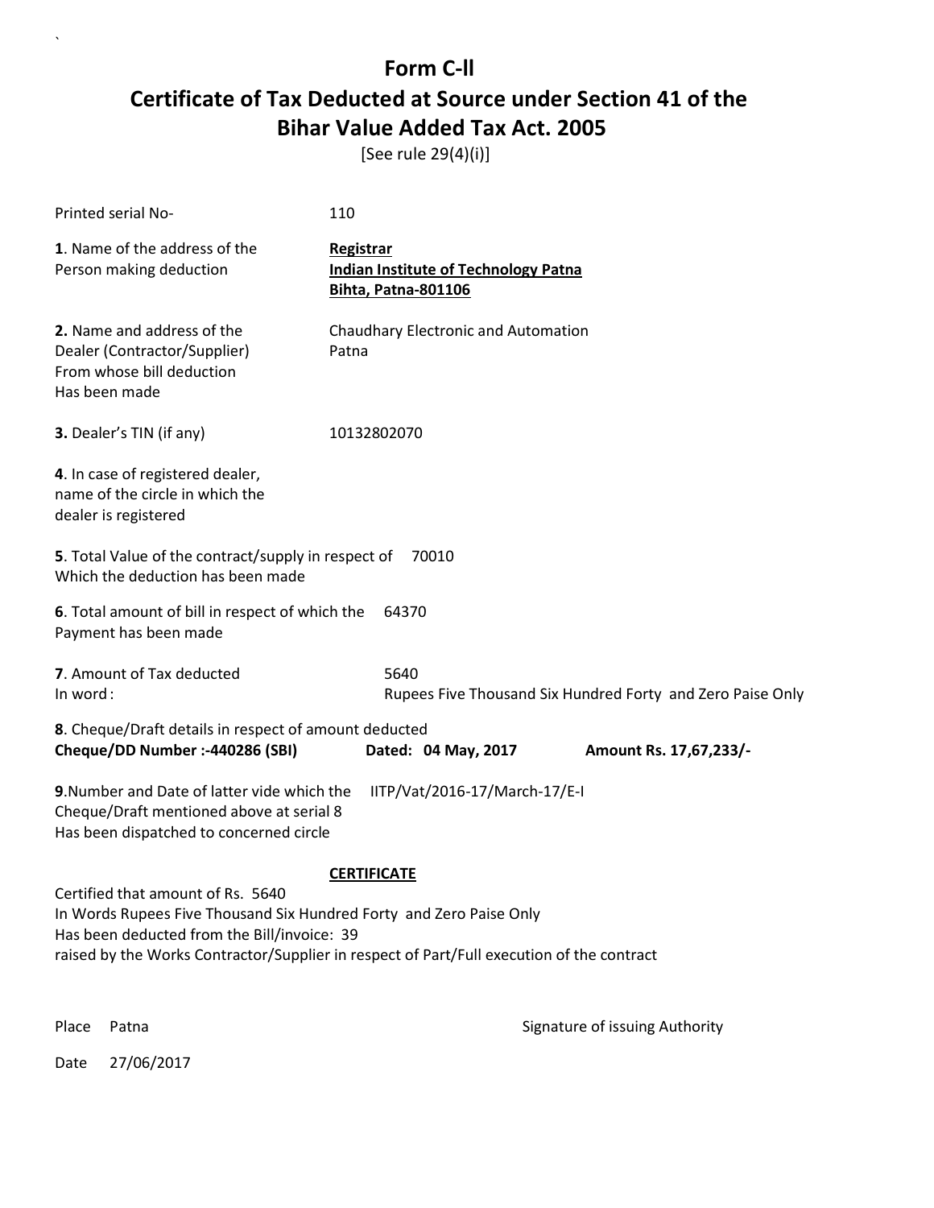# Form C-ll

## Certificate of Tax Deducted at Source under Section 41 of the Bihar Value Added Tax Act. 2005

[See rule 29(4)(i)]

Printed serial No- 110

**1**. Name of the address of the Person making deduction

**Registrar**
**Indian Institute of Technology Patna**
**Bihta, Patna-801106**

**2.** Name and address of the Dealer (Contractor/Supplier) From whose bill deduction Has been made

Chaudhary Electronic and Automation
Patna

**3.** Dealer's TIN (if any) 10132802070

**4**. In case of registered dealer, name of the circle in which the dealer is registered

**5**. Total Value of the contract/supply in respect of Which the deduction has been made 70010

**6**. Total amount of bill in respect of which the Payment has been made 64370

**7**. Amount of Tax deducted 5640
In word : Rupees Five Thousand Six Hundred Forty and Zero Paise Only

**8**. Cheque/Draft details in respect of amount deducted
**Cheque/DD Number :-440286 (SBI)** **Dated: 04 May, 2017** **Amount Rs. 17,67,233/-**

**9**.Number and Date of latter vide which the Cheque/Draft mentioned above at serial 8 Has been dispatched to concerned circle IITP/Vat/2016-17/March-17/E-I

**CERTIFICATE**

Certified that amount of Rs. 5640
In Words Rupees Five Thousand Six Hundred Forty and Zero Paise Only
Has been deducted from the Bill/invoice: 39
raised by the Works Contractor/Supplier in respect of Part/Full execution of the contract

Place Patna

Signature of issuing Authority

Date 27/06/2017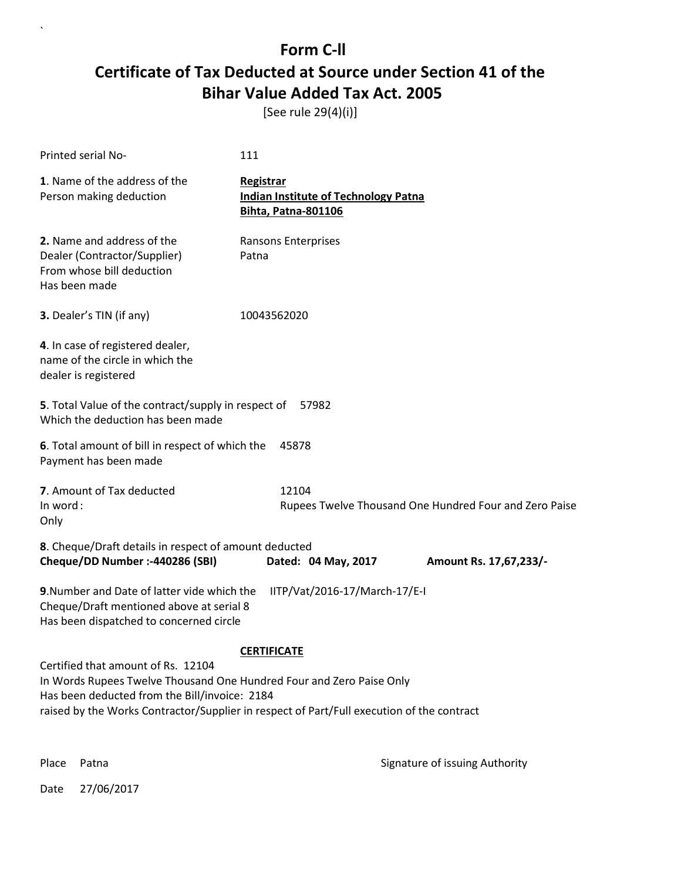# Form C-ll

## Certificate of Tax Deducted at Source under Section 41 of the Bihar Value Added Tax Act. 2005

[See rule 29(4)(i)]

Printed serial No- 111

**1**. Name of the address of the Person making deduction

**Registrar**
**Indian Institute of Technology Patna**
**Bihta, Patna-801106**

**2.** Name and address of the Dealer (Contractor/Supplier) From whose bill deduction Has been made

Ransons Enterprises
Patna

**3.** Dealer's TIN (if any) 10043562020

**4**. In case of registered dealer, name of the circle in which the dealer is registered

**5**. Total Value of the contract/supply in respect of Which the deduction has been made 57982

**6**. Total amount of bill in respect of which the Payment has been made 45878

**7**. Amount of Tax deducted 12104
In word : Rupees Twelve Thousand One Hundred Four and Zero Paise
Only

**8**. Cheque/Draft details in respect of amount deducted
**Cheque/DD Number :-440286 (SBI)** **Dated: 04 May, 2017** **Amount Rs. 17,67,233/-**

**9**.Number and Date of latter vide which the Cheque/Draft mentioned above at serial 8 Has been dispatched to concerned circle IITP/Vat/2016-17/March-17/E-I

**CERTIFICATE**

Certified that amount of Rs. 12104
In Words Rupees Twelve Thousand One Hundred Four and Zero Paise Only
Has been deducted from the Bill/invoice: 2184
raised by the Works Contractor/Supplier in respect of Part/Full execution of the contract

Place Patna

Signature of issuing Authority

Date 27/06/2017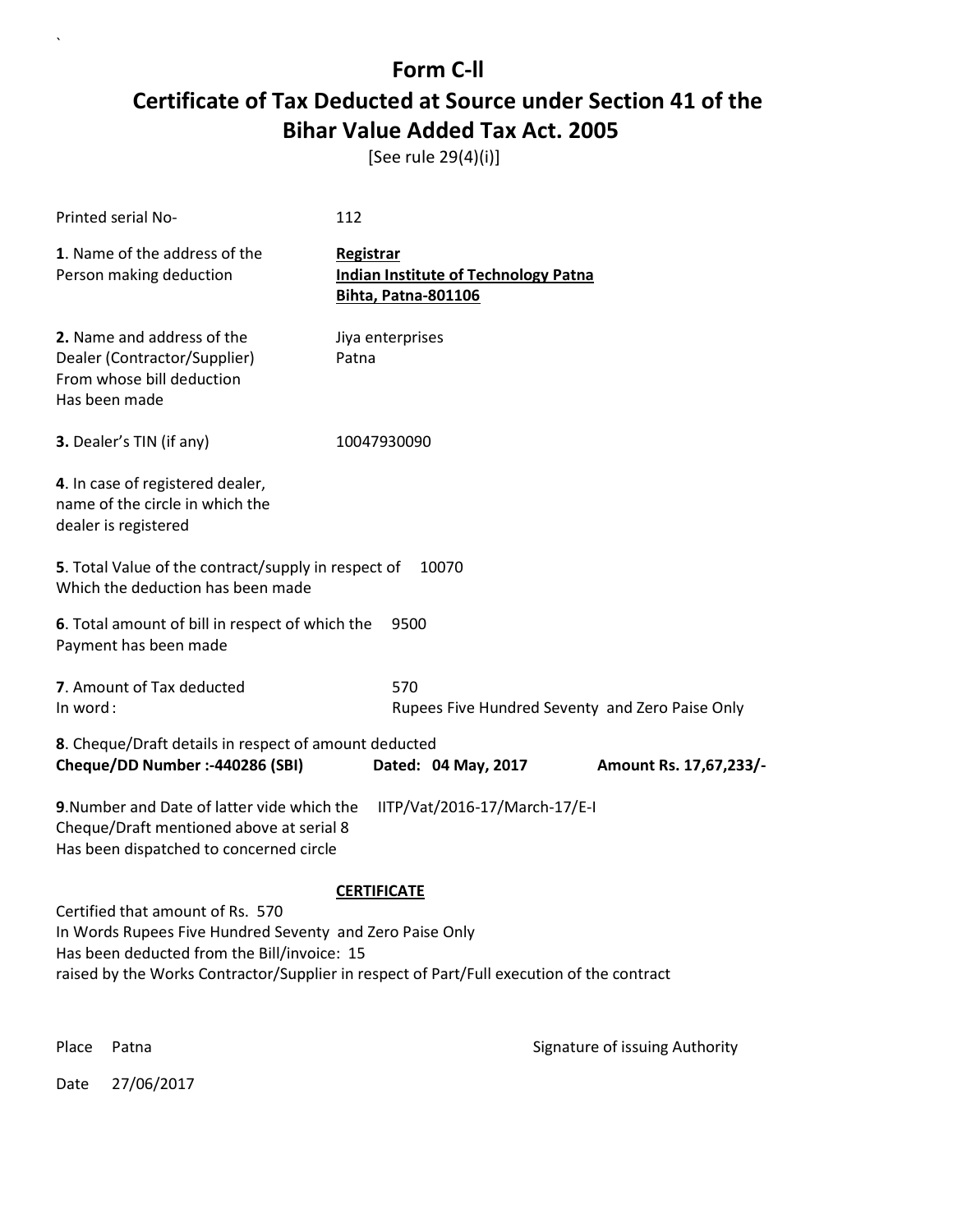# Form C-ll

## Certificate of Tax Deducted at Source under Section 41 of the Bihar Value Added Tax Act. 2005

[See rule 29(4)(i)]

Printed serial No- 112

**1**. Name of the address of the Person making deduction

**Registrar**
**Indian Institute of Technology Patna**
**Bihta, Patna-801106**

**2.** Name and address of the Dealer (Contractor/Supplier) From whose bill deduction Has been made

Jiya enterprises
Patna

**3.** Dealer's TIN (if any) 10047930090

**4**. In case of registered dealer, name of the circle in which the dealer is registered

**5**. Total Value of the contract/supply in respect of Which the deduction has been made 10070

**6**. Total amount of bill in respect of which the Payment has been made 9500

**7**. Amount of Tax deducted 570
In word : Rupees Five Hundred Seventy and Zero Paise Only

**8**. Cheque/Draft details in respect of amount deducted
**Cheque/DD Number :-440286 (SBI)** **Dated: 04 May, 2017** **Amount Rs. 17,67,233/-**

**9**.Number and Date of latter vide which the Cheque/Draft mentioned above at serial 8 Has been dispatched to concerned circle IITP/Vat/2016-17/March-17/E-I

**CERTIFICATE**

Certified that amount of Rs. 570
In Words Rupees Five Hundred Seventy and Zero Paise Only
Has been deducted from the Bill/invoice: 15
raised by the Works Contractor/Supplier in respect of Part/Full execution of the contract

Place Patna

Signature of issuing Authority

Date 27/06/2017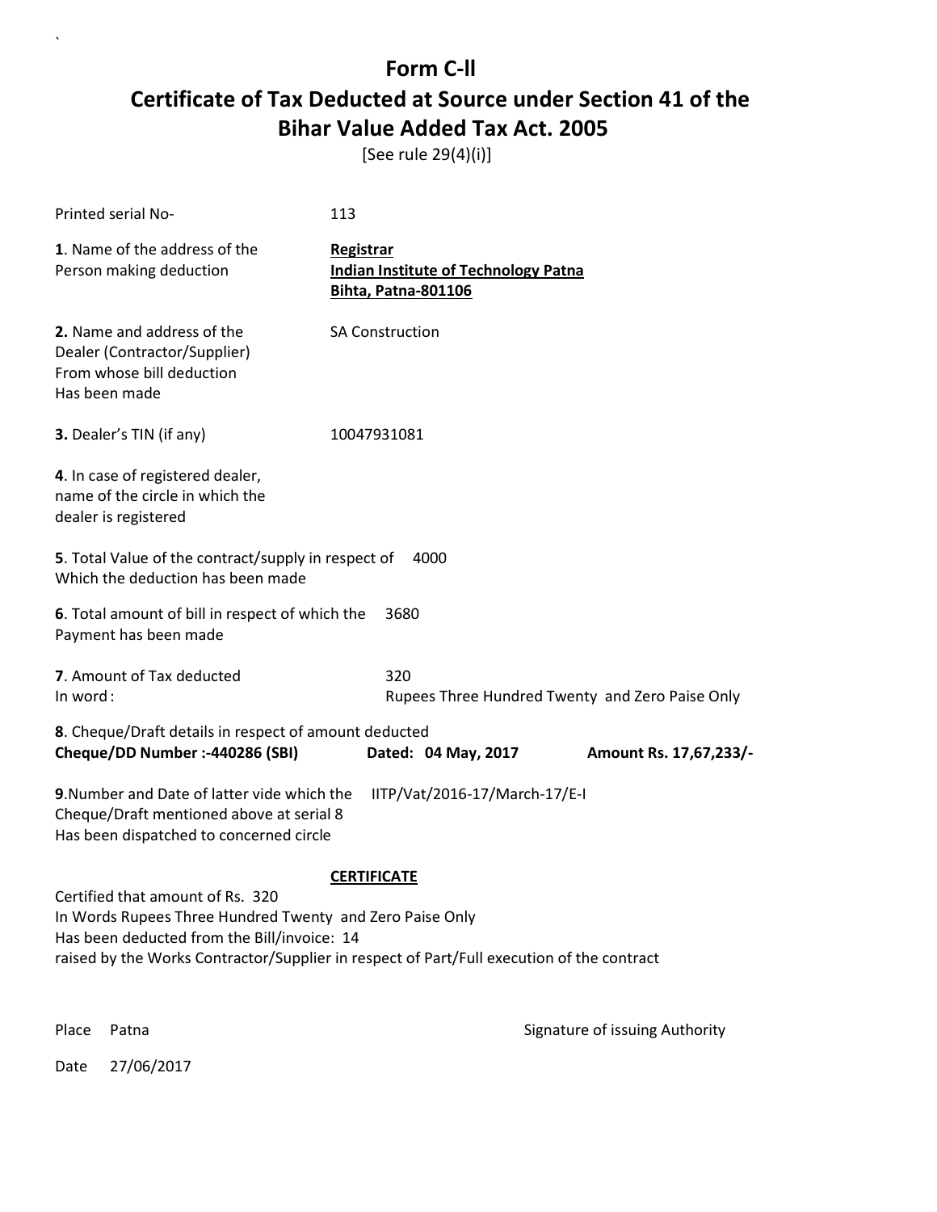# Form C-ll
# Certificate of Tax Deducted at Source under Section 41 of the Bihar Value Added Tax Act. 2005

[See rule 29(4)(i)]

Printed serial No- 113

**1**. Name of the address of the Person making deduction
**Registrar**
**Indian Institute of Technology Patna**
**Bihta, Patna-801106**

**2.** Name and address of the Dealer (Contractor/Supplier) From whose bill deduction Has been made
SA Construction

**3.** Dealer's TIN (if any) 10047931081

**4**. In case of registered dealer, name of the circle in which the dealer is registered

**5**. Total Value of the contract/supply in respect of Which the deduction has been made 4000

**6**. Total amount of bill in respect of which the Payment has been made 3680

**7**. Amount of Tax deducted 320
In word : Rupees Three Hundred Twenty and Zero Paise Only

**8**. Cheque/Draft details in respect of amount deducted
**Cheque/DD Number :-440286 (SBI)** **Dated: 04 May, 2017** **Amount Rs. 17,67,233/-**

**9**.Number and Date of latter vide which the Cheque/Draft mentioned above at serial 8 Has been dispatched to concerned circle
IITP/Vat/2016-17/March-17/E-I

**CERTIFICATE**

Certified that amount of Rs. 320
In Words Rupees Three Hundred Twenty and Zero Paise Only
Has been deducted from the Bill/invoice: 14
raised by the Works Contractor/Supplier in respect of Part/Full execution of the contract

Place Patna

Signature of issuing Authority

Date 27/06/2017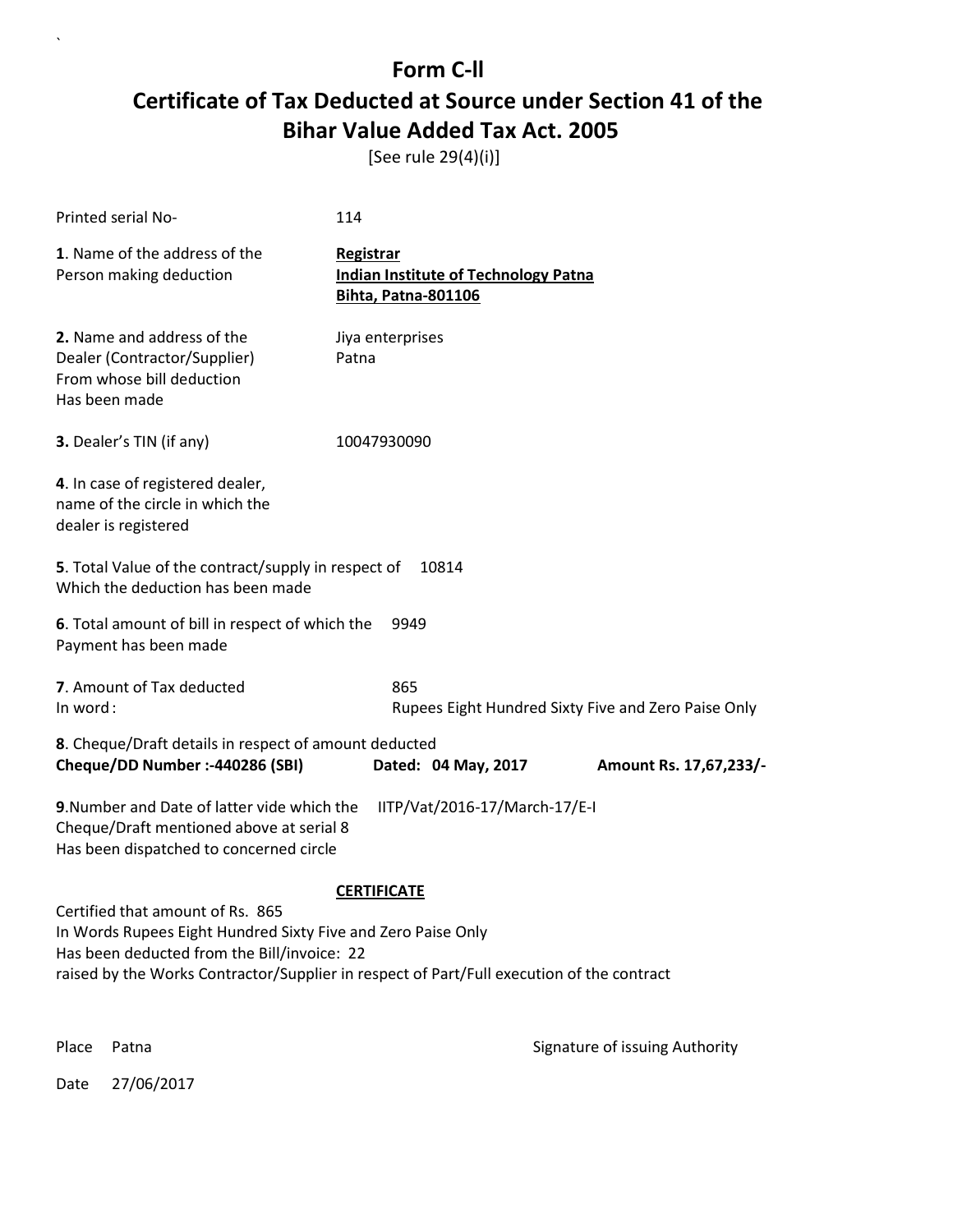`

# Form C-ll

# Certificate of Tax Deducted at Source under Section 41 of the Bihar Value Added Tax Act. 2005

[See rule 29(4)(i)]

Printed serial No- 114

**1**. Name of the address of the Person making deduction

**Registrar**
**Indian Institute of Technology Patna**
**Bihta, Patna-801106**

**2.** Name and address of the Dealer (Contractor/Supplier) From whose bill deduction Has been made

Jiya enterprises
Patna

**3.** Dealer's TIN (if any) 10047930090

**4**. In case of registered dealer, name of the circle in which the dealer is registered

**5**. Total Value of the contract/supply in respect of Which the deduction has been made 10814

**6**. Total amount of bill in respect of which the Payment has been made 9949

**7**. Amount of Tax deducted 865
In word : Rupees Eight Hundred Sixty Five and Zero Paise Only

**8**. Cheque/Draft details in respect of amount deducted
**Cheque/DD Number :-440286 (SBI)** **Dated: 04 May, 2017** **Amount Rs. 17,67,233/-**

**9**.Number and Date of latter vide which the Cheque/Draft mentioned above at serial 8 Has been dispatched to concerned circle IITP/Vat/2016-17/March-17/E-I

**CERTIFICATE**

Certified that amount of Rs. 865
In Words Rupees Eight Hundred Sixty Five and Zero Paise Only
Has been deducted from the Bill/invoice: 22
raised by the Works Contractor/Supplier in respect of Part/Full execution of the contract

Place Patna

Signature of issuing Authority

Date 27/06/2017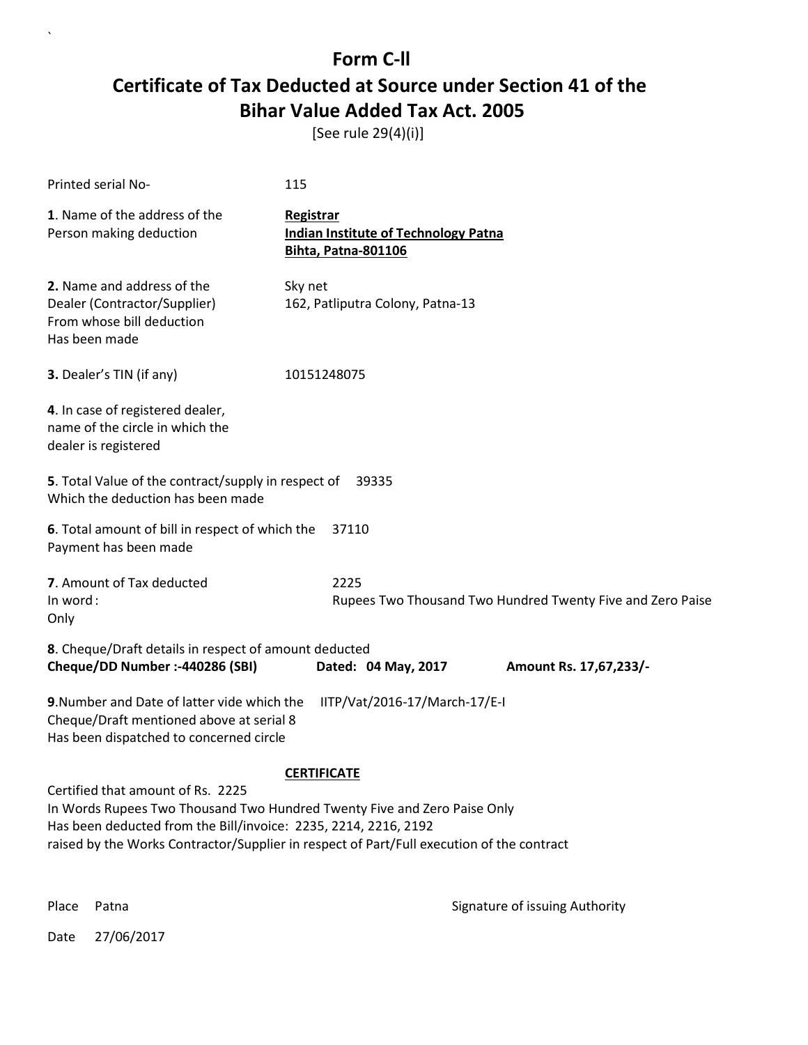# Form C-ll

## Certificate of Tax Deducted at Source under Section 41 of the Bihar Value Added Tax Act. 2005

[See rule 29(4)(i)]

Printed serial No- 115

**1**. Name of the address of the Person making deduction

**Registrar**
**Indian Institute of Technology Patna**
**Bihta, Patna-801106**

**2.** Name and address of the Dealer (Contractor/Supplier) From whose bill deduction Has been made

Sky net
162, Patliputra Colony, Patna-13

**3.** Dealer's TIN (if any) 10151248075

**4**. In case of registered dealer, name of the circle in which the dealer is registered

**5**. Total Value of the contract/supply in respect of Which the deduction has been made 39335

**6**. Total amount of bill in respect of which the Payment has been made 37110

**7**. Amount of Tax deducted 2225
In word : Rupees Two Thousand Two Hundred Twenty Five and Zero Paise
Only

**8**. Cheque/Draft details in respect of amount deducted
**Cheque/DD Number :-440286 (SBI)** **Dated: 04 May, 2017** **Amount Rs. 17,67,233/-**

**9**.Number and Date of latter vide which the Cheque/Draft mentioned above at serial 8 Has been dispatched to concerned circle IITP/Vat/2016-17/March-17/E-I

**CERTIFICATE**

Certified that amount of Rs. 2225
In Words Rupees Two Thousand Two Hundred Twenty Five and Zero Paise Only
Has been deducted from the Bill/invoice: 2235, 2214, 2216, 2192
raised by the Works Contractor/Supplier in respect of Part/Full execution of the contract

Place Patna

Signature of issuing Authority

Date 27/06/2017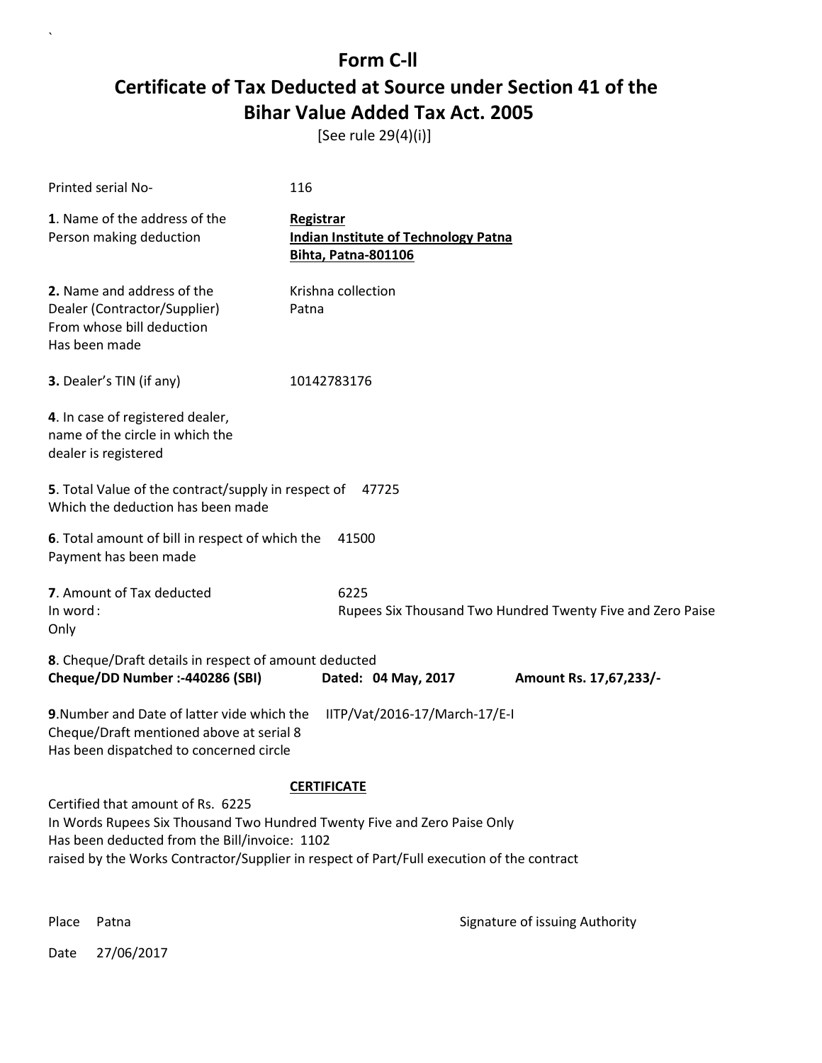# Form C-II

## Certificate of Tax Deducted at Source under Section 41 of the Bihar Value Added Tax Act. 2005

[See rule 29(4)(i)]

Printed serial No- 116

**1**. Name of the address of the Person making deduction

**Registrar**
**Indian Institute of Technology Patna**
**Bihta, Patna-801106**

**2.** Name and address of the Dealer (Contractor/Supplier) From whose bill deduction Has been made

Krishna collection
Patna

**3.** Dealer's TIN (if any) 10142783176

**4**. In case of registered dealer, name of the circle in which the dealer is registered

**5**. Total Value of the contract/supply in respect of Which the deduction has been made 47725

**6**. Total amount of bill in respect of which the Payment has been made 41500

**7**. Amount of Tax deducted 6225
In word : Rupees Six Thousand Two Hundred Twenty Five and Zero Paise Only

**8**. Cheque/Draft details in respect of amount deducted
**Cheque/DD Number :-440286 (SBI)** **Dated: 04 May, 2017** **Amount Rs. 17,67,233/-**

**9**.Number and Date of latter vide which the Cheque/Draft mentioned above at serial 8 Has been dispatched to concerned circle IITP/Vat/2016-17/March-17/E-I

**CERTIFICATE**

Certified that amount of Rs. 6225
In Words Rupees Six Thousand Two Hundred Twenty Five and Zero Paise Only
Has been deducted from the Bill/invoice: 1102
raised by the Works Contractor/Supplier in respect of Part/Full execution of the contract

Place Patna

Signature of issuing Authority

Date 27/06/2017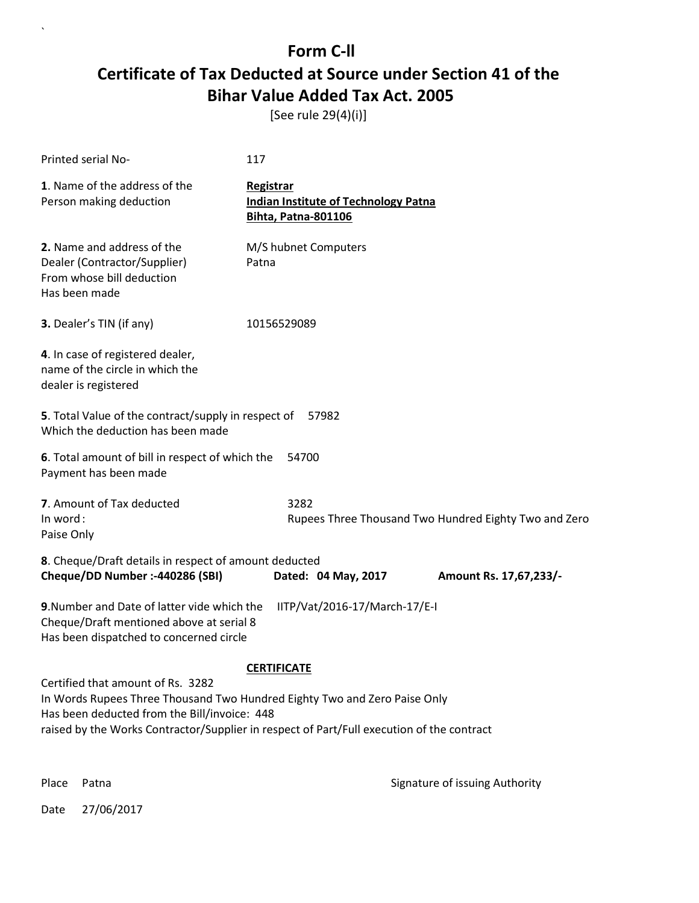# Form C-ll

# Certificate of Tax Deducted at Source under Section 41 of the Bihar Value Added Tax Act. 2005

[See rule 29(4)(i)]

Printed serial No- 117

**1**. Name of the address of the Person making deduction

**Registrar**
**Indian Institute of Technology Patna**
**Bihta, Patna-801106**

**2.** Name and address of the Dealer (Contractor/Supplier) From whose bill deduction Has been made

M/S hubnet Computers
Patna

**3.** Dealer's TIN (if any) 10156529089

**4**. In case of registered dealer, name of the circle in which the dealer is registered

**5**. Total Value of the contract/supply in respect of Which the deduction has been made 57982

**6**. Total amount of bill in respect of which the Payment has been made 54700

**7**. Amount of Tax deducted 3282
In word : Rupees Three Thousand Two Hundred Eighty Two and Zero Paise Only

**8**. Cheque/Draft details in respect of amount deducted
**Cheque/DD Number :-440286 (SBI)** **Dated: 04 May, 2017** **Amount Rs. 17,67,233/-**

**9**.Number and Date of latter vide which the Cheque/Draft mentioned above at serial 8 Has been dispatched to concerned circle IITP/Vat/2016-17/March-17/E-I

**CERTIFICATE**

Certified that amount of Rs. 3282
In Words Rupees Three Thousand Two Hundred Eighty Two and Zero Paise Only
Has been deducted from the Bill/invoice: 448
raised by the Works Contractor/Supplier in respect of Part/Full execution of the contract

Place Patna

Signature of issuing Authority

Date 27/06/2017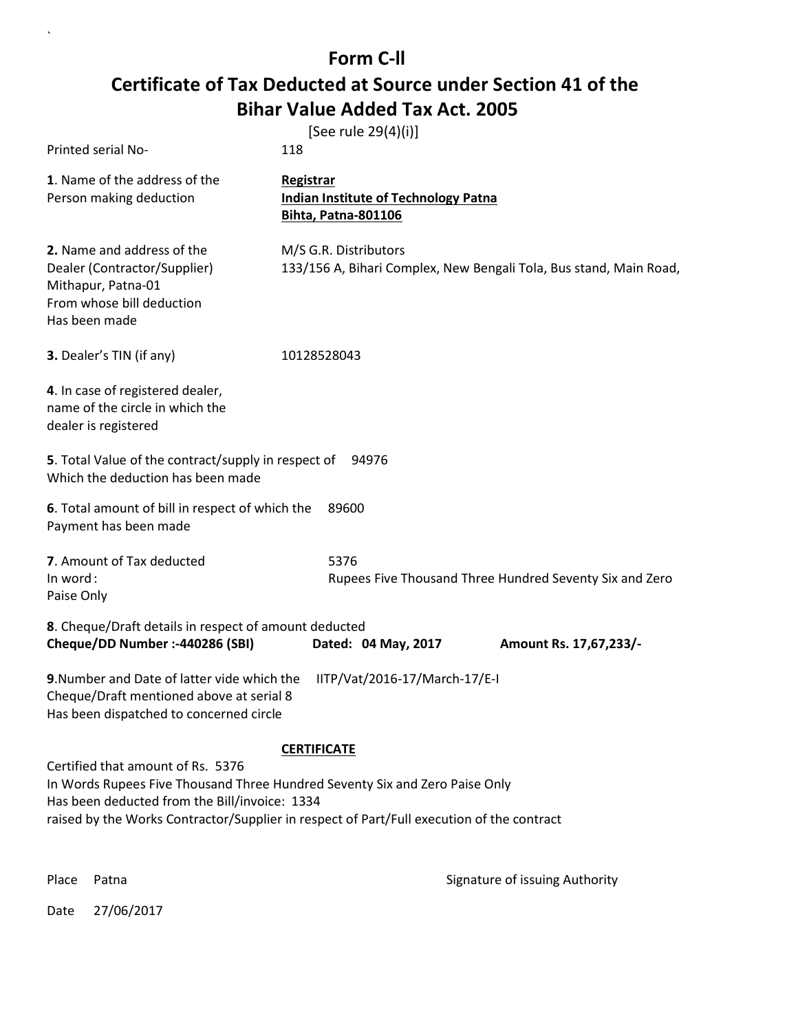# Form C-ll

## Certificate of Tax Deducted at Source under Section 41 of the Bihar Value Added Tax Act. 2005

[See rule 29(4)(i)]

Printed serial No- 118

**1**. Name of the address of the Person making deduction

**Registrar**
**Indian Institute of Technology Patna**
**Bihta, Patna-801106**

**2.** Name and address of the Dealer (Contractor/Supplier) From whose bill deduction Has been made

M/S G.R. Distributors
133/156 A, Bihari Complex, New Bengali Tola, Bus stand, Main Road, Mithapur, Patna-01

**3.** Dealer's TIN (if any) 10128528043

**4**. In case of registered dealer, name of the circle in which the dealer is registered

**5**. Total Value of the contract/supply in respect of Which the deduction has been made 94976

**6**. Total amount of bill in respect of which the Payment has been made 89600

**7**. Amount of Tax deducted 5376
In word : Rupees Five Thousand Three Hundred Seventy Six and Zero Paise Only

**8**. Cheque/Draft details in respect of amount deducted
**Cheque/DD Number :-440286 (SBI)** **Dated: 04 May, 2017** **Amount Rs. 17,67,233/-**

**9**.Number and Date of latter vide which the Cheque/Draft mentioned above at serial 8 Has been dispatched to concerned circle IITP/Vat/2016-17/March-17/E-I

**CERTIFICATE**

Certified that amount of Rs. 5376
In Words Rupees Five Thousand Three Hundred Seventy Six and Zero Paise Only
Has been deducted from the Bill/invoice: 1334
raised by the Works Contractor/Supplier in respect of Part/Full execution of the contract

Place Patna

Signature of issuing Authority

Date 27/06/2017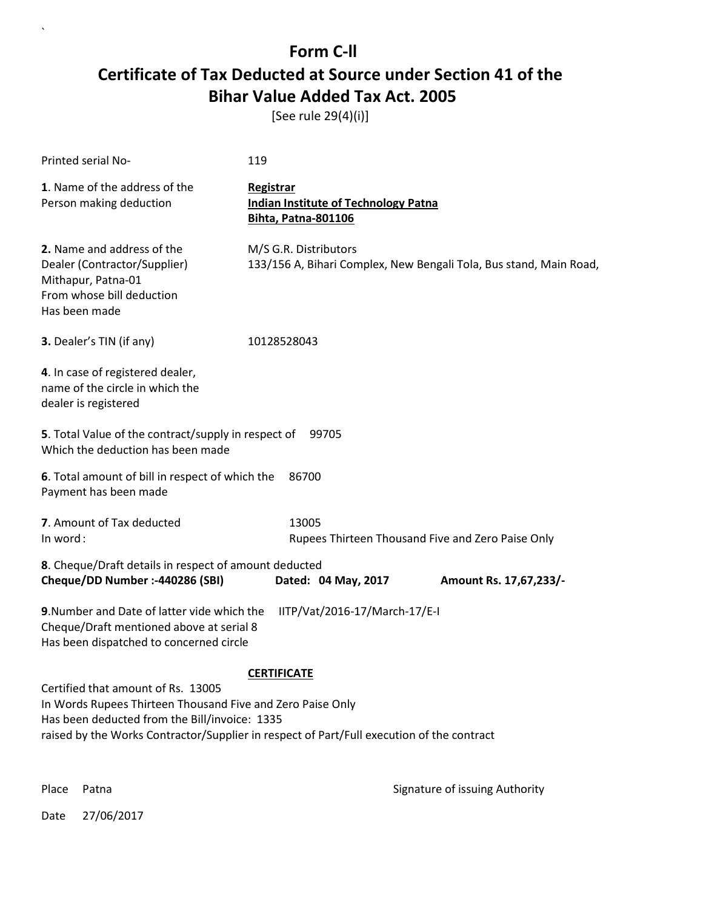# Form C-ll

## Certificate of Tax Deducted at Source under Section 41 of the Bihar Value Added Tax Act. 2005

[See rule 29(4)(i)]

Printed serial No- 119

**1**. Name of the address of the Person making deduction

**Registrar**
**Indian Institute of Technology Patna**
**Bihta, Patna-801106**

**2.** Name and address of the Dealer (Contractor/Supplier) Mithapur, Patna-01 From whose bill deduction Has been made

M/S G.R. Distributors
133/156 A, Bihari Complex, New Bengali Tola, Bus stand, Main Road,

**3.** Dealer's TIN (if any) 10128528043

**4**. In case of registered dealer, name of the circle in which the dealer is registered

**5**. Total Value of the contract/supply in respect of Which the deduction has been made 99705

**6**. Total amount of bill in respect of which the Payment has been made 86700

**7**. Amount of Tax deducted 13005
In word : Rupees Thirteen Thousand Five and Zero Paise Only

**8**. Cheque/Draft details in respect of amount deducted
**Cheque/DD Number :-440286 (SBI)** **Dated: 04 May, 2017** **Amount Rs. 17,67,233/-**

**9**.Number and Date of latter vide which the Cheque/Draft mentioned above at serial 8 Has been dispatched to concerned circle IITP/Vat/2016-17/March-17/E-I

**CERTIFICATE**

Certified that amount of Rs. 13005
In Words Rupees Thirteen Thousand Five and Zero Paise Only
Has been deducted from the Bill/invoice: 1335
raised by the Works Contractor/Supplier in respect of Part/Full execution of the contract

Place Patna

Signature of issuing Authority

Date 27/06/2017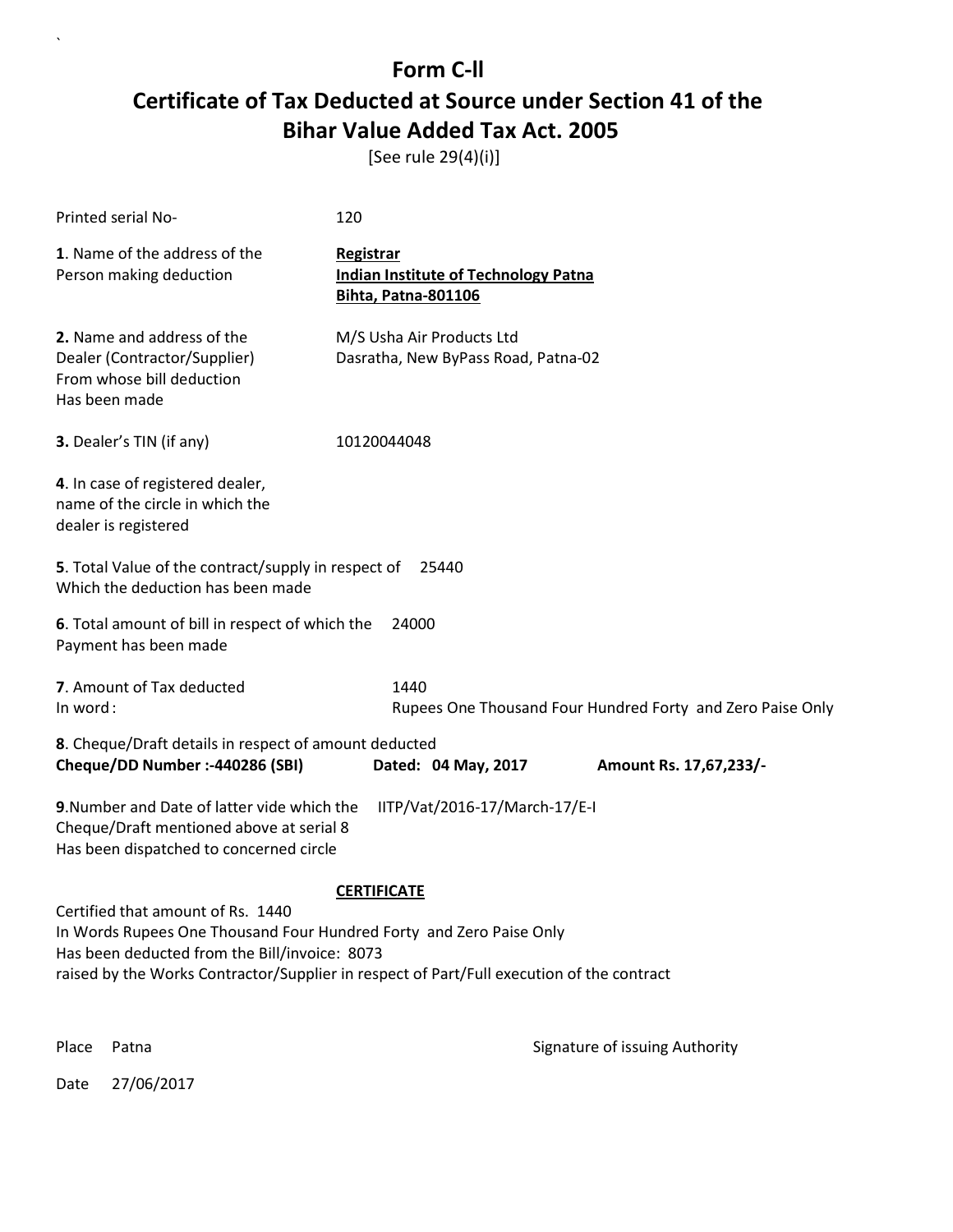# Form C-ll

# Certificate of Tax Deducted at Source under Section 41 of the Bihar Value Added Tax Act. 2005

[See rule 29(4)(i)]

Printed serial No- 120

**1**. Name of the address of the Person making deduction

**Registrar**
**Indian Institute of Technology Patna**
**Bihta, Patna-801106**

**2.** Name and address of the Dealer (Contractor/Supplier) From whose bill deduction Has been made

M/S Usha Air Products Ltd
Dasratha, New ByPass Road, Patna-02

**3.** Dealer's TIN (if any) 10120044048

**4**. In case of registered dealer, name of the circle in which the dealer is registered

**5**. Total Value of the contract/supply in respect of Which the deduction has been made 25440

**6**. Total amount of bill in respect of which the Payment has been made 24000

**7**. Amount of Tax deducted 1440
In word : Rupees One Thousand Four Hundred Forty and Zero Paise Only

**8**. Cheque/Draft details in respect of amount deducted
**Cheque/DD Number :-440286 (SBI)** **Dated: 04 May, 2017** **Amount Rs. 17,67,233/-**

**9**.Number and Date of latter vide which the Cheque/Draft mentioned above at serial 8 Has been dispatched to concerned circle IITP/Vat/2016-17/March-17/E-I

**CERTIFICATE**

Certified that amount of Rs. 1440
In Words Rupees One Thousand Four Hundred Forty and Zero Paise Only
Has been deducted from the Bill/invoice: 8073
raised by the Works Contractor/Supplier in respect of Part/Full execution of the contract

Place Patna

Signature of issuing Authority

Date 27/06/2017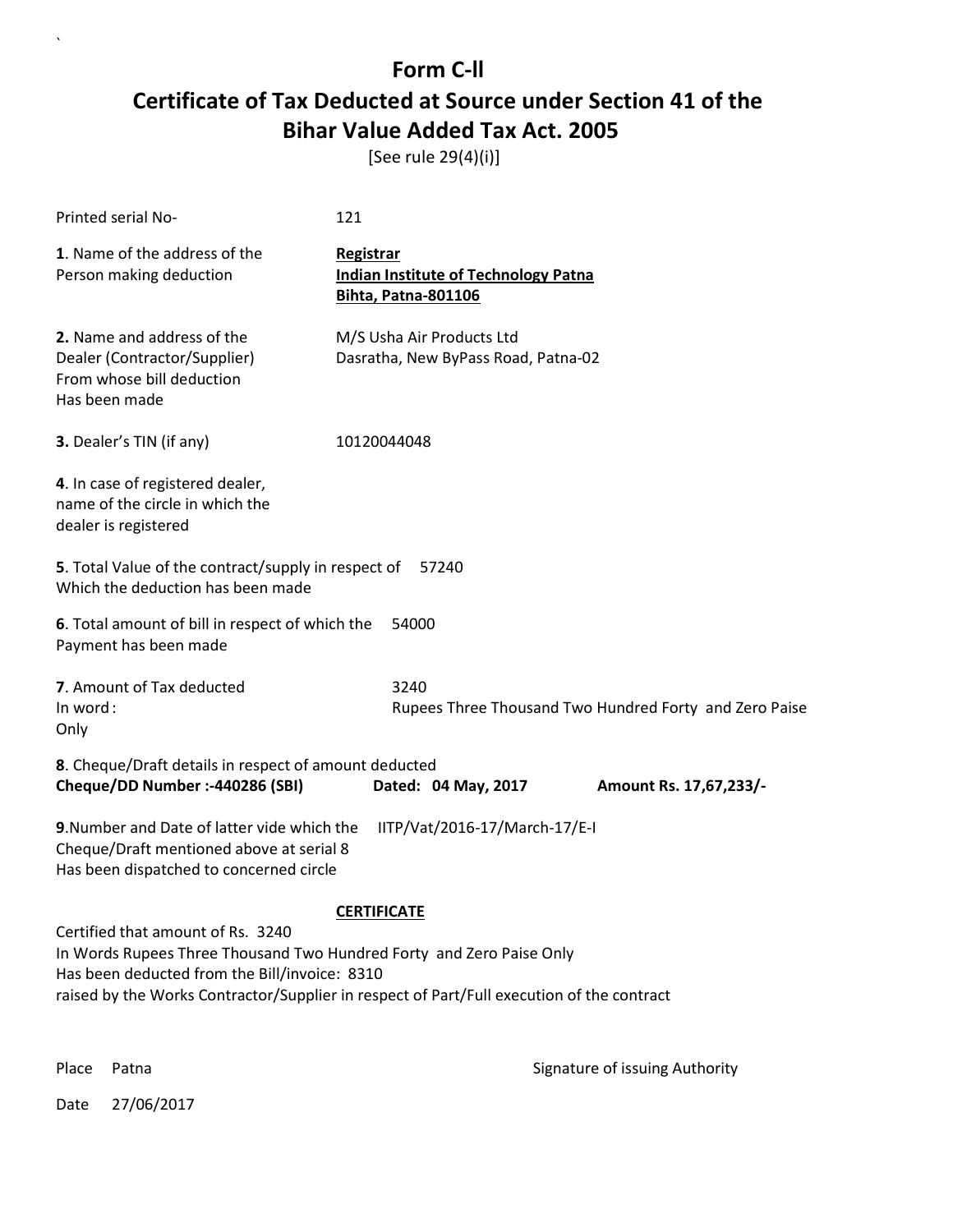# Form C-II

## Certificate of Tax Deducted at Source under Section 41 of the Bihar Value Added Tax Act. 2005

[See rule 29(4)(i)]

Printed serial No- 121

**1**. Name of the address of the Person making deduction

**Registrar**
**Indian Institute of Technology Patna**
**Bihta, Patna-801106**

**2.** Name and address of the Dealer (Contractor/Supplier) From whose bill deduction Has been made

M/S Usha Air Products Ltd
Dasratha, New ByPass Road, Patna-02

**3.** Dealer's TIN (if any) 10120044048

**4**. In case of registered dealer, name of the circle in which the dealer is registered

**5**. Total Value of the contract/supply in respect of Which the deduction has been made 57240

**6**. Total amount of bill in respect of which the Payment has been made 54000

**7**. Amount of Tax deducted 3240
In word : Rupees Three Thousand Two Hundred Forty and Zero Paise
Only

**8**. Cheque/Draft details in respect of amount deducted
**Cheque/DD Number :-440286 (SBI)** **Dated: 04 May, 2017** **Amount Rs. 17,67,233/-**

**9**.Number and Date of latter vide which the Cheque/Draft mentioned above at serial 8 Has been dispatched to concerned circle IITP/Vat/2016-17/March-17/E-I

**CERTIFICATE**

Certified that amount of Rs. 3240
In Words Rupees Three Thousand Two Hundred Forty and Zero Paise Only
Has been deducted from the Bill/invoice: 8310
raised by the Works Contractor/Supplier in respect of Part/Full execution of the contract

Place Patna

Signature of issuing Authority

Date 27/06/2017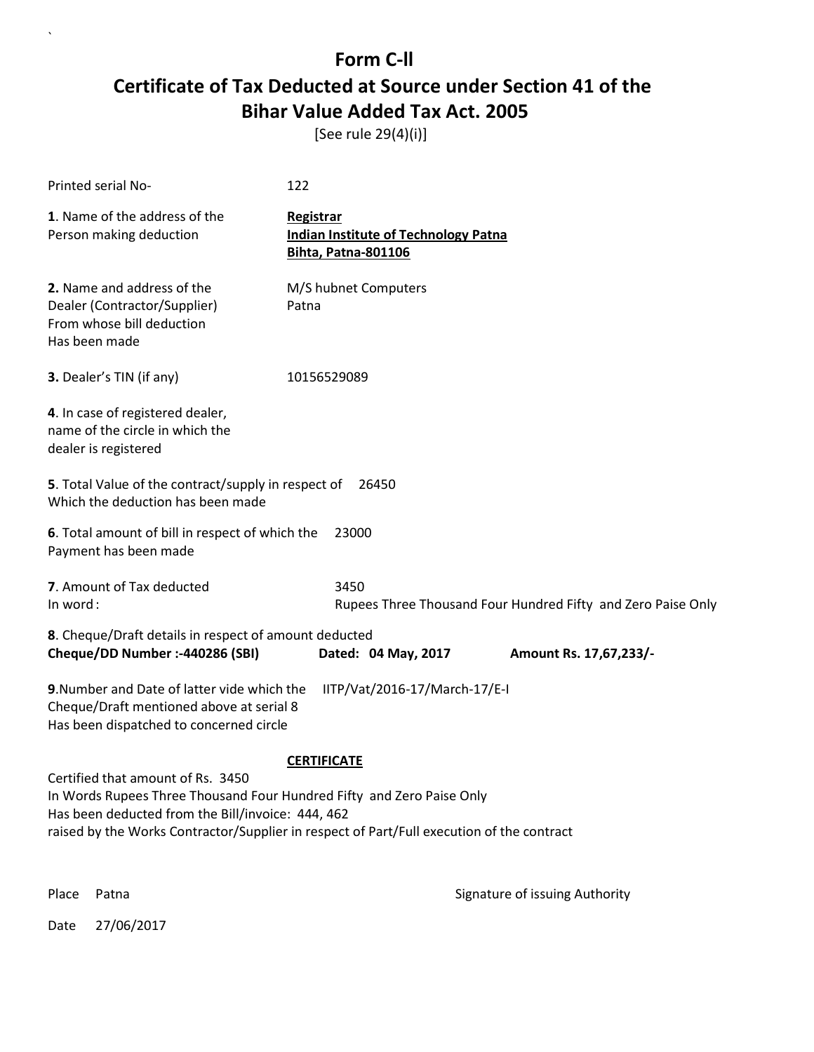# Form C-ll

## Certificate of Tax Deducted at Source under Section 41 of the Bihar Value Added Tax Act. 2005

[See rule 29(4)(i)]

Printed serial No- 122

**1**. Name of the address of the Person making deduction

**Registrar**
**Indian Institute of Technology Patna**
**Bihta, Patna-801106**

**2.** Name and address of the Dealer (Contractor/Supplier) From whose bill deduction Has been made

M/S hubnet Computers
Patna

**3.** Dealer's TIN (if any) 10156529089

**4**. In case of registered dealer, name of the circle in which the dealer is registered

**5**. Total Value of the contract/supply in respect of Which the deduction has been made 26450

**6**. Total amount of bill in respect of which the Payment has been made 23000

**7**. Amount of Tax deducted 3450
In word : Rupees Three Thousand Four Hundred Fifty and Zero Paise Only

**8**. Cheque/Draft details in respect of amount deducted
**Cheque/DD Number :-440286 (SBI)** **Dated: 04 May, 2017** **Amount Rs. 17,67,233/-**

**9**.Number and Date of latter vide which the Cheque/Draft mentioned above at serial 8 Has been dispatched to concerned circle IITP/Vat/2016-17/March-17/E-I

**CERTIFICATE**

Certified that amount of Rs. 3450
In Words Rupees Three Thousand Four Hundred Fifty and Zero Paise Only
Has been deducted from the Bill/invoice: 444, 462
raised by the Works Contractor/Supplier in respect of Part/Full execution of the contract

Place Patna

Signature of issuing Authority

Date 27/06/2017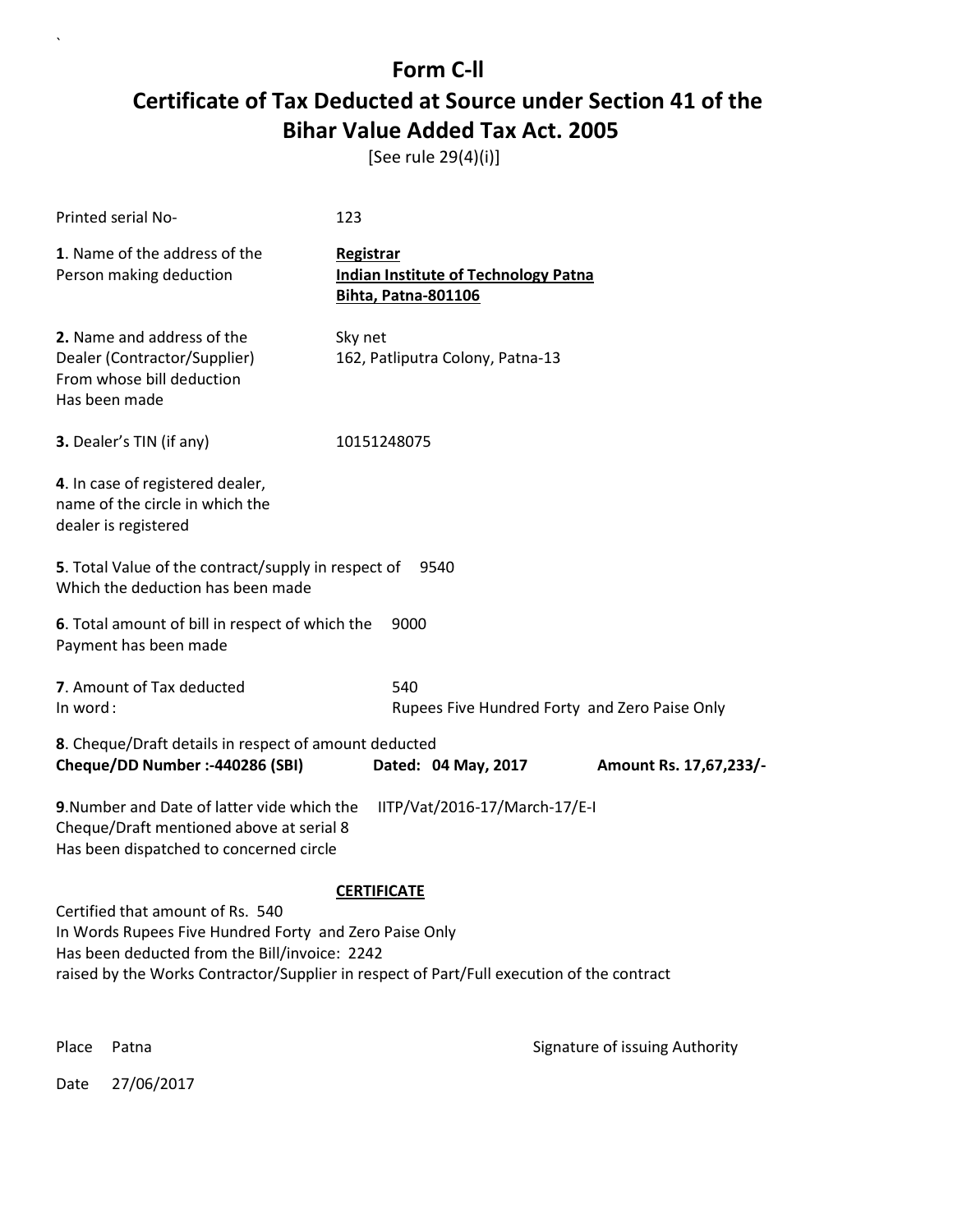# Form C-II

## Certificate of Tax Deducted at Source under Section 41 of the Bihar Value Added Tax Act. 2005

[See rule 29(4)(i)]

Printed serial No- 123

**1**. Name of the address of the Person making deduction

**Registrar**
**Indian Institute of Technology Patna**
**Bihta, Patna-801106**

**2.** Name and address of the Dealer (Contractor/Supplier) From whose bill deduction Has been made

Sky net
162, Patliputra Colony, Patna-13

**3.** Dealer's TIN (if any) 10151248075

**4**. In case of registered dealer, name of the circle in which the dealer is registered

**5**. Total Value of the contract/supply in respect of Which the deduction has been made 9540

**6**. Total amount of bill in respect of which the Payment has been made 9000

**7**. Amount of Tax deducted 540
In word : Rupees Five Hundred Forty and Zero Paise Only

**8**. Cheque/Draft details in respect of amount deducted
**Cheque/DD Number :-440286 (SBI) Dated: 04 May, 2017 Amount Rs. 17,67,233/-**

**9**.Number and Date of latter vide which the Cheque/Draft mentioned above at serial 8 Has been dispatched to concerned circle IITP/Vat/2016-17/March-17/E-I

**CERTIFICATE**

Certified that amount of Rs. 540
In Words Rupees Five Hundred Forty and Zero Paise Only
Has been deducted from the Bill/invoice: 2242
raised by the Works Contractor/Supplier in respect of Part/Full execution of the contract

Place Patna

Signature of issuing Authority

Date 27/06/2017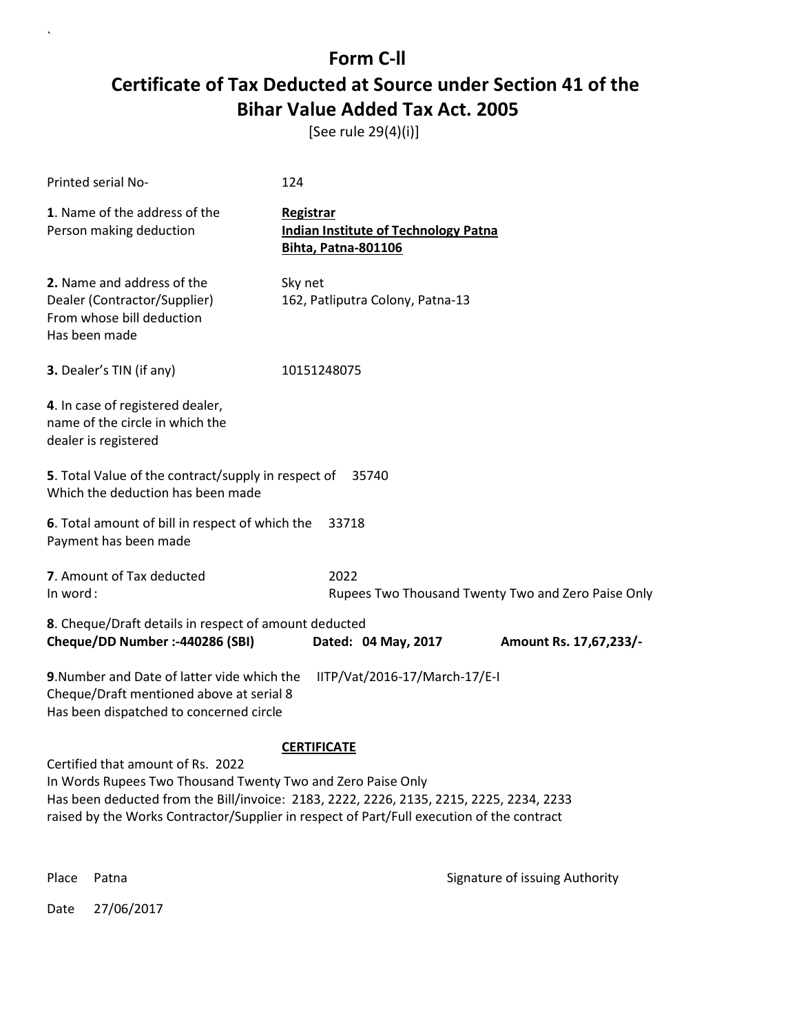# Form C-II

## Certificate of Tax Deducted at Source under Section 41 of the Bihar Value Added Tax Act. 2005

[See rule 29(4)(i)]

Printed serial No- 124

**1**. Name of the address of the Person making deduction

**Registrar**
**Indian Institute of Technology Patna**
**Bihta, Patna-801106**

**2.** Name and address of the Dealer (Contractor/Supplier) From whose bill deduction Has been made

Sky net
162, Patliputra Colony, Patna-13

**3.** Dealer's TIN (if any) 10151248075

**4**. In case of registered dealer, name of the circle in which the dealer is registered

**5**. Total Value of the contract/supply in respect of Which the deduction has been made 35740

**6**. Total amount of bill in respect of which the Payment has been made 33718

**7**. Amount of Tax deducted 2022
In word : Rupees Two Thousand Twenty Two and Zero Paise Only

**8**. Cheque/Draft details in respect of amount deducted
**Cheque/DD Number :-440286 (SBI)** **Dated: 04 May, 2017** **Amount Rs. 17,67,233/-**

**9**.Number and Date of latter vide which the Cheque/Draft mentioned above at serial 8 Has been dispatched to concerned circle IITP/Vat/2016-17/March-17/E-I

**CERTIFICATE**

Certified that amount of Rs. 2022
In Words Rupees Two Thousand Twenty Two and Zero Paise Only
Has been deducted from the Bill/invoice: 2183, 2222, 2226, 2135, 2215, 2225, 2234, 2233
raised by the Works Contractor/Supplier in respect of Part/Full execution of the contract

Place Patna

Signature of issuing Authority

Date 27/06/2017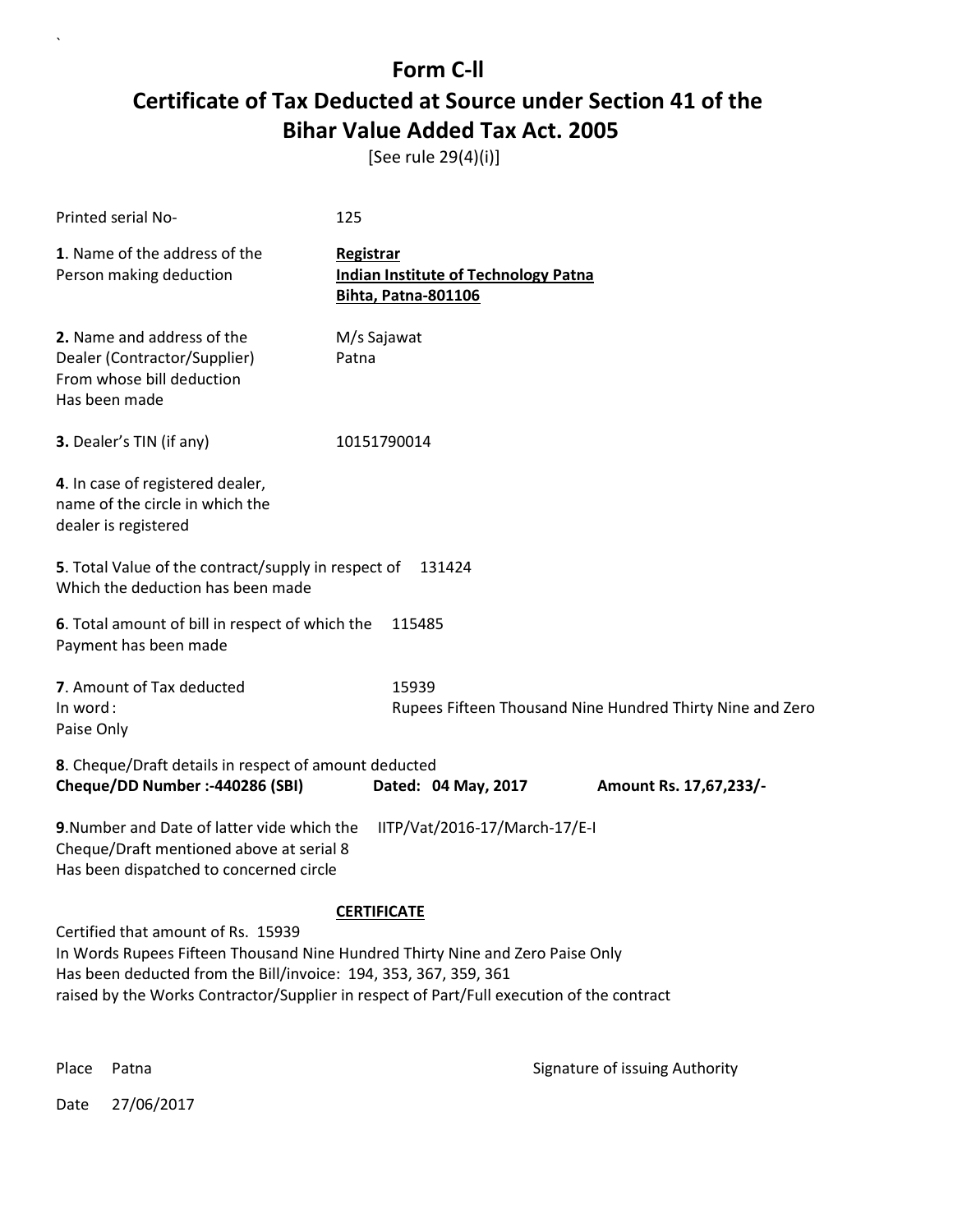# Form C-II

## Certificate of Tax Deducted at Source under Section 41 of the Bihar Value Added Tax Act. 2005

[See rule 29(4)(i)]

Printed serial No- 125

**1**. Name of the address of the Person making deduction

**Registrar**
**Indian Institute of Technology Patna**
**Bihta, Patna-801106**

**2.** Name and address of the Dealer (Contractor/Supplier) From whose bill deduction Has been made

M/s Sajawat
Patna

**3.** Dealer's TIN (if any) 10151790014

**4**. In case of registered dealer, name of the circle in which the dealer is registered

**5**. Total Value of the contract/supply in respect of Which the deduction has been made 131424

**6**. Total amount of bill in respect of which the Payment has been made 115485

**7**. Amount of Tax deducted 15939
In word : Rupees Fifteen Thousand Nine Hundred Thirty Nine and Zero Paise Only

**8**. Cheque/Draft details in respect of amount deducted
**Cheque/DD Number :-440286 (SBI) Dated: 04 May, 2017 Amount Rs. 17,67,233/-**

**9**.Number and Date of latter vide which the Cheque/Draft mentioned above at serial 8 Has been dispatched to concerned circle IITP/Vat/2016-17/March-17/E-I

**CERTIFICATE**

Certified that amount of Rs. 15939
In Words Rupees Fifteen Thousand Nine Hundred Thirty Nine and Zero Paise Only
Has been deducted from the Bill/invoice: 194, 353, 367, 359, 361
raised by the Works Contractor/Supplier in respect of Part/Full execution of the contract

Place Patna

Signature of issuing Authority

Date 27/06/2017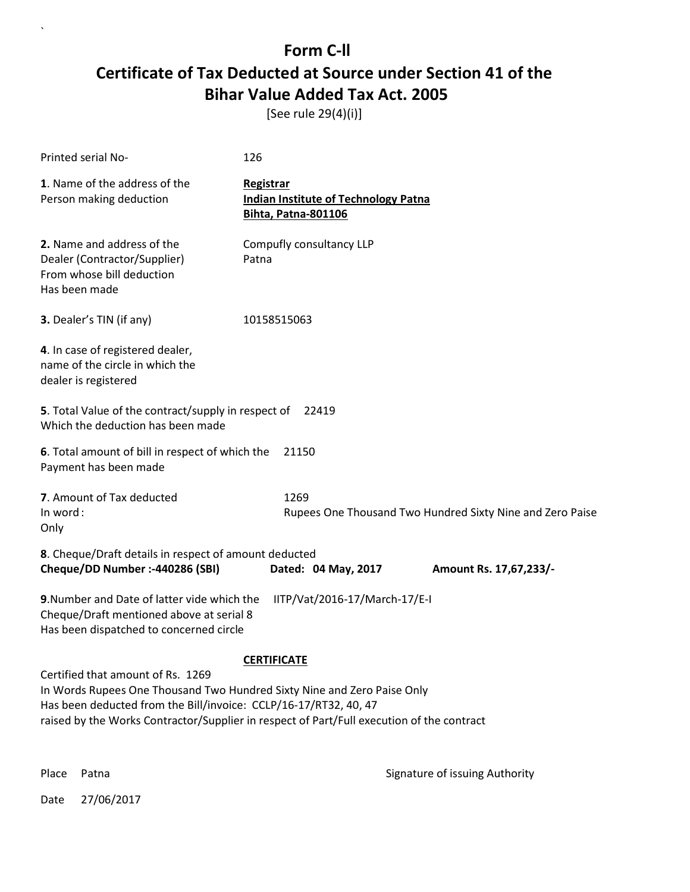# Form C-ll

## Certificate of Tax Deducted at Source under Section 41 of the Bihar Value Added Tax Act. 2005

[See rule 29(4)(i)]

Printed serial No- 126

**1**. Name of the address of the Person making deduction

**Registrar**
**Indian Institute of Technology Patna**
**Bihta, Patna-801106**

**2.** Name and address of the Dealer (Contractor/Supplier) From whose bill deduction Has been made

Compufly consultancy LLP
Patna

**3.** Dealer's TIN (if any) 10158515063

**4**. In case of registered dealer, name of the circle in which the dealer is registered

**5**. Total Value of the contract/supply in respect of Which the deduction has been made 22419

**6**. Total amount of bill in respect of which the Payment has been made 21150

**7**. Amount of Tax deducted 1269
In word : Rupees One Thousand Two Hundred Sixty Nine and Zero Paise Only

**8**. Cheque/Draft details in respect of amount deducted
**Cheque/DD Number :-440286 (SBI)** **Dated: 04 May, 2017** **Amount Rs. 17,67,233/-**

**9**.Number and Date of latter vide which the Cheque/Draft mentioned above at serial 8 Has been dispatched to concerned circle IITP/Vat/2016-17/March-17/E-I

**CERTIFICATE**

Certified that amount of Rs. 1269
In Words Rupees One Thousand Two Hundred Sixty Nine and Zero Paise Only
Has been deducted from the Bill/invoice: CCLP/16-17/RT32, 40, 47
raised by the Works Contractor/Supplier in respect of Part/Full execution of the contract

Place Patna

Signature of issuing Authority

Date 27/06/2017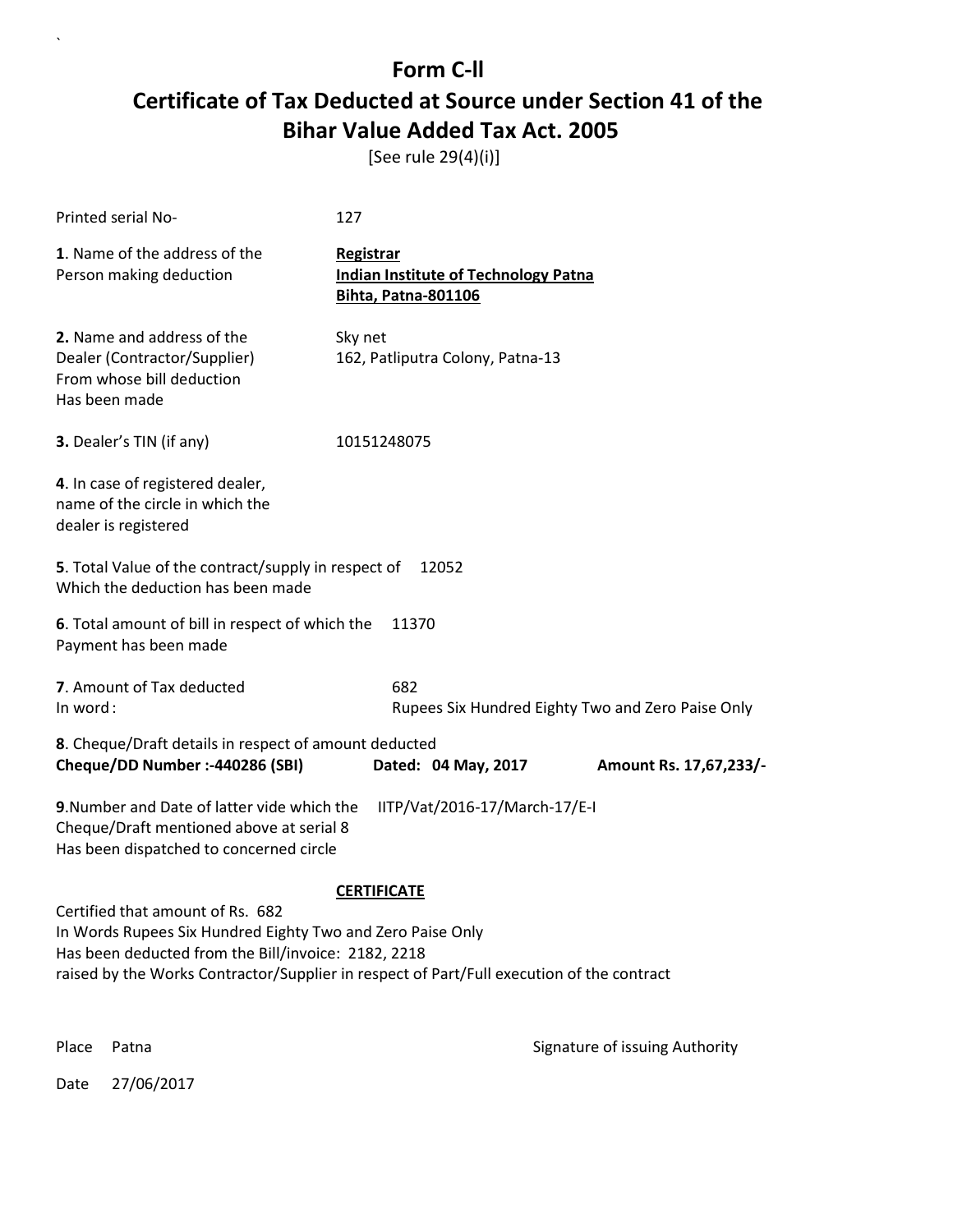# Form C-ll

## Certificate of Tax Deducted at Source under Section 41 of the Bihar Value Added Tax Act. 2005

[See rule 29(4)(i)]

Printed serial No- 127

**1**. Name of the address of the Person making deduction

**Registrar**
**Indian Institute of Technology Patna**
**Bihta, Patna-801106**

**2.** Name and address of the Dealer (Contractor/Supplier) From whose bill deduction Has been made

Sky net
162, Patliputra Colony, Patna-13

**3.** Dealer's TIN (if any) 10151248075

**4**. In case of registered dealer, name of the circle in which the dealer is registered

**5**. Total Value of the contract/supply in respect of Which the deduction has been made 12052

**6**. Total amount of bill in respect of which the Payment has been made 11370

**7**. Amount of Tax deducted 682
In word : Rupees Six Hundred Eighty Two and Zero Paise Only

**8**. Cheque/Draft details in respect of amount deducted
**Cheque/DD Number :-440286 (SBI)** **Dated: 04 May, 2017** **Amount Rs. 17,67,233/-**

**9**.Number and Date of latter vide which the Cheque/Draft mentioned above at serial 8 Has been dispatched to concerned circle IITP/Vat/2016-17/March-17/E-I

**CERTIFICATE**

Certified that amount of Rs. 682
In Words Rupees Six Hundred Eighty Two and Zero Paise Only
Has been deducted from the Bill/invoice: 2182, 2218
raised by the Works Contractor/Supplier in respect of Part/Full execution of the contract

Place Patna

Signature of issuing Authority

Date 27/06/2017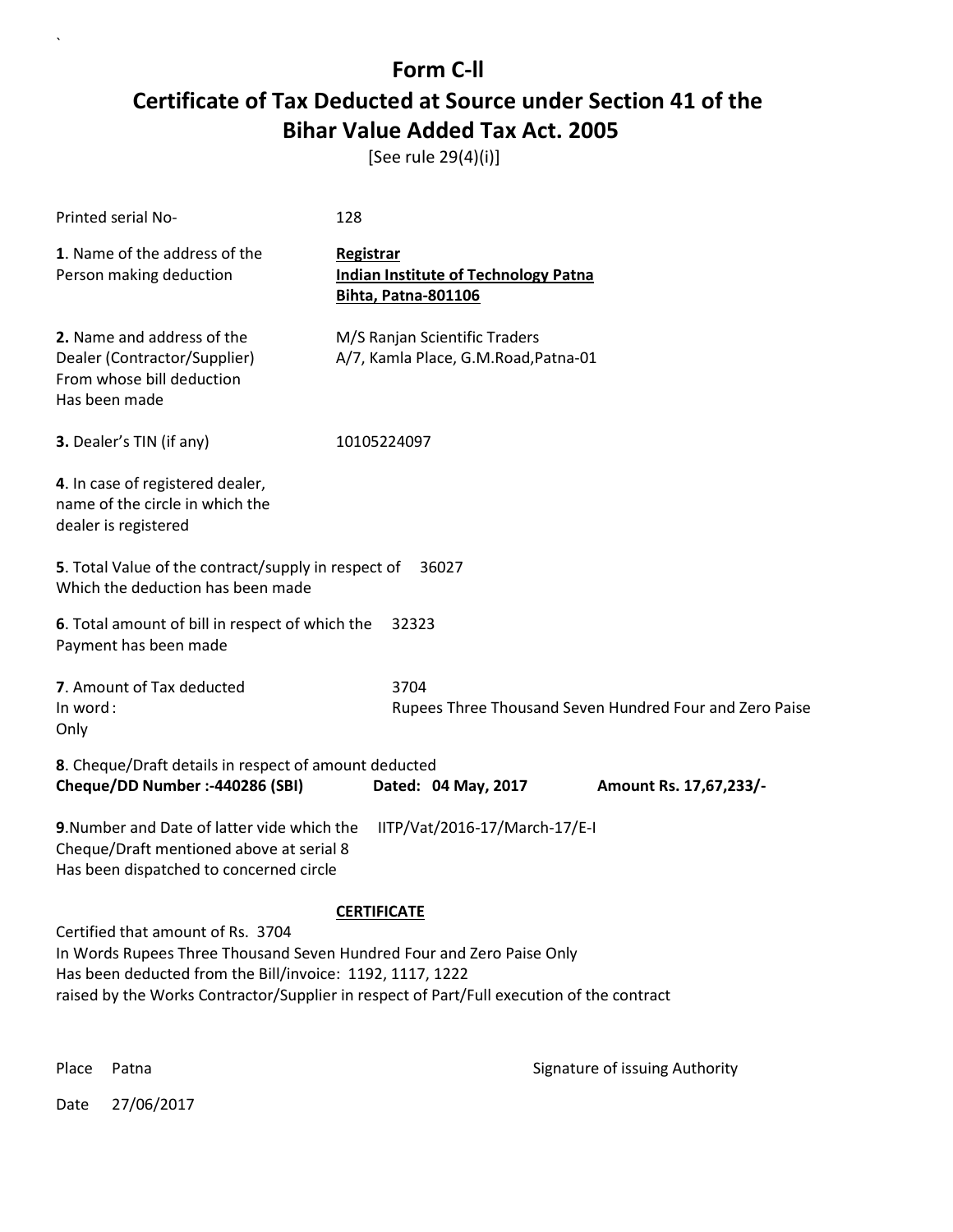# Form C-ll
# Certificate of Tax Deducted at Source under Section 41 of the Bihar Value Added Tax Act. 2005

[See rule 29(4)(i)]

Printed serial No- 128

**1**. Name of the address of the Person making deduction

**Registrar**
**Indian Institute of Technology Patna**
**Bihta, Patna-801106**

**2.** Name and address of the Dealer (Contractor/Supplier) From whose bill deduction Has been made

M/S Ranjan Scientific Traders
A/7, Kamla Place, G.M.Road,Patna-01

**3.** Dealer's TIN (if any) 10105224097

**4**. In case of registered dealer, name of the circle in which the dealer is registered

**5**. Total Value of the contract/supply in respect of Which the deduction has been made 36027

**6**. Total amount of bill in respect of which the Payment has been made 32323

**7**. Amount of Tax deducted 3704
In word : Rupees Three Thousand Seven Hundred Four and Zero Paise Only

**8**. Cheque/Draft details in respect of amount deducted
**Cheque/DD Number :-440286 (SBI)** **Dated: 04 May, 2017** **Amount Rs. 17,67,233/-**

**9**.Number and Date of latter vide which the Cheque/Draft mentioned above at serial 8 Has been dispatched to concerned circle IITP/Vat/2016-17/March-17/E-I

**CERTIFICATE**

Certified that amount of Rs. 3704
In Words Rupees Three Thousand Seven Hundred Four and Zero Paise Only
Has been deducted from the Bill/invoice: 1192, 1117, 1222
raised by the Works Contractor/Supplier in respect of Part/Full execution of the contract

Place Patna

Signature of issuing Authority

Date 27/06/2017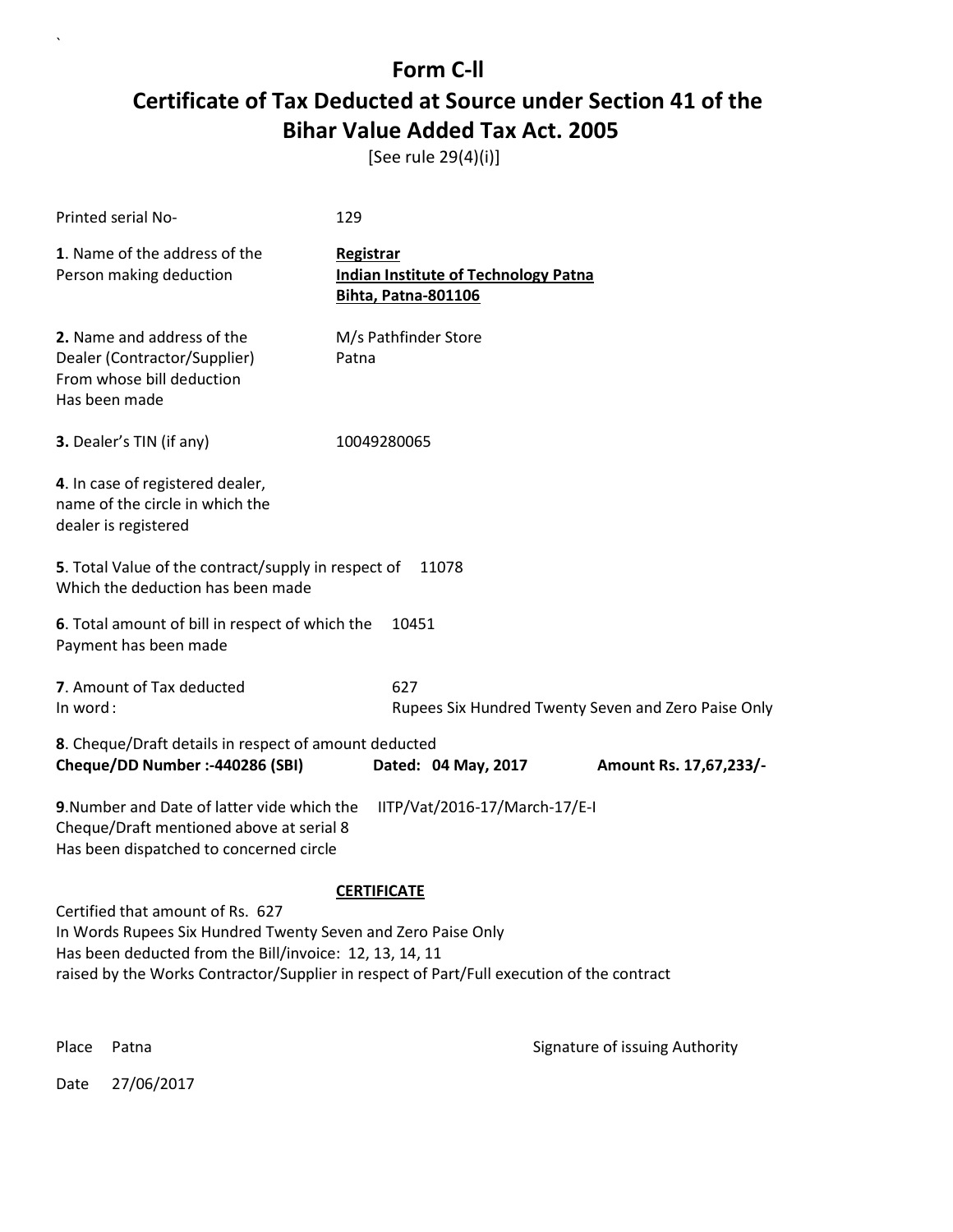# Form C-ll

## Certificate of Tax Deducted at Source under Section 41 of the Bihar Value Added Tax Act. 2005

[See rule 29(4)(i)]

Printed serial No- 129

**1**. Name of the address of the Person making deduction

**Registrar**
**Indian Institute of Technology Patna**
**Bihta, Patna-801106**

**2.** Name and address of the Dealer (Contractor/Supplier) From whose bill deduction Has been made

M/s Pathfinder Store
Patna

**3.** Dealer's TIN (if any) 10049280065

**4**. In case of registered dealer, name of the circle in which the dealer is registered

**5**. Total Value of the contract/supply in respect of Which the deduction has been made 11078

**6**. Total amount of bill in respect of which the Payment has been made 10451

**7**. Amount of Tax deducted 627
In word : Rupees Six Hundred Twenty Seven and Zero Paise Only

**8**. Cheque/Draft details in respect of amount deducted
**Cheque/DD Number :-440286 (SBI)** **Dated: 04 May, 2017** **Amount Rs. 17,67,233/-**

**9**.Number and Date of latter vide which the Cheque/Draft mentioned above at serial 8 Has been dispatched to concerned circle IITP/Vat/2016-17/March-17/E-I

**CERTIFICATE**

Certified that amount of Rs. 627
In Words Rupees Six Hundred Twenty Seven and Zero Paise Only
Has been deducted from the Bill/invoice: 12, 13, 14, 11
raised by the Works Contractor/Supplier in respect of Part/Full execution of the contract

Place Patna

Signature of issuing Authority

Date 27/06/2017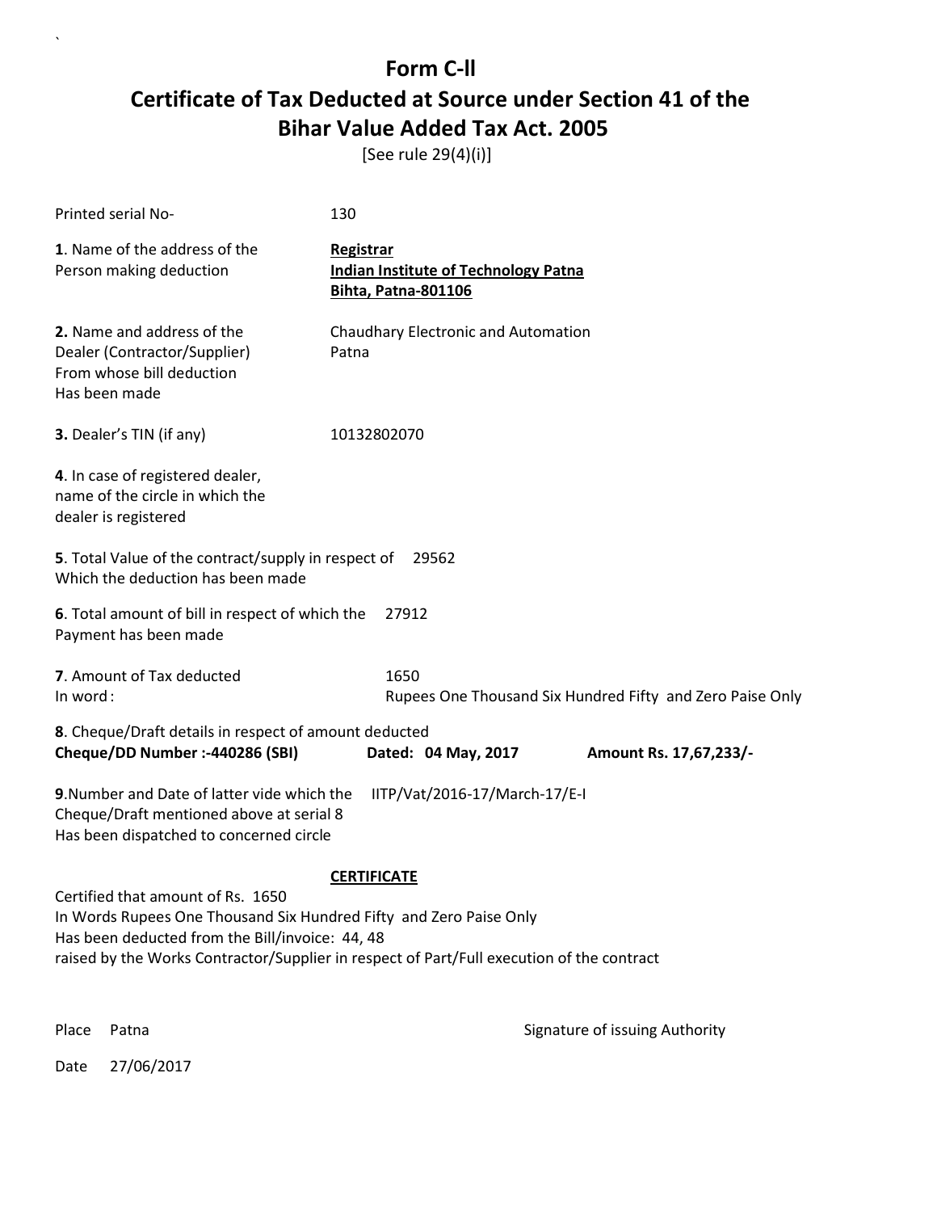# Form C-ll

# Certificate of Tax Deducted at Source under Section 41 of the Bihar Value Added Tax Act. 2005

[See rule 29(4)(i)]

Printed serial No- 130

**1**. Name of the address of the Person making deduction

**Registrar**
**Indian Institute of Technology Patna**
**Bihta, Patna-801106**

**2.** Name and address of the Dealer (Contractor/Supplier) From whose bill deduction Has been made

Chaudhary Electronic and Automation
Patna

**3.** Dealer's TIN (if any) 10132802070

**4**. In case of registered dealer, name of the circle in which the dealer is registered

**5**. Total Value of the contract/supply in respect of Which the deduction has been made 29562

**6**. Total amount of bill in respect of which the Payment has been made 27912

**7**. Amount of Tax deducted 1650
In word : Rupees One Thousand Six Hundred Fifty and Zero Paise Only

**8**. Cheque/Draft details in respect of amount deducted
**Cheque/DD Number :-440286 (SBI)** **Dated: 04 May, 2017** **Amount Rs. 17,67,233/-**

**9**.Number and Date of latter vide which the Cheque/Draft mentioned above at serial 8 Has been dispatched to concerned circle IITP/Vat/2016-17/March-17/E-I

**CERTIFICATE**

Certified that amount of Rs. 1650
In Words Rupees One Thousand Six Hundred Fifty and Zero Paise Only
Has been deducted from the Bill/invoice: 44, 48
raised by the Works Contractor/Supplier in respect of Part/Full execution of the contract

Place Patna

Signature of issuing Authority

Date 27/06/2017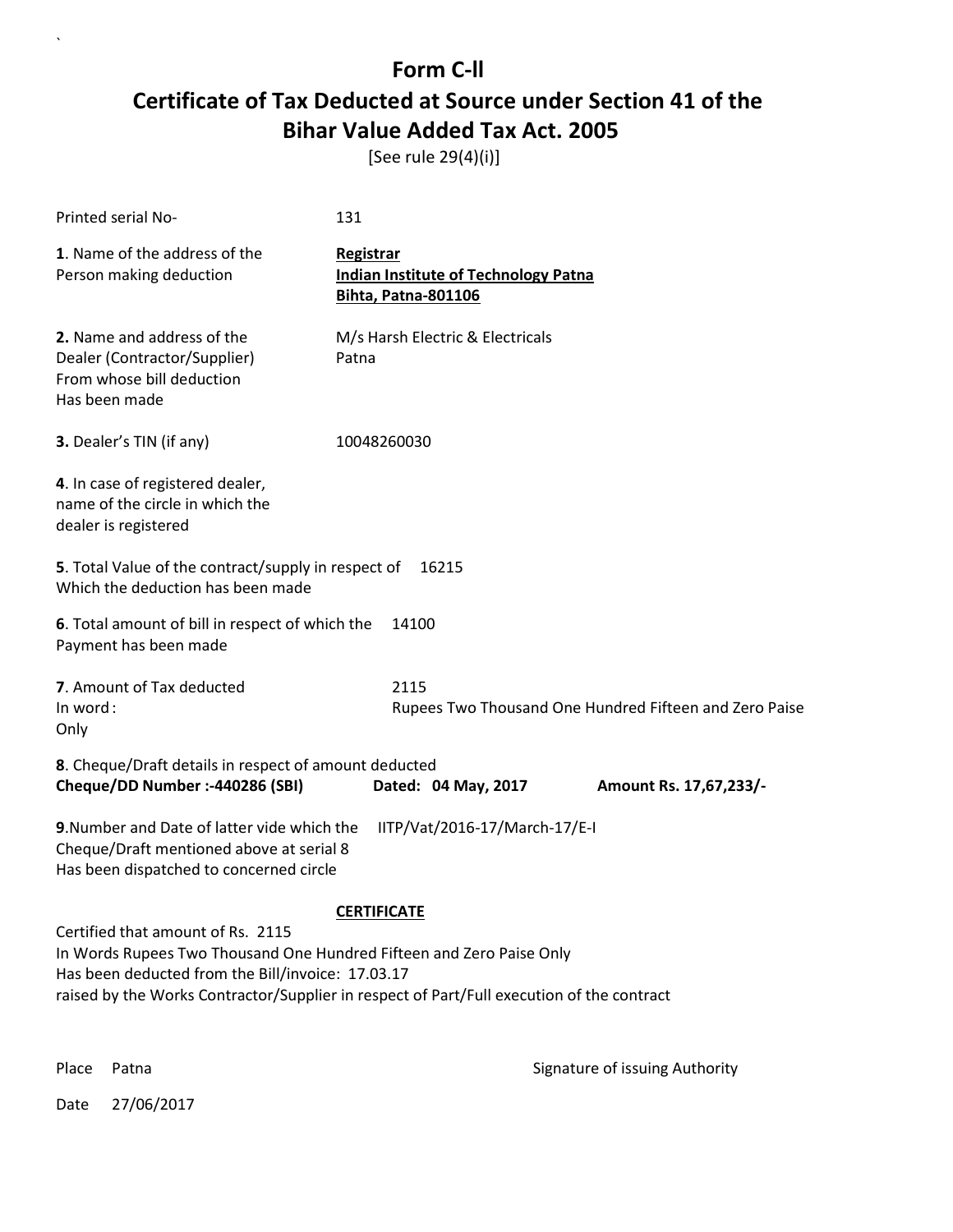# Form C-II

## Certificate of Tax Deducted at Source under Section 41 of the Bihar Value Added Tax Act. 2005

[See rule 29(4)(i)]

Printed serial No- 131

**1**. Name of the address of the Person making deduction

**Registrar**
**Indian Institute of Technology Patna**
**Bihta, Patna-801106**

**2.** Name and address of the Dealer (Contractor/Supplier) From whose bill deduction Has been made

M/s Harsh Electric & Electricals
Patna

**3.** Dealer's TIN (if any) 10048260030

**4**. In case of registered dealer, name of the circle in which the dealer is registered

**5**. Total Value of the contract/supply in respect of Which the deduction has been made 16215

**6**. Total amount of bill in respect of which the Payment has been made 14100

**7**. Amount of Tax deducted 2115
In word : Rupees Two Thousand One Hundred Fifteen and Zero Paise
Only

**8**. Cheque/Draft details in respect of amount deducted
**Cheque/DD Number :-440286 (SBI)** **Dated: 04 May, 2017** **Amount Rs. 17,67,233/-**

**9**.Number and Date of latter vide which the Cheque/Draft mentioned above at serial 8 Has been dispatched to concerned circle IITP/Vat/2016-17/March-17/E-I

**CERTIFICATE**

Certified that amount of Rs. 2115
In Words Rupees Two Thousand One Hundred Fifteen and Zero Paise Only
Has been deducted from the Bill/invoice: 17.03.17
raised by the Works Contractor/Supplier in respect of Part/Full execution of the contract

Place Patna

Signature of issuing Authority

Date 27/06/2017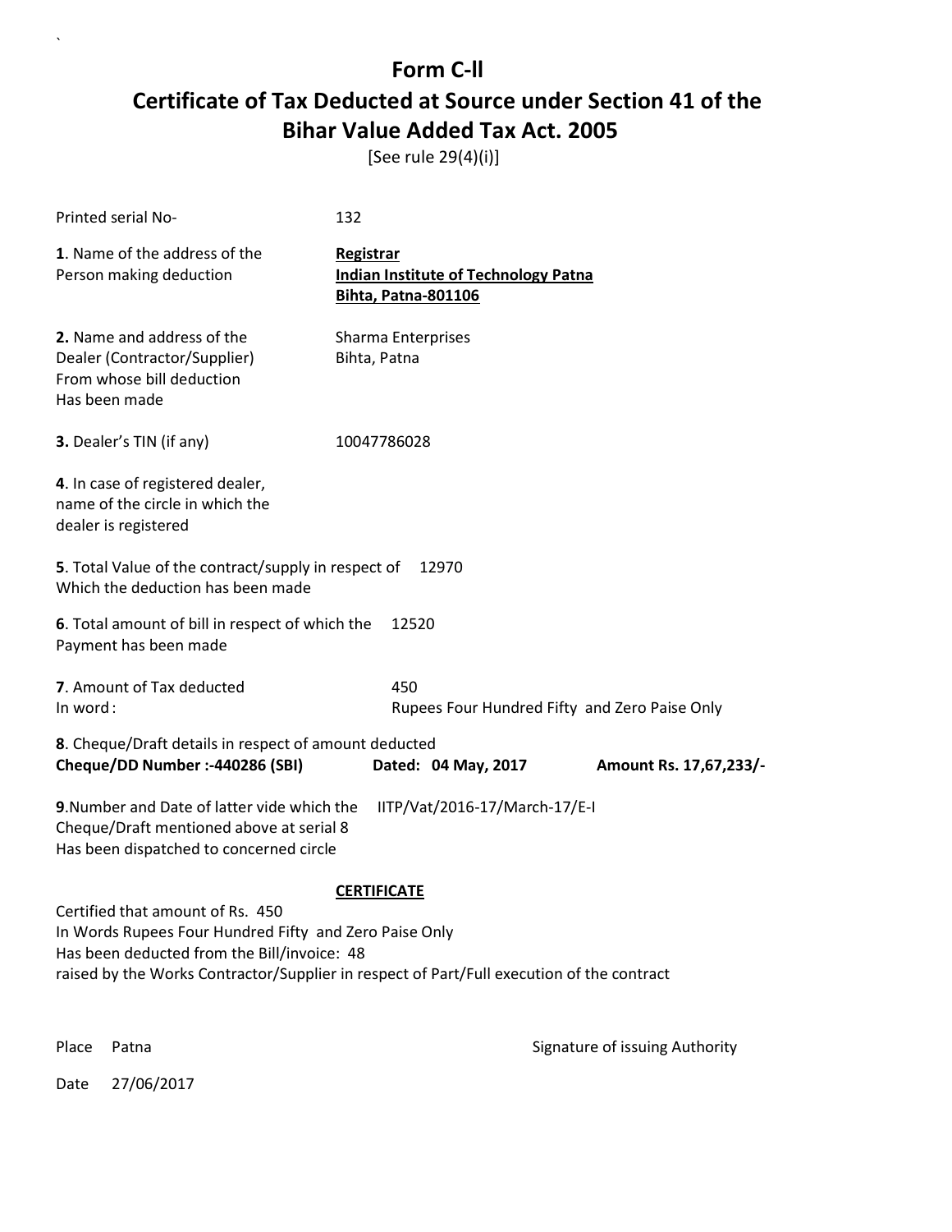# Form C-ll

## Certificate of Tax Deducted at Source under Section 41 of the Bihar Value Added Tax Act. 2005

[See rule 29(4)(i)]

Printed serial No- 132

**1**. Name of the address of the Person making deduction

**Registrar**
**Indian Institute of Technology Patna**
**Bihta, Patna-801106**

**2.** Name and address of the Dealer (Contractor/Supplier) From whose bill deduction Has been made

Sharma Enterprises
Bihta, Patna

**3.** Dealer's TIN (if any) 10047786028

**4**. In case of registered dealer, name of the circle in which the dealer is registered

**5**. Total Value of the contract/supply in respect of Which the deduction has been made 12970

**6**. Total amount of bill in respect of which the Payment has been made 12520

**7**. Amount of Tax deducted 450
In word : Rupees Four Hundred Fifty and Zero Paise Only

**8**. Cheque/Draft details in respect of amount deducted
**Cheque/DD Number :-440286 (SBI)** **Dated: 04 May, 2017** **Amount Rs. 17,67,233/-**

**9**.Number and Date of latter vide which the Cheque/Draft mentioned above at serial 8 Has been dispatched to concerned circle IITP/Vat/2016-17/March-17/E-I

**CERTIFICATE**

Certified that amount of Rs. 450
In Words Rupees Four Hundred Fifty and Zero Paise Only
Has been deducted from the Bill/invoice: 48
raised by the Works Contractor/Supplier in respect of Part/Full execution of the contract

Place Patna

Signature of issuing Authority

Date 27/06/2017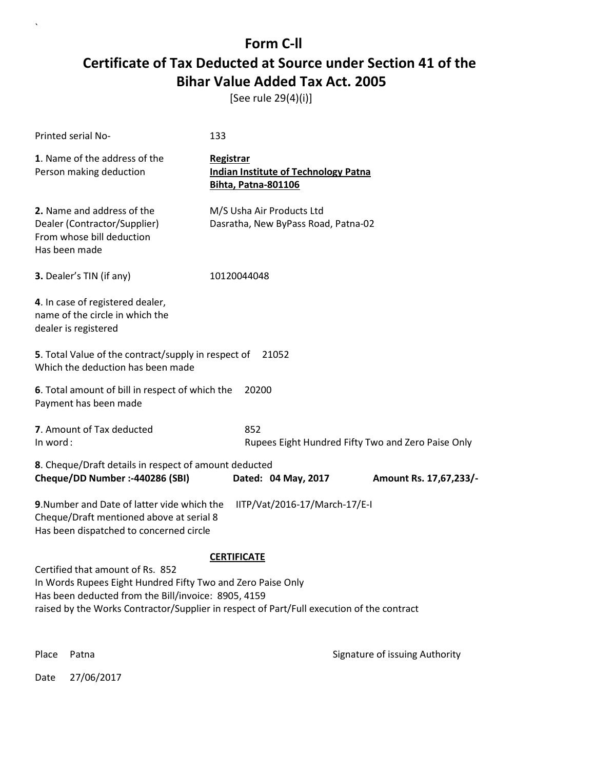# Form C-ll

## Certificate of Tax Deducted at Source under Section 41 of the Bihar Value Added Tax Act. 2005

[See rule 29(4)(i)]

Printed serial No- 133

**1**. Name of the address of the Person making deduction

**Registrar**
**Indian Institute of Technology Patna**
**Bihta, Patna-801106**

**2.** Name and address of the Dealer (Contractor/Supplier) From whose bill deduction Has been made

M/S Usha Air Products Ltd
Dasratha, New ByPass Road, Patna-02

**3.** Dealer's TIN (if any) 10120044048

**4**. In case of registered dealer, name of the circle in which the dealer is registered

**5**. Total Value of the contract/supply in respect of Which the deduction has been made 21052

**6**. Total amount of bill in respect of which the Payment has been made 20200

**7**. Amount of Tax deducted 852
In word : Rupees Eight Hundred Fifty Two and Zero Paise Only

**8**. Cheque/Draft details in respect of amount deducted
**Cheque/DD Number :-440286 (SBI)** **Dated: 04 May, 2017** **Amount Rs. 17,67,233/-**

**9**.Number and Date of latter vide which the Cheque/Draft mentioned above at serial 8 Has been dispatched to concerned circle IITP/Vat/2016-17/March-17/E-I

**CERTIFICATE**

Certified that amount of Rs. 852
In Words Rupees Eight Hundred Fifty Two and Zero Paise Only
Has been deducted from the Bill/invoice: 8905, 4159
raised by the Works Contractor/Supplier in respect of Part/Full execution of the contract

Place Patna

Signature of issuing Authority

Date 27/06/2017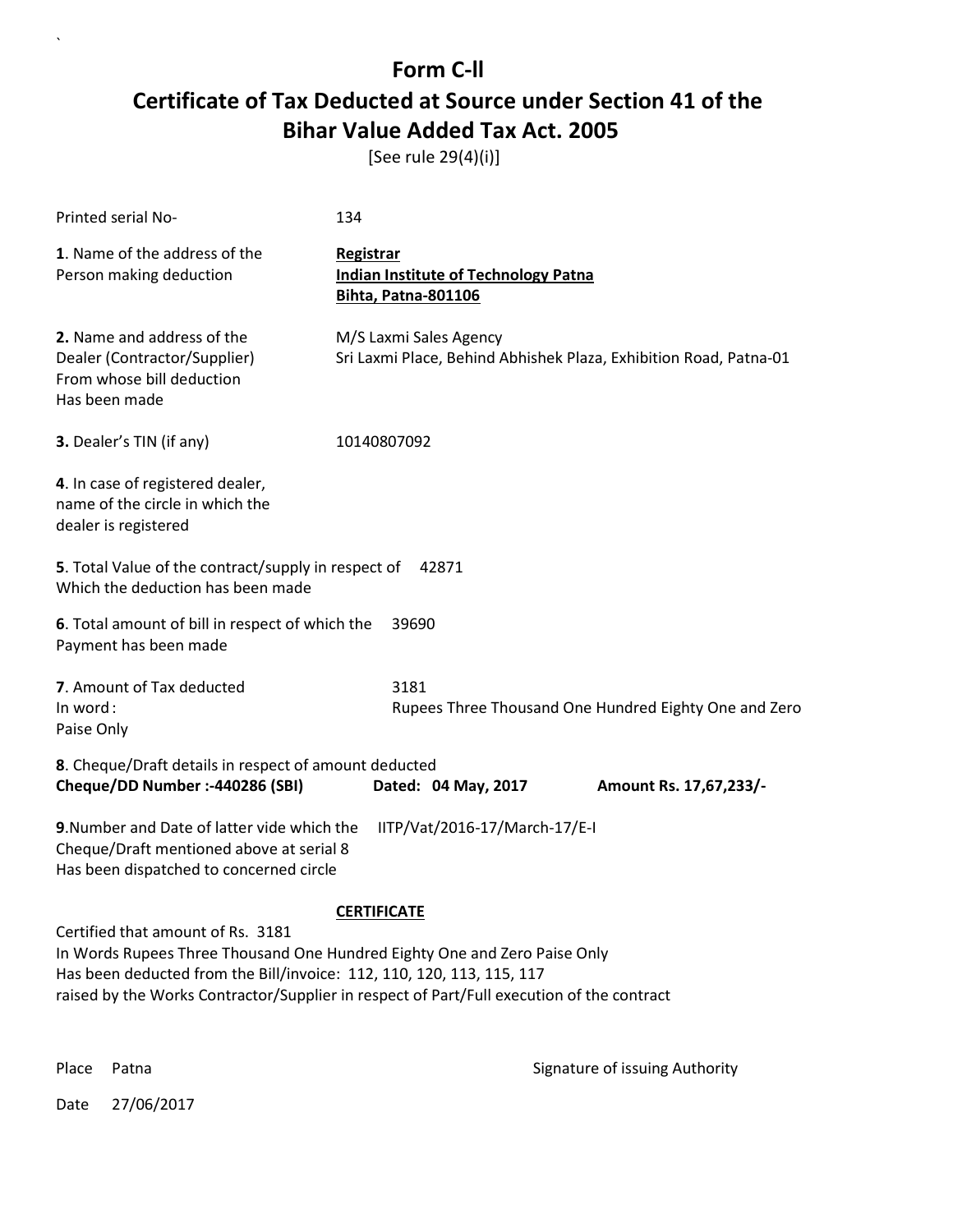# Form C-ll

# Certificate of Tax Deducted at Source under Section 41 of the Bihar Value Added Tax Act. 2005

[See rule 29(4)(i)]

Printed serial No- 134

**1**. Name of the address of the Person making deduction

**Registrar**
**Indian Institute of Technology Patna**
**Bihta, Patna-801106**

**2.** Name and address of the Dealer (Contractor/Supplier) From whose bill deduction Has been made

M/S Laxmi Sales Agency
Sri Laxmi Place, Behind Abhishek Plaza, Exhibition Road, Patna-01

**3.** Dealer's TIN (if any) 10140807092

**4**. In case of registered dealer, name of the circle in which the dealer is registered

**5**. Total Value of the contract/supply in respect of Which the deduction has been made 42871

**6**. Total amount of bill in respect of which the Payment has been made 39690

**7**. Amount of Tax deducted 3181
In word : Rupees Three Thousand One Hundred Eighty One and Zero Paise Only

**8**. Cheque/Draft details in respect of amount deducted
**Cheque/DD Number :-440286 (SBI)** **Dated: 04 May, 2017** **Amount Rs. 17,67,233/-**

**9**.Number and Date of latter vide which the Cheque/Draft mentioned above at serial 8 Has been dispatched to concerned circle IITP/Vat/2016-17/March-17/E-I

**CERTIFICATE**

Certified that amount of Rs. 3181
In Words Rupees Three Thousand One Hundred Eighty One and Zero Paise Only
Has been deducted from the Bill/invoice: 112, 110, 120, 113, 115, 117
raised by the Works Contractor/Supplier in respect of Part/Full execution of the contract

Place Patna

Signature of issuing Authority

Date 27/06/2017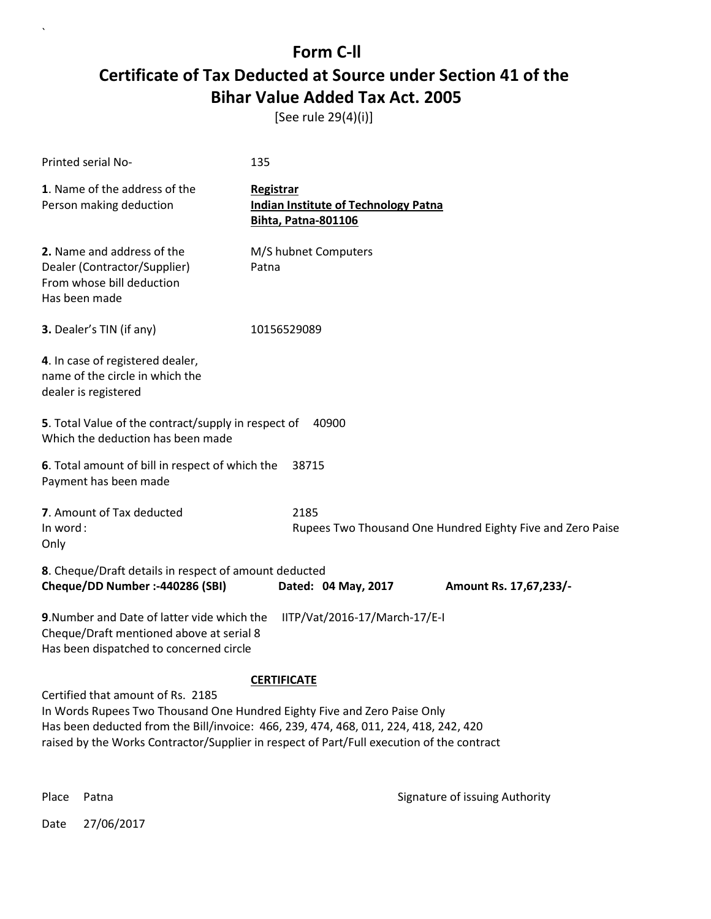# Form C-ll

## Certificate of Tax Deducted at Source under Section 41 of the Bihar Value Added Tax Act. 2005

[See rule 29(4)(i)]

Printed serial No- 135

**1**. Name of the address of the Person making deduction

**Registrar**
**Indian Institute of Technology Patna**
**Bihta, Patna-801106**

**2.** Name and address of the Dealer (Contractor/Supplier) From whose bill deduction Has been made

M/S hubnet Computers
Patna

**3.** Dealer's TIN (if any) 10156529089

**4**. In case of registered dealer, name of the circle in which the dealer is registered

**5**. Total Value of the contract/supply in respect of Which the deduction has been made 40900

**6**. Total amount of bill in respect of which the Payment has been made 38715

**7**. Amount of Tax deducted 2185
In word : Rupees Two Thousand One Hundred Eighty Five and Zero Paise Only

**8**. Cheque/Draft details in respect of amount deducted
**Cheque/DD Number :-440286 (SBI) Dated: 04 May, 2017 Amount Rs. 17,67,233/-**

**9**.Number and Date of latter vide which the Cheque/Draft mentioned above at serial 8 Has been dispatched to concerned circle IITP/Vat/2016-17/March-17/E-I

**CERTIFICATE**

Certified that amount of Rs. 2185
In Words Rupees Two Thousand One Hundred Eighty Five and Zero Paise Only
Has been deducted from the Bill/invoice: 466, 239, 474, 468, 011, 224, 418, 242, 420
raised by the Works Contractor/Supplier in respect of Part/Full execution of the contract

Place Patna

Signature of issuing Authority

Date 27/06/2017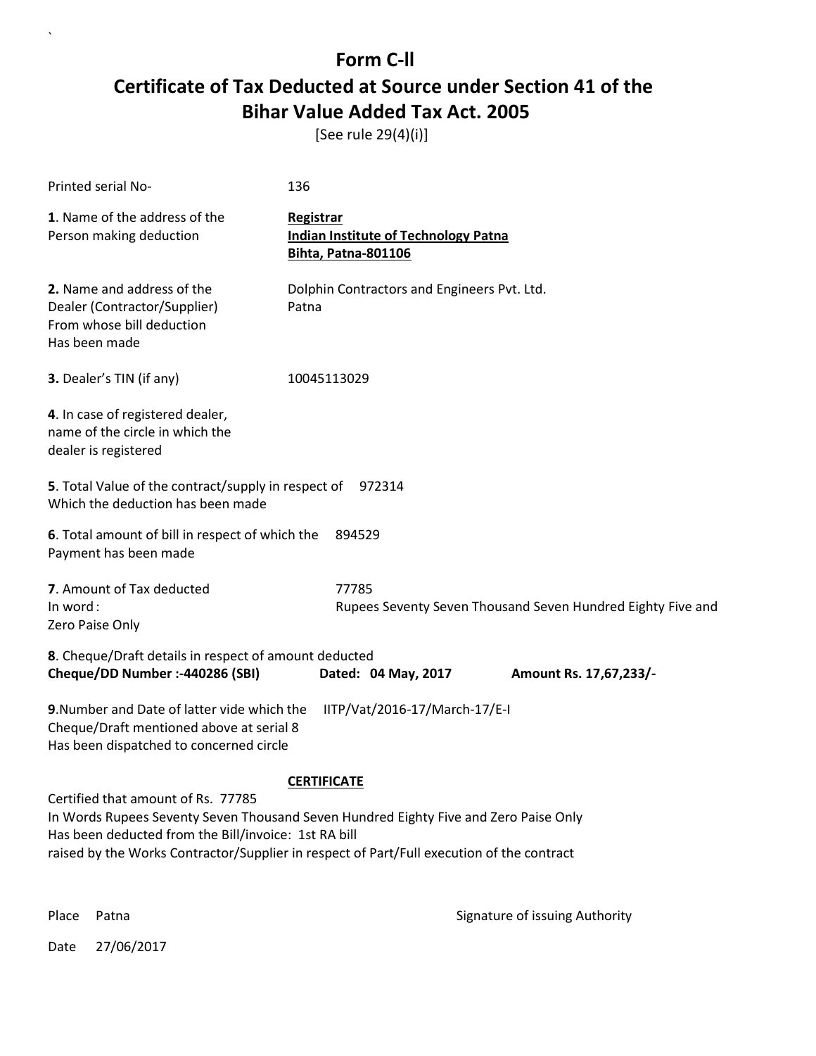# Form C-II

# Certificate of Tax Deducted at Source under Section 41 of the Bihar Value Added Tax Act. 2005

[See rule 29(4)(i)]

Printed serial No- 136

**1**. Name of the address of the Person making deduction

**Registrar**
**Indian Institute of Technology Patna**
**Bihta, Patna-801106**

**2.** Name and address of the Dealer (Contractor/Supplier) From whose bill deduction Has been made

Dolphin Contractors and Engineers Pvt. Ltd.
Patna

**3.** Dealer's TIN (if any) 10045113029

**4**. In case of registered dealer, name of the circle in which the dealer is registered

**5**. Total Value of the contract/supply in respect of Which the deduction has been made 972314

**6**. Total amount of bill in respect of which the Payment has been made 894529

**7**. Amount of Tax deducted 77785
In word : Rupees Seventy Seven Thousand Seven Hundred Eighty Five and Zero Paise Only

**8**. Cheque/Draft details in respect of amount deducted
**Cheque/DD Number :-440286 (SBI)** **Dated: 04 May, 2017** **Amount Rs. 17,67,233/-**

**9**.Number and Date of latter vide which the Cheque/Draft mentioned above at serial 8 Has been dispatched to concerned circle IITP/Vat/2016-17/March-17/E-I

**CERTIFICATE**

Certified that amount of Rs. 77785
In Words Rupees Seventy Seven Thousand Seven Hundred Eighty Five and Zero Paise Only
Has been deducted from the Bill/invoice: 1st RA bill
raised by the Works Contractor/Supplier in respect of Part/Full execution of the contract

Place Patna

Signature of issuing Authority

Date 27/06/2017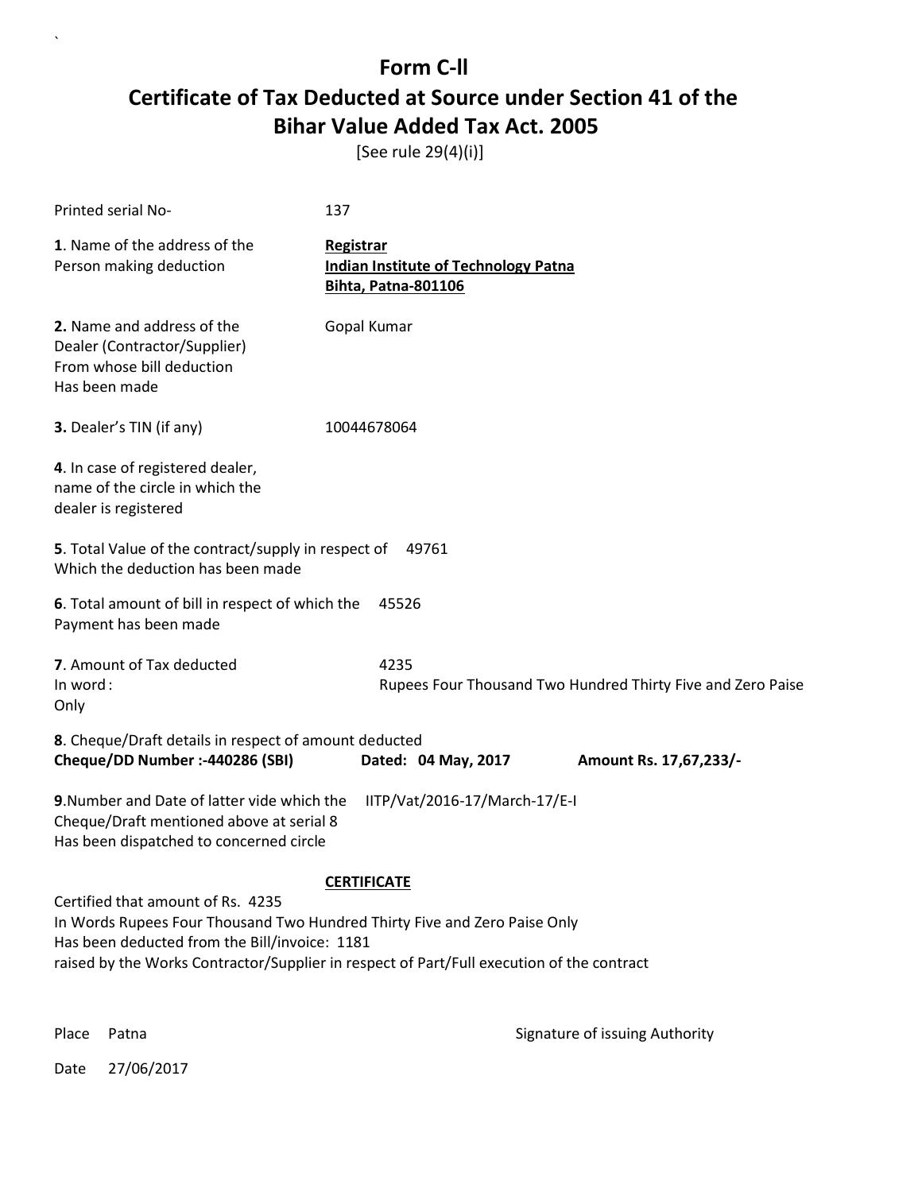# Form C-ll

## Certificate of Tax Deducted at Source under Section 41 of the Bihar Value Added Tax Act. 2005

[See rule 29(4)(i)]

Printed serial No- 137

**1**. Name of the address of the Person making deduction

**Registrar**
**Indian Institute of Technology Patna**
**Bihta, Patna-801106**

**2.** Name and address of the Dealer (Contractor/Supplier) From whose bill deduction Has been made

Gopal Kumar

**3.** Dealer's TIN (if any) 10044678064

**4**. In case of registered dealer, name of the circle in which the dealer is registered

**5**. Total Value of the contract/supply in respect of Which the deduction has been made 49761

**6**. Total amount of bill in respect of which the Payment has been made 45526

**7**. Amount of Tax deducted 4235
In word : Rupees Four Thousand Two Hundred Thirty Five and Zero Paise Only

**8**. Cheque/Draft details in respect of amount deducted
**Cheque/DD Number :-440286 (SBI)** **Dated: 04 May, 2017** **Amount Rs. 17,67,233/-**

**9**.Number and Date of latter vide which the Cheque/Draft mentioned above at serial 8 Has been dispatched to concerned circle IITP/Vat/2016-17/March-17/E-I

**CERTIFICATE**

Certified that amount of Rs. 4235
In Words Rupees Four Thousand Two Hundred Thirty Five and Zero Paise Only
Has been deducted from the Bill/invoice: 1181
raised by the Works Contractor/Supplier in respect of Part/Full execution of the contract

Place Patna

Signature of issuing Authority

Date 27/06/2017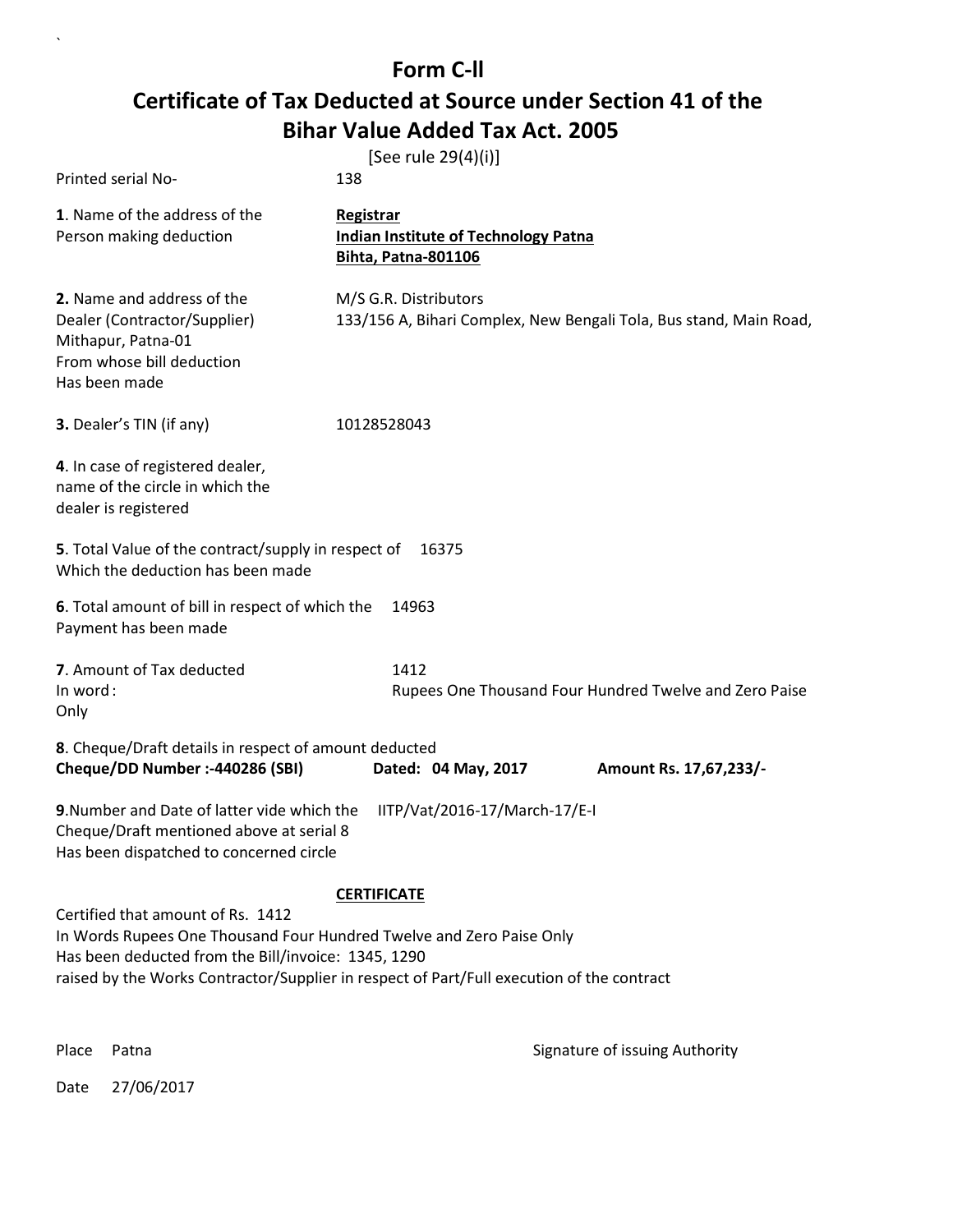# Form C-ll

## Certificate of Tax Deducted at Source under Section 41 of the Bihar Value Added Tax Act. 2005

[See rule 29(4)(i)]

Printed serial No- 138

**1**. Name of the address of the Person making deduction

**Registrar**
**Indian Institute of Technology Patna**
**Bihta, Patna-801106**

**2.** Name and address of the Dealer (Contractor/Supplier) From whose bill deduction Has been made

M/S G.R. Distributors
133/156 A, Bihari Complex, New Bengali Tola, Bus stand, Main Road, Mithapur, Patna-01

**3.** Dealer's TIN (if any) 10128528043

**4**. In case of registered dealer, name of the circle in which the dealer is registered

**5**. Total Value of the contract/supply in respect of Which the deduction has been made 16375

**6**. Total amount of bill in respect of which the Payment has been made 14963

**7**. Amount of Tax deducted 1412
In word : Rupees One Thousand Four Hundred Twelve and Zero Paise Only

**8**. Cheque/Draft details in respect of amount deducted
**Cheque/DD Number :-440286 (SBI)** **Dated: 04 May, 2017** **Amount Rs. 17,67,233/-**

**9**.Number and Date of latter vide which the Cheque/Draft mentioned above at serial 8 Has been dispatched to concerned circle IITP/Vat/2016-17/March-17/E-I

**CERTIFICATE**

Certified that amount of Rs. 1412
In Words Rupees One Thousand Four Hundred Twelve and Zero Paise Only
Has been deducted from the Bill/invoice: 1345, 1290
raised by the Works Contractor/Supplier in respect of Part/Full execution of the contract

Place Patna

Signature of issuing Authority

Date 27/06/2017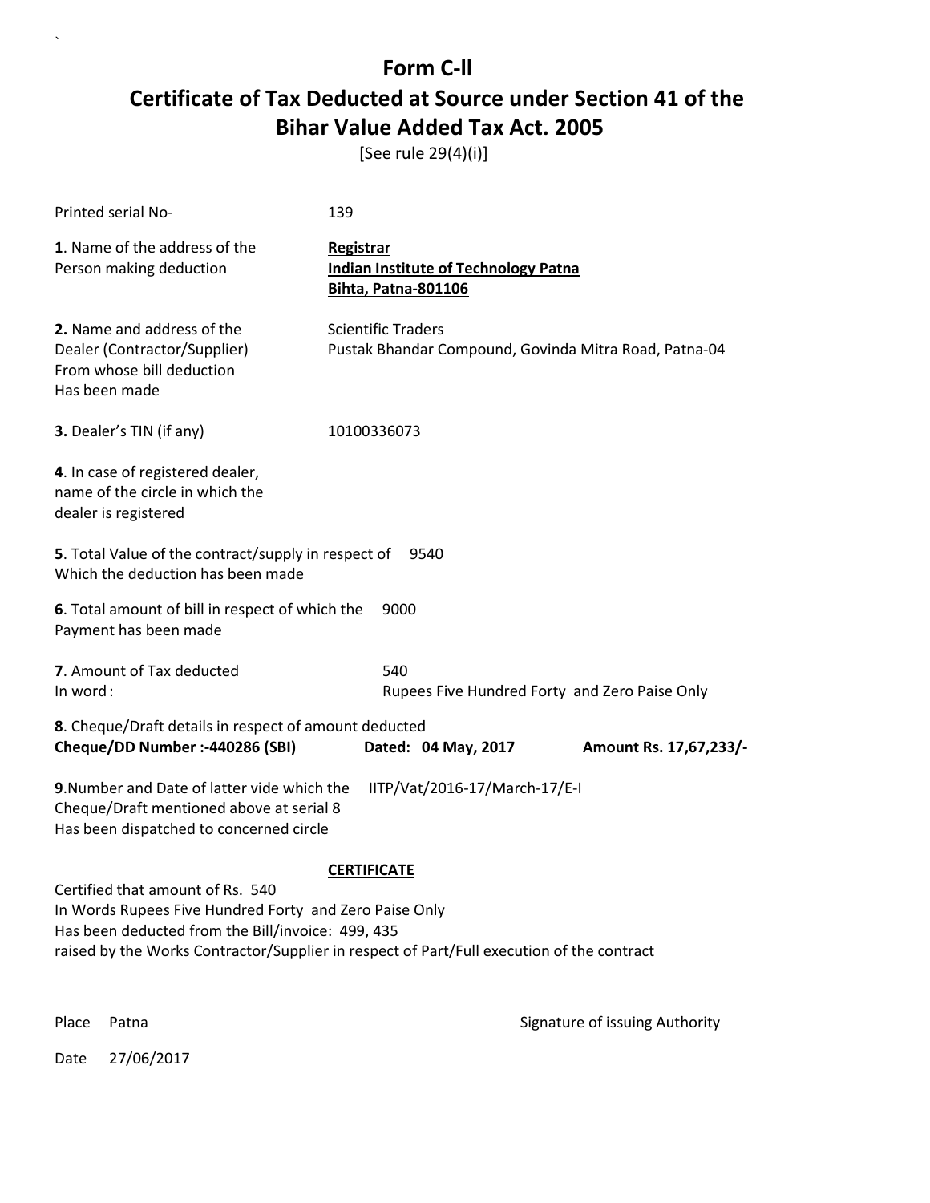# Form C-ll

## Certificate of Tax Deducted at Source under Section 41 of the Bihar Value Added Tax Act. 2005

[See rule 29(4)(i)]

Printed serial No- 139

**1**. Name of the address of the Person making deduction

**Registrar**
**Indian Institute of Technology Patna**
**Bihta, Patna-801106**

**2.** Name and address of the Dealer (Contractor/Supplier) From whose bill deduction Has been made

Scientific Traders
Pustak Bhandar Compound, Govinda Mitra Road, Patna-04

**3.** Dealer's TIN (if any) 10100336073

**4**. In case of registered dealer, name of the circle in which the dealer is registered

**5**. Total Value of the contract/supply in respect of Which the deduction has been made 9540

**6**. Total amount of bill in respect of which the Payment has been made 9000

**7**. Amount of Tax deducted 540
In word : Rupees Five Hundred Forty and Zero Paise Only

**8**. Cheque/Draft details in respect of amount deducted
**Cheque/DD Number :-440286 (SBI)** **Dated: 04 May, 2017** **Amount Rs. 17,67,233/-**

**9**.Number and Date of latter vide which the Cheque/Draft mentioned above at serial 8 Has been dispatched to concerned circle IITP/Vat/2016-17/March-17/E-I

**CERTIFICATE**

Certified that amount of Rs. 540
In Words Rupees Five Hundred Forty and Zero Paise Only
Has been deducted from the Bill/invoice: 499, 435
raised by the Works Contractor/Supplier in respect of Part/Full execution of the contract

Place Patna

Signature of issuing Authority

Date 27/06/2017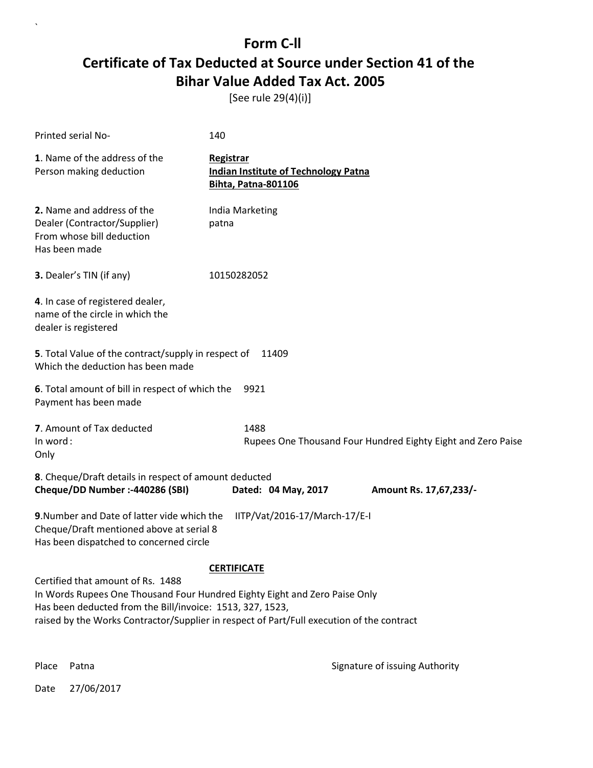# Form C-ll

## Certificate of Tax Deducted at Source under Section 41 of the Bihar Value Added Tax Act. 2005

[See rule 29(4)(i)]

Printed serial No- 140

**1**. Name of the address of the Person making deduction

**Registrar**
**Indian Institute of Technology Patna**
**Bihta, Patna-801106**

**2.** Name and address of the Dealer (Contractor/Supplier) From whose bill deduction Has been made

India Marketing
patna

**3.** Dealer's TIN (if any) 10150282052

**4**. In case of registered dealer, name of the circle in which the dealer is registered

**5**. Total Value of the contract/supply in respect of Which the deduction has been made 11409

**6**. Total amount of bill in respect of which the Payment has been made 9921

**7**. Amount of Tax deducted 1488
In word : Rupees One Thousand Four Hundred Eighty Eight and Zero Paise Only

**8**. Cheque/Draft details in respect of amount deducted
**Cheque/DD Number :-440286 (SBI) Dated: 04 May, 2017 Amount Rs. 17,67,233/-**

**9**.Number and Date of latter vide which the Cheque/Draft mentioned above at serial 8 Has been dispatched to concerned circle IITP/Vat/2016-17/March-17/E-I

**CERTIFICATE**

Certified that amount of Rs. 1488
In Words Rupees One Thousand Four Hundred Eighty Eight and Zero Paise Only
Has been deducted from the Bill/invoice: 1513, 327, 1523,
raised by the Works Contractor/Supplier in respect of Part/Full execution of the contract

Place Patna

Signature of issuing Authority

Date 27/06/2017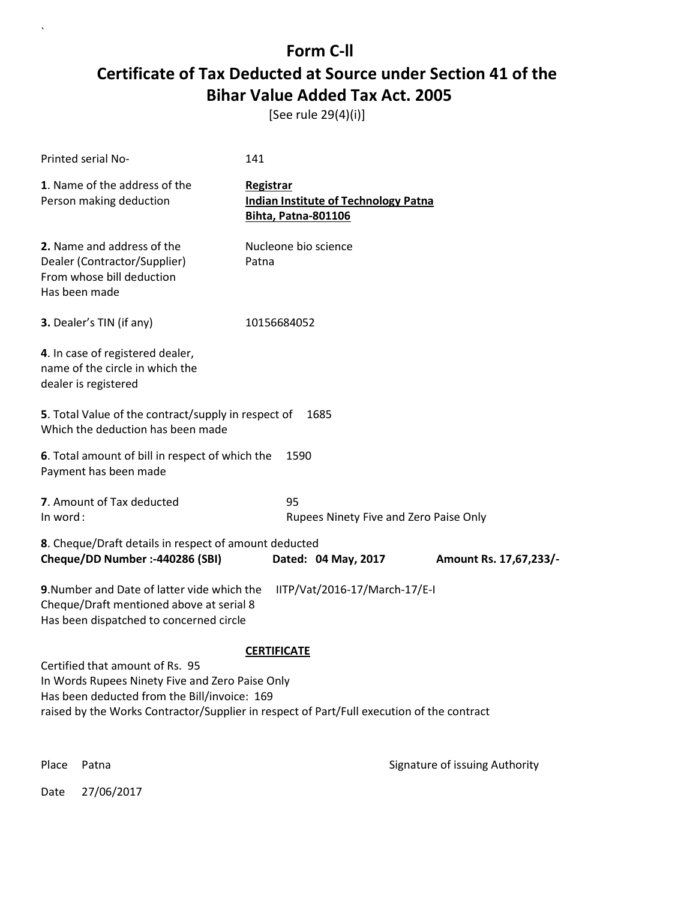# Form C-II

## Certificate of Tax Deducted at Source under Section 41 of the Bihar Value Added Tax Act. 2005

[See rule 29(4)(i)]

Printed serial No- 141

**1**. Name of the address of the Person making deduction

**Registrar**
**Indian Institute of Technology Patna**
**Bihta, Patna-801106**

**2.** Name and address of the Dealer (Contractor/Supplier) From whose bill deduction Has been made

Nucleone bio science
Patna

**3.** Dealer's TIN (if any) 10156684052

**4**. In case of registered dealer, name of the circle in which the dealer is registered

**5**. Total Value of the contract/supply in respect of Which the deduction has been made 1685

**6**. Total amount of bill in respect of which the Payment has been made 1590

**7**. Amount of Tax deducted 95
In word : Rupees Ninety Five and Zero Paise Only

**8**. Cheque/Draft details in respect of amount deducted
**Cheque/DD Number :-440286 (SBI)** **Dated: 04 May, 2017** **Amount Rs. 17,67,233/-**

**9**.Number and Date of latter vide which the Cheque/Draft mentioned above at serial 8 Has been dispatched to concerned circle IITP/Vat/2016-17/March-17/E-I

**CERTIFICATE**

Certified that amount of Rs. 95
In Words Rupees Ninety Five and Zero Paise Only
Has been deducted from the Bill/invoice: 169
raised by the Works Contractor/Supplier in respect of Part/Full execution of the contract

Place Patna

Signature of issuing Authority

Date 27/06/2017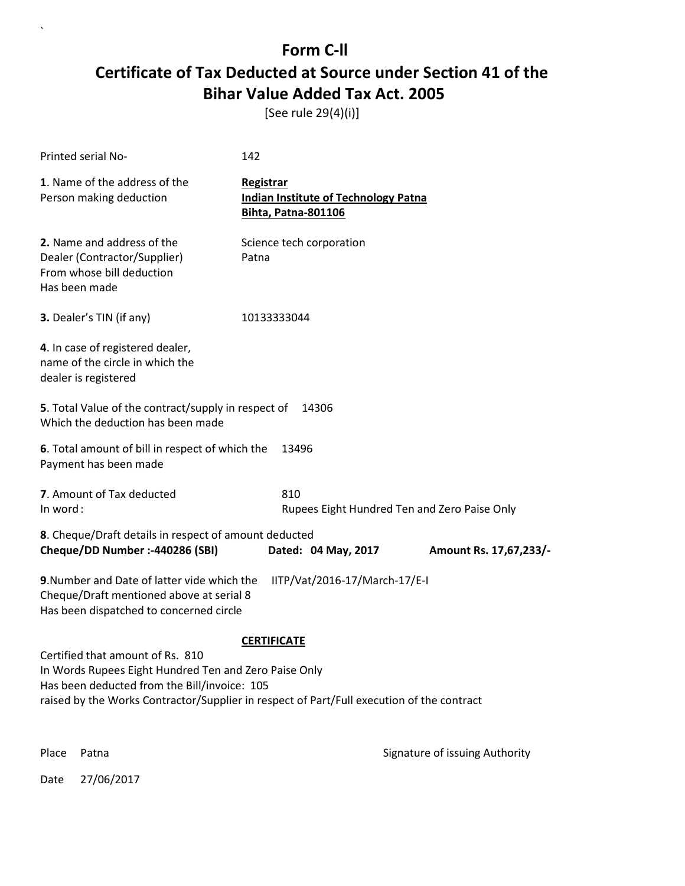# Form C-ll

## Certificate of Tax Deducted at Source under Section 41 of the Bihar Value Added Tax Act. 2005

[See rule 29(4)(i)]

Printed serial No- 142

**1**. Name of the address of the Person making deduction

**Registrar**
**Indian Institute of Technology Patna**
**Bihta, Patna-801106**

**2.** Name and address of the Dealer (Contractor/Supplier) From whose bill deduction Has been made

Science tech corporation
Patna

**3.** Dealer's TIN (if any) 10133333044

**4**. In case of registered dealer, name of the circle in which the dealer is registered

**5**. Total Value of the contract/supply in respect of Which the deduction has been made 14306

**6**. Total amount of bill in respect of which the Payment has been made 13496

**7**. Amount of Tax deducted 810
In word : Rupees Eight Hundred Ten and Zero Paise Only

**8**. Cheque/Draft details in respect of amount deducted
**Cheque/DD Number :-440286 (SBI)** **Dated: 04 May, 2017** **Amount Rs. 17,67,233/-**

**9**.Number and Date of latter vide which the Cheque/Draft mentioned above at serial 8 Has been dispatched to concerned circle IITP/Vat/2016-17/March-17/E-I

**CERTIFICATE**

Certified that amount of Rs. 810
In Words Rupees Eight Hundred Ten and Zero Paise Only
Has been deducted from the Bill/invoice: 105
raised by the Works Contractor/Supplier in respect of Part/Full execution of the contract

Place Patna

Signature of issuing Authority

Date 27/06/2017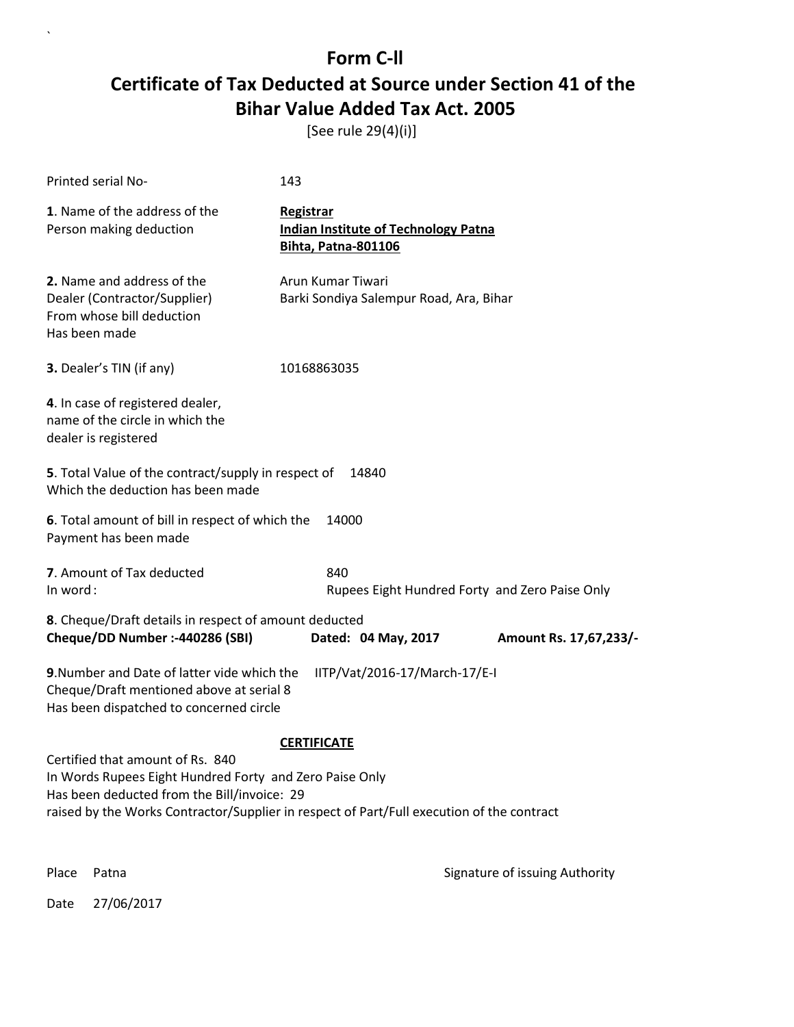# Form C-ll

## Certificate of Tax Deducted at Source under Section 41 of the Bihar Value Added Tax Act. 2005

[See rule 29(4)(i)]

Printed serial No- 143

**1**. Name of the address of the Person making deduction

**Registrar**
**Indian Institute of Technology Patna**
**Bihta, Patna-801106**

**2.** Name and address of the Dealer (Contractor/Supplier) From whose bill deduction Has been made

Arun Kumar Tiwari
Barki Sondiya Salempur Road, Ara, Bihar

**3.** Dealer's TIN (if any) 10168863035

**4**. In case of registered dealer, name of the circle in which the dealer is registered

**5**. Total Value of the contract/supply in respect of Which the deduction has been made 14840

**6**. Total amount of bill in respect of which the Payment has been made 14000

**7**. Amount of Tax deducted 840
In word : Rupees Eight Hundred Forty and Zero Paise Only

**8**. Cheque/Draft details in respect of amount deducted
**Cheque/DD Number :-440286 (SBI)** **Dated: 04 May, 2017** **Amount Rs. 17,67,233/-**

**9**.Number and Date of latter vide which the Cheque/Draft mentioned above at serial 8 Has been dispatched to concerned circle IITP/Vat/2016-17/March-17/E-I

**CERTIFICATE**

Certified that amount of Rs. 840
In Words Rupees Eight Hundred Forty and Zero Paise Only
Has been deducted from the Bill/invoice: 29
raised by the Works Contractor/Supplier in respect of Part/Full execution of the contract

Place Patna

Signature of issuing Authority

Date 27/06/2017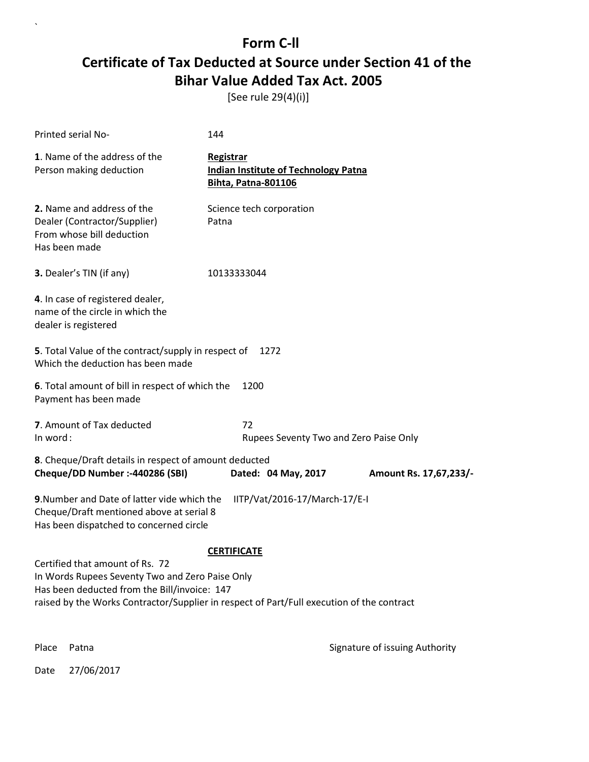# Form C-ll

## Certificate of Tax Deducted at Source under Section 41 of the Bihar Value Added Tax Act. 2005

[See rule 29(4)(i)]

Printed serial No- 144

**1**. Name of the address of the Person making deduction

**Registrar**
**Indian Institute of Technology Patna**
**Bihta, Patna-801106**

**2.** Name and address of the Dealer (Contractor/Supplier) From whose bill deduction Has been made

Science tech corporation
Patna

**3.** Dealer's TIN (if any) 10133333044

**4**. In case of registered dealer, name of the circle in which the dealer is registered

**5**. Total Value of the contract/supply in respect of Which the deduction has been made 1272

**6**. Total amount of bill in respect of which the Payment has been made 1200

**7**. Amount of Tax deducted 72
In word : Rupees Seventy Two and Zero Paise Only

**8**. Cheque/Draft details in respect of amount deducted
**Cheque/DD Number :-440286 (SBI)** **Dated: 04 May, 2017** **Amount Rs. 17,67,233/-**

**9**.Number and Date of latter vide which the Cheque/Draft mentioned above at serial 8 Has been dispatched to concerned circle IITP/Vat/2016-17/March-17/E-I

**CERTIFICATE**

Certified that amount of Rs. 72
In Words Rupees Seventy Two and Zero Paise Only
Has been deducted from the Bill/invoice: 147
raised by the Works Contractor/Supplier in respect of Part/Full execution of the contract

Place Patna

Signature of issuing Authority

Date 27/06/2017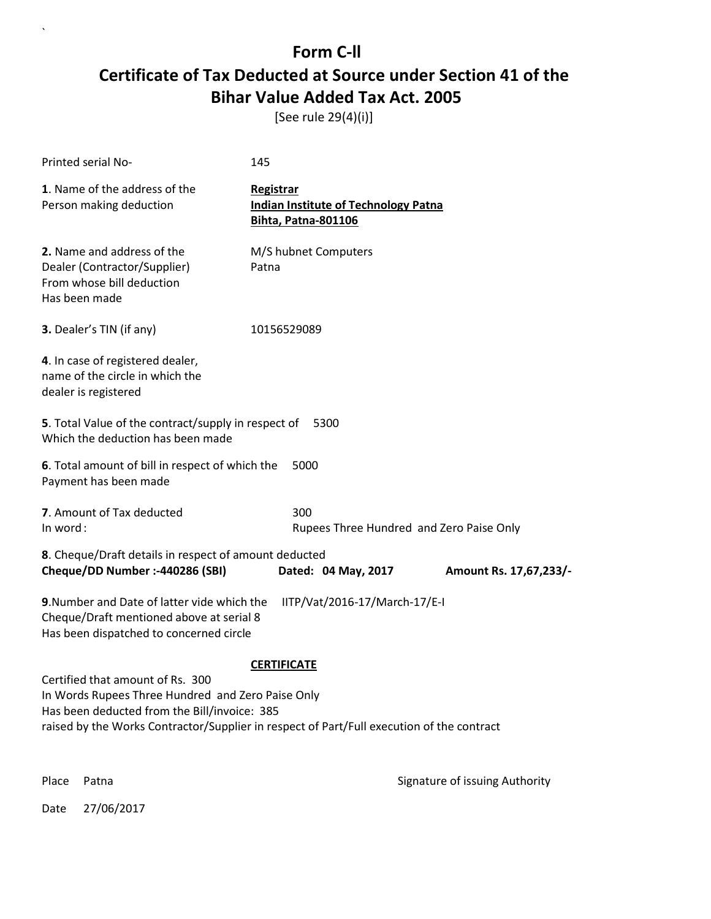`

# Form C-ll

## Certificate of Tax Deducted at Source under Section 41 of the Bihar Value Added Tax Act. 2005

[See rule 29(4)(i)]

Printed serial No- 145

**1**. Name of the address of the Person making deduction

**Registrar**
**Indian Institute of Technology Patna**
**Bihta, Patna-801106**

**2.** Name and address of the Dealer (Contractor/Supplier) From whose bill deduction Has been made

M/S hubnet Computers
Patna

**3.** Dealer's TIN (if any) 10156529089

**4**. In case of registered dealer, name of the circle in which the dealer is registered

**5**. Total Value of the contract/supply in respect of Which the deduction has been made 5300

**6**. Total amount of bill in respect of which the Payment has been made 5000

**7**. Amount of Tax deducted 300
In word : Rupees Three Hundred and Zero Paise Only

**8**. Cheque/Draft details in respect of amount deducted
**Cheque/DD Number :-440286 (SBI) Dated: 04 May, 2017 Amount Rs. 17,67,233/-**

**9**.Number and Date of latter vide which the Cheque/Draft mentioned above at serial 8 Has been dispatched to concerned circle IITP/Vat/2016-17/March-17/E-I

**CERTIFICATE**

Certified that amount of Rs. 300
In Words Rupees Three Hundred and Zero Paise Only
Has been deducted from the Bill/invoice: 385
raised by the Works Contractor/Supplier in respect of Part/Full execution of the contract

Place Patna

Signature of issuing Authority

Date 27/06/2017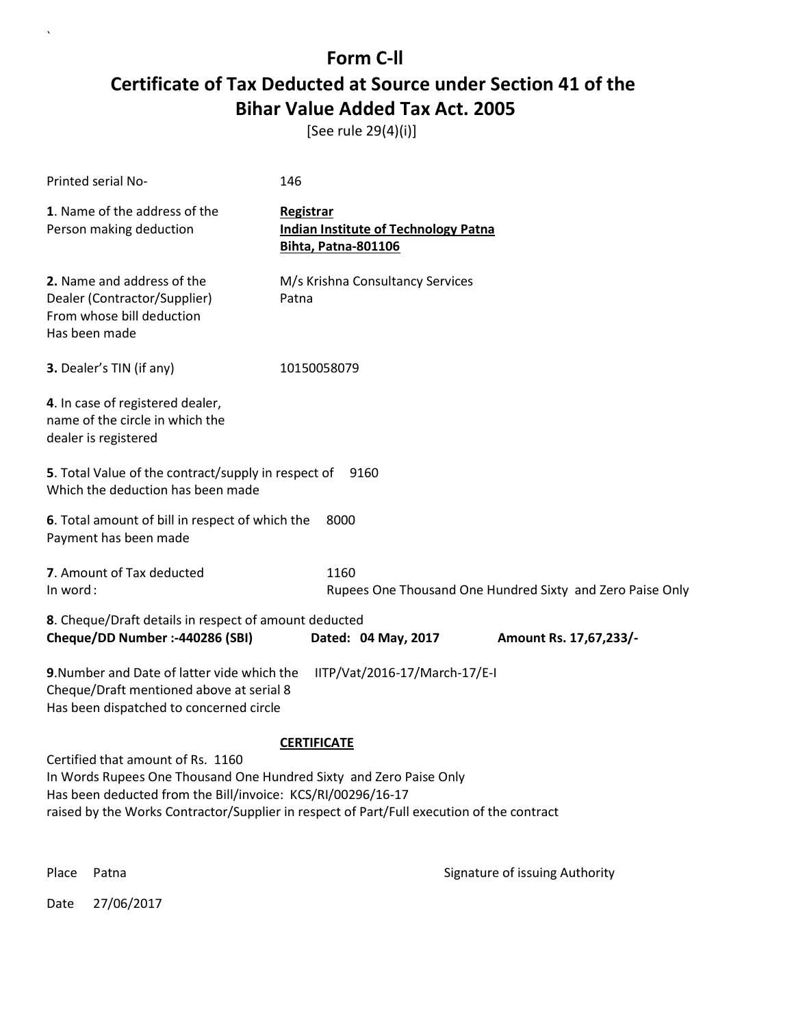# Form C-ll

## Certificate of Tax Deducted at Source under Section 41 of the Bihar Value Added Tax Act. 2005

[See rule 29(4)(i)]

Printed serial No- 146

**1**. Name of the address of the Person making deduction

**Registrar**
**Indian Institute of Technology Patna**
**Bihta, Patna-801106**

**2.** Name and address of the Dealer (Contractor/Supplier) From whose bill deduction Has been made

M/s Krishna Consultancy Services
Patna

**3.** Dealer's TIN (if any) 10150058079

**4**. In case of registered dealer, name of the circle in which the dealer is registered

**5**. Total Value of the contract/supply in respect of Which the deduction has been made 9160

**6**. Total amount of bill in respect of which the Payment has been made 8000

**7**. Amount of Tax deducted 1160
In word : Rupees One Thousand One Hundred Sixty and Zero Paise Only

**8**. Cheque/Draft details in respect of amount deducted
**Cheque/DD Number :-440286 (SBI)** **Dated: 04 May, 2017** **Amount Rs. 17,67,233/-**

**9**.Number and Date of latter vide which the Cheque/Draft mentioned above at serial 8 Has been dispatched to concerned circle IITP/Vat/2016-17/March-17/E-I

**CERTIFICATE**

Certified that amount of Rs. 1160
In Words Rupees One Thousand One Hundred Sixty and Zero Paise Only
Has been deducted from the Bill/invoice: KCS/RI/00296/16-17
raised by the Works Contractor/Supplier in respect of Part/Full execution of the contract

Place Patna

Signature of issuing Authority

Date 27/06/2017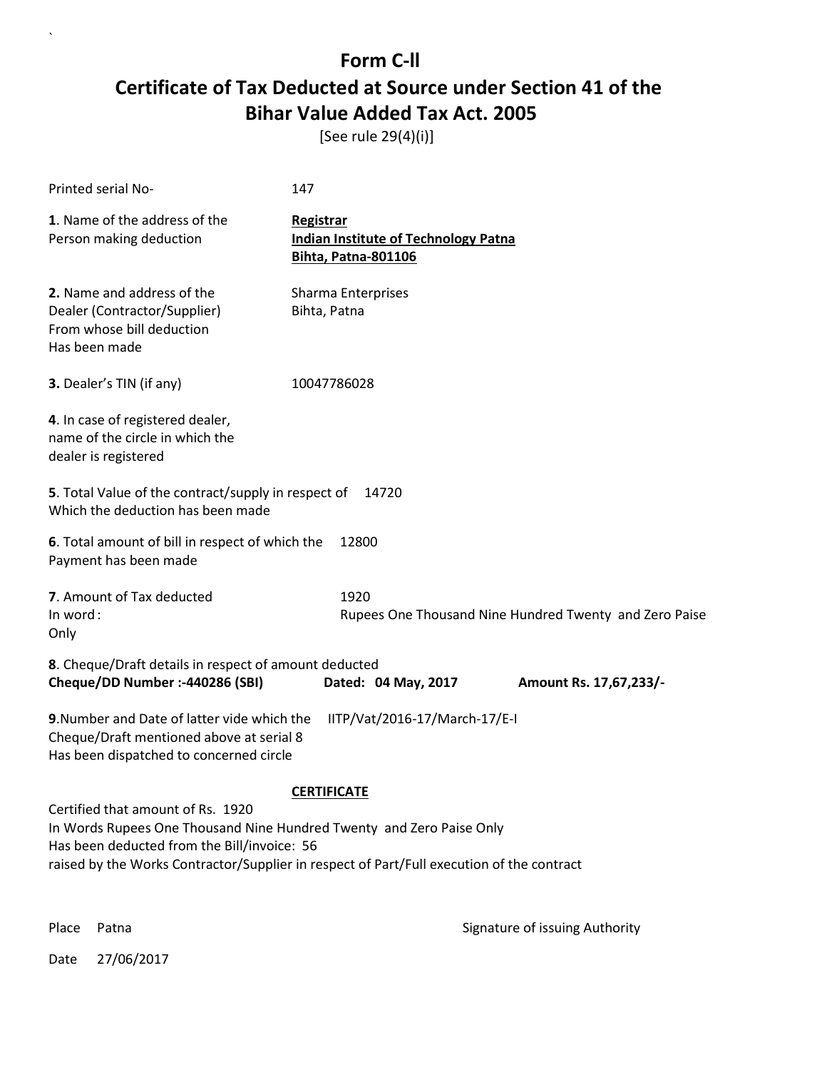# Form C-ll

# Certificate of Tax Deducted at Source under Section 41 of the Bihar Value Added Tax Act. 2005

[See rule 29(4)(i)]

Printed serial No- 147

**1**. Name of the address of the Person making deduction

**Registrar**
**Indian Institute of Technology Patna**
**Bihta, Patna-801106**

**2.** Name and address of the Dealer (Contractor/Supplier) From whose bill deduction Has been made

Sharma Enterprises
Bihta, Patna

**3.** Dealer's TIN (if any) 10047786028

**4**. In case of registered dealer, name of the circle in which the dealer is registered

**5**. Total Value of the contract/supply in respect of Which the deduction has been made 14720

**6**. Total amount of bill in respect of which the Payment has been made 12800

**7**. Amount of Tax deducted 1920
In word : Rupees One Thousand Nine Hundred Twenty and Zero Paise Only

**8**. Cheque/Draft details in respect of amount deducted
**Cheque/DD Number :-440286 (SBI)** **Dated: 04 May, 2017** **Amount Rs. 17,67,233/-**

**9**.Number and Date of latter vide which the Cheque/Draft mentioned above at serial 8 Has been dispatched to concerned circle IITP/Vat/2016-17/March-17/E-I

**CERTIFICATE**

Certified that amount of Rs. 1920
In Words Rupees One Thousand Nine Hundred Twenty and Zero Paise Only
Has been deducted from the Bill/invoice: 56
raised by the Works Contractor/Supplier in respect of Part/Full execution of the contract

Place Patna

Signature of issuing Authority

Date 27/06/2017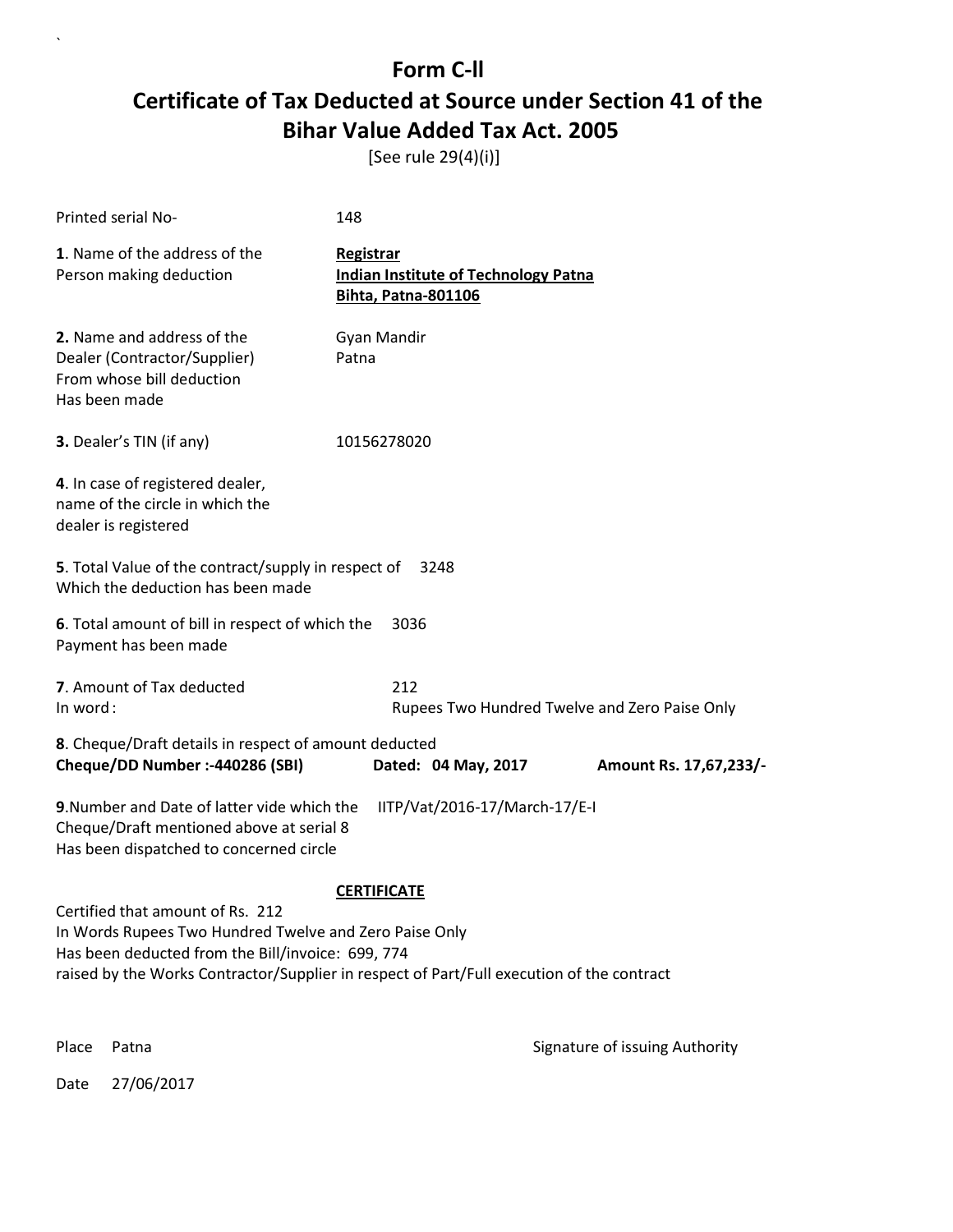# Form C-ll
# Certificate of Tax Deducted at Source under Section 41 of the Bihar Value Added Tax Act. 2005

[See rule 29(4)(i)]

Printed serial No- 148

**1**. Name of the address of the Person making deduction

**Registrar**
**Indian Institute of Technology Patna**
**Bihta, Patna-801106**

**2.** Name and address of the Dealer (Contractor/Supplier) From whose bill deduction Has been made

Gyan Mandir
Patna

**3.** Dealer's TIN (if any) 10156278020

**4**. In case of registered dealer, name of the circle in which the dealer is registered

**5**. Total Value of the contract/supply in respect of Which the deduction has been made 3248

**6**. Total amount of bill in respect of which the Payment has been made 3036

**7**. Amount of Tax deducted 212
In word : Rupees Two Hundred Twelve and Zero Paise Only

**8**. Cheque/Draft details in respect of amount deducted
**Cheque/DD Number :-440286 (SBI)** **Dated: 04 May, 2017** **Amount Rs. 17,67,233/-**

**9**.Number and Date of latter vide which the Cheque/Draft mentioned above at serial 8 Has been dispatched to concerned circle IITP/Vat/2016-17/March-17/E-I

**CERTIFICATE**

Certified that amount of Rs. 212
In Words Rupees Two Hundred Twelve and Zero Paise Only
Has been deducted from the Bill/invoice: 699, 774
raised by the Works Contractor/Supplier in respect of Part/Full execution of the contract

Place Patna

Signature of issuing Authority

Date 27/06/2017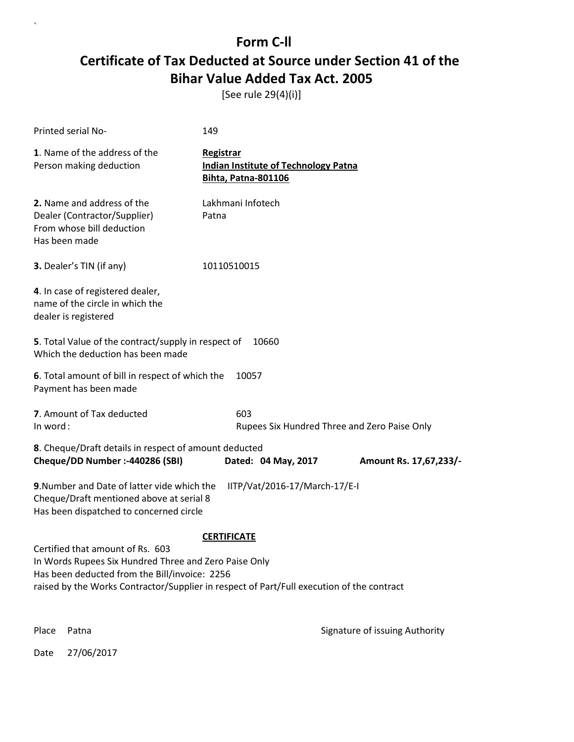# Form C-ll

## Certificate of Tax Deducted at Source under Section 41 of the Bihar Value Added Tax Act. 2005

[See rule 29(4)(i)]

Printed serial No- 149

**1**. Name of the address of the Person making deduction

**Registrar**
**Indian Institute of Technology Patna**
**Bihta, Patna-801106**

**2.** Name and address of the Dealer (Contractor/Supplier) From whose bill deduction Has been made

Lakhmani Infotech
Patna

**3.** Dealer's TIN (if any) 10110510015

**4**. In case of registered dealer, name of the circle in which the dealer is registered

**5**. Total Value of the contract/supply in respect of Which the deduction has been made 10660

**6**. Total amount of bill in respect of which the Payment has been made 10057

**7**. Amount of Tax deducted 603
In word : Rupees Six Hundred Three and Zero Paise Only

**8**. Cheque/Draft details in respect of amount deducted
**Cheque/DD Number :-440286 (SBI)** **Dated: 04 May, 2017** **Amount Rs. 17,67,233/-**

**9**.Number and Date of latter vide which the Cheque/Draft mentioned above at serial 8 Has been dispatched to concerned circle IITP/Vat/2016-17/March-17/E-I

**CERTIFICATE**

Certified that amount of Rs. 603
In Words Rupees Six Hundred Three and Zero Paise Only
Has been deducted from the Bill/invoice: 2256
raised by the Works Contractor/Supplier in respect of Part/Full execution of the contract

Place Patna

Signature of issuing Authority

Date 27/06/2017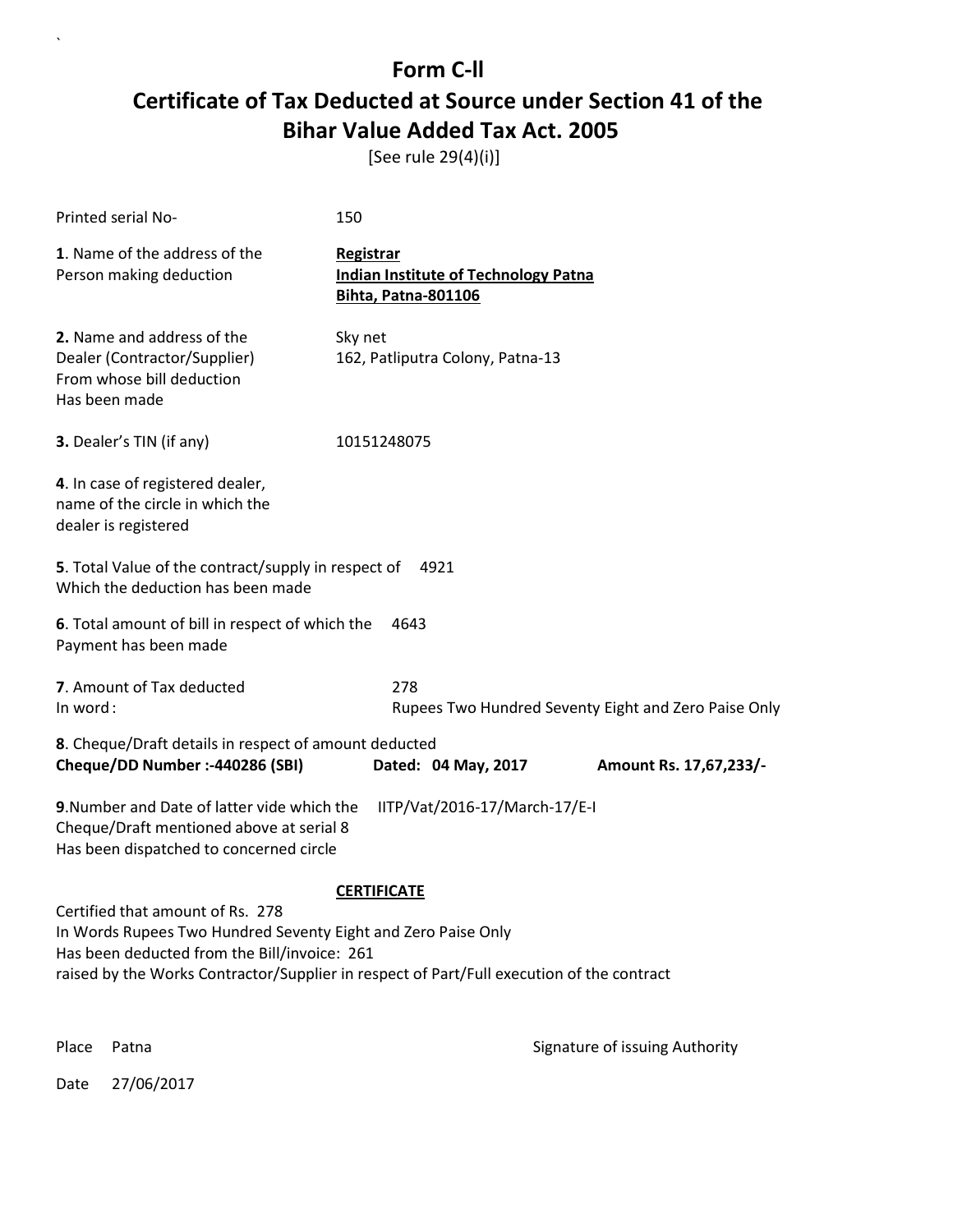# Form C-ll

## Certificate of Tax Deducted at Source under Section 41 of the Bihar Value Added Tax Act. 2005

[See rule 29(4)(i)]

Printed serial No- 150

**1**. Name of the address of the Person making deduction

**Registrar**
**Indian Institute of Technology Patna**
**Bihta, Patna-801106**

**2.** Name and address of the Dealer (Contractor/Supplier) From whose bill deduction Has been made

Sky net
162, Patliputra Colony, Patna-13

**3.** Dealer's TIN (if any) 10151248075

**4**. In case of registered dealer, name of the circle in which the dealer is registered

**5**. Total Value of the contract/supply in respect of Which the deduction has been made 4921

**6**. Total amount of bill in respect of which the Payment has been made 4643

**7**. Amount of Tax deducted 278
In word : Rupees Two Hundred Seventy Eight and Zero Paise Only

**8**. Cheque/Draft details in respect of amount deducted
**Cheque/DD Number :-440286 (SBI)** **Dated: 04 May, 2017** **Amount Rs. 17,67,233/-**

**9**.Number and Date of latter vide which the Cheque/Draft mentioned above at serial 8 Has been dispatched to concerned circle IITP/Vat/2016-17/March-17/E-I

**CERTIFICATE**

Certified that amount of Rs. 278
In Words Rupees Two Hundred Seventy Eight and Zero Paise Only
Has been deducted from the Bill/invoice: 261
raised by the Works Contractor/Supplier in respect of Part/Full execution of the contract

Place Patna

Signature of issuing Authority

Date 27/06/2017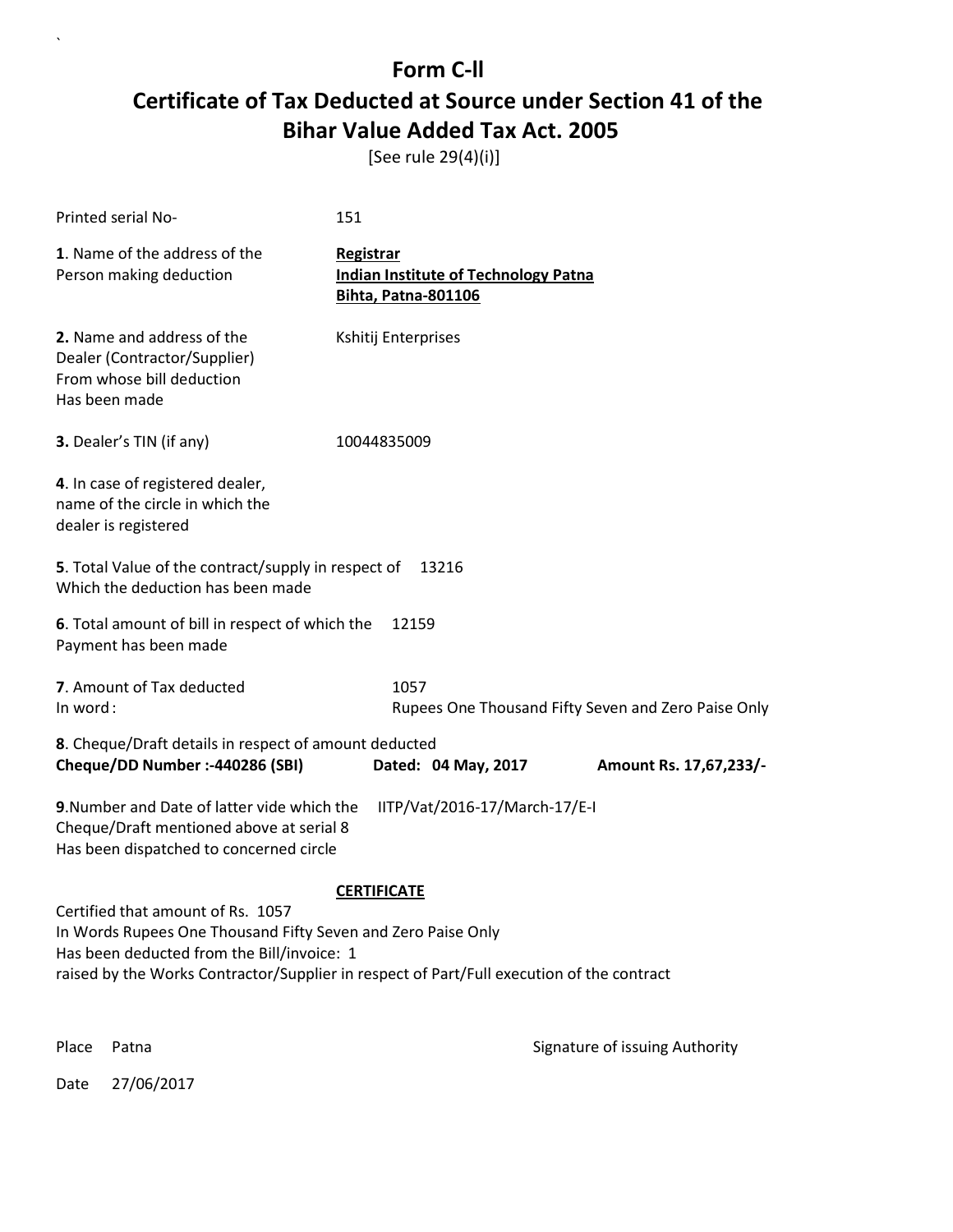# Form C-ll

## Certificate of Tax Deducted at Source under Section 41 of the Bihar Value Added Tax Act. 2005

[See rule 29(4)(i)]

Printed serial No- 151

**1**. Name of the address of the Person making deduction

**Registrar**
**Indian Institute of Technology Patna**
**Bihta, Patna-801106**

**2.** Name and address of the Dealer (Contractor/Supplier) From whose bill deduction Has been made

Kshitij Enterprises

**3.** Dealer's TIN (if any) 10044835009

**4**. In case of registered dealer, name of the circle in which the dealer is registered

**5**. Total Value of the contract/supply in respect of Which the deduction has been made 13216

**6**. Total amount of bill in respect of which the Payment has been made 12159

**7**. Amount of Tax deducted 1057
In word : Rupees One Thousand Fifty Seven and Zero Paise Only

**8**. Cheque/Draft details in respect of amount deducted
**Cheque/DD Number :-440286 (SBI)** **Dated: 04 May, 2017** **Amount Rs. 17,67,233/-**

**9**.Number and Date of latter vide which the Cheque/Draft mentioned above at serial 8 Has been dispatched to concerned circle IITP/Vat/2016-17/March-17/E-I

**CERTIFICATE**

Certified that amount of Rs. 1057
In Words Rupees One Thousand Fifty Seven and Zero Paise Only
Has been deducted from the Bill/invoice: 1
raised by the Works Contractor/Supplier in respect of Part/Full execution of the contract

Place Patna

Signature of issuing Authority

Date 27/06/2017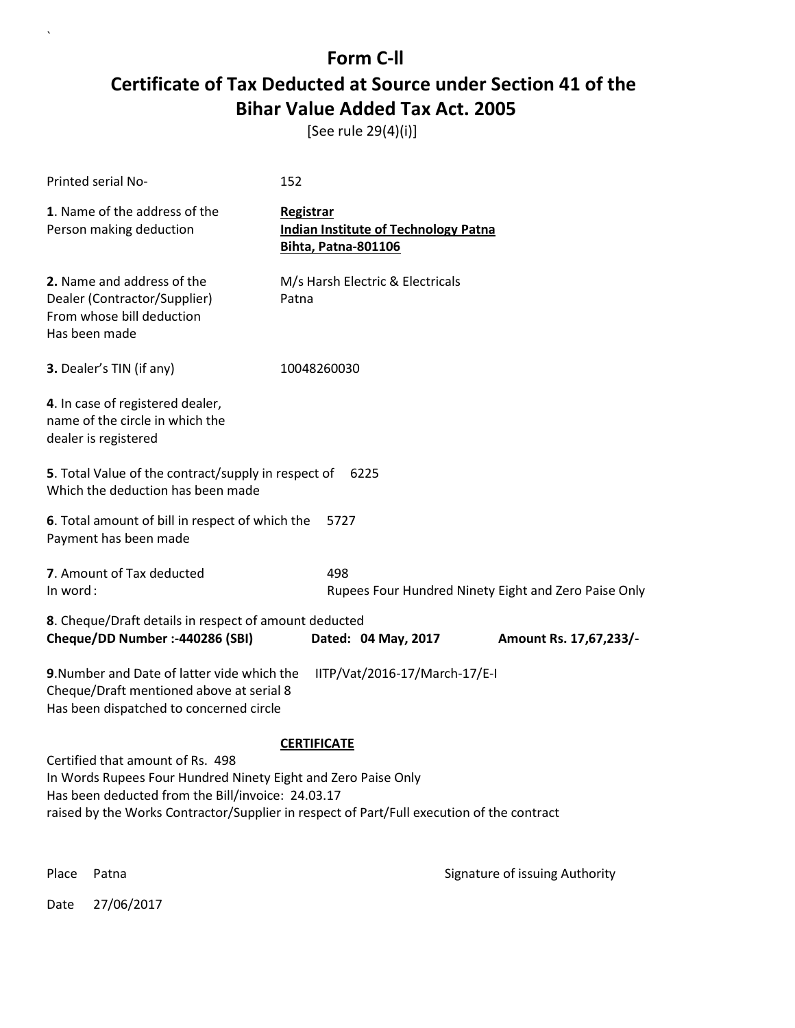# Form C-ll

# Certificate of Tax Deducted at Source under Section 41 of the Bihar Value Added Tax Act. 2005

[See rule 29(4)(i)]

Printed serial No- 152

**1**. Name of the address of the Person making deduction

**Registrar**
**Indian Institute of Technology Patna**
**Bihta, Patna-801106**

**2.** Name and address of the Dealer (Contractor/Supplier) From whose bill deduction Has been made

M/s Harsh Electric & Electricals
Patna

**3.** Dealer's TIN (if any) 10048260030

**4**. In case of registered dealer, name of the circle in which the dealer is registered

**5**. Total Value of the contract/supply in respect of Which the deduction has been made 6225

**6**. Total amount of bill in respect of which the Payment has been made 5727

**7**. Amount of Tax deducted 498
In word : Rupees Four Hundred Ninety Eight and Zero Paise Only

**8**. Cheque/Draft details in respect of amount deducted
**Cheque/DD Number :-440286 (SBI)** **Dated: 04 May, 2017** **Amount Rs. 17,67,233/-**

**9**.Number and Date of latter vide which the Cheque/Draft mentioned above at serial 8 Has been dispatched to concerned circle IITP/Vat/2016-17/March-17/E-I

**CERTIFICATE**

Certified that amount of Rs. 498
In Words Rupees Four Hundred Ninety Eight and Zero Paise Only
Has been deducted from the Bill/invoice: 24.03.17
raised by the Works Contractor/Supplier in respect of Part/Full execution of the contract

Place Patna

Signature of issuing Authority

Date 27/06/2017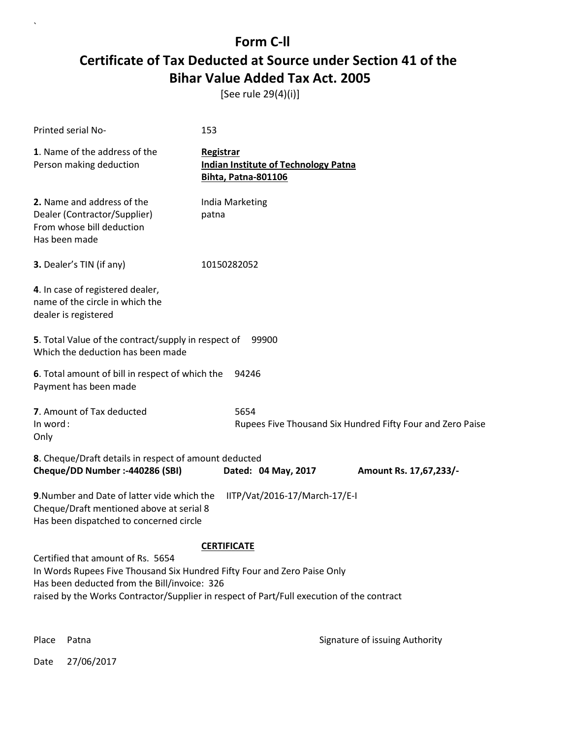# Form C-ll

# Certificate of Tax Deducted at Source under Section 41 of the Bihar Value Added Tax Act. 2005

[See rule 29(4)(i)]

Printed serial No- 153

**1**. Name of the address of the Person making deduction

**Registrar**
**Indian Institute of Technology Patna**
**Bihta, Patna-801106**

**2.** Name and address of the Dealer (Contractor/Supplier) From whose bill deduction Has been made

India Marketing
patna

**3.** Dealer's TIN (if any) 10150282052

**4**. In case of registered dealer, name of the circle in which the dealer is registered

**5**. Total Value of the contract/supply in respect of Which the deduction has been made 99900

**6**. Total amount of bill in respect of which the Payment has been made 94246

**7**. Amount of Tax deducted 5654
In word : Rupees Five Thousand Six Hundred Fifty Four and Zero Paise Only

**8**. Cheque/Draft details in respect of amount deducted
**Cheque/DD Number :-440286 (SBI)** **Dated: 04 May, 2017** **Amount Rs. 17,67,233/-**

**9**.Number and Date of latter vide which the Cheque/Draft mentioned above at serial 8 Has been dispatched to concerned circle IITP/Vat/2016-17/March-17/E-I

**CERTIFICATE**

Certified that amount of Rs. 5654
In Words Rupees Five Thousand Six Hundred Fifty Four and Zero Paise Only
Has been deducted from the Bill/invoice: 326
raised by the Works Contractor/Supplier in respect of Part/Full execution of the contract

Place Patna

Signature of issuing Authority

Date 27/06/2017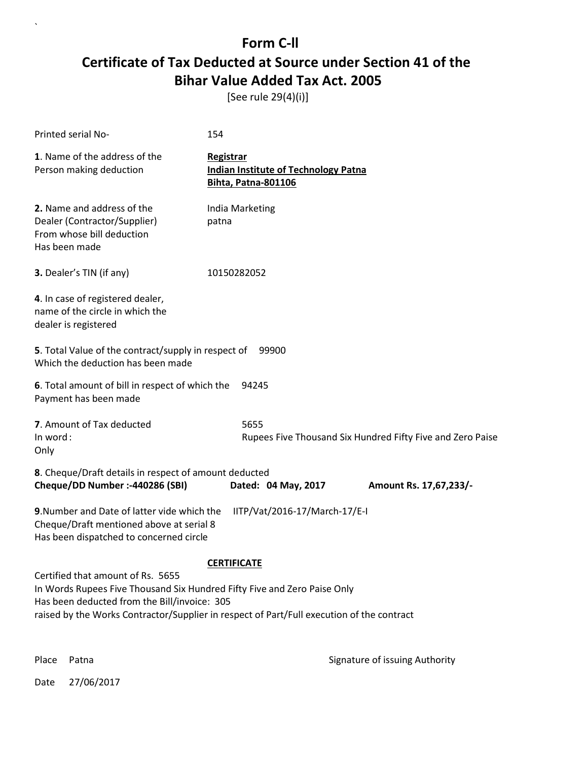`

# Form C-ll
# Certificate of Tax Deducted at Source under Section 41 of the Bihar Value Added Tax Act. 2005

[See rule 29(4)(i)]

Printed serial No- 154

**1**. Name of the address of the Person making deduction

**Registrar**
**Indian Institute of Technology Patna**
**Bihta, Patna-801106**

**2.** Name and address of the Dealer (Contractor/Supplier) From whose bill deduction Has been made

India Marketing
patna

**3.** Dealer's TIN (if any) 10150282052

**4**. In case of registered dealer, name of the circle in which the dealer is registered

**5**. Total Value of the contract/supply in respect of Which the deduction has been made 99900

**6**. Total amount of bill in respect of which the Payment has been made 94245

**7**. Amount of Tax deducted 5655
In word : Rupees Five Thousand Six Hundred Fifty Five and Zero Paise Only

**8**. Cheque/Draft details in respect of amount deducted
**Cheque/DD Number :-440286 (SBI)** **Dated: 04 May, 2017** **Amount Rs. 17,67,233/-**

**9**.Number and Date of latter vide which the Cheque/Draft mentioned above at serial 8 Has been dispatched to concerned circle IITP/Vat/2016-17/March-17/E-I

**CERTIFICATE**

Certified that amount of Rs. 5655
In Words Rupees Five Thousand Six Hundred Fifty Five and Zero Paise Only
Has been deducted from the Bill/invoice: 305
raised by the Works Contractor/Supplier in respect of Part/Full execution of the contract

Place Patna

Signature of issuing Authority

Date 27/06/2017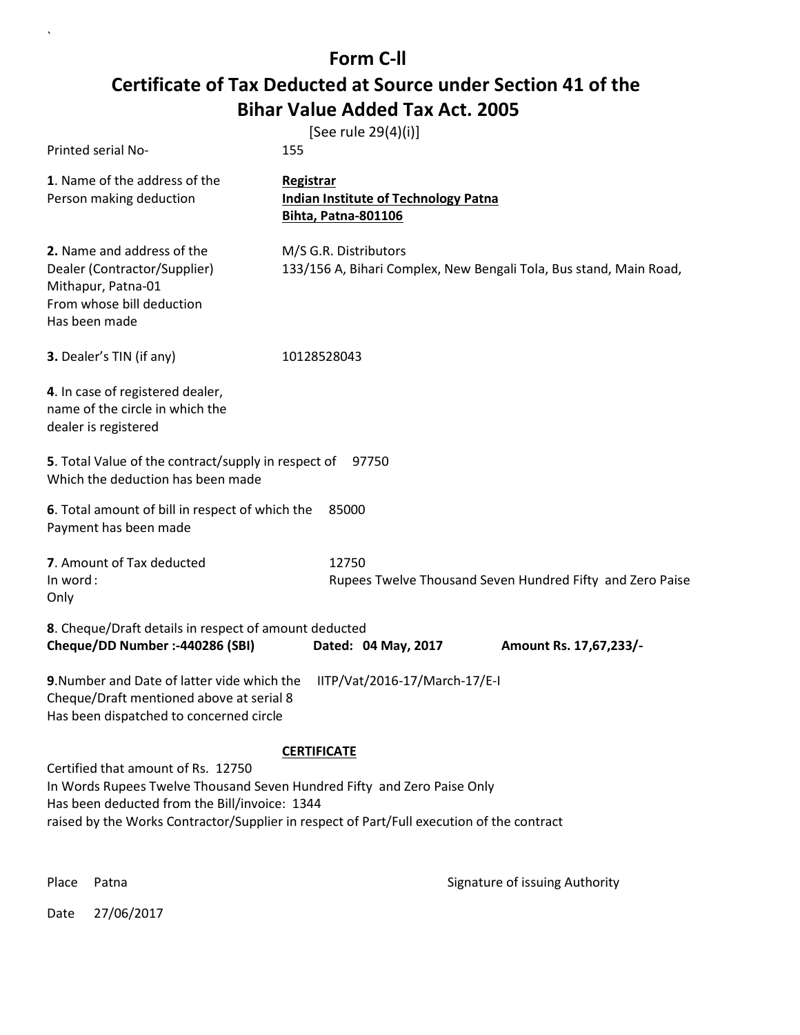# Form C-II

## Certificate of Tax Deducted at Source under Section 41 of the Bihar Value Added Tax Act. 2005

[See rule 29(4)(i)]

Printed serial No- 155

**1**. Name of the address of the Person making deduction

**Registrar**
**Indian Institute of Technology Patna**
**Bihta, Patna-801106**

**2**. Name and address of the Dealer (Contractor/Supplier) From whose bill deduction Has been made

M/S G.R. Distributors
133/156 A, Bihari Complex, New Bengali Tola, Bus stand, Main Road, Mithapur, Patna-01

**3**. Dealer's TIN (if any) 10128528043

**4**. In case of registered dealer, name of the circle in which the dealer is registered

**5**. Total Value of the contract/supply in respect of Which the deduction has been made 97750

**6**. Total amount of bill in respect of which the Payment has been made 85000

**7**. Amount of Tax deducted 12750
In word : Rupees Twelve Thousand Seven Hundred Fifty and Zero Paise Only

**8**. Cheque/Draft details in respect of amount deducted
**Cheque/DD Number :-440286 (SBI) Dated: 04 May, 2017 Amount Rs. 17,67,233/-**

**9**.Number and Date of latter vide which the Cheque/Draft mentioned above at serial 8 Has been dispatched to concerned circle IITP/Vat/2016-17/March-17/E-I

**CERTIFICATE**

Certified that amount of Rs. 12750
In Words Rupees Twelve Thousand Seven Hundred Fifty and Zero Paise Only
Has been deducted from the Bill/invoice: 1344
raised by the Works Contractor/Supplier in respect of Part/Full execution of the contract

Place Patna

Signature of issuing Authority

Date 27/06/2017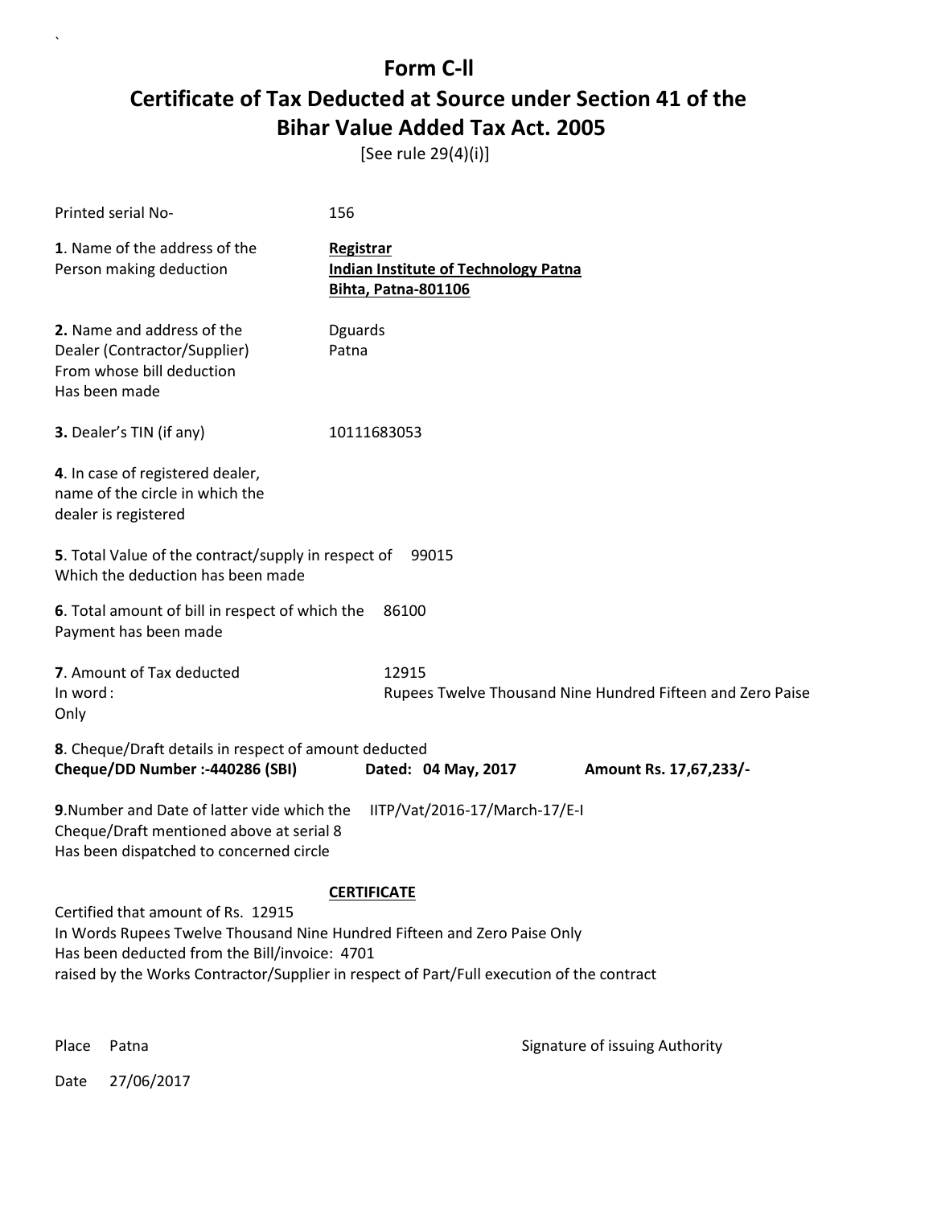# Form C-ll

# Certificate of Tax Deducted at Source under Section 41 of the Bihar Value Added Tax Act. 2005

[See rule 29(4)(i)]

Printed serial No- 156

**1**. Name of the address of the Person making deduction

**Registrar**
**Indian Institute of Technology Patna**
**Bihta, Patna-801106**

**2.** Name and address of the Dealer (Contractor/Supplier) From whose bill deduction Has been made

Dguards
Patna

**3.** Dealer's TIN (if any) 10111683053

**4**. In case of registered dealer, name of the circle in which the dealer is registered

**5**. Total Value of the contract/supply in respect of Which the deduction has been made 99015

**6**. Total amount of bill in respect of which the Payment has been made 86100

**7**. Amount of Tax deducted 12915
In word : Rupees Twelve Thousand Nine Hundred Fifteen and Zero Paise Only

**8**. Cheque/Draft details in respect of amount deducted
**Cheque/DD Number :-440286 (SBI)** **Dated: 04 May, 2017** **Amount Rs. 17,67,233/-**

**9**.Number and Date of latter vide which the Cheque/Draft mentioned above at serial 8 Has been dispatched to concerned circle IITP/Vat/2016-17/March-17/E-I

**CERTIFICATE**

Certified that amount of Rs. 12915
In Words Rupees Twelve Thousand Nine Hundred Fifteen and Zero Paise Only
Has been deducted from the Bill/invoice: 4701
raised by the Works Contractor/Supplier in respect of Part/Full execution of the contract

Place Patna

Signature of issuing Authority

Date 27/06/2017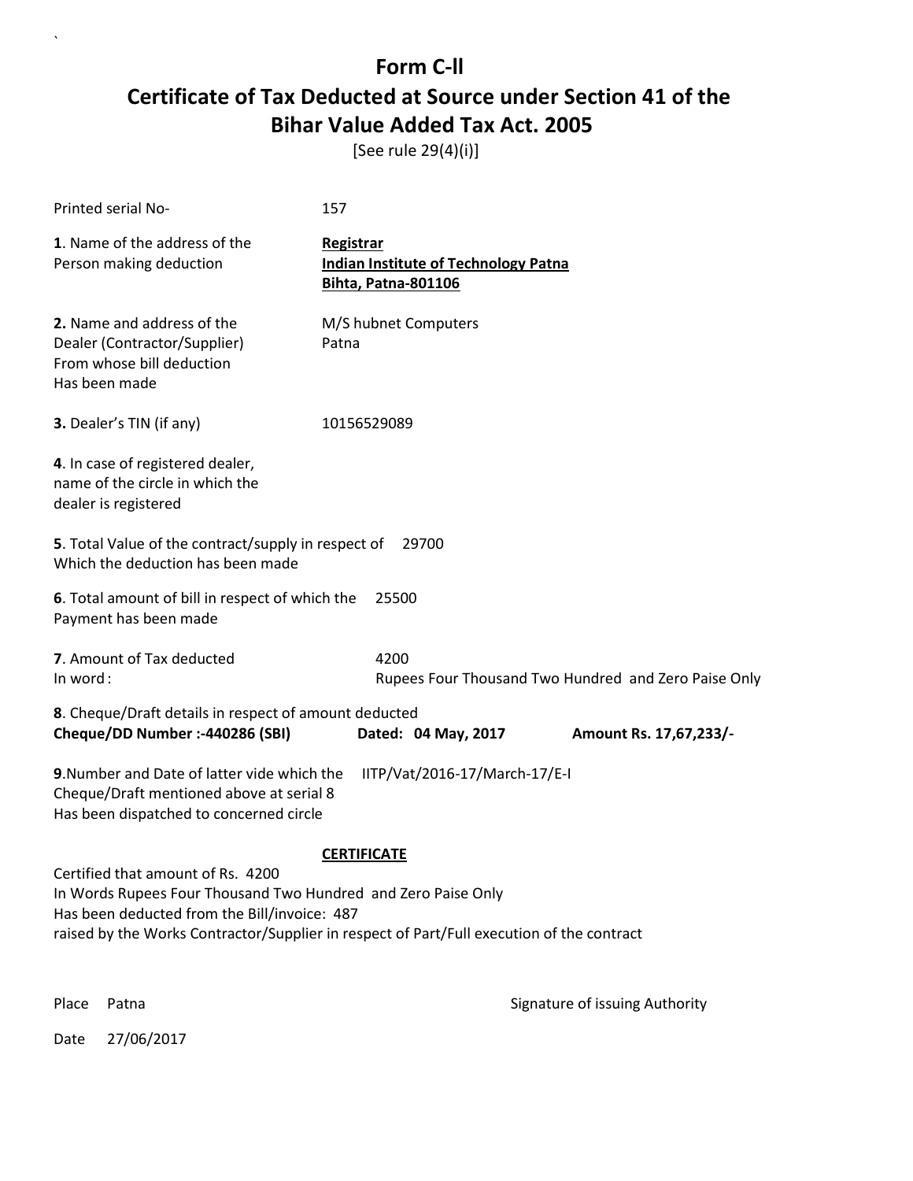# Form C-II

## Certificate of Tax Deducted at Source under Section 41 of the Bihar Value Added Tax Act. 2005

[See rule 29(4)(i)]

Printed serial No- 157

**1**. Name of the address of the Person making deduction

**Registrar**
**Indian Institute of Technology Patna**
**Bihta, Patna-801106**

**2.** Name and address of the Dealer (Contractor/Supplier) From whose bill deduction Has been made

M/S hubnet Computers
Patna

**3.** Dealer's TIN (if any) 10156529089

**4**. In case of registered dealer, name of the circle in which the dealer is registered

**5**. Total Value of the contract/supply in respect of Which the deduction has been made 29700

**6**. Total amount of bill in respect of which the Payment has been made 25500

**7**. Amount of Tax deducted 4200
In word : Rupees Four Thousand Two Hundred and Zero Paise Only

**8**. Cheque/Draft details in respect of amount deducted
**Cheque/DD Number :-440286 (SBI)** **Dated: 04 May, 2017** **Amount Rs. 17,67,233/-**

**9**.Number and Date of latter vide which the Cheque/Draft mentioned above at serial 8 Has been dispatched to concerned circle IITP/Vat/2016-17/March-17/E-I

**CERTIFICATE**

Certified that amount of Rs. 4200
In Words Rupees Four Thousand Two Hundred and Zero Paise Only
Has been deducted from the Bill/invoice: 487
raised by the Works Contractor/Supplier in respect of Part/Full execution of the contract

Place Patna

Signature of issuing Authority

Date 27/06/2017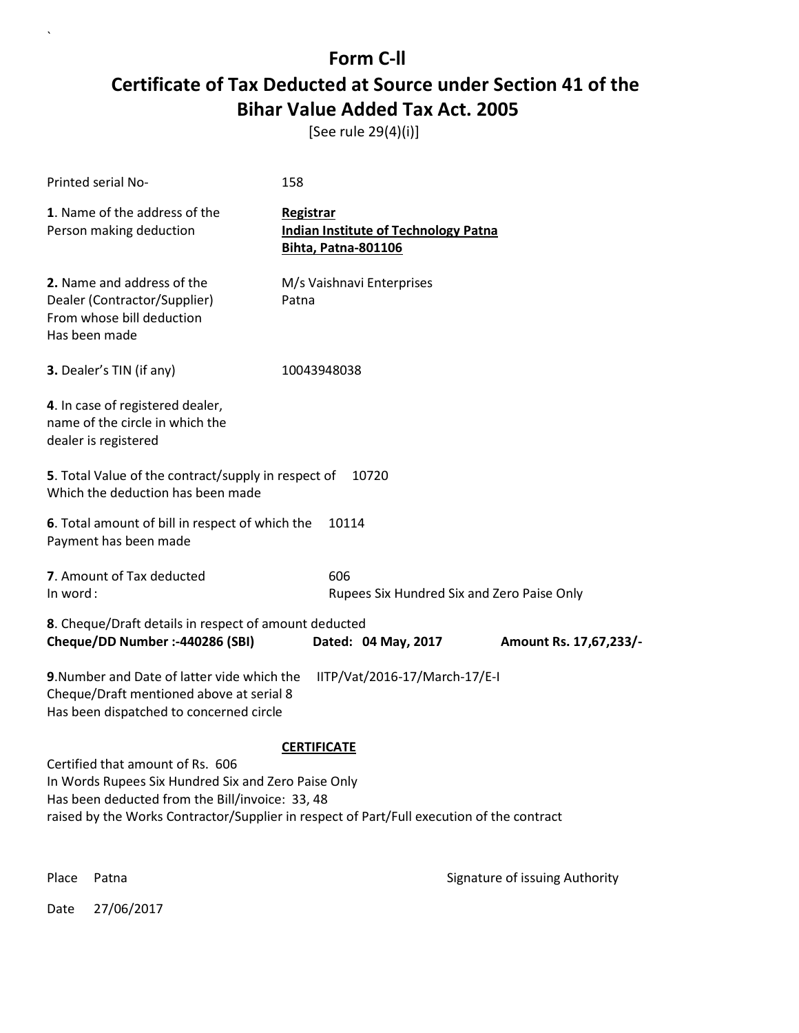# Form C-ll

# Certificate of Tax Deducted at Source under Section 41 of the Bihar Value Added Tax Act. 2005

[See rule 29(4)(i)]

Printed serial No- 158

**1**. Name of the address of the Person making deduction

**Registrar**
**Indian Institute of Technology Patna**
**Bihta, Patna-801106**

**2.** Name and address of the Dealer (Contractor/Supplier) From whose bill deduction Has been made

M/s Vaishnavi Enterprises
Patna

**3.** Dealer's TIN (if any) 10043948038

**4**. In case of registered dealer, name of the circle in which the dealer is registered

**5**. Total Value of the contract/supply in respect of Which the deduction has been made 10720

**6**. Total amount of bill in respect of which the Payment has been made 10114

**7**. Amount of Tax deducted 606
In word : Rupees Six Hundred Six and Zero Paise Only

**8**. Cheque/Draft details in respect of amount deducted
**Cheque/DD Number :-440286 (SBI)** **Dated: 04 May, 2017** **Amount Rs. 17,67,233/-**

**9**.Number and Date of latter vide which the Cheque/Draft mentioned above at serial 8 Has been dispatched to concerned circle IITP/Vat/2016-17/March-17/E-I

**CERTIFICATE**

Certified that amount of Rs. 606
In Words Rupees Six Hundred Six and Zero Paise Only
Has been deducted from the Bill/invoice: 33, 48
raised by the Works Contractor/Supplier in respect of Part/Full execution of the contract

Place Patna

Signature of issuing Authority

Date 27/06/2017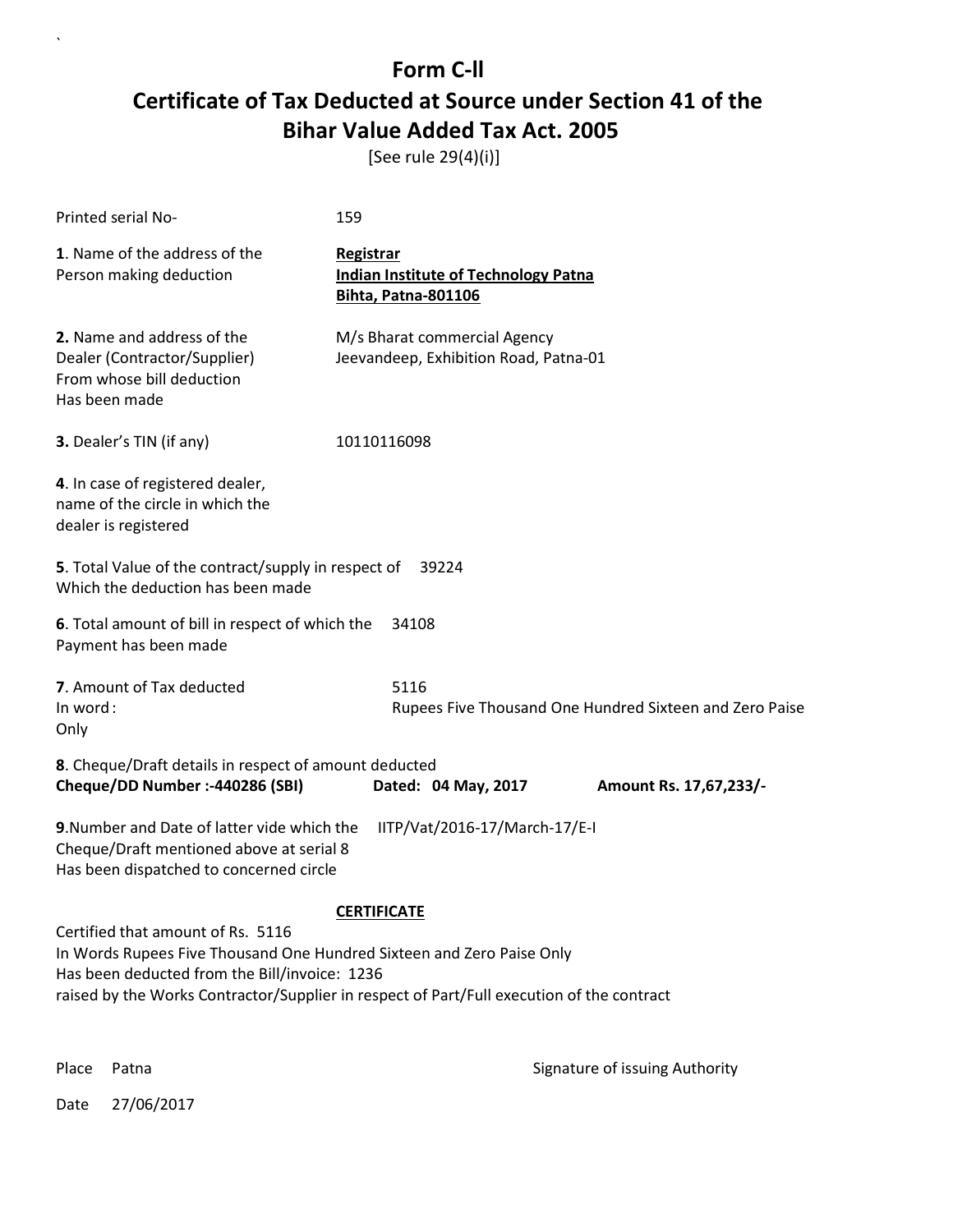# Form C-ll

## Certificate of Tax Deducted at Source under Section 41 of the Bihar Value Added Tax Act. 2005

[See rule 29(4)(i)]

Printed serial No- 159

**1**. Name of the address of the Person making deduction

**Registrar**
**Indian Institute of Technology Patna**
**Bihta, Patna-801106**

**2.** Name and address of the Dealer (Contractor/Supplier) From whose bill deduction Has been made

M/s Bharat commercial Agency
Jeevandeep, Exhibition Road, Patna-01

**3.** Dealer's TIN (if any) 10110116098

**4**. In case of registered dealer, name of the circle in which the dealer is registered

**5**. Total Value of the contract/supply in respect of Which the deduction has been made 39224

**6**. Total amount of bill in respect of which the Payment has been made 34108

**7**. Amount of Tax deducted 5116
In word : Rupees Five Thousand One Hundred Sixteen and Zero Paise Only

**8**. Cheque/Draft details in respect of amount deducted
**Cheque/DD Number :-440286 (SBI) Dated: 04 May, 2017 Amount Rs. 17,67,233/-**

**9**.Number and Date of latter vide which the Cheque/Draft mentioned above at serial 8 Has been dispatched to concerned circle IITP/Vat/2016-17/March-17/E-I

**CERTIFICATE**

Certified that amount of Rs. 5116
In Words Rupees Five Thousand One Hundred Sixteen and Zero Paise Only
Has been deducted from the Bill/invoice: 1236
raised by the Works Contractor/Supplier in respect of Part/Full execution of the contract

Place Patna

Signature of issuing Authority

Date 27/06/2017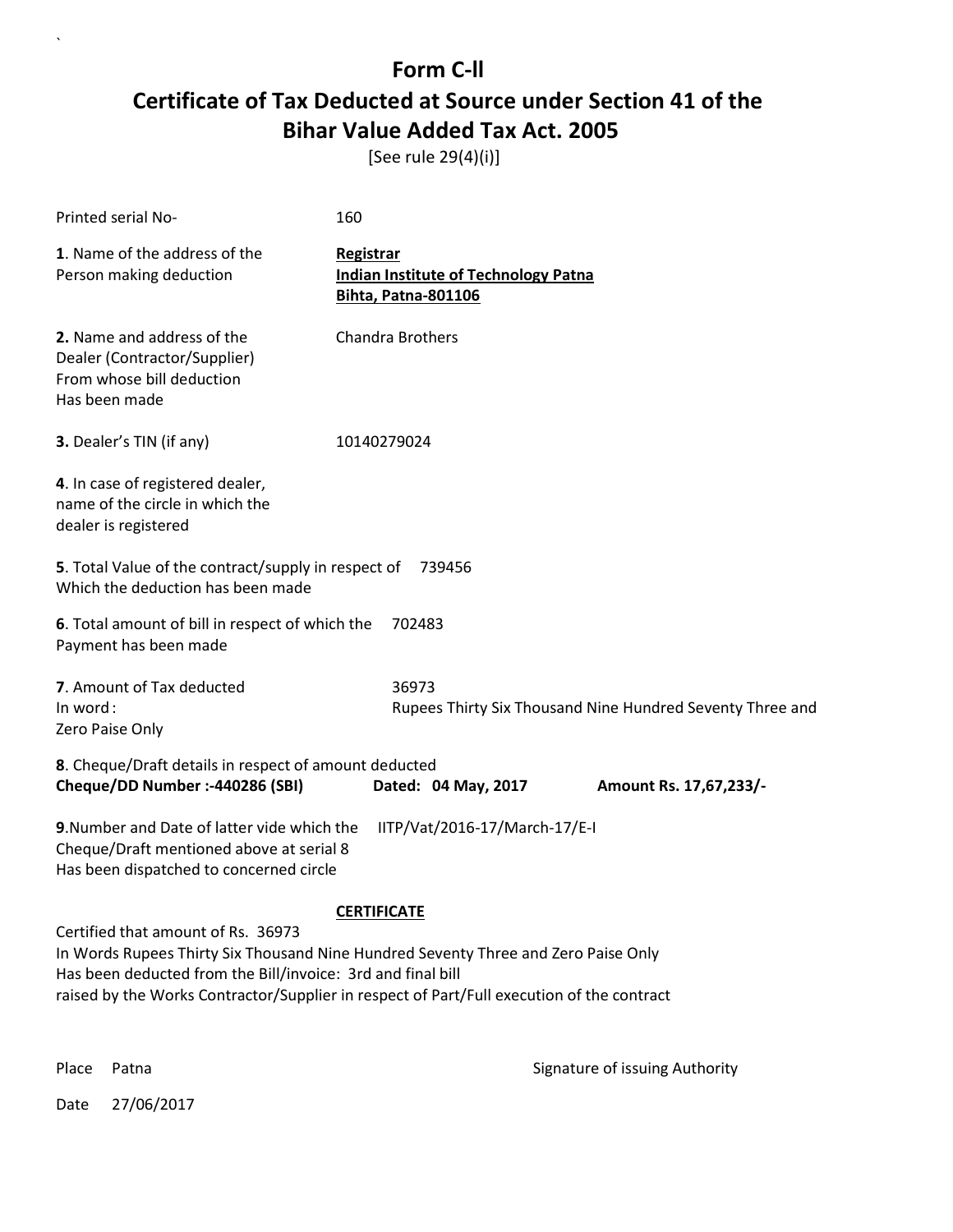# Form C-ll

## Certificate of Tax Deducted at Source under Section 41 of the Bihar Value Added Tax Act. 2005

[See rule 29(4)(i)]

Printed serial No- 160

**1**. Name of the address of the Person making deduction

**Registrar**
**Indian Institute of Technology Patna**
**Bihta, Patna-801106**

**2.** Name and address of the Dealer (Contractor/Supplier) From whose bill deduction Has been made

Chandra Brothers

**3.** Dealer's TIN (if any) 10140279024

**4**. In case of registered dealer, name of the circle in which the dealer is registered

**5**. Total Value of the contract/supply in respect of Which the deduction has been made 739456

**6**. Total amount of bill in respect of which the Payment has been made 702483

**7**. Amount of Tax deducted 36973
In word : Rupees Thirty Six Thousand Nine Hundred Seventy Three and Zero Paise Only

**8**. Cheque/Draft details in respect of amount deducted
**Cheque/DD Number :-440286 (SBI)** **Dated: 04 May, 2017** **Amount Rs. 17,67,233/-**

**9**.Number and Date of latter vide which the Cheque/Draft mentioned above at serial 8 Has been dispatched to concerned circle IITP/Vat/2016-17/March-17/E-I

**CERTIFICATE**

Certified that amount of Rs. 36973
In Words Rupees Thirty Six Thousand Nine Hundred Seventy Three and Zero Paise Only
Has been deducted from the Bill/invoice: 3rd and final bill
raised by the Works Contractor/Supplier in respect of Part/Full execution of the contract

Place Patna

Signature of issuing Authority

Date 27/06/2017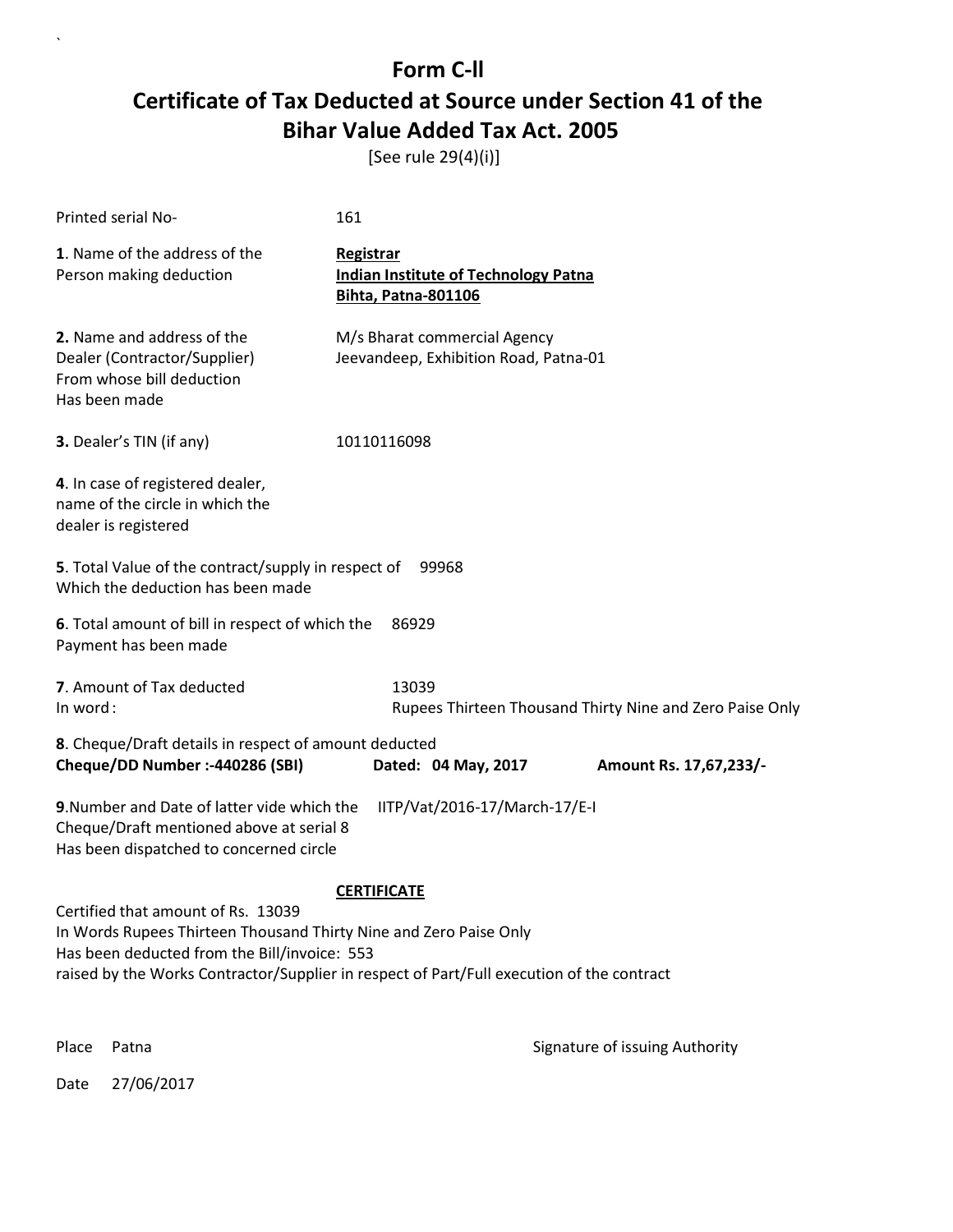# Form C-ll

## Certificate of Tax Deducted at Source under Section 41 of the Bihar Value Added Tax Act. 2005

[See rule 29(4)(i)]

Printed serial No- 161

**1**. Name of the address of the Person making deduction

**Registrar**
**Indian Institute of Technology Patna**
**Bihta, Patna-801106**

**2.** Name and address of the Dealer (Contractor/Supplier) From whose bill deduction Has been made

M/s Bharat commercial Agency
Jeevandeep, Exhibition Road, Patna-01

**3.** Dealer's TIN (if any) 10110116098

**4**. In case of registered dealer, name of the circle in which the dealer is registered

**5**. Total Value of the contract/supply in respect of Which the deduction has been made 99968

**6**. Total amount of bill in respect of which the Payment has been made 86929

**7**. Amount of Tax deducted 13039
In word : Rupees Thirteen Thousand Thirty Nine and Zero Paise Only

**8**. Cheque/Draft details in respect of amount deducted
**Cheque/DD Number :-440286 (SBI)** **Dated: 04 May, 2017** **Amount Rs. 17,67,233/-**

**9**.Number and Date of latter vide which the Cheque/Draft mentioned above at serial 8 Has been dispatched to concerned circle IITP/Vat/2016-17/March-17/E-I

**CERTIFICATE**

Certified that amount of Rs. 13039
In Words Rupees Thirteen Thousand Thirty Nine and Zero Paise Only
Has been deducted from the Bill/invoice: 553
raised by the Works Contractor/Supplier in respect of Part/Full execution of the contract

Place Patna

Signature of issuing Authority

Date 27/06/2017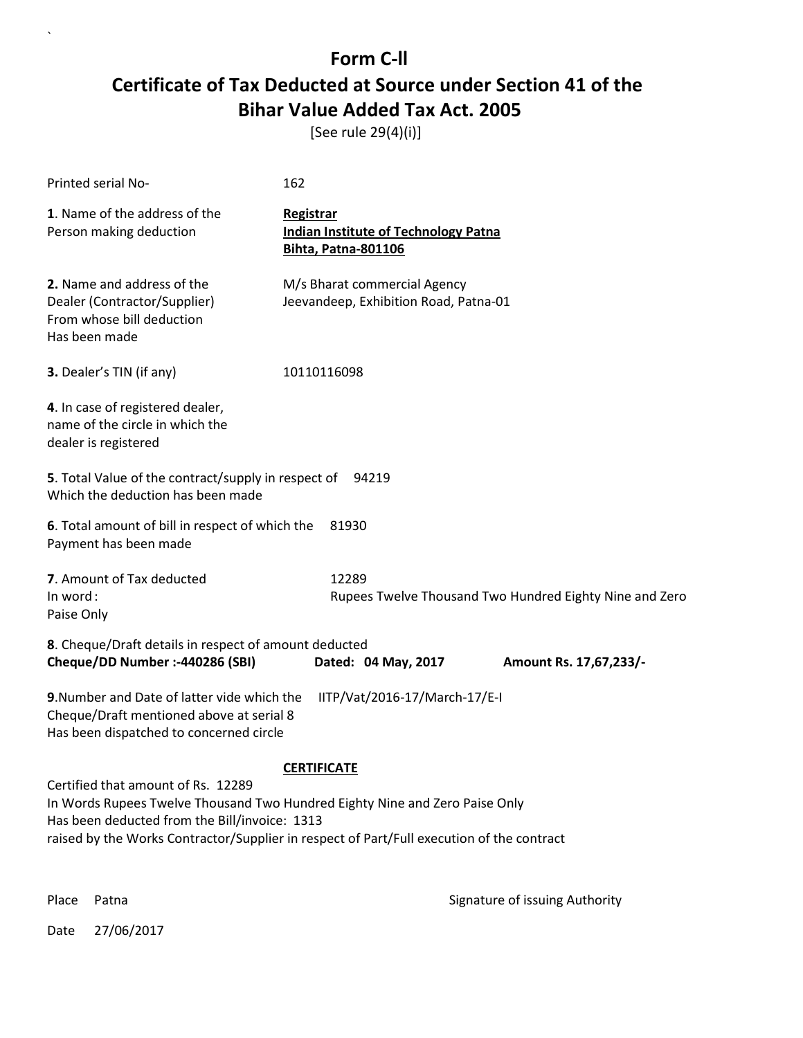# Form C-ll

## Certificate of Tax Deducted at Source under Section 41 of the Bihar Value Added Tax Act. 2005

[See rule 29(4)(i)]

Printed serial No- 162

**1**. Name of the address of the Person making deduction

**Registrar**
**Indian Institute of Technology Patna**
**Bihta, Patna-801106**

**2.** Name and address of the Dealer (Contractor/Supplier) From whose bill deduction Has been made

M/s Bharat commercial Agency
Jeevandeep, Exhibition Road, Patna-01

**3.** Dealer's TIN (if any) 10110116098

**4**. In case of registered dealer, name of the circle in which the dealer is registered

**5**. Total Value of the contract/supply in respect of Which the deduction has been made 94219

**6**. Total amount of bill in respect of which the Payment has been made 81930

**7**. Amount of Tax deducted 12289
In word : Rupees Twelve Thousand Two Hundred Eighty Nine and Zero Paise Only

**8**. Cheque/Draft details in respect of amount deducted
**Cheque/DD Number :-440286 (SBI)** **Dated: 04 May, 2017** **Amount Rs. 17,67,233/-**

**9**.Number and Date of latter vide which the Cheque/Draft mentioned above at serial 8 Has been dispatched to concerned circle IITP/Vat/2016-17/March-17/E-I

**CERTIFICATE**

Certified that amount of Rs. 12289
In Words Rupees Twelve Thousand Two Hundred Eighty Nine and Zero Paise Only
Has been deducted from the Bill/invoice: 1313
raised by the Works Contractor/Supplier in respect of Part/Full execution of the contract

Place Patna

Signature of issuing Authority

Date 27/06/2017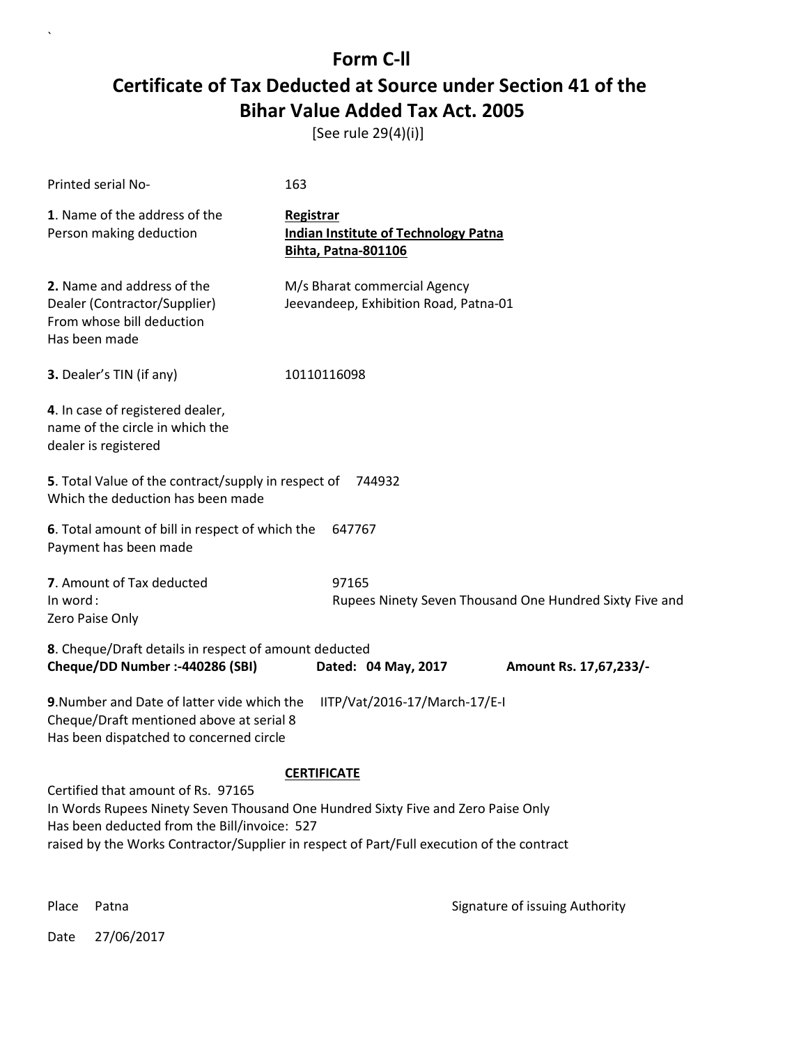# Form C-ll

## Certificate of Tax Deducted at Source under Section 41 of the Bihar Value Added Tax Act. 2005

[See rule 29(4)(i)]

Printed serial No- 163

**1**. Name of the address of the Person making deduction

**Registrar**
**Indian Institute of Technology Patna**
**Bihta, Patna-801106**

**2.** Name and address of the Dealer (Contractor/Supplier) From whose bill deduction Has been made

M/s Bharat commercial Agency
Jeevandeep, Exhibition Road, Patna-01

**3.** Dealer's TIN (if any) 10110116098

**4**. In case of registered dealer, name of the circle in which the dealer is registered

**5**. Total Value of the contract/supply in respect of Which the deduction has been made 744932

**6**. Total amount of bill in respect of which the Payment has been made 647767

**7**. Amount of Tax deducted 97165
In word : Rupees Ninety Seven Thousand One Hundred Sixty Five and Zero Paise Only

**8**. Cheque/Draft details in respect of amount deducted
**Cheque/DD Number :-440286 (SBI)** **Dated: 04 May, 2017** **Amount Rs. 17,67,233/-**

**9**.Number and Date of latter vide which the Cheque/Draft mentioned above at serial 8 Has been dispatched to concerned circle IITP/Vat/2016-17/March-17/E-I

**CERTIFICATE**

Certified that amount of Rs. 97165
In Words Rupees Ninety Seven Thousand One Hundred Sixty Five and Zero Paise Only
Has been deducted from the Bill/invoice: 527
raised by the Works Contractor/Supplier in respect of Part/Full execution of the contract

Place Patna

Signature of issuing Authority

Date 27/06/2017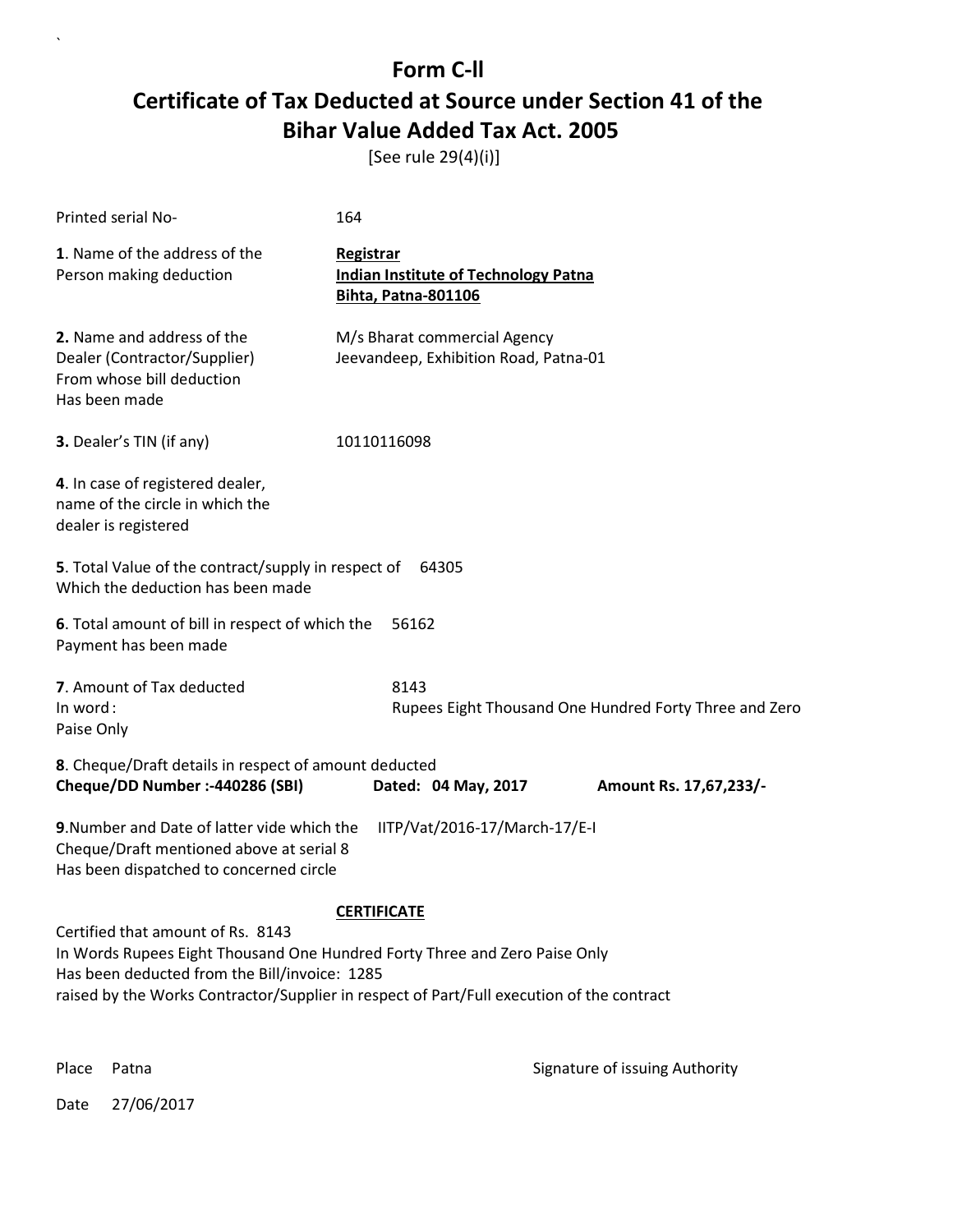# Form C-ll

## Certificate of Tax Deducted at Source under Section 41 of the Bihar Value Added Tax Act. 2005

[See rule 29(4)(i)]

Printed serial No- 164

**1**. Name of the address of the Person making deduction

**Registrar**
**Indian Institute of Technology Patna**
**Bihta, Patna-801106**

**2.** Name and address of the Dealer (Contractor/Supplier) From whose bill deduction Has been made

M/s Bharat commercial Agency
Jeevandeep, Exhibition Road, Patna-01

**3.** Dealer's TIN (if any) 10110116098

**4**. In case of registered dealer, name of the circle in which the dealer is registered

**5**. Total Value of the contract/supply in respect of Which the deduction has been made 64305

**6**. Total amount of bill in respect of which the Payment has been made 56162

**7**. Amount of Tax deducted 8143
In word : Rupees Eight Thousand One Hundred Forty Three and Zero Paise Only

**8**. Cheque/Draft details in respect of amount deducted
**Cheque/DD Number :-440286 (SBI)** **Dated: 04 May, 2017** **Amount Rs. 17,67,233/-**

**9**.Number and Date of latter vide which the Cheque/Draft mentioned above at serial 8 Has been dispatched to concerned circle IITP/Vat/2016-17/March-17/E-I

**CERTIFICATE**

Certified that amount of Rs. 8143
In Words Rupees Eight Thousand One Hundred Forty Three and Zero Paise Only
Has been deducted from the Bill/invoice: 1285
raised by the Works Contractor/Supplier in respect of Part/Full execution of the contract

Place Patna

Signature of issuing Authority

Date 27/06/2017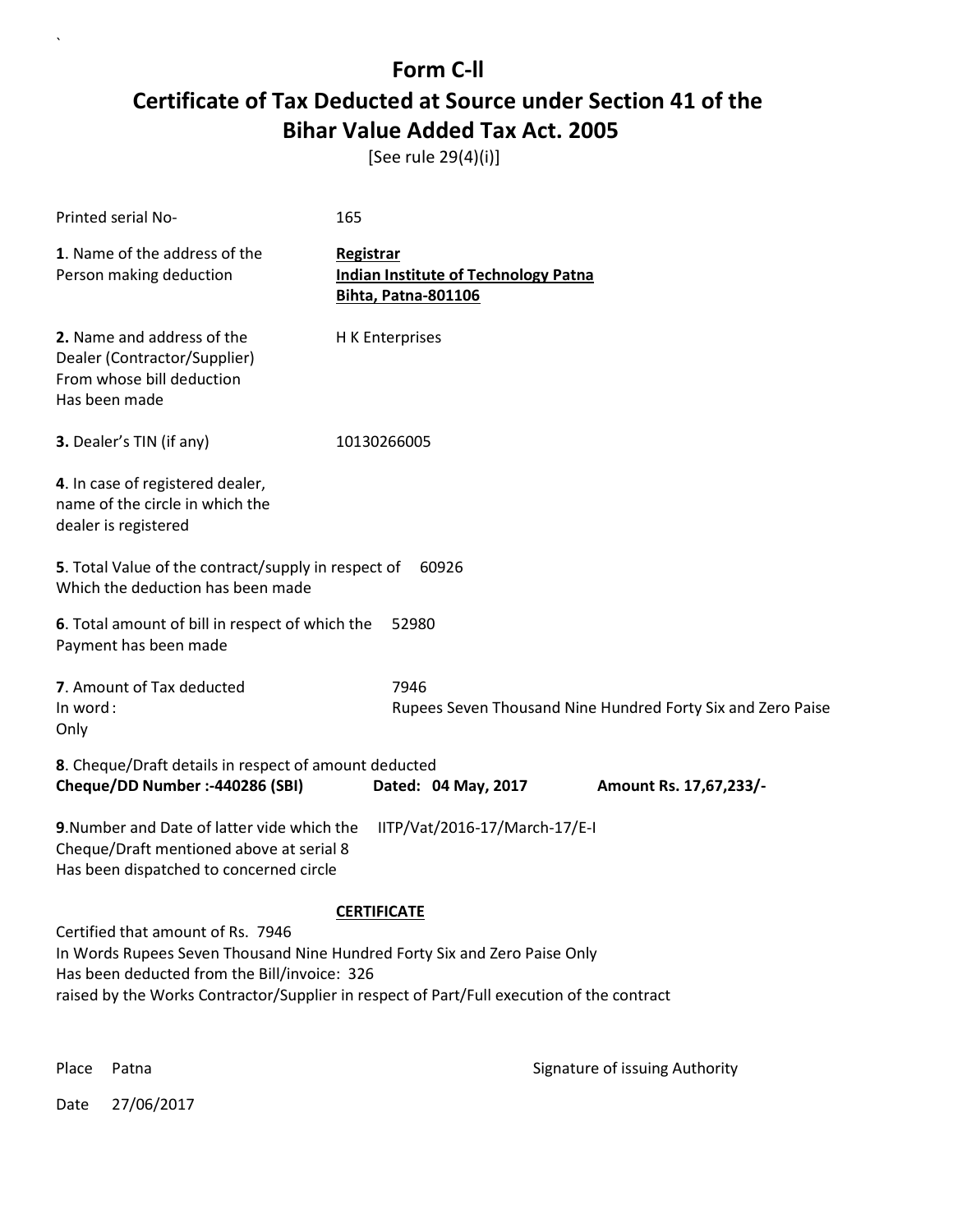# Form C-ll

# Certificate of Tax Deducted at Source under Section 41 of the Bihar Value Added Tax Act. 2005

[See rule 29(4)(i)]

Printed serial No- 165

**1**. Name of the address of the Person making deduction

**Registrar**
**Indian Institute of Technology Patna**
**Bihta, Patna-801106**

**2.** Name and address of the Dealer (Contractor/Supplier) From whose bill deduction Has been made

H K Enterprises

**3.** Dealer's TIN (if any) 10130266005

**4**. In case of registered dealer, name of the circle in which the dealer is registered

**5**. Total Value of the contract/supply in respect of Which the deduction has been made 60926

**6**. Total amount of bill in respect of which the Payment has been made 52980

**7**. Amount of Tax deducted 7946
In word : Rupees Seven Thousand Nine Hundred Forty Six and Zero Paise Only

**8**. Cheque/Draft details in respect of amount deducted
**Cheque/DD Number :-440286 (SBI)** **Dated: 04 May, 2017** **Amount Rs. 17,67,233/-**

**9**.Number and Date of latter vide which the Cheque/Draft mentioned above at serial 8 Has been dispatched to concerned circle

IITP/Vat/2016-17/March-17/E-I

**CERTIFICATE**

Certified that amount of Rs. 7946
In Words Rupees Seven Thousand Nine Hundred Forty Six and Zero Paise Only
Has been deducted from the Bill/invoice: 326
raised by the Works Contractor/Supplier in respect of Part/Full execution of the contract

Place Patna

Signature of issuing Authority

Date 27/06/2017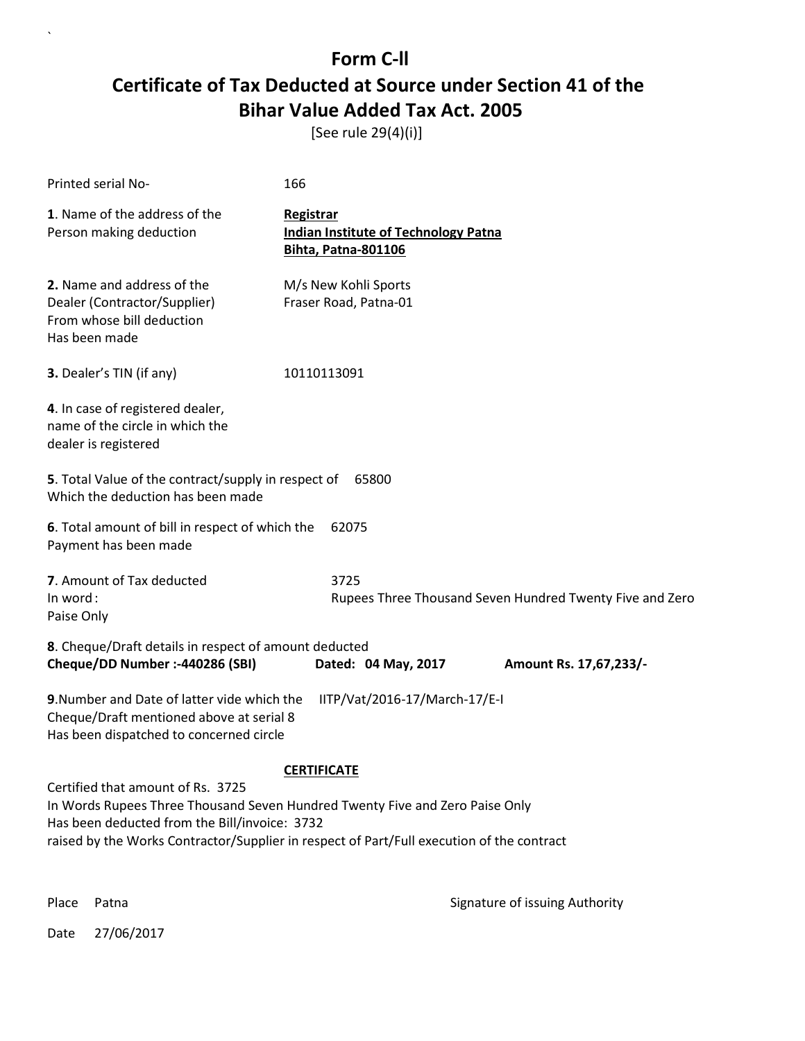# Form C-ll

## Certificate of Tax Deducted at Source under Section 41 of the Bihar Value Added Tax Act. 2005

[See rule 29(4)(i)]

Printed serial No- 166

**1**. Name of the address of the Person making deduction

**Registrar**
**Indian Institute of Technology Patna**
**Bihta, Patna-801106**

**2.** Name and address of the Dealer (Contractor/Supplier) From whose bill deduction Has been made

M/s New Kohli Sports
Fraser Road, Patna-01

**3.** Dealer's TIN (if any) 10110113091

**4**. In case of registered dealer, name of the circle in which the dealer is registered

**5**. Total Value of the contract/supply in respect of Which the deduction has been made 65800

**6**. Total amount of bill in respect of which the Payment has been made 62075

**7**. Amount of Tax deducted 3725
In word : Rupees Three Thousand Seven Hundred Twenty Five and Zero Paise Only

**8**. Cheque/Draft details in respect of amount deducted
**Cheque/DD Number :-440286 (SBI) Dated: 04 May, 2017 Amount Rs. 17,67,233/-**

**9**.Number and Date of latter vide which the Cheque/Draft mentioned above at serial 8 Has been dispatched to concerned circle IITP/Vat/2016-17/March-17/E-I

**CERTIFICATE**

Certified that amount of Rs. 3725
In Words Rupees Three Thousand Seven Hundred Twenty Five and Zero Paise Only
Has been deducted from the Bill/invoice: 3732
raised by the Works Contractor/Supplier in respect of Part/Full execution of the contract

Place Patna

Signature of issuing Authority

Date 27/06/2017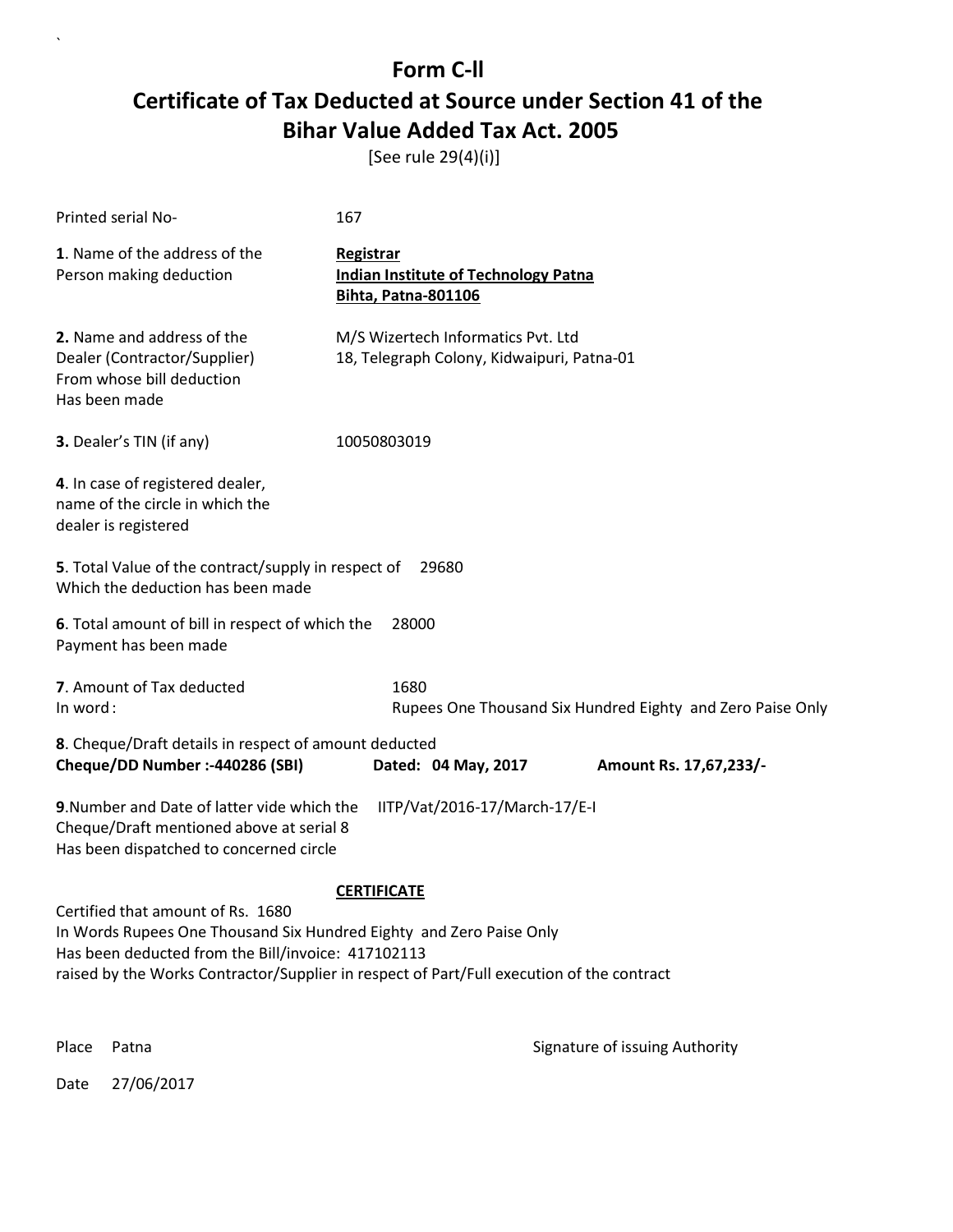# Form C-ll

## Certificate of Tax Deducted at Source under Section 41 of the Bihar Value Added Tax Act. 2005

[See rule 29(4)(i)]

Printed serial No- 167

**1**. Name of the address of the Person making deduction

**Registrar**
**Indian Institute of Technology Patna**
**Bihta, Patna-801106**

**2.** Name and address of the Dealer (Contractor/Supplier) From whose bill deduction Has been made

M/S Wizertech Informatics Pvt. Ltd
18, Telegraph Colony, Kidwaipuri, Patna-01

**3.** Dealer's TIN (if any) 10050803019

**4**. In case of registered dealer, name of the circle in which the dealer is registered

**5**. Total Value of the contract/supply in respect of Which the deduction has been made 29680

**6**. Total amount of bill in respect of which the Payment has been made 28000

**7**. Amount of Tax deducted 1680
In word : Rupees One Thousand Six Hundred Eighty and Zero Paise Only

**8**. Cheque/Draft details in respect of amount deducted
**Cheque/DD Number :-440286 (SBI)** **Dated: 04 May, 2017** **Amount Rs. 17,67,233/-**

**9**.Number and Date of latter vide which the Cheque/Draft mentioned above at serial 8 Has been dispatched to concerned circle IITP/Vat/2016-17/March-17/E-I

**CERTIFICATE**

Certified that amount of Rs. 1680
In Words Rupees One Thousand Six Hundred Eighty and Zero Paise Only
Has been deducted from the Bill/invoice: 417102113
raised by the Works Contractor/Supplier in respect of Part/Full execution of the contract

Place Patna

Signature of issuing Authority

Date 27/06/2017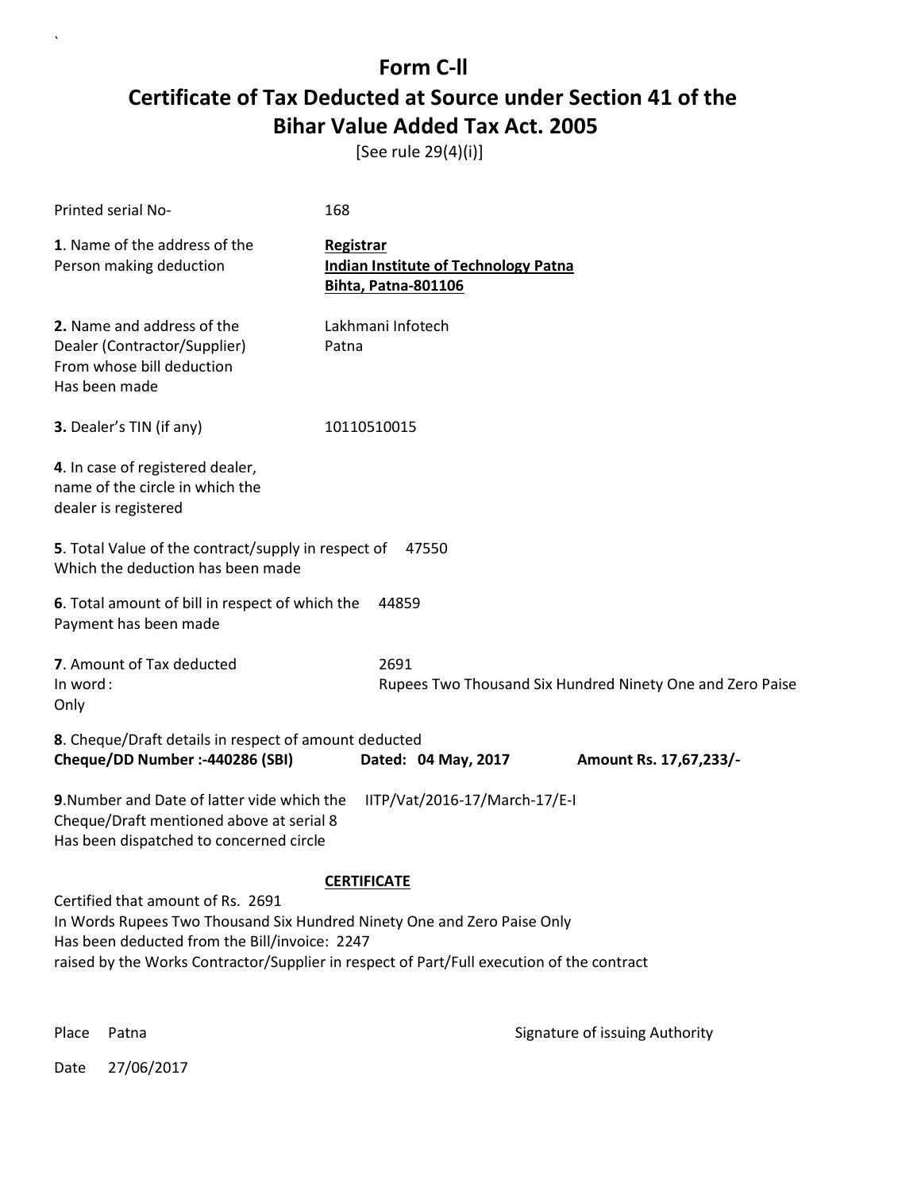# Form C-ll

# Certificate of Tax Deducted at Source under Section 41 of the Bihar Value Added Tax Act. 2005

[See rule 29(4)(i)]

Printed serial No- 168

**1**. Name of the address of the Person making deduction

**Registrar**
**Indian Institute of Technology Patna**
**Bihta, Patna-801106**

**2.** Name and address of the Dealer (Contractor/Supplier) From whose bill deduction Has been made

Lakhmani Infotech
Patna

**3.** Dealer's TIN (if any) 10110510015

**4**. In case of registered dealer, name of the circle in which the dealer is registered

**5**. Total Value of the contract/supply in respect of Which the deduction has been made 47550

**6**. Total amount of bill in respect of which the Payment has been made 44859

**7**. Amount of Tax deducted 2691
In word : Rupees Two Thousand Six Hundred Ninety One and Zero Paise Only

**8**. Cheque/Draft details in respect of amount deducted
**Cheque/DD Number :-440286 (SBI) Dated: 04 May, 2017 Amount Rs. 17,67,233/-**

**9**.Number and Date of latter vide which the Cheque/Draft mentioned above at serial 8 Has been dispatched to concerned circle IITP/Vat/2016-17/March-17/E-I

**CERTIFICATE**

Certified that amount of Rs. 2691
In Words Rupees Two Thousand Six Hundred Ninety One and Zero Paise Only
Has been deducted from the Bill/invoice: 2247
raised by the Works Contractor/Supplier in respect of Part/Full execution of the contract

Place Patna

Signature of issuing Authority

Date 27/06/2017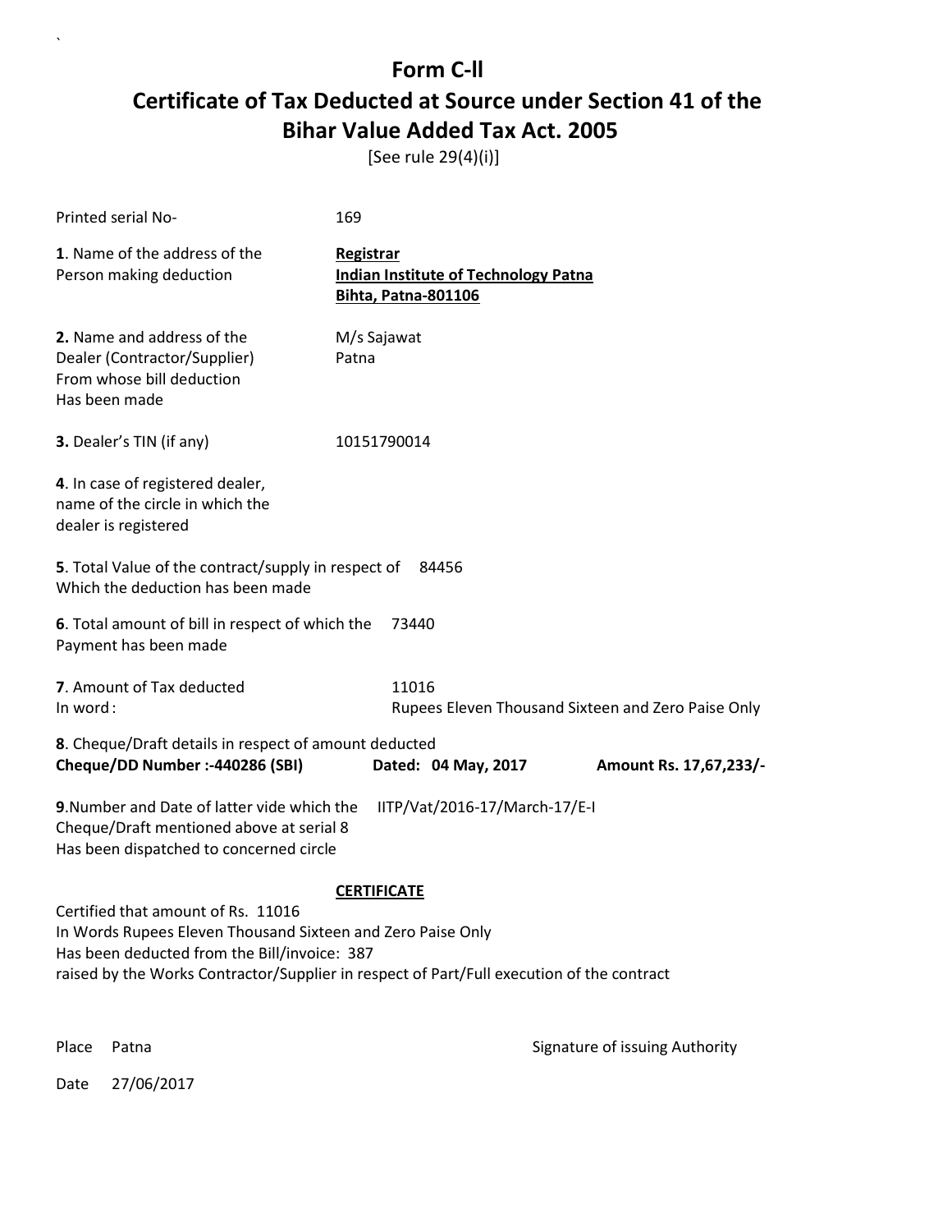# Form C-II

# Certificate of Tax Deducted at Source under Section 41 of the Bihar Value Added Tax Act. 2005

[See rule 29(4)(i)]

Printed serial No- 169

**1**. Name of the address of the Person making deduction

**Registrar**
**Indian Institute of Technology Patna**
**Bihta, Patna-801106**

**2.** Name and address of the Dealer (Contractor/Supplier) From whose bill deduction Has been made

M/s Sajawat
Patna

**3.** Dealer's TIN (if any) 10151790014

**4**. In case of registered dealer, name of the circle in which the dealer is registered

**5**. Total Value of the contract/supply in respect of Which the deduction has been made 84456

**6**. Total amount of bill in respect of which the Payment has been made 73440

**7**. Amount of Tax deducted 11016
In word : Rupees Eleven Thousand Sixteen and Zero Paise Only

**8**. Cheque/Draft details in respect of amount deducted
**Cheque/DD Number :-440286 (SBI)** **Dated: 04 May, 2017** **Amount Rs. 17,67,233/-**

**9**.Number and Date of latter vide which the Cheque/Draft mentioned above at serial 8 Has been dispatched to concerned circle IITP/Vat/2016-17/March-17/E-I

**CERTIFICATE**

Certified that amount of Rs. 11016
In Words Rupees Eleven Thousand Sixteen and Zero Paise Only
Has been deducted from the Bill/invoice: 387
raised by the Works Contractor/Supplier in respect of Part/Full execution of the contract

Place Patna

Signature of issuing Authority

Date 27/06/2017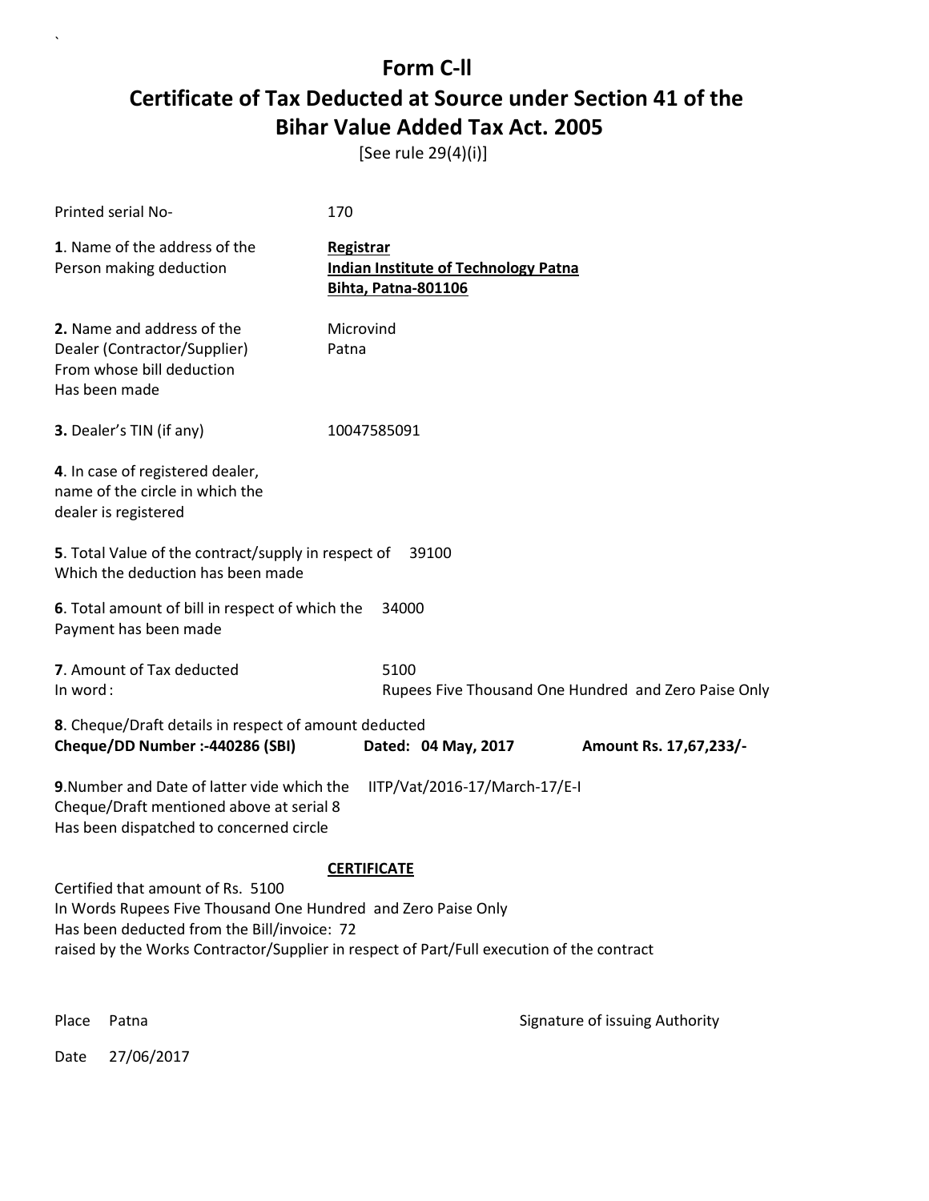# Form C-ll

# Certificate of Tax Deducted at Source under Section 41 of the Bihar Value Added Tax Act. 2005

[See rule 29(4)(i)]

Printed serial No- 170

**1**. Name of the address of the Person making deduction

**Registrar**
**Indian Institute of Technology Patna**
**Bihta, Patna-801106**

**2.** Name and address of the Dealer (Contractor/Supplier) From whose bill deduction Has been made

Microvind
Patna

**3.** Dealer's TIN (if any) 10047585091

**4**. In case of registered dealer, name of the circle in which the dealer is registered

**5**. Total Value of the contract/supply in respect of Which the deduction has been made 39100

**6**. Total amount of bill in respect of which the Payment has been made 34000

**7**. Amount of Tax deducted 5100
In word : Rupees Five Thousand One Hundred and Zero Paise Only

**8**. Cheque/Draft details in respect of amount deducted
**Cheque/DD Number :-440286 (SBI)** **Dated: 04 May, 2017** **Amount Rs. 17,67,233/-**

**9**.Number and Date of latter vide which the Cheque/Draft mentioned above at serial 8 Has been dispatched to concerned circle IITP/Vat/2016-17/March-17/E-I

**CERTIFICATE**

Certified that amount of Rs. 5100
In Words Rupees Five Thousand One Hundred and Zero Paise Only
Has been deducted from the Bill/invoice: 72
raised by the Works Contractor/Supplier in respect of Part/Full execution of the contract

Place Patna

Signature of issuing Authority

Date 27/06/2017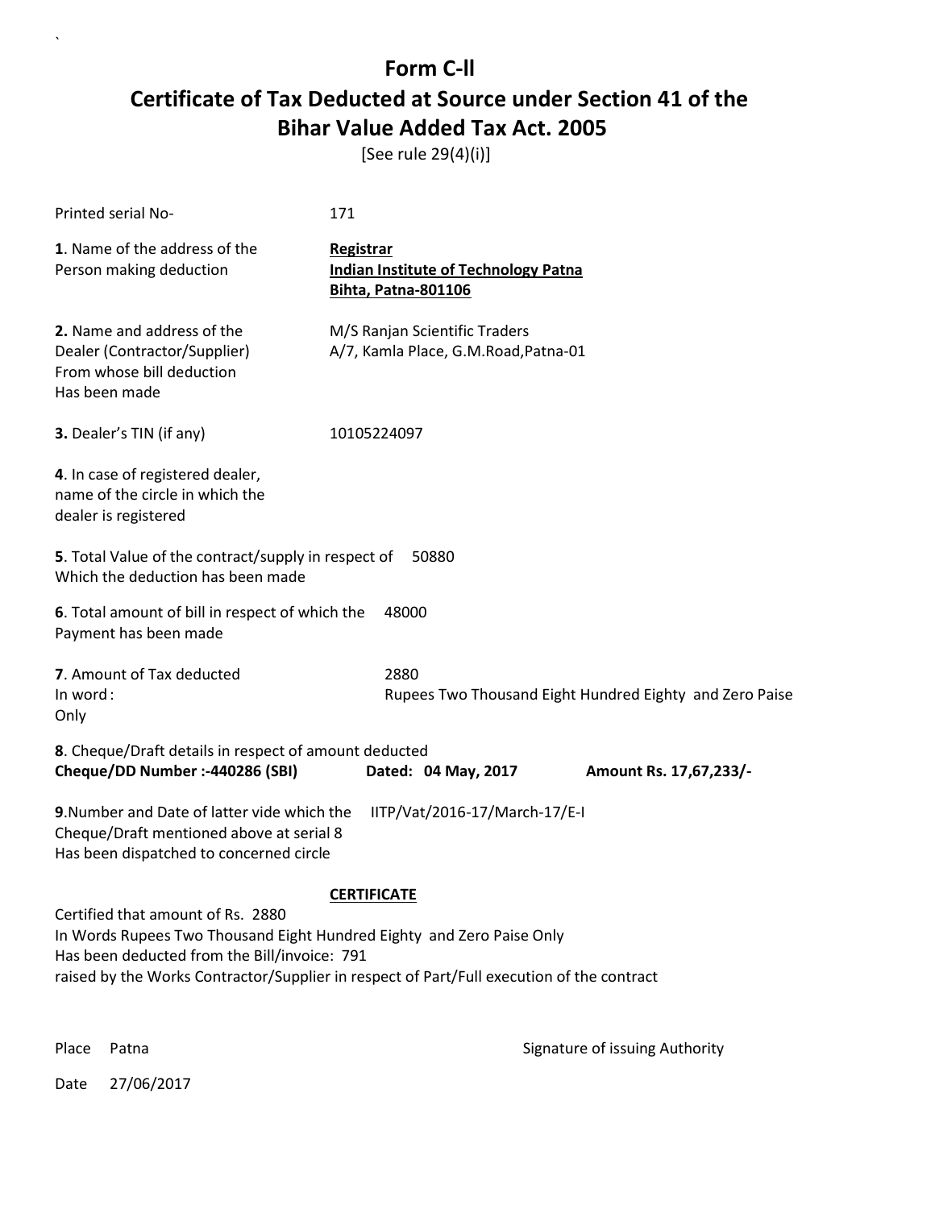# Form C-ll

# Certificate of Tax Deducted at Source under Section 41 of the Bihar Value Added Tax Act. 2005

[See rule 29(4)(i)]

Printed serial No- 171

**1**. Name of the address of the Person making deduction

**Registrar**
**Indian Institute of Technology Patna**
**Bihta, Patna-801106**

**2.** Name and address of the Dealer (Contractor/Supplier) From whose bill deduction Has been made

M/S Ranjan Scientific Traders
A/7, Kamla Place, G.M.Road,Patna-01

**3.** Dealer's TIN (if any) 10105224097

**4**. In case of registered dealer, name of the circle in which the dealer is registered

**5**. Total Value of the contract/supply in respect of Which the deduction has been made 50880

**6**. Total amount of bill in respect of which the Payment has been made 48000

**7**. Amount of Tax deducted 2880
In word : Rupees Two Thousand Eight Hundred Eighty and Zero Paise Only

**8**. Cheque/Draft details in respect of amount deducted
**Cheque/DD Number :-440286 (SBI)** **Dated: 04 May, 2017** **Amount Rs. 17,67,233/-**

**9**.Number and Date of latter vide which the Cheque/Draft mentioned above at serial 8 Has been dispatched to concerned circle IITP/Vat/2016-17/March-17/E-I

**CERTIFICATE**

Certified that amount of Rs. 2880
In Words Rupees Two Thousand Eight Hundred Eighty and Zero Paise Only
Has been deducted from the Bill/invoice: 791
raised by the Works Contractor/Supplier in respect of Part/Full execution of the contract

Place Patna

Signature of issuing Authority

Date 27/06/2017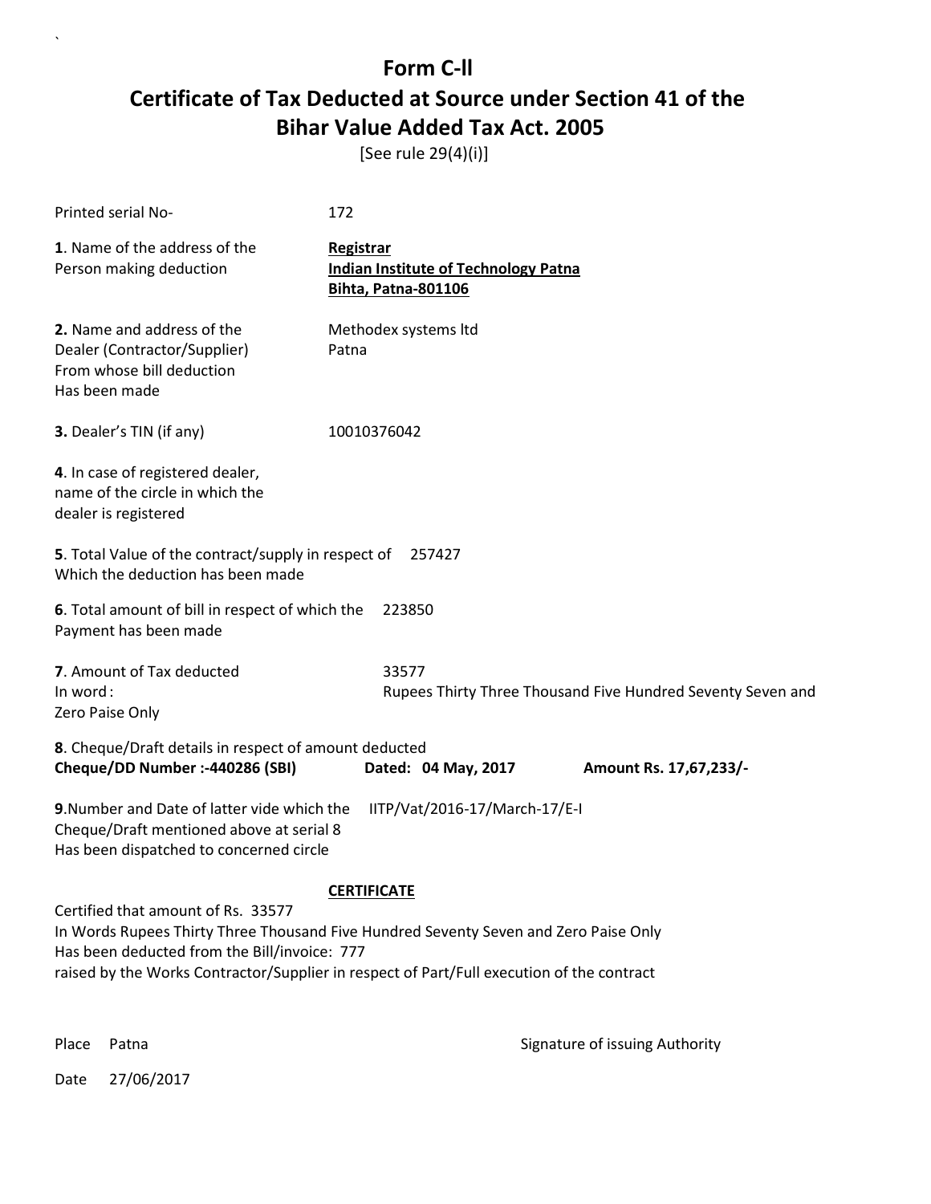# Form C-ll

## Certificate of Tax Deducted at Source under Section 41 of the Bihar Value Added Tax Act. 2005

[See rule 29(4)(i)]

Printed serial No- 172

**1**. Name of the address of the Person making deduction

**Registrar**
**Indian Institute of Technology Patna**
**Bihta, Patna-801106**

**2.** Name and address of the Dealer (Contractor/Supplier) From whose bill deduction Has been made

Methodex systems ltd
Patna

**3.** Dealer's TIN (if any) 10010376042

**4**. In case of registered dealer, name of the circle in which the dealer is registered

**5**. Total Value of the contract/supply in respect of Which the deduction has been made 257427

**6**. Total amount of bill in respect of which the Payment has been made 223850

**7**. Amount of Tax deducted 33577
In word : Rupees Thirty Three Thousand Five Hundred Seventy Seven and Zero Paise Only

**8**. Cheque/Draft details in respect of amount deducted
**Cheque/DD Number :-440286 (SBI)** **Dated: 04 May, 2017** **Amount Rs. 17,67,233/-**

**9**.Number and Date of latter vide which the Cheque/Draft mentioned above at serial 8 Has been dispatched to concerned circle IITP/Vat/2016-17/March-17/E-I

**CERTIFICATE**

Certified that amount of Rs. 33577
In Words Rupees Thirty Three Thousand Five Hundred Seventy Seven and Zero Paise Only
Has been deducted from the Bill/invoice: 777
raised by the Works Contractor/Supplier in respect of Part/Full execution of the contract

Place Patna

Signature of issuing Authority

Date 27/06/2017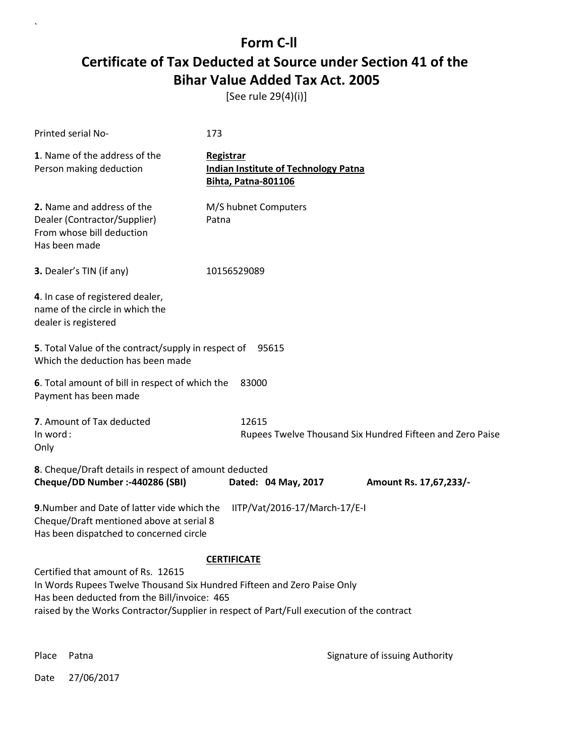# Form C-ll

## Certificate of Tax Deducted at Source under Section 41 of the Bihar Value Added Tax Act. 2005

[See rule 29(4)(i)]

Printed serial No- 173

**1**. Name of the address of the Person making deduction

**Registrar**
**Indian Institute of Technology Patna**
**Bihta, Patna-801106**

**2.** Name and address of the Dealer (Contractor/Supplier) From whose bill deduction Has been made

M/S hubnet Computers
Patna

**3.** Dealer's TIN (if any) 10156529089

**4**. In case of registered dealer, name of the circle in which the dealer is registered

**5**. Total Value of the contract/supply in respect of Which the deduction has been made 95615

**6**. Total amount of bill in respect of which the Payment has been made 83000

**7**. Amount of Tax deducted 12615
In word : Rupees Twelve Thousand Six Hundred Fifteen and Zero Paise
Only

**8**. Cheque/Draft details in respect of amount deducted
**Cheque/DD Number :-440286 (SBI) Dated: 04 May, 2017 Amount Rs. 17,67,233/-**

**9**.Number and Date of latter vide which the Cheque/Draft mentioned above at serial 8 Has been dispatched to concerned circle IITP/Vat/2016-17/March-17/E-I

**CERTIFICATE**

Certified that amount of Rs. 12615
In Words Rupees Twelve Thousand Six Hundred Fifteen and Zero Paise Only
Has been deducted from the Bill/invoice: 465
raised by the Works Contractor/Supplier in respect of Part/Full execution of the contract

Place Patna

Signature of issuing Authority

Date 27/06/2017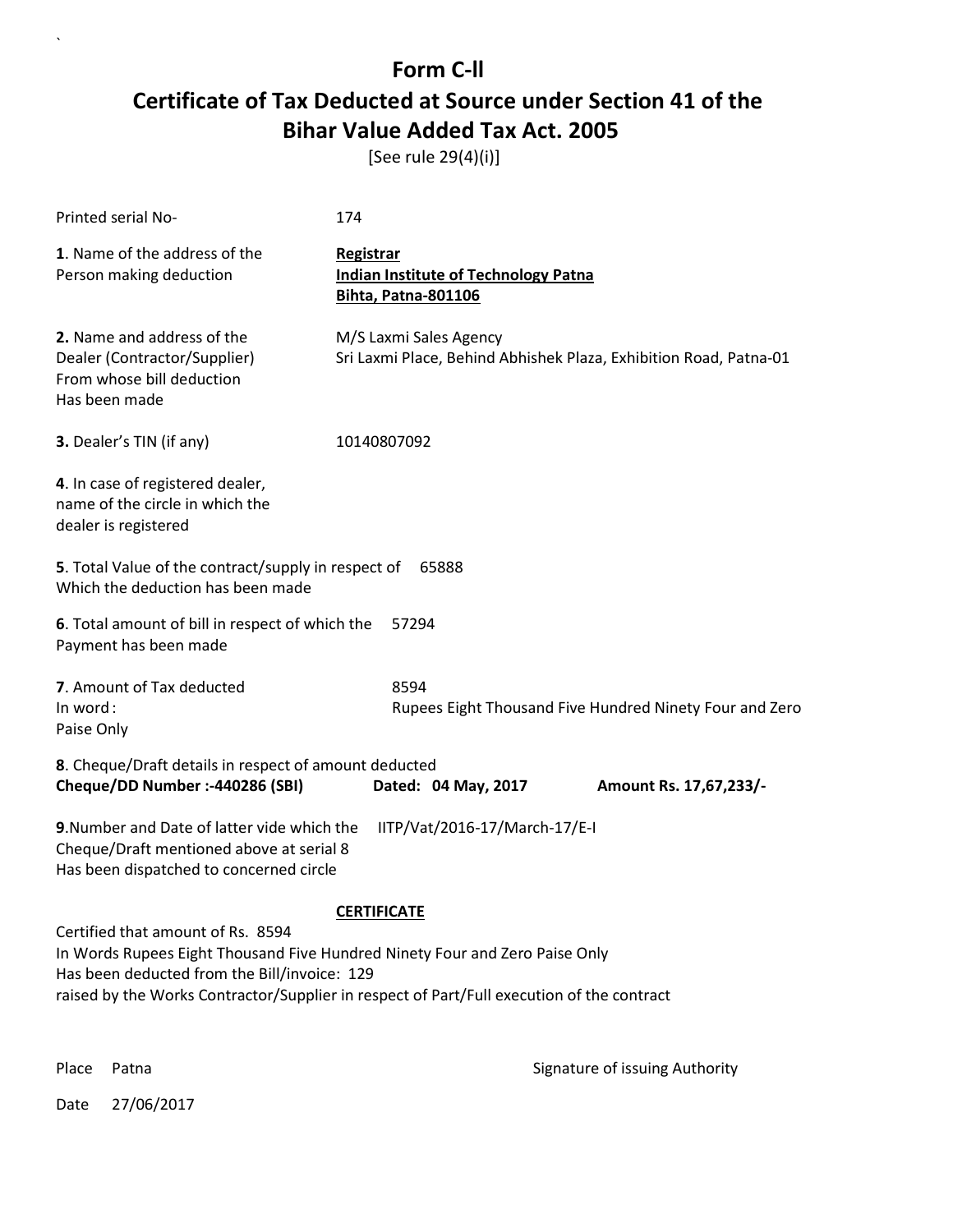# Form C-II

# Certificate of Tax Deducted at Source under Section 41 of the Bihar Value Added Tax Act. 2005

[See rule 29(4)(i)]

Printed serial No- 174

**1**. Name of the address of the Person making deduction

**Registrar**
**Indian Institute of Technology Patna**
**Bihta, Patna-801106**

**2.** Name and address of the Dealer (Contractor/Supplier) From whose bill deduction Has been made

M/S Laxmi Sales Agency
Sri Laxmi Place, Behind Abhishek Plaza, Exhibition Road, Patna-01

**3.** Dealer's TIN (if any) 10140807092

**4**. In case of registered dealer, name of the circle in which the dealer is registered

**5**. Total Value of the contract/supply in respect of Which the deduction has been made 65888

**6**. Total amount of bill in respect of which the Payment has been made 57294

**7**. Amount of Tax deducted 8594
In word : Rupees Eight Thousand Five Hundred Ninety Four and Zero Paise Only

**8**. Cheque/Draft details in respect of amount deducted
**Cheque/DD Number :-440286 (SBI)** **Dated: 04 May, 2017** **Amount Rs. 17,67,233/-**

**9**.Number and Date of latter vide which the Cheque/Draft mentioned above at serial 8 Has been dispatched to concerned circle IITP/Vat/2016-17/March-17/E-I

**CERTIFICATE**

Certified that amount of Rs. 8594
In Words Rupees Eight Thousand Five Hundred Ninety Four and Zero Paise Only
Has been deducted from the Bill/invoice: 129
raised by the Works Contractor/Supplier in respect of Part/Full execution of the contract

Place Patna

Signature of issuing Authority

Date 27/06/2017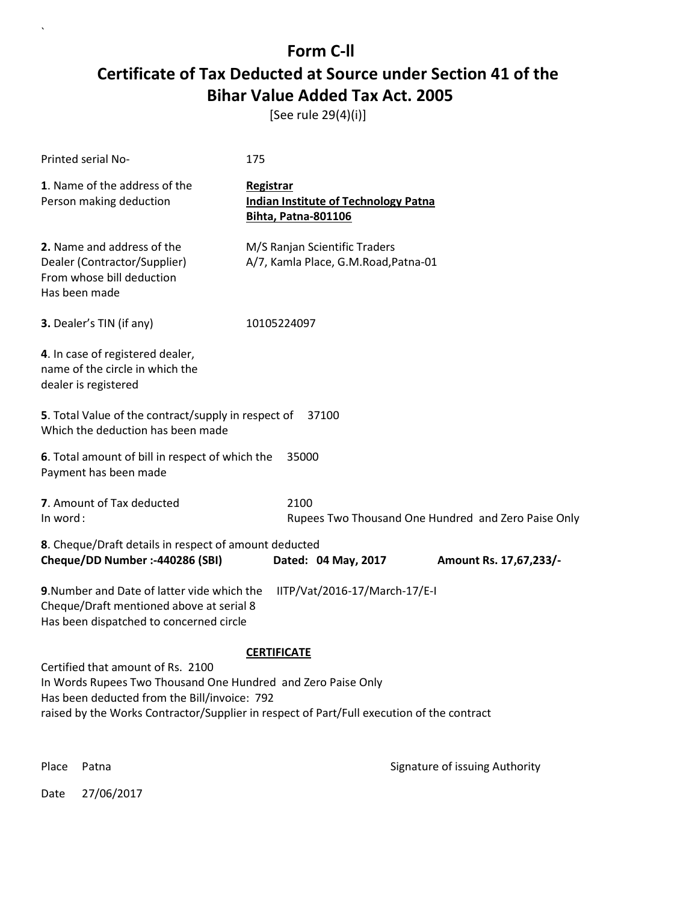# Form C-II

## Certificate of Tax Deducted at Source under Section 41 of the Bihar Value Added Tax Act. 2005

[See rule 29(4)(i)]

Printed serial No- 175

**1**. Name of the address of the Person making deduction

**Registrar**
**Indian Institute of Technology Patna**
**Bihta, Patna-801106**

**2.** Name and address of the Dealer (Contractor/Supplier) From whose bill deduction Has been made

M/S Ranjan Scientific Traders
A/7, Kamla Place, G.M.Road,Patna-01

**3.** Dealer's TIN (if any) 10105224097

**4**. In case of registered dealer, name of the circle in which the dealer is registered

**5**. Total Value of the contract/supply in respect of Which the deduction has been made 37100

**6**. Total amount of bill in respect of which the Payment has been made 35000

**7**. Amount of Tax deducted 2100
In word : Rupees Two Thousand One Hundred and Zero Paise Only

**8**. Cheque/Draft details in respect of amount deducted
**Cheque/DD Number :-440286 (SBI)** **Dated: 04 May, 2017** **Amount Rs. 17,67,233/-**

**9**.Number and Date of latter vide which the Cheque/Draft mentioned above at serial 8 Has been dispatched to concerned circle IITP/Vat/2016-17/March-17/E-I

**CERTIFICATE**

Certified that amount of Rs. 2100
In Words Rupees Two Thousand One Hundred and Zero Paise Only
Has been deducted from the Bill/invoice: 792
raised by the Works Contractor/Supplier in respect of Part/Full execution of the contract

Place Patna

Signature of issuing Authority

Date 27/06/2017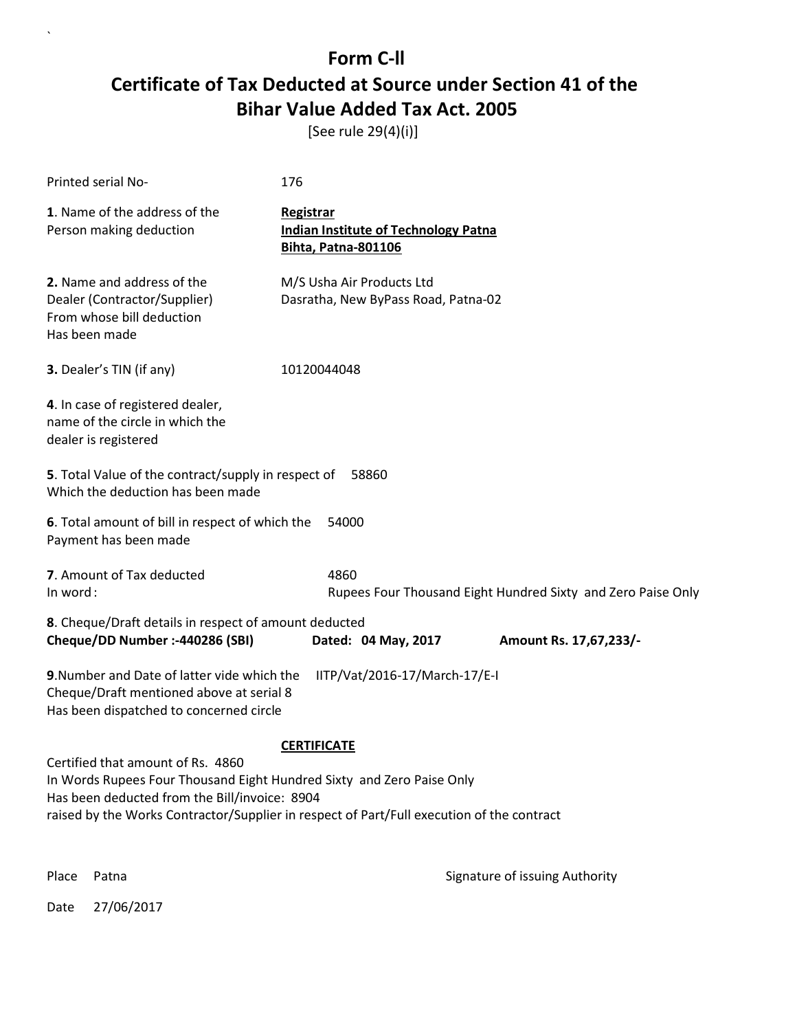# Form C-ll

## Certificate of Tax Deducted at Source under Section 41 of the Bihar Value Added Tax Act. 2005

[See rule 29(4)(i)]

Printed serial No- 176

**1**. Name of the address of the Person making deduction

**Registrar**
**Indian Institute of Technology Patna**
**Bihta, Patna-801106**

**2.** Name and address of the Dealer (Contractor/Supplier) From whose bill deduction Has been made

M/S Usha Air Products Ltd
Dasratha, New ByPass Road, Patna-02

**3.** Dealer's TIN (if any) 10120044048

**4**. In case of registered dealer, name of the circle in which the dealer is registered

**5**. Total Value of the contract/supply in respect of Which the deduction has been made 58860

**6**. Total amount of bill in respect of which the Payment has been made 54000

**7**. Amount of Tax deducted 4860
In word : Rupees Four Thousand Eight Hundred Sixty and Zero Paise Only

**8**. Cheque/Draft details in respect of amount deducted
**Cheque/DD Number :-440286 (SBI)** **Dated: 04 May, 2017** **Amount Rs. 17,67,233/-**

**9**.Number and Date of latter vide which the Cheque/Draft mentioned above at serial 8 Has been dispatched to concerned circle IITP/Vat/2016-17/March-17/E-I

**CERTIFICATE**

Certified that amount of Rs. 4860
In Words Rupees Four Thousand Eight Hundred Sixty and Zero Paise Only
Has been deducted from the Bill/invoice: 8904
raised by the Works Contractor/Supplier in respect of Part/Full execution of the contract

Place Patna

Signature of issuing Authority

Date 27/06/2017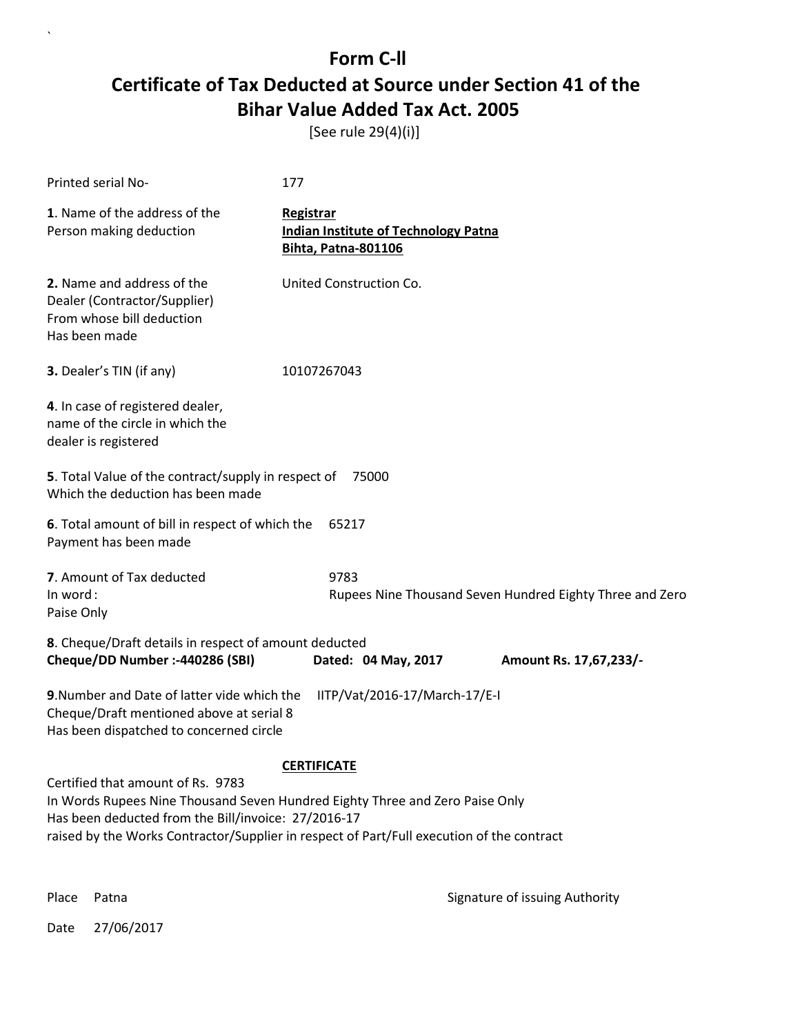# Form C-II

## Certificate of Tax Deducted at Source under Section 41 of the Bihar Value Added Tax Act. 2005

[See rule 29(4)(i)]

Printed serial No- 177

**1**. Name of the address of the Person making deduction

**Registrar**
**Indian Institute of Technology Patna**
**Bihta, Patna-801106**

**2.** Name and address of the Dealer (Contractor/Supplier) From whose bill deduction Has been made

United Construction Co.

**3.** Dealer's TIN (if any) 10107267043

**4**. In case of registered dealer, name of the circle in which the dealer is registered

**5**. Total Value of the contract/supply in respect of Which the deduction has been made 75000

**6**. Total amount of bill in respect of which the Payment has been made 65217

**7**. Amount of Tax deducted 9783
In word : Rupees Nine Thousand Seven Hundred Eighty Three and Zero Paise Only

**8**. Cheque/Draft details in respect of amount deducted
**Cheque/DD Number :-440286 (SBI)** **Dated: 04 May, 2017** **Amount Rs. 17,67,233/-**

**9**.Number and Date of latter vide which the Cheque/Draft mentioned above at serial 8 Has been dispatched to concerned circle IITP/Vat/2016-17/March-17/E-I

**CERTIFICATE**

Certified that amount of Rs. 9783
In Words Rupees Nine Thousand Seven Hundred Eighty Three and Zero Paise Only
Has been deducted from the Bill/invoice: 27/2016-17
raised by the Works Contractor/Supplier in respect of Part/Full execution of the contract

Place Patna

Signature of issuing Authority

Date 27/06/2017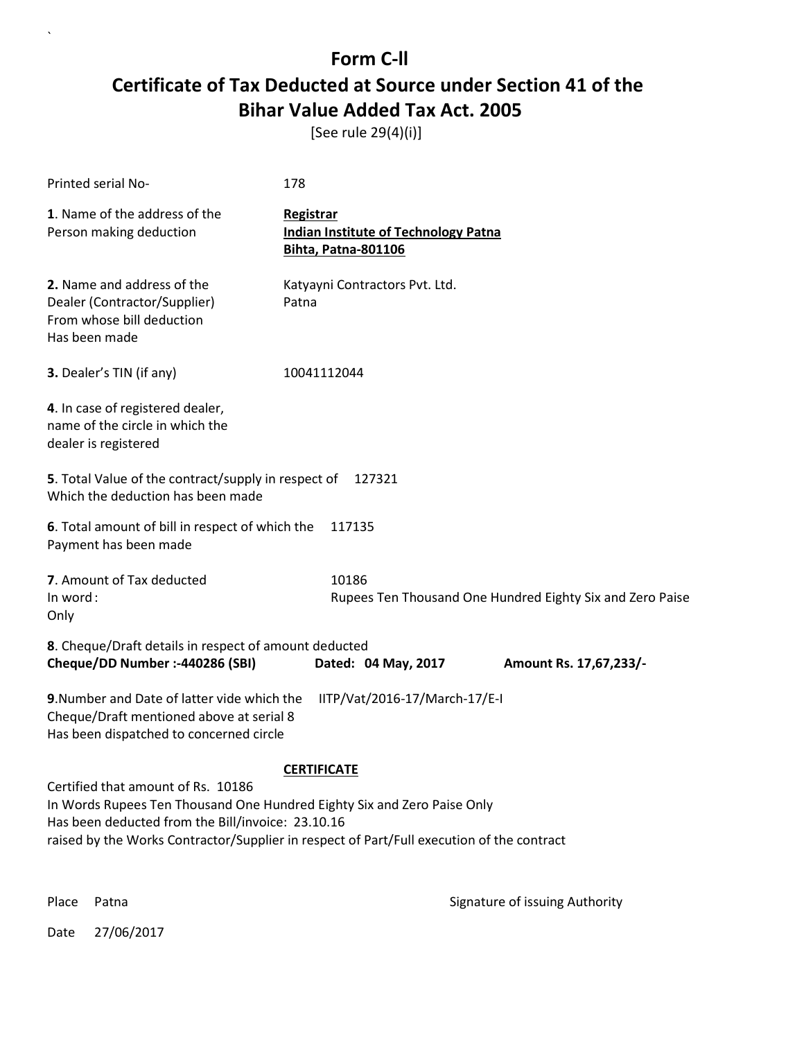# Form C-ll

## Certificate of Tax Deducted at Source under Section 41 of the Bihar Value Added Tax Act. 2005

[See rule 29(4)(i)]

Printed serial No- 178

**1**. Name of the address of the Person making deduction

**Registrar**
**Indian Institute of Technology Patna**
**Bihta, Patna-801106**

**2.** Name and address of the Dealer (Contractor/Supplier) From whose bill deduction Has been made

Katyayni Contractors Pvt. Ltd.
Patna

**3.** Dealer's TIN (if any) 10041112044

**4**. In case of registered dealer, name of the circle in which the dealer is registered

**5**. Total Value of the contract/supply in respect of Which the deduction has been made 127321

**6**. Total amount of bill in respect of which the Payment has been made 117135

**7**. Amount of Tax deducted 10186
In word : Rupees Ten Thousand One Hundred Eighty Six and Zero Paise Only

**8**. Cheque/Draft details in respect of amount deducted
**Cheque/DD Number :-440286 (SBI)** **Dated: 04 May, 2017** **Amount Rs. 17,67,233/-**

**9**.Number and Date of latter vide which the Cheque/Draft mentioned above at serial 8 Has been dispatched to concerned circle IITP/Vat/2016-17/March-17/E-I

**CERTIFICATE**

Certified that amount of Rs. 10186
In Words Rupees Ten Thousand One Hundred Eighty Six and Zero Paise Only
Has been deducted from the Bill/invoice: 23.10.16
raised by the Works Contractor/Supplier in respect of Part/Full execution of the contract

Place Patna

Signature of issuing Authority

Date 27/06/2017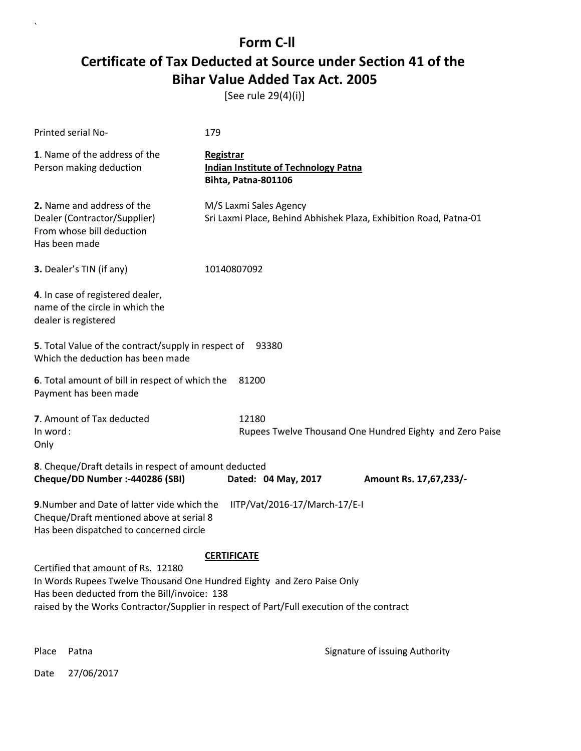# Form C-II

## Certificate of Tax Deducted at Source under Section 41 of the Bihar Value Added Tax Act. 2005

[See rule 29(4)(i)]

Printed serial No- 179

**1**. Name of the address of the Person making deduction

**Registrar**
**Indian Institute of Technology Patna**
**Bihta, Patna-801106**

**2.** Name and address of the Dealer (Contractor/Supplier) From whose bill deduction Has been made

M/S Laxmi Sales Agency
Sri Laxmi Place, Behind Abhishek Plaza, Exhibition Road, Patna-01

**3.** Dealer's TIN (if any) 10140807092

**4**. In case of registered dealer, name of the circle in which the dealer is registered

**5**. Total Value of the contract/supply in respect of Which the deduction has been made 93380

**6**. Total amount of bill in respect of which the Payment has been made 81200

**7**. Amount of Tax deducted 12180
In word : Rupees Twelve Thousand One Hundred Eighty and Zero Paise Only

**8**. Cheque/Draft details in respect of amount deducted
**Cheque/DD Number :-440286 (SBI)** **Dated: 04 May, 2017** **Amount Rs. 17,67,233/-**

**9**.Number and Date of latter vide which the Cheque/Draft mentioned above at serial 8 Has been dispatched to concerned circle IITP/Vat/2016-17/March-17/E-I

**CERTIFICATE**

Certified that amount of Rs. 12180
In Words Rupees Twelve Thousand One Hundred Eighty and Zero Paise Only
Has been deducted from the Bill/invoice: 138
raised by the Works Contractor/Supplier in respect of Part/Full execution of the contract

Place Patna

Signature of issuing Authority

Date 27/06/2017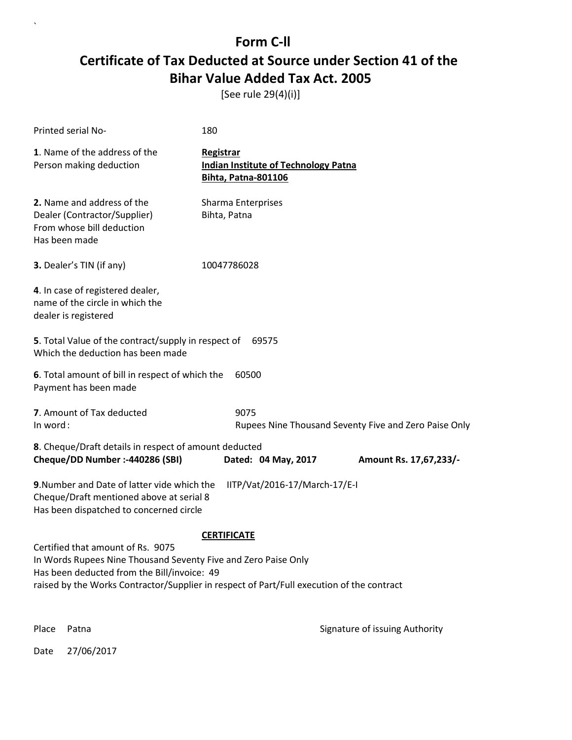# Form C-ll

## Certificate of Tax Deducted at Source under Section 41 of the Bihar Value Added Tax Act. 2005

[See rule 29(4)(i)]

Printed serial No- 180

**1**. Name of the address of the Person making deduction

**Registrar**
**Indian Institute of Technology Patna**
**Bihta, Patna-801106**

**2.** Name and address of the Dealer (Contractor/Supplier) From whose bill deduction Has been made

Sharma Enterprises
Bihta, Patna

**3.** Dealer's TIN (if any) 10047786028

**4**. In case of registered dealer, name of the circle in which the dealer is registered

**5**. Total Value of the contract/supply in respect of Which the deduction has been made 69575

**6**. Total amount of bill in respect of which the Payment has been made 60500

**7**. Amount of Tax deducted 9075
In word : Rupees Nine Thousand Seventy Five and Zero Paise Only

**8**. Cheque/Draft details in respect of amount deducted
**Cheque/DD Number :-440286 (SBI)** **Dated: 04 May, 2017** **Amount Rs. 17,67,233/-**

**9**.Number and Date of latter vide which the Cheque/Draft mentioned above at serial 8 Has been dispatched to concerned circle IITP/Vat/2016-17/March-17/E-I

**CERTIFICATE**

Certified that amount of Rs. 9075
In Words Rupees Nine Thousand Seventy Five and Zero Paise Only
Has been deducted from the Bill/invoice: 49
raised by the Works Contractor/Supplier in respect of Part/Full execution of the contract

Place Patna

Signature of issuing Authority

Date 27/06/2017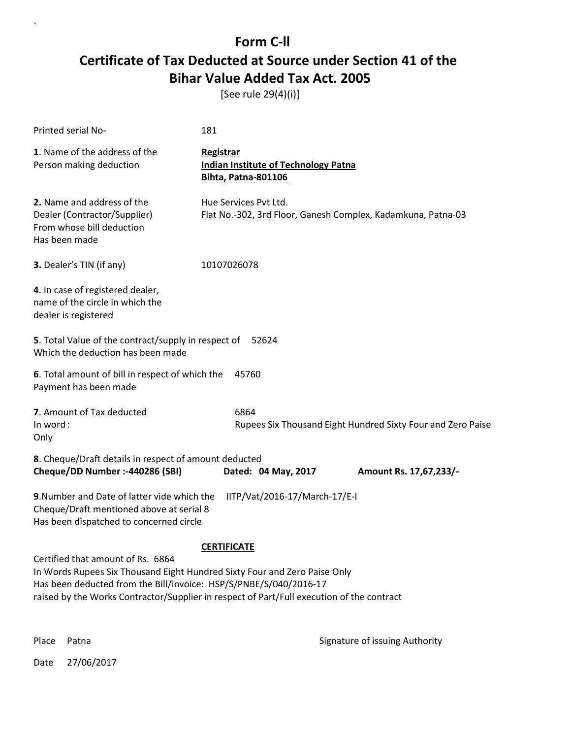# Form C-ll

# Certificate of Tax Deducted at Source under Section 41 of the Bihar Value Added Tax Act. 2005

[See rule 29(4)(i)]

Printed serial No- 181

**1**. Name of the address of the Person making deduction

**Registrar**
**Indian Institute of Technology Patna**
**Bihta, Patna-801106**

**2.** Name and address of the Dealer (Contractor/Supplier) From whose bill deduction Has been made

Hue Services Pvt Ltd.
Flat No.-302, 3rd Floor, Ganesh Complex, Kadamkuna, Patna-03

**3.** Dealer's TIN (if any) 10107026078

**4**. In case of registered dealer, name of the circle in which the dealer is registered

**5**. Total Value of the contract/supply in respect of Which the deduction has been made 52624

**6**. Total amount of bill in respect of which the Payment has been made 45760

**7**. Amount of Tax deducted 6864
In word : Rupees Six Thousand Eight Hundred Sixty Four and Zero Paise Only

**8**. Cheque/Draft details in respect of amount deducted
**Cheque/DD Number :-440286 (SBI)** **Dated: 04 May, 2017** **Amount Rs. 17,67,233/-**

**9**.Number and Date of latter vide which the Cheque/Draft mentioned above at serial 8 Has been dispatched to concerned circle IITP/Vat/2016-17/March-17/E-I

**CERTIFICATE**

Certified that amount of Rs. 6864
In Words Rupees Six Thousand Eight Hundred Sixty Four and Zero Paise Only
Has been deducted from the Bill/invoice: HSP/S/PNBE/S/040/2016-17
raised by the Works Contractor/Supplier in respect of Part/Full execution of the contract

Place Patna

Signature of issuing Authority

Date 27/06/2017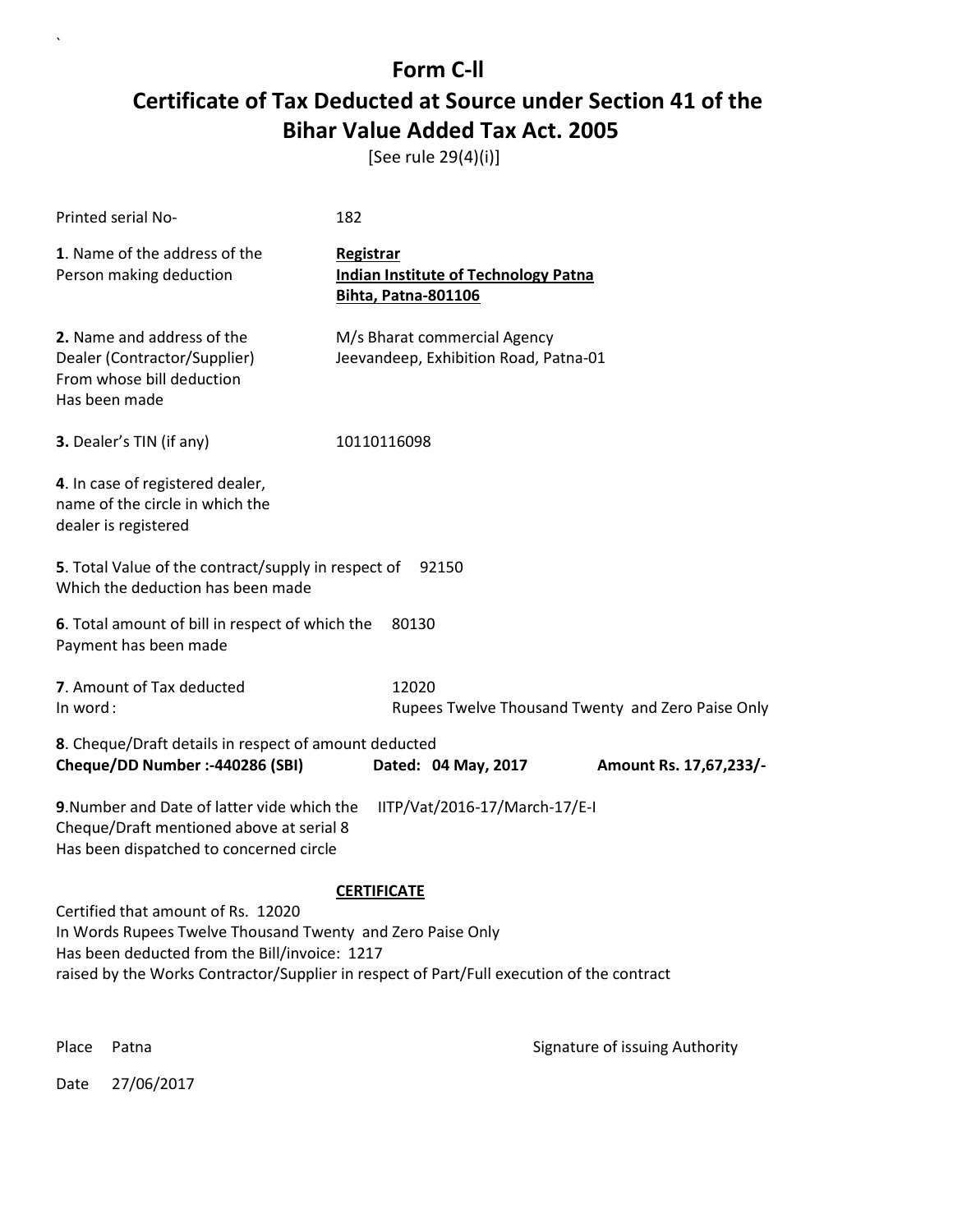# Form C-II

## Certificate of Tax Deducted at Source under Section 41 of the Bihar Value Added Tax Act. 2005

[See rule 29(4)(i)]

Printed serial No- 182

**1**. Name of the address of the Person making deduction

**Registrar**
**Indian Institute of Technology Patna**
**Bihta, Patna-801106**

**2.** Name and address of the Dealer (Contractor/Supplier) From whose bill deduction Has been made

M/s Bharat commercial Agency
Jeevandeep, Exhibition Road, Patna-01

**3.** Dealer's TIN (if any) 10110116098

**4**. In case of registered dealer, name of the circle in which the dealer is registered

**5**. Total Value of the contract/supply in respect of Which the deduction has been made 92150

**6**. Total amount of bill in respect of which the Payment has been made 80130

**7**. Amount of Tax deducted 12020
In word : Rupees Twelve Thousand Twenty and Zero Paise Only

**8**. Cheque/Draft details in respect of amount deducted
**Cheque/DD Number :-440286 (SBI)** **Dated: 04 May, 2017** **Amount Rs. 17,67,233/-**

**9**.Number and Date of latter vide which the Cheque/Draft mentioned above at serial 8 Has been dispatched to concerned circle IITP/Vat/2016-17/March-17/E-I

**CERTIFICATE**

Certified that amount of Rs. 12020
In Words Rupees Twelve Thousand Twenty and Zero Paise Only
Has been deducted from the Bill/invoice: 1217
raised by the Works Contractor/Supplier in respect of Part/Full execution of the contract

Place Patna

Signature of issuing Authority

Date 27/06/2017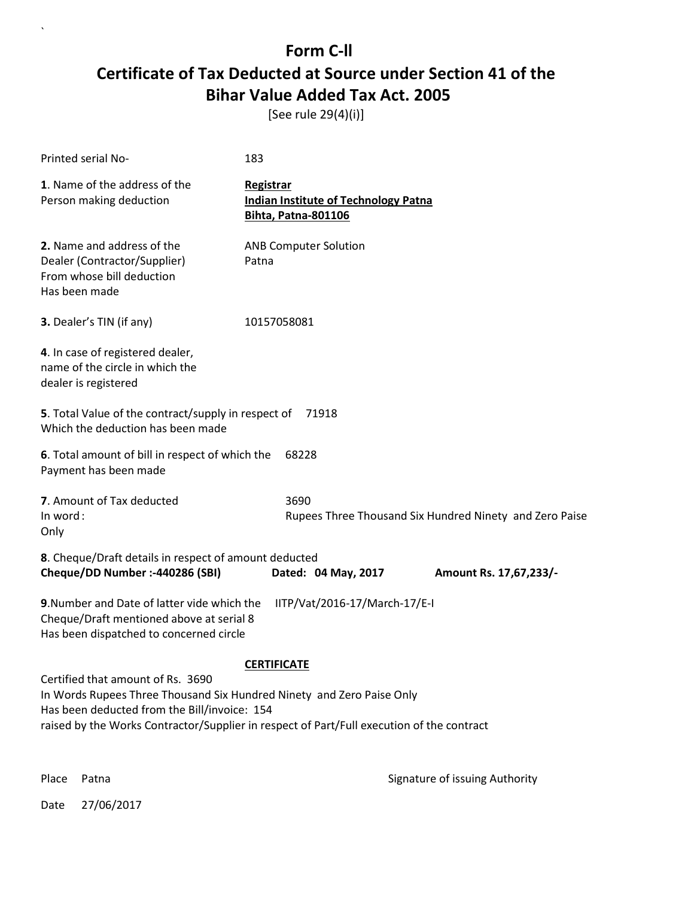# Form C-II

## Certificate of Tax Deducted at Source under Section 41 of the Bihar Value Added Tax Act. 2005

[See rule 29(4)(i)]

Printed serial No- 183

**1**. Name of the address of the Person making deduction

**Registrar**
**Indian Institute of Technology Patna**
**Bihta, Patna-801106**

**2.** Name and address of the Dealer (Contractor/Supplier) From whose bill deduction Has been made

ANB Computer Solution
Patna

**3.** Dealer's TIN (if any) 10157058081

**4**. In case of registered dealer, name of the circle in which the dealer is registered

**5**. Total Value of the contract/supply in respect of Which the deduction has been made 71918

**6**. Total amount of bill in respect of which the Payment has been made 68228

**7**. Amount of Tax deducted 3690
In word : Rupees Three Thousand Six Hundred Ninety and Zero Paise Only

**8**. Cheque/Draft details in respect of amount deducted
**Cheque/DD Number :-440286 (SBI)** **Dated: 04 May, 2017** **Amount Rs. 17,67,233/-**

**9**.Number and Date of latter vide which the Cheque/Draft mentioned above at serial 8 Has been dispatched to concerned circle IITP/Vat/2016-17/March-17/E-I

**CERTIFICATE**

Certified that amount of Rs. 3690
In Words Rupees Three Thousand Six Hundred Ninety and Zero Paise Only
Has been deducted from the Bill/invoice: 154
raised by the Works Contractor/Supplier in respect of Part/Full execution of the contract

Place Patna

Signature of issuing Authority

Date 27/06/2017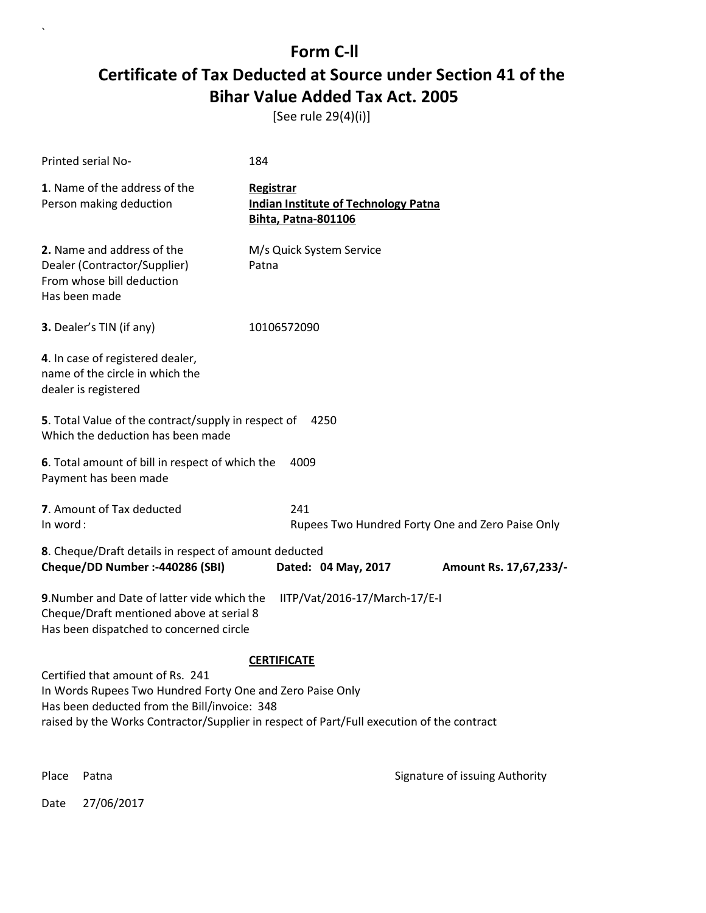# Form C-ll

## Certificate of Tax Deducted at Source under Section 41 of the Bihar Value Added Tax Act. 2005

[See rule 29(4)(i)]

Printed serial No- 184

**1**. Name of the address of the Person making deduction

**Registrar**
**Indian Institute of Technology Patna**
**Bihta, Patna-801106**

**2.** Name and address of the Dealer (Contractor/Supplier) From whose bill deduction Has been made

M/s Quick System Service
Patna

**3.** Dealer's TIN (if any) 10106572090

**4**. In case of registered dealer, name of the circle in which the dealer is registered

**5**. Total Value of the contract/supply in respect of Which the deduction has been made 4250

**6**. Total amount of bill in respect of which the Payment has been made 4009

**7**. Amount of Tax deducted 241
In word : Rupees Two Hundred Forty One and Zero Paise Only

**8**. Cheque/Draft details in respect of amount deducted
**Cheque/DD Number :-440286 (SBI)** **Dated: 04 May, 2017** **Amount Rs. 17,67,233/-**

**9**.Number and Date of latter vide which the Cheque/Draft mentioned above at serial 8 Has been dispatched to concerned circle IITP/Vat/2016-17/March-17/E-I

**CERTIFICATE**

Certified that amount of Rs. 241
In Words Rupees Two Hundred Forty One and Zero Paise Only
Has been deducted from the Bill/invoice: 348
raised by the Works Contractor/Supplier in respect of Part/Full execution of the contract

Place Patna

Signature of issuing Authority

Date 27/06/2017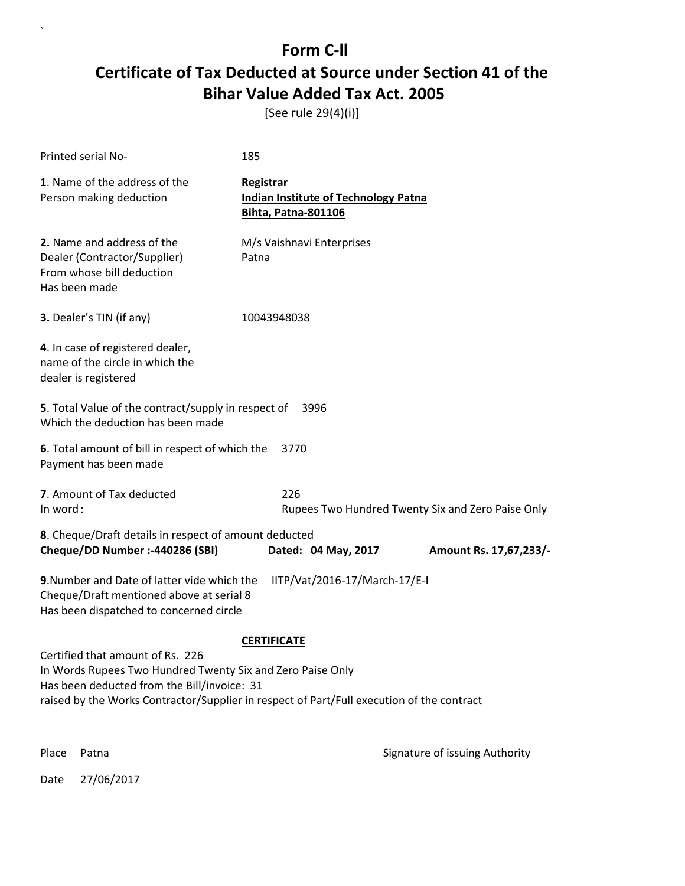# Form C-ll

## Certificate of Tax Deducted at Source under Section 41 of the Bihar Value Added Tax Act. 2005

[See rule 29(4)(i)]

Printed serial No- 185

**1**. Name of the address of the Person making deduction

**Registrar**
**Indian Institute of Technology Patna**
**Bihta, Patna-801106**

**2.** Name and address of the Dealer (Contractor/Supplier) From whose bill deduction Has been made

M/s Vaishnavi Enterprises
Patna

**3.** Dealer's TIN (if any) 10043948038

**4**. In case of registered dealer, name of the circle in which the dealer is registered

**5**. Total Value of the contract/supply in respect of Which the deduction has been made 3996

**6**. Total amount of bill in respect of which the Payment has been made 3770

**7**. Amount of Tax deducted 226
In word : Rupees Two Hundred Twenty Six and Zero Paise Only

**8**. Cheque/Draft details in respect of amount deducted
**Cheque/DD Number :-440286 (SBI)** **Dated: 04 May, 2017** **Amount Rs. 17,67,233/-**

**9**.Number and Date of latter vide which the Cheque/Draft mentioned above at serial 8 Has been dispatched to concerned circle IITP/Vat/2016-17/March-17/E-I

**CERTIFICATE**

Certified that amount of Rs. 226
In Words Rupees Two Hundred Twenty Six and Zero Paise Only
Has been deducted from the Bill/invoice: 31
raised by the Works Contractor/Supplier in respect of Part/Full execution of the contract

Place Patna

Signature of issuing Authority

Date 27/06/2017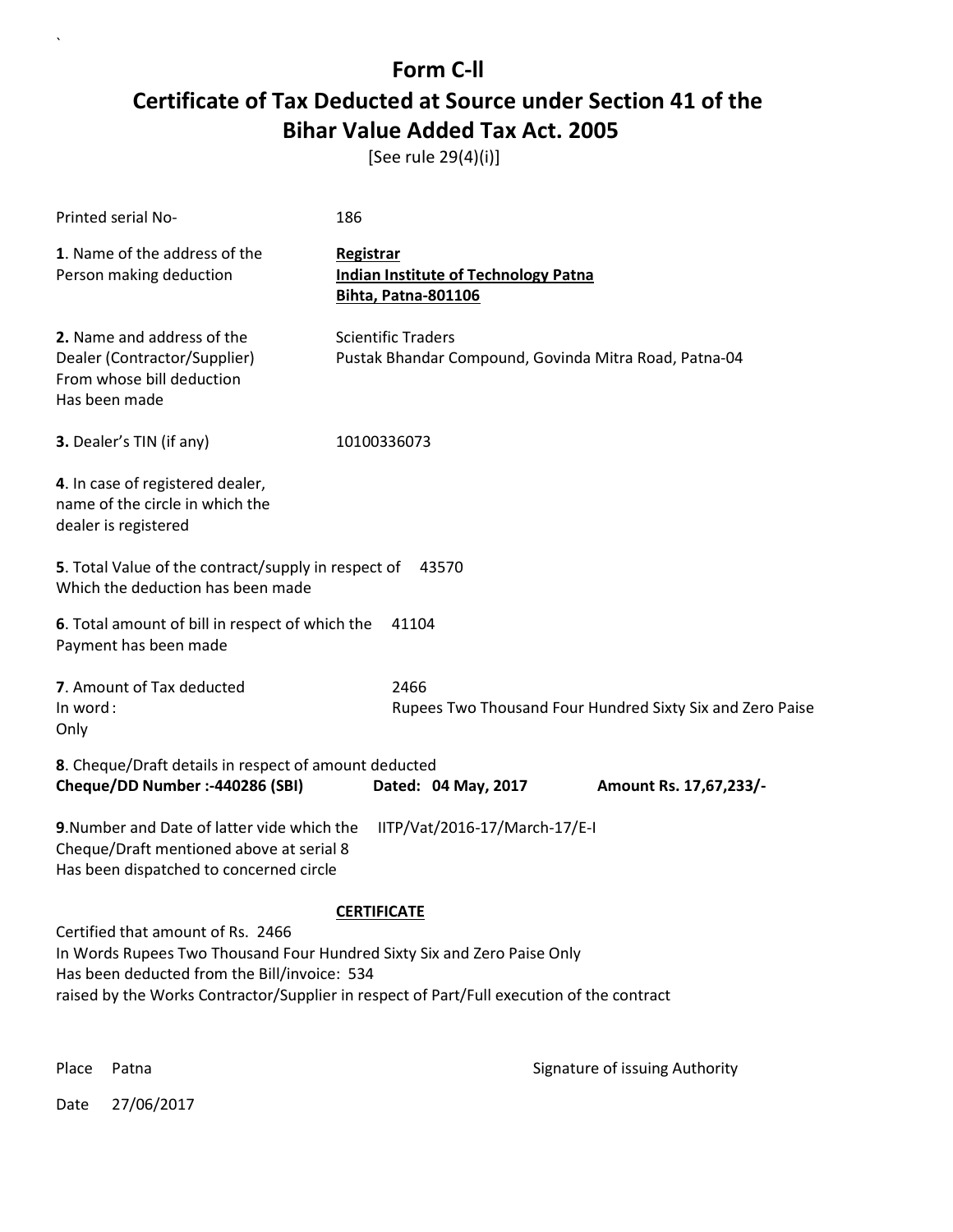# Form C-ll

## Certificate of Tax Deducted at Source under Section 41 of the Bihar Value Added Tax Act. 2005

[See rule 29(4)(i)]

Printed serial No- 186

**1**. Name of the address of the Person making deduction

**Registrar**
**Indian Institute of Technology Patna**
**Bihta, Patna-801106**

**2.** Name and address of the Dealer (Contractor/Supplier) From whose bill deduction Has been made

Scientific Traders
Pustak Bhandar Compound, Govinda Mitra Road, Patna-04

**3.** Dealer's TIN (if any) 10100336073

**4**. In case of registered dealer, name of the circle in which the dealer is registered

**5**. Total Value of the contract/supply in respect of Which the deduction has been made 43570

**6**. Total amount of bill in respect of which the Payment has been made 41104

**7**. Amount of Tax deducted 2466
In word : Rupees Two Thousand Four Hundred Sixty Six and Zero Paise Only

**8**. Cheque/Draft details in respect of amount deducted
**Cheque/DD Number :-440286 (SBI)** **Dated: 04 May, 2017** **Amount Rs. 17,67,233/-**

**9**.Number and Date of latter vide which the Cheque/Draft mentioned above at serial 8 Has been dispatched to concerned circle IITP/Vat/2016-17/March-17/E-I

**CERTIFICATE**

Certified that amount of Rs. 2466
In Words Rupees Two Thousand Four Hundred Sixty Six and Zero Paise Only
Has been deducted from the Bill/invoice: 534
raised by the Works Contractor/Supplier in respect of Part/Full execution of the contract

Place Patna

Signature of issuing Authority

Date 27/06/2017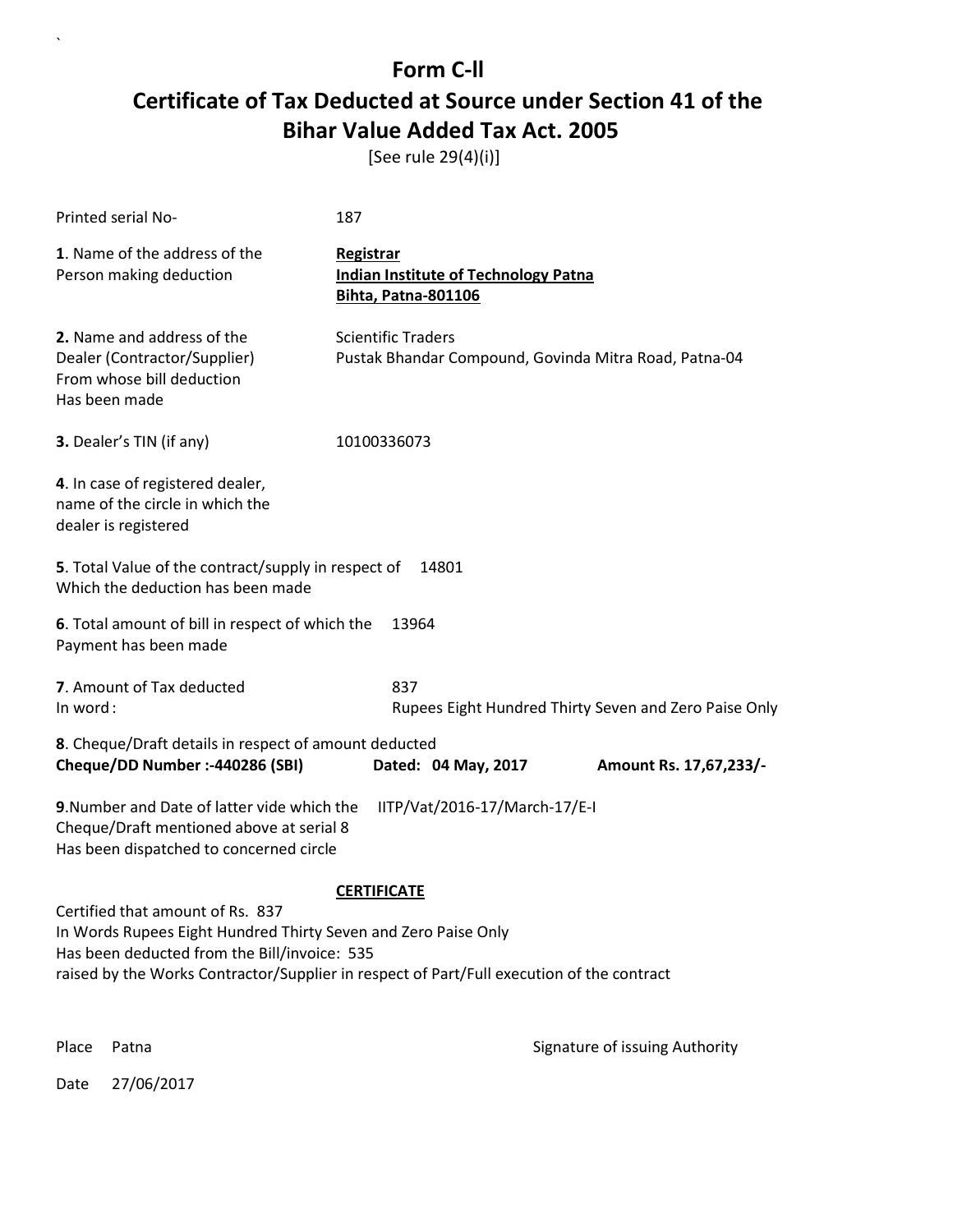# Form C-ll

# Certificate of Tax Deducted at Source under Section 41 of the Bihar Value Added Tax Act. 2005

[See rule 29(4)(i)]

Printed serial No- 187

**1**. Name of the address of the Person making deduction

**Registrar**
**Indian Institute of Technology Patna**
**Bihta, Patna-801106**

**2.** Name and address of the Dealer (Contractor/Supplier) From whose bill deduction Has been made

Scientific Traders
Pustak Bhandar Compound, Govinda Mitra Road, Patna-04

**3.** Dealer's TIN (if any) 10100336073

**4**. In case of registered dealer, name of the circle in which the dealer is registered

**5**. Total Value of the contract/supply in respect of Which the deduction has been made 14801

**6**. Total amount of bill in respect of which the Payment has been made 13964

**7**. Amount of Tax deducted 837
In word : Rupees Eight Hundred Thirty Seven and Zero Paise Only

**8**. Cheque/Draft details in respect of amount deducted
**Cheque/DD Number :-440286 (SBI)** **Dated: 04 May, 2017** **Amount Rs. 17,67,233/-**

**9**.Number and Date of latter vide which the Cheque/Draft mentioned above at serial 8 Has been dispatched to concerned circle IITP/Vat/2016-17/March-17/E-I

**CERTIFICATE**

Certified that amount of Rs. 837
In Words Rupees Eight Hundred Thirty Seven and Zero Paise Only
Has been deducted from the Bill/invoice: 535
raised by the Works Contractor/Supplier in respect of Part/Full execution of the contract

Place Patna

Signature of issuing Authority

Date 27/06/2017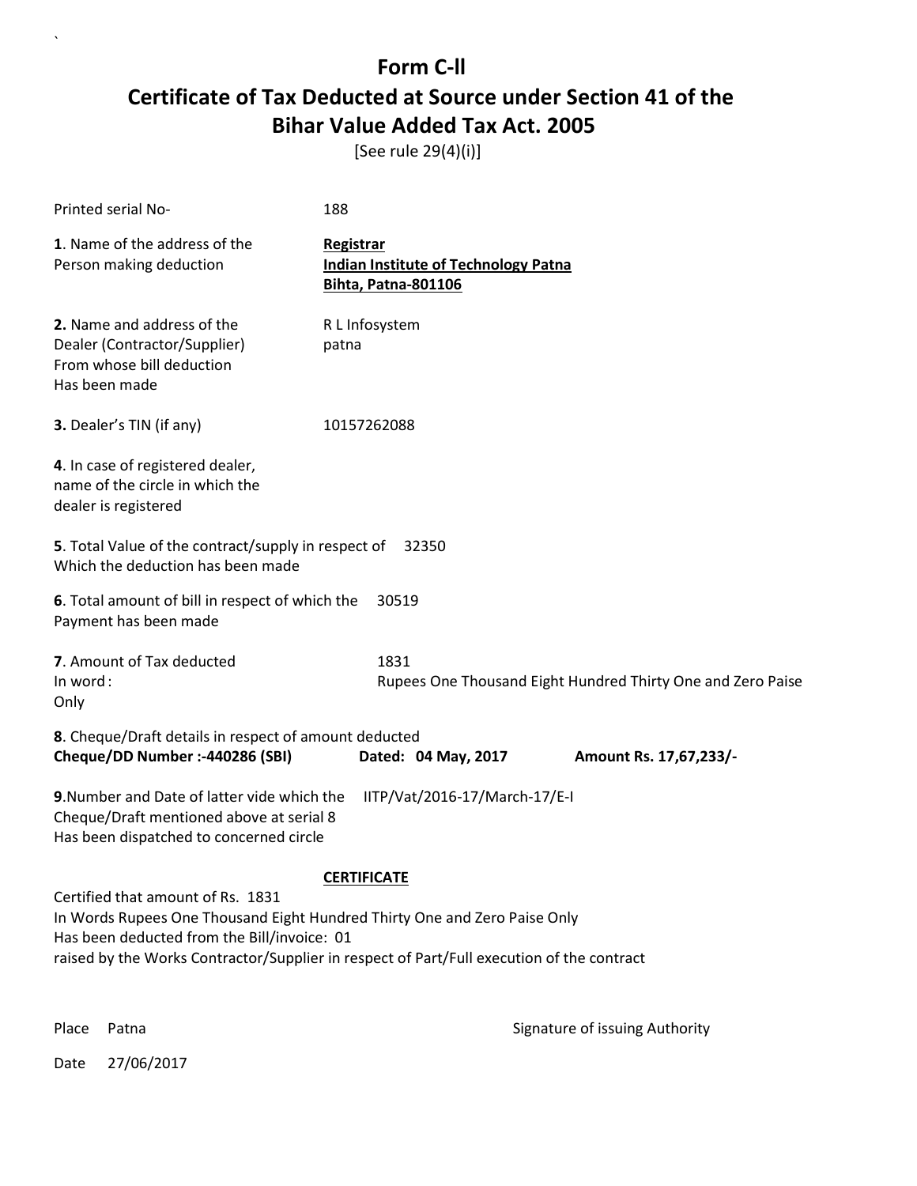# Form C-ll

## Certificate of Tax Deducted at Source under Section 41 of the Bihar Value Added Tax Act. 2005

[See rule 29(4)(i)]

Printed serial No- 188

**1**. Name of the address of the Person making deduction

**Registrar**
**Indian Institute of Technology Patna**
**Bihta, Patna-801106**

**2.** Name and address of the Dealer (Contractor/Supplier) From whose bill deduction Has been made

R L Infosystem
patna

**3.** Dealer's TIN (if any) 10157262088

**4**. In case of registered dealer, name of the circle in which the dealer is registered

**5**. Total Value of the contract/supply in respect of Which the deduction has been made 32350

**6**. Total amount of bill in respect of which the Payment has been made 30519

**7**. Amount of Tax deducted 1831
In word : Rupees One Thousand Eight Hundred Thirty One and Zero Paise Only

**8**. Cheque/Draft details in respect of amount deducted
**Cheque/DD Number :-440286 (SBI)** **Dated: 04 May, 2017** **Amount Rs. 17,67,233/-**

**9**.Number and Date of latter vide which the Cheque/Draft mentioned above at serial 8 Has been dispatched to concerned circle IITP/Vat/2016-17/March-17/E-I

**CERTIFICATE**

Certified that amount of Rs. 1831
In Words Rupees One Thousand Eight Hundred Thirty One and Zero Paise Only
Has been deducted from the Bill/invoice: 01
raised by the Works Contractor/Supplier in respect of Part/Full execution of the contract

Place Patna

Signature of issuing Authority

Date 27/06/2017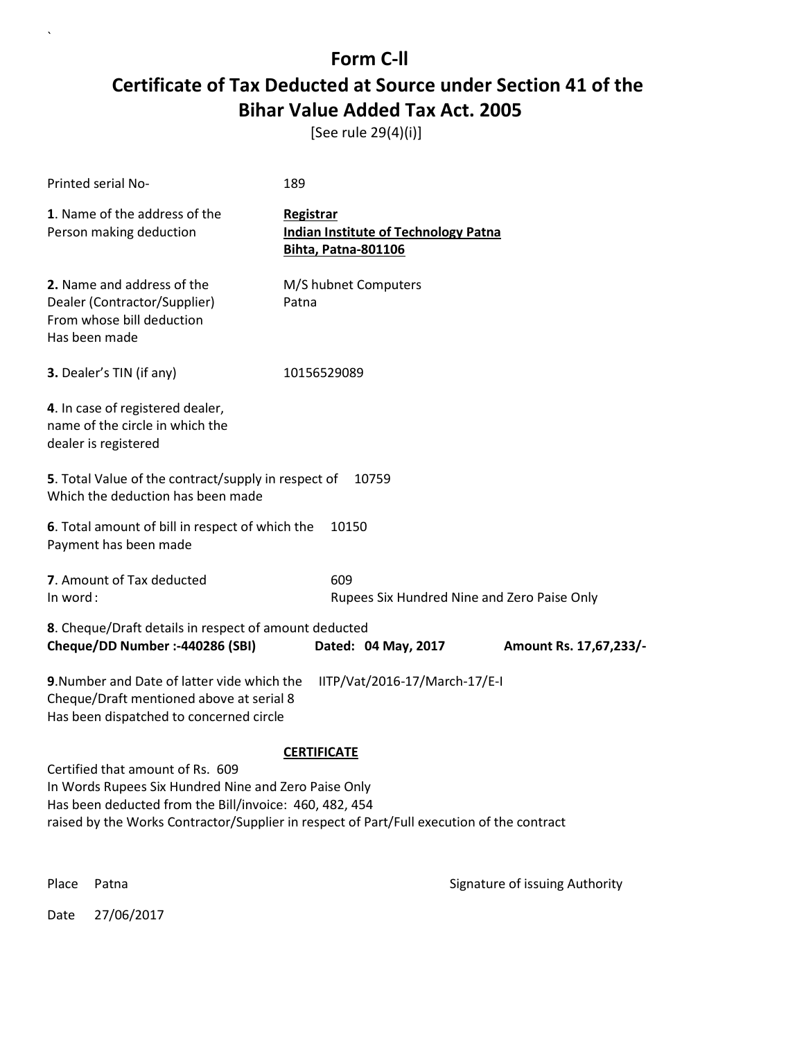# Form C-ll

## Certificate of Tax Deducted at Source under Section 41 of the Bihar Value Added Tax Act. 2005

[See rule 29(4)(i)]

Printed serial No- 189

**1**. Name of the address of the Person making deduction

**Registrar**
**Indian Institute of Technology Patna**
**Bihta, Patna-801106**

**2.** Name and address of the Dealer (Contractor/Supplier) From whose bill deduction Has been made

M/S hubnet Computers
Patna

**3.** Dealer's TIN (if any) 10156529089

**4**. In case of registered dealer, name of the circle in which the dealer is registered

**5**. Total Value of the contract/supply in respect of Which the deduction has been made 10759

**6**. Total amount of bill in respect of which the Payment has been made 10150

**7**. Amount of Tax deducted 609
In word : Rupees Six Hundred Nine and Zero Paise Only

**8**. Cheque/Draft details in respect of amount deducted
**Cheque/DD Number :-440286 (SBI)** **Dated: 04 May, 2017** **Amount Rs. 17,67,233/-**

**9**.Number and Date of latter vide which the Cheque/Draft mentioned above at serial 8 Has been dispatched to concerned circle IITP/Vat/2016-17/March-17/E-I

**CERTIFICATE**

Certified that amount of Rs. 609
In Words Rupees Six Hundred Nine and Zero Paise Only
Has been deducted from the Bill/invoice: 460, 482, 454
raised by the Works Contractor/Supplier in respect of Part/Full execution of the contract

Place Patna

Signature of issuing Authority

Date 27/06/2017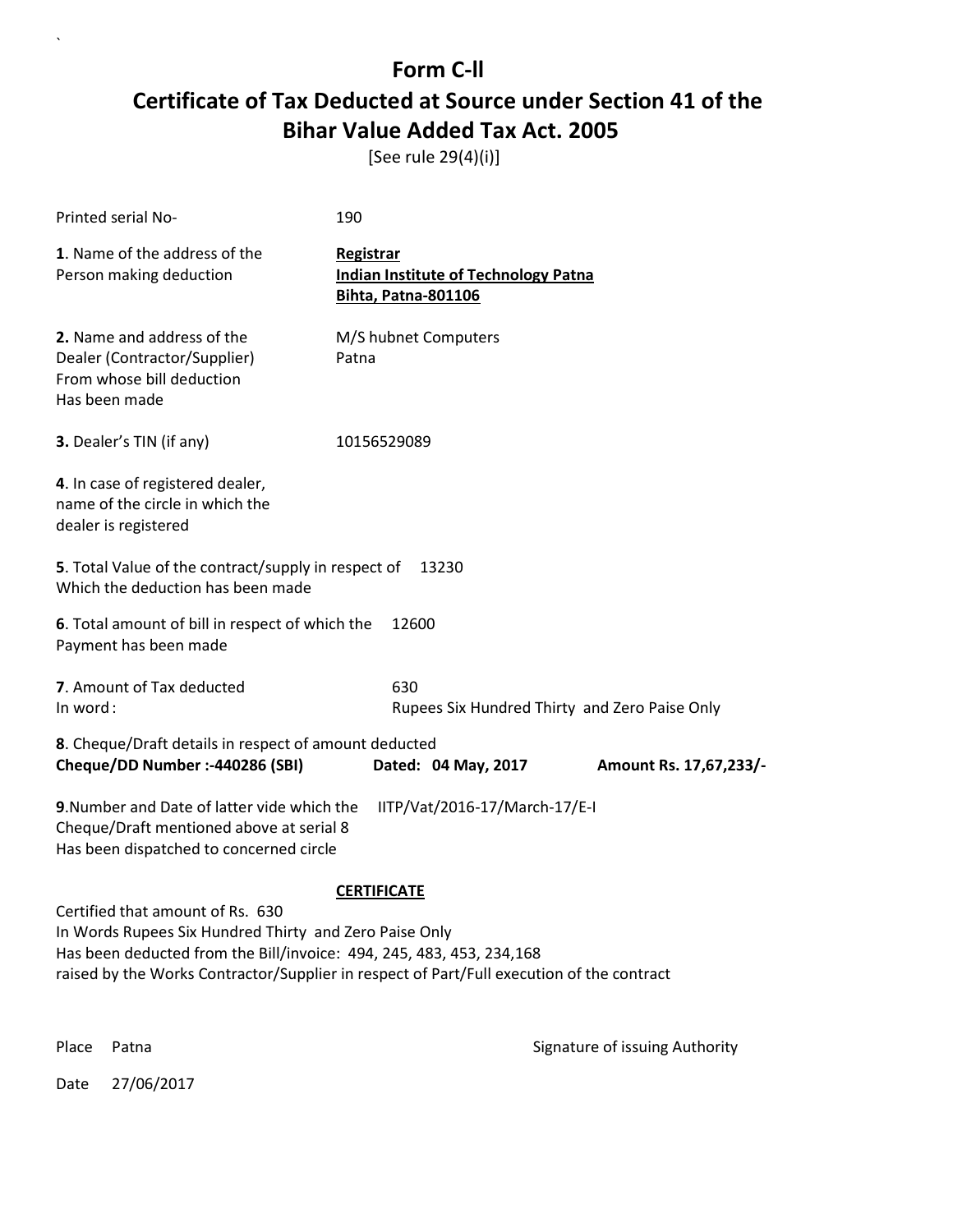# Form C-ll

# Certificate of Tax Deducted at Source under Section 41 of the Bihar Value Added Tax Act. 2005

[See rule 29(4)(i)]

Printed serial No- 190

**1**. Name of the address of the Person making deduction

**Registrar**
**Indian Institute of Technology Patna**
**Bihta, Patna-801106**

**2.** Name and address of the Dealer (Contractor/Supplier) From whose bill deduction Has been made

M/S hubnet Computers
Patna

**3.** Dealer's TIN (if any) 10156529089

**4**. In case of registered dealer, name of the circle in which the dealer is registered

**5**. Total Value of the contract/supply in respect of Which the deduction has been made 13230

**6**. Total amount of bill in respect of which the Payment has been made 12600

**7**. Amount of Tax deducted 630
In word : Rupees Six Hundred Thirty and Zero Paise Only

**8**. Cheque/Draft details in respect of amount deducted
**Cheque/DD Number :-440286 (SBI)** **Dated: 04 May, 2017** **Amount Rs. 17,67,233/-**

**9**.Number and Date of latter vide which the Cheque/Draft mentioned above at serial 8 Has been dispatched to concerned circle IITP/Vat/2016-17/March-17/E-I

**CERTIFICATE**

Certified that amount of Rs. 630
In Words Rupees Six Hundred Thirty and Zero Paise Only
Has been deducted from the Bill/invoice: 494, 245, 483, 453, 234,168
raised by the Works Contractor/Supplier in respect of Part/Full execution of the contract

Place Patna

Signature of issuing Authority

Date 27/06/2017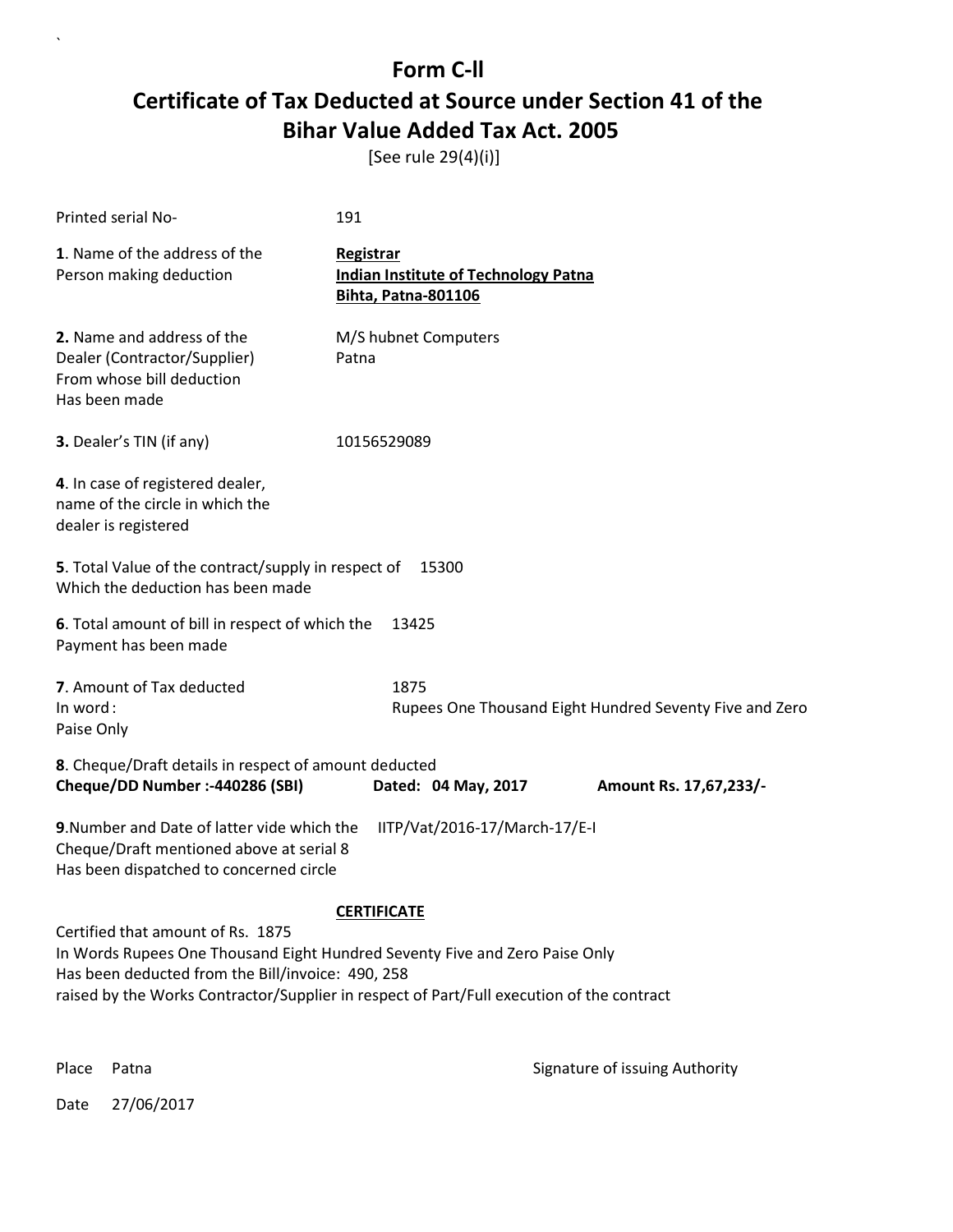# Form C-ll

# Certificate of Tax Deducted at Source under Section 41 of the Bihar Value Added Tax Act. 2005

[See rule 29(4)(i)]

Printed serial No- 191

**1**. Name of the address of the Person making deduction

**Registrar**
**Indian Institute of Technology Patna**
**Bihta, Patna-801106**

**2.** Name and address of the Dealer (Contractor/Supplier) From whose bill deduction Has been made

M/S hubnet Computers
Patna

**3.** Dealer's TIN (if any) 10156529089

**4**. In case of registered dealer, name of the circle in which the dealer is registered

**5**. Total Value of the contract/supply in respect of Which the deduction has been made 15300

**6**. Total amount of bill in respect of which the Payment has been made 13425

**7**. Amount of Tax deducted 1875
In word : Rupees One Thousand Eight Hundred Seventy Five and Zero Paise Only

**8**. Cheque/Draft details in respect of amount deducted
**Cheque/DD Number :-440286 (SBI)** **Dated: 04 May, 2017** **Amount Rs. 17,67,233/-**

**9**.Number and Date of latter vide which the Cheque/Draft mentioned above at serial 8 Has been dispatched to concerned circle IITP/Vat/2016-17/March-17/E-I

**CERTIFICATE**

Certified that amount of Rs. 1875
In Words Rupees One Thousand Eight Hundred Seventy Five and Zero Paise Only
Has been deducted from the Bill/invoice: 490, 258
raised by the Works Contractor/Supplier in respect of Part/Full execution of the contract

Place Patna

Signature of issuing Authority

Date 27/06/2017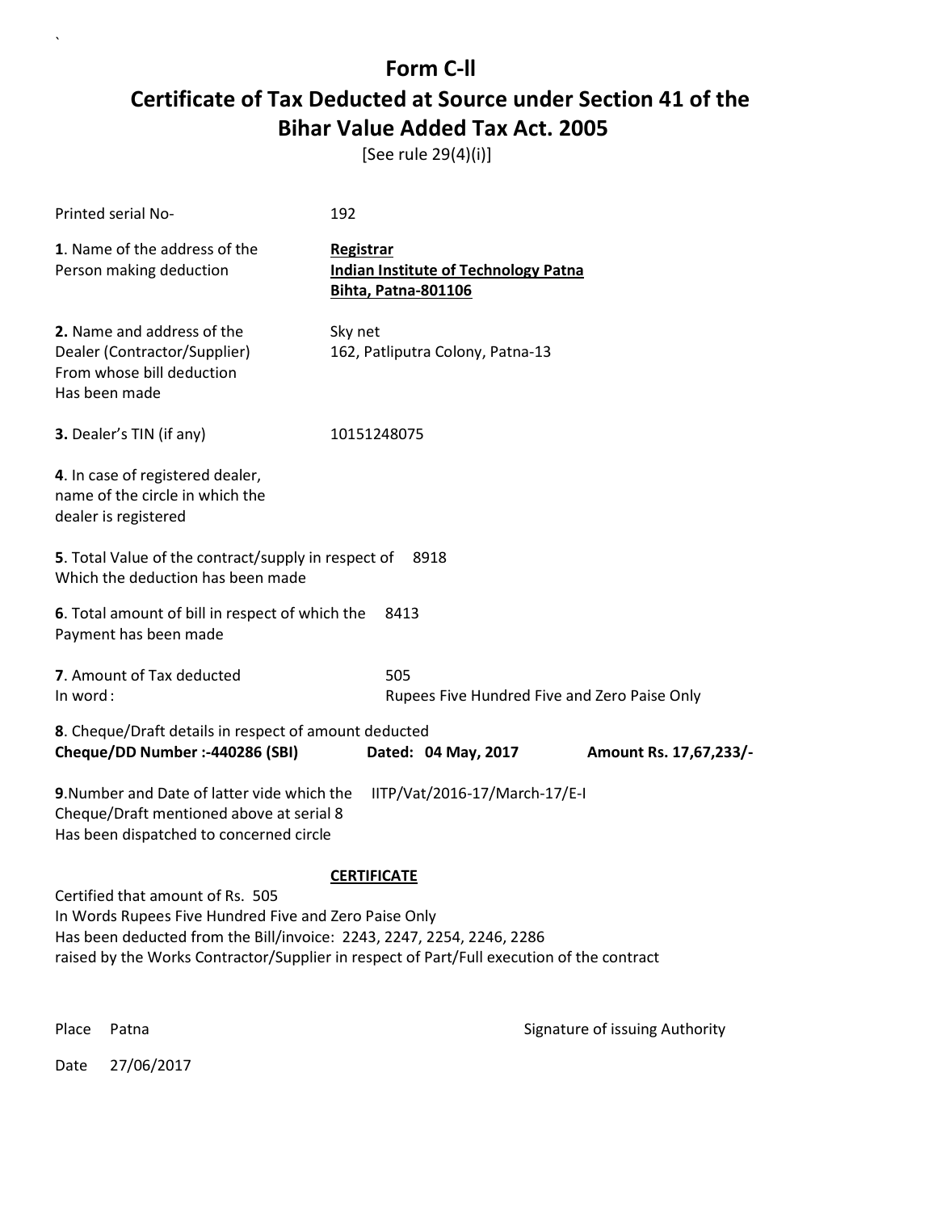# Form C-ll

## Certificate of Tax Deducted at Source under Section 41 of the Bihar Value Added Tax Act. 2005

[See rule 29(4)(i)]

Printed serial No- 192

**1**. Name of the address of the Person making deduction

**Registrar**
**Indian Institute of Technology Patna**
**Bihta, Patna-801106**

**2.** Name and address of the Dealer (Contractor/Supplier) From whose bill deduction Has been made

Sky net
162, Patliputra Colony, Patna-13

**3.** Dealer's TIN (if any) 10151248075

**4**. In case of registered dealer, name of the circle in which the dealer is registered

**5**. Total Value of the contract/supply in respect of Which the deduction has been made 8918

**6**. Total amount of bill in respect of which the Payment has been made 8413

**7**. Amount of Tax deducted 505
In word : Rupees Five Hundred Five and Zero Paise Only

**8**. Cheque/Draft details in respect of amount deducted
**Cheque/DD Number :-440286 (SBI)** **Dated: 04 May, 2017** **Amount Rs. 17,67,233/-**

**9**.Number and Date of latter vide which the Cheque/Draft mentioned above at serial 8 Has been dispatched to concerned circle IITP/Vat/2016-17/March-17/E-I

**CERTIFICATE**

Certified that amount of Rs. 505
In Words Rupees Five Hundred Five and Zero Paise Only
Has been deducted from the Bill/invoice: 2243, 2247, 2254, 2246, 2286
raised by the Works Contractor/Supplier in respect of Part/Full execution of the contract

Place Patna

Signature of issuing Authority

Date 27/06/2017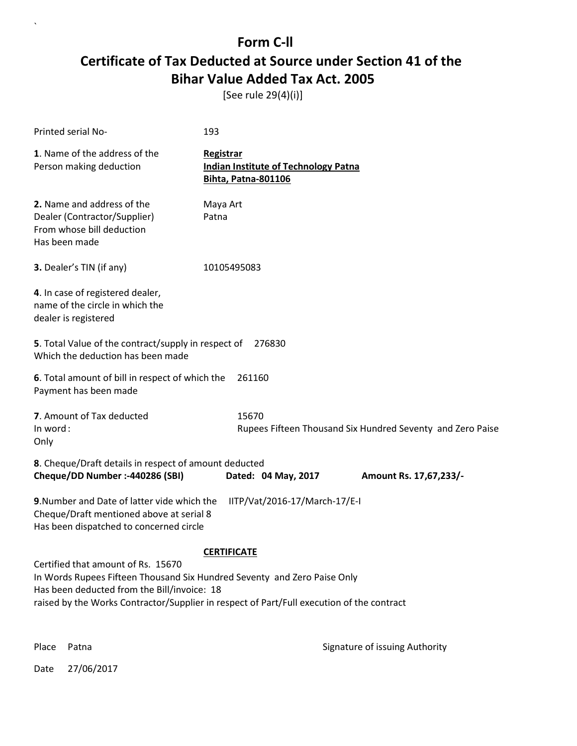# Form C-ll

# Certificate of Tax Deducted at Source under Section 41 of the Bihar Value Added Tax Act. 2005

[See rule 29(4)(i)]

Printed serial No- 193

**1**. Name of the address of the Person making deduction

**Registrar**
**Indian Institute of Technology Patna**
**Bihta, Patna-801106**

**2.** Name and address of the Dealer (Contractor/Supplier) From whose bill deduction Has been made

Maya Art
Patna

**3.** Dealer's TIN (if any) 10105495083

**4**. In case of registered dealer, name of the circle in which the dealer is registered

**5**. Total Value of the contract/supply in respect of Which the deduction has been made 276830

**6**. Total amount of bill in respect of which the Payment has been made 261160

**7**. Amount of Tax deducted 15670
In word : Rupees Fifteen Thousand Six Hundred Seventy and Zero Paise Only

**8**. Cheque/Draft details in respect of amount deducted
**Cheque/DD Number :-440286 (SBI)** **Dated: 04 May, 2017** **Amount Rs. 17,67,233/-**

**9**.Number and Date of latter vide which the Cheque/Draft mentioned above at serial 8 Has been dispatched to concerned circle IITP/Vat/2016-17/March-17/E-I

**CERTIFICATE**

Certified that amount of Rs. 15670
In Words Rupees Fifteen Thousand Six Hundred Seventy and Zero Paise Only
Has been deducted from the Bill/invoice: 18
raised by the Works Contractor/Supplier in respect of Part/Full execution of the contract

Place Patna

Signature of issuing Authority

Date 27/06/2017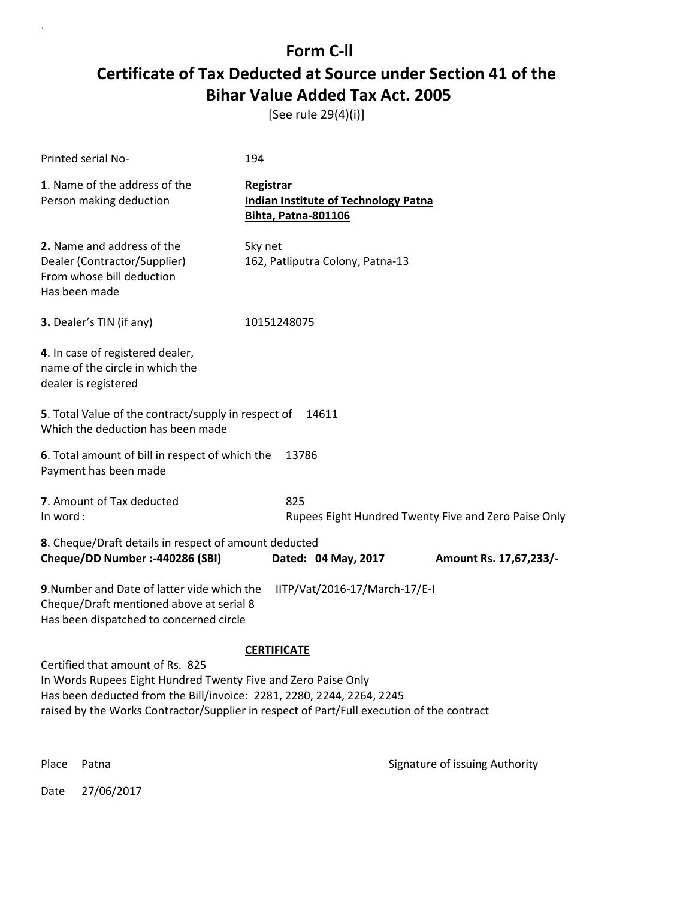# Form C-ll

# Certificate of Tax Deducted at Source under Section 41 of the Bihar Value Added Tax Act. 2005

[See rule 29(4)(i)]

Printed serial No- 194

**1**. Name of the address of the Person making deduction

**Registrar**
**Indian Institute of Technology Patna**
**Bihta, Patna-801106**

**2.** Name and address of the Dealer (Contractor/Supplier) From whose bill deduction Has been made

Sky net
162, Patliputra Colony, Patna-13

**3.** Dealer's TIN (if any) 10151248075

**4**. In case of registered dealer, name of the circle in which the dealer is registered

**5**. Total Value of the contract/supply in respect of Which the deduction has been made 14611

**6**. Total amount of bill in respect of which the Payment has been made 13786

**7**. Amount of Tax deducted 825
In word : Rupees Eight Hundred Twenty Five and Zero Paise Only

**8**. Cheque/Draft details in respect of amount deducted
**Cheque/DD Number :-440286 (SBI)** **Dated: 04 May, 2017** **Amount Rs. 17,67,233/-**

**9**.Number and Date of latter vide which the Cheque/Draft mentioned above at serial 8 Has been dispatched to concerned circle IITP/Vat/2016-17/March-17/E-I

**CERTIFICATE**

Certified that amount of Rs. 825
In Words Rupees Eight Hundred Twenty Five and Zero Paise Only
Has been deducted from the Bill/invoice: 2281, 2280, 2244, 2264, 2245
raised by the Works Contractor/Supplier in respect of Part/Full execution of the contract

Place Patna

Signature of issuing Authority

Date 27/06/2017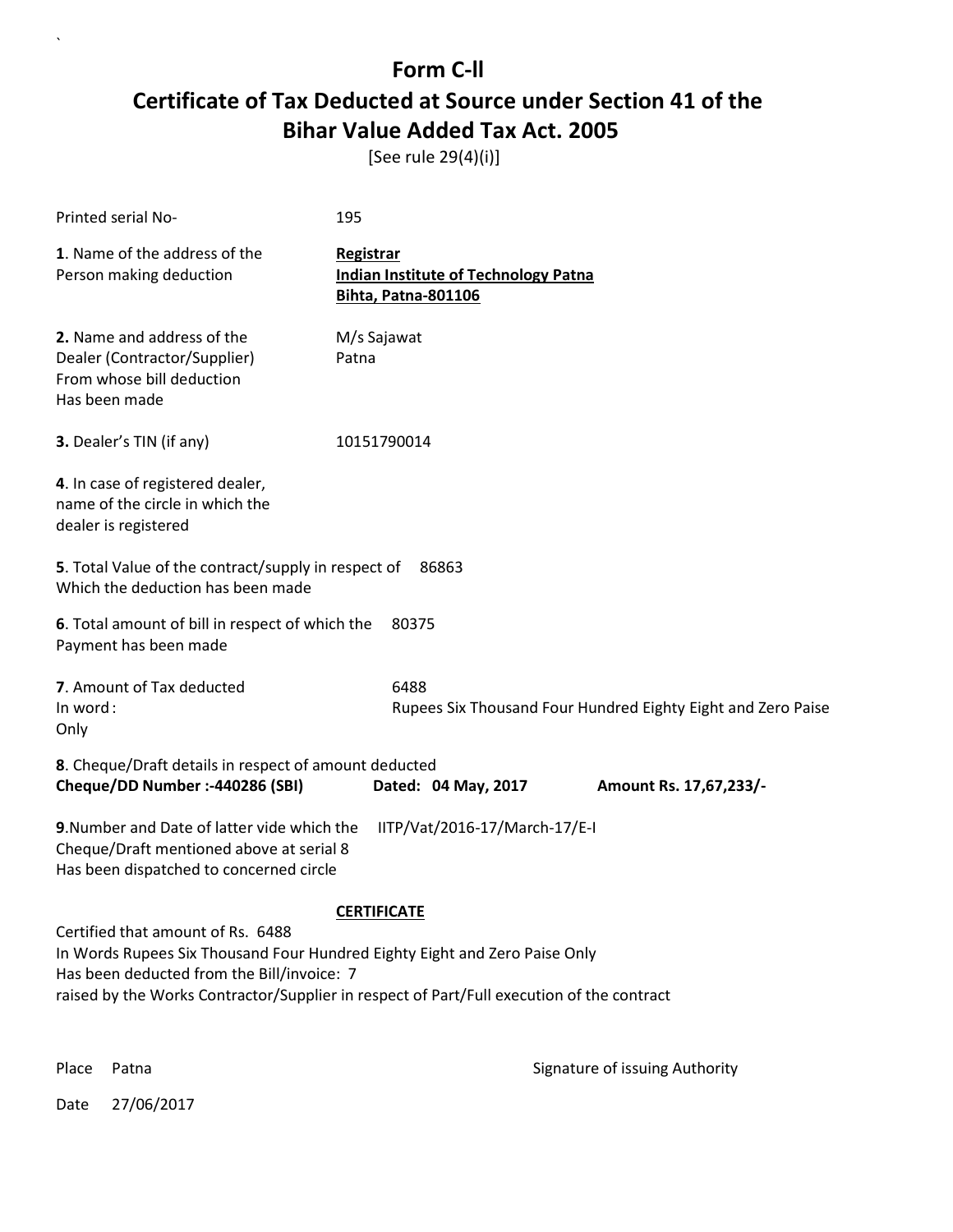# Form C-ll

## Certificate of Tax Deducted at Source under Section 41 of the Bihar Value Added Tax Act. 2005

[See rule 29(4)(i)]

Printed serial No- 195

**1**. Name of the address of the Person making deduction

**Registrar**
**Indian Institute of Technology Patna**
**Bihta, Patna-801106**

**2.** Name and address of the Dealer (Contractor/Supplier) From whose bill deduction Has been made

M/s Sajawat
Patna

**3.** Dealer's TIN (if any) 10151790014

**4**. In case of registered dealer, name of the circle in which the dealer is registered

**5**. Total Value of the contract/supply in respect of Which the deduction has been made 86863

**6**. Total amount of bill in respect of which the Payment has been made 80375

**7**. Amount of Tax deducted 6488
In word : Rupees Six Thousand Four Hundred Eighty Eight and Zero Paise Only

**8**. Cheque/Draft details in respect of amount deducted
**Cheque/DD Number :-440286 (SBI)** **Dated: 04 May, 2017** **Amount Rs. 17,67,233/-**

**9**.Number and Date of latter vide which the Cheque/Draft mentioned above at serial 8 Has been dispatched to concerned circle IITP/Vat/2016-17/March-17/E-I

**CERTIFICATE**

Certified that amount of Rs. 6488
In Words Rupees Six Thousand Four Hundred Eighty Eight and Zero Paise Only
Has been deducted from the Bill/invoice: 7
raised by the Works Contractor/Supplier in respect of Part/Full execution of the contract

Place Patna

Signature of issuing Authority

Date 27/06/2017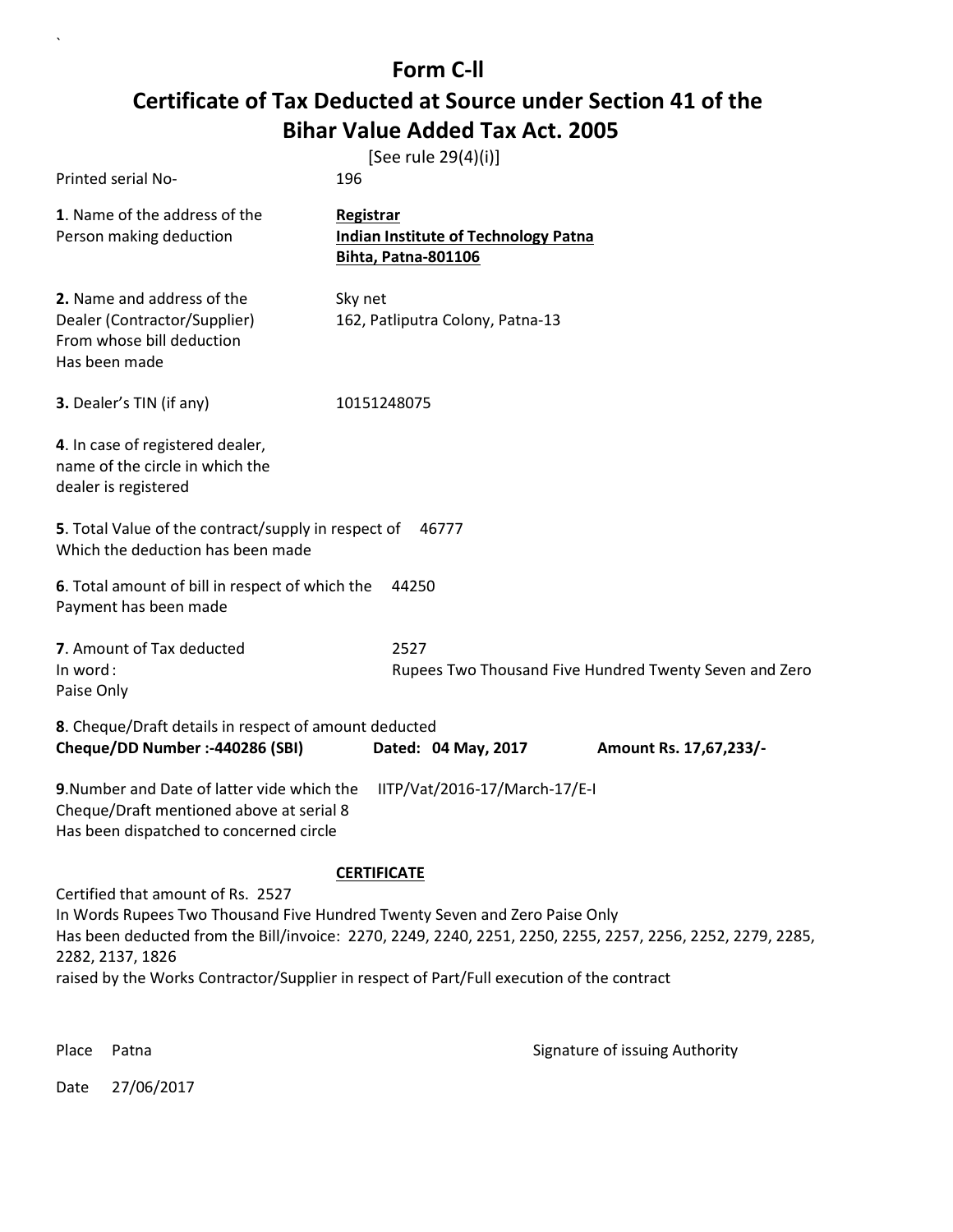`

# Form C-ll

## Certificate of Tax Deducted at Source under Section 41 of the Bihar Value Added Tax Act. 2005

[See rule 29(4)(i)]

Printed serial No- 196

**1**. Name of the address of the Person making deduction

**Registrar**
**Indian Institute of Technology Patna**
**Bihta, Patna-801106**

**2.** Name and address of the Dealer (Contractor/Supplier) From whose bill deduction Has been made

Sky net
162, Patliputra Colony, Patna-13

**3.** Dealer's TIN (if any) 10151248075

**4**. In case of registered dealer, name of the circle in which the dealer is registered

**5**. Total Value of the contract/supply in respect of Which the deduction has been made 46777

**6**. Total amount of bill in respect of which the Payment has been made 44250

**7**. Amount of Tax deducted 2527
In word : Rupees Two Thousand Five Hundred Twenty Seven and Zero Paise Only

**8**. Cheque/Draft details in respect of amount deducted
**Cheque/DD Number :-440286 (SBI)** **Dated: 04 May, 2017** **Amount Rs. 17,67,233/-**

**9**.Number and Date of latter vide which the Cheque/Draft mentioned above at serial 8 Has been dispatched to concerned circle IITP/Vat/2016-17/March-17/E-I

**CERTIFICATE**

Certified that amount of Rs. 2527
In Words Rupees Two Thousand Five Hundred Twenty Seven and Zero Paise Only
Has been deducted from the Bill/invoice: 2270, 2249, 2240, 2251, 2250, 2255, 2257, 2256, 2252, 2279, 2285, 2282, 2137, 1826
raised by the Works Contractor/Supplier in respect of Part/Full execution of the contract

Place Patna

Signature of issuing Authority

Date 27/06/2017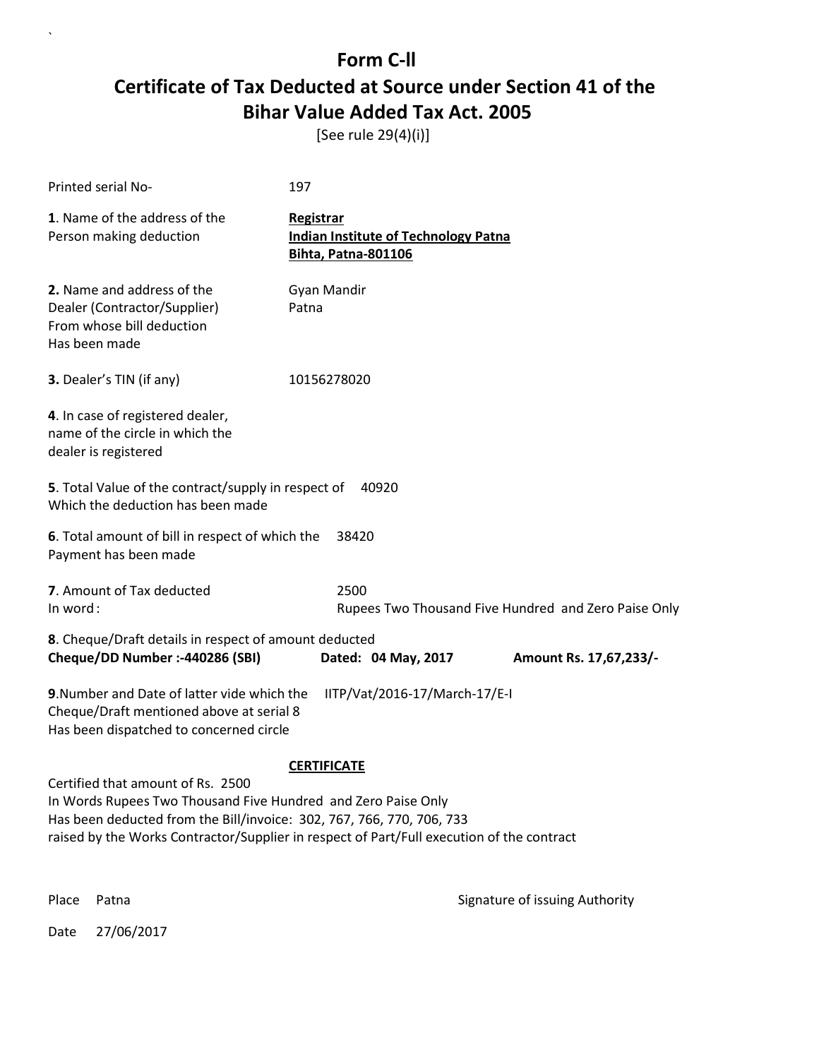# Form C-ll

## Certificate of Tax Deducted at Source under Section 41 of the Bihar Value Added Tax Act. 2005

[See rule 29(4)(i)]

Printed serial No- 197

**1**. Name of the address of the Person making deduction

**Registrar**
**Indian Institute of Technology Patna**
**Bihta, Patna-801106**

**2.** Name and address of the Dealer (Contractor/Supplier) From whose bill deduction Has been made

Gyan Mandir
Patna

**3.** Dealer's TIN (if any) 10156278020

**4**. In case of registered dealer, name of the circle in which the dealer is registered

**5**. Total Value of the contract/supply in respect of Which the deduction has been made 40920

**6**. Total amount of bill in respect of which the Payment has been made 38420

**7**. Amount of Tax deducted 2500
In word : Rupees Two Thousand Five Hundred and Zero Paise Only

**8**. Cheque/Draft details in respect of amount deducted
**Cheque/DD Number :-440286 (SBI)** **Dated: 04 May, 2017** **Amount Rs. 17,67,233/-**

**9**.Number and Date of latter vide which the Cheque/Draft mentioned above at serial 8 Has been dispatched to concerned circle IITP/Vat/2016-17/March-17/E-I

**CERTIFICATE**

Certified that amount of Rs. 2500
In Words Rupees Two Thousand Five Hundred and Zero Paise Only
Has been deducted from the Bill/invoice: 302, 767, 766, 770, 706, 733
raised by the Works Contractor/Supplier in respect of Part/Full execution of the contract

Place Patna

Signature of issuing Authority

Date 27/06/2017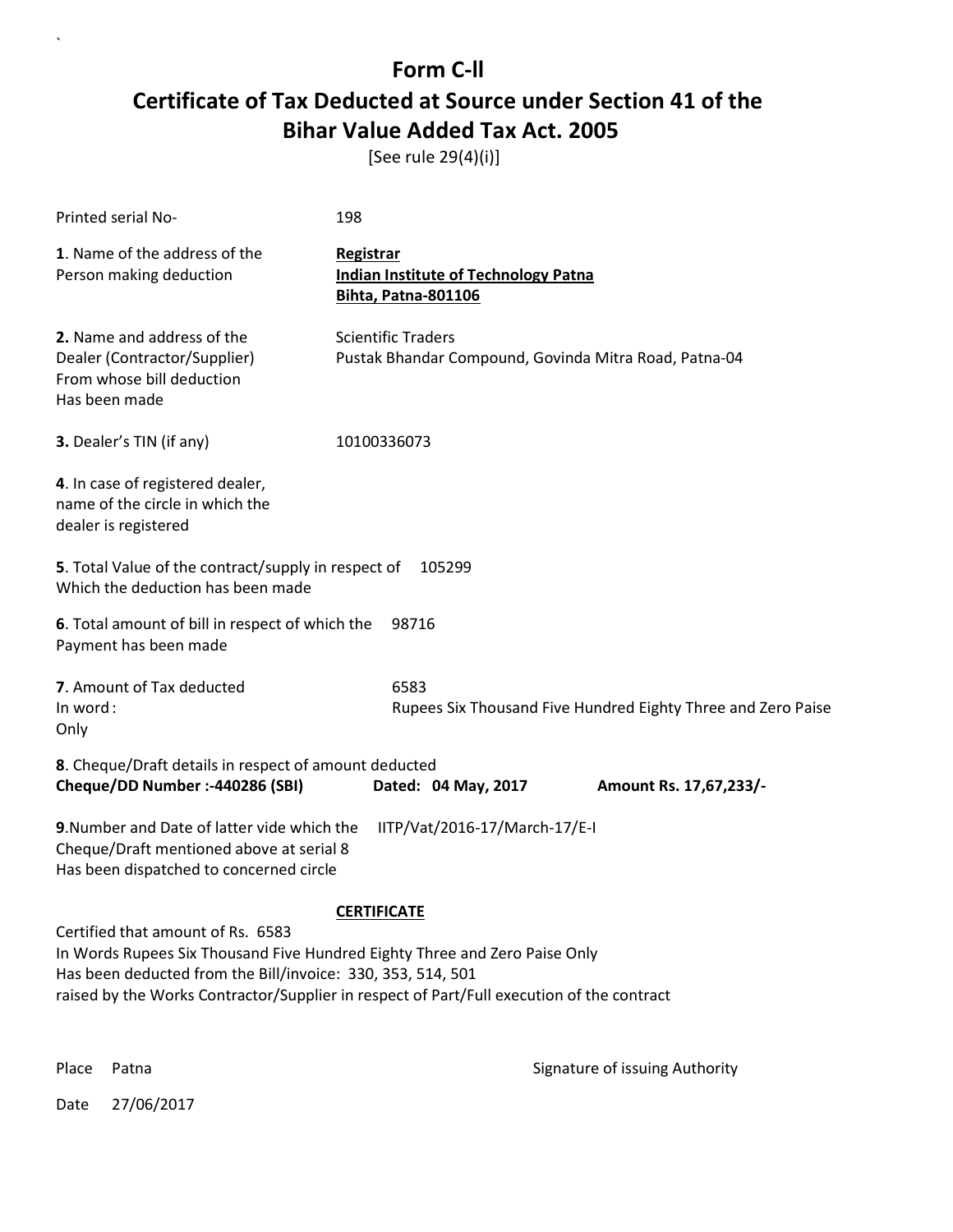# Form C-ll

# Certificate of Tax Deducted at Source under Section 41 of the Bihar Value Added Tax Act. 2005

[See rule 29(4)(i)]

Printed serial No- 198

**1**. Name of the address of the Person making deduction

**Registrar**
**Indian Institute of Technology Patna**
**Bihta, Patna-801106**

**2.** Name and address of the Dealer (Contractor/Supplier) From whose bill deduction Has been made

Scientific Traders
Pustak Bhandar Compound, Govinda Mitra Road, Patna-04

**3.** Dealer's TIN (if any) 10100336073

**4**. In case of registered dealer, name of the circle in which the dealer is registered

**5**. Total Value of the contract/supply in respect of Which the deduction has been made 105299

**6**. Total amount of bill in respect of which the Payment has been made 98716

**7**. Amount of Tax deducted 6583
In word : Rupees Six Thousand Five Hundred Eighty Three and Zero Paise Only

**8**. Cheque/Draft details in respect of amount deducted
**Cheque/DD Number :-440286 (SBI)** **Dated: 04 May, 2017** **Amount Rs. 17,67,233/-**

**9**.Number and Date of latter vide which the Cheque/Draft mentioned above at serial 8 Has been dispatched to concerned circle IITP/Vat/2016-17/March-17/E-I

**CERTIFICATE**

Certified that amount of Rs. 6583
In Words Rupees Six Thousand Five Hundred Eighty Three and Zero Paise Only
Has been deducted from the Bill/invoice: 330, 353, 514, 501
raised by the Works Contractor/Supplier in respect of Part/Full execution of the contract

Place Patna

Signature of issuing Authority

Date 27/06/2017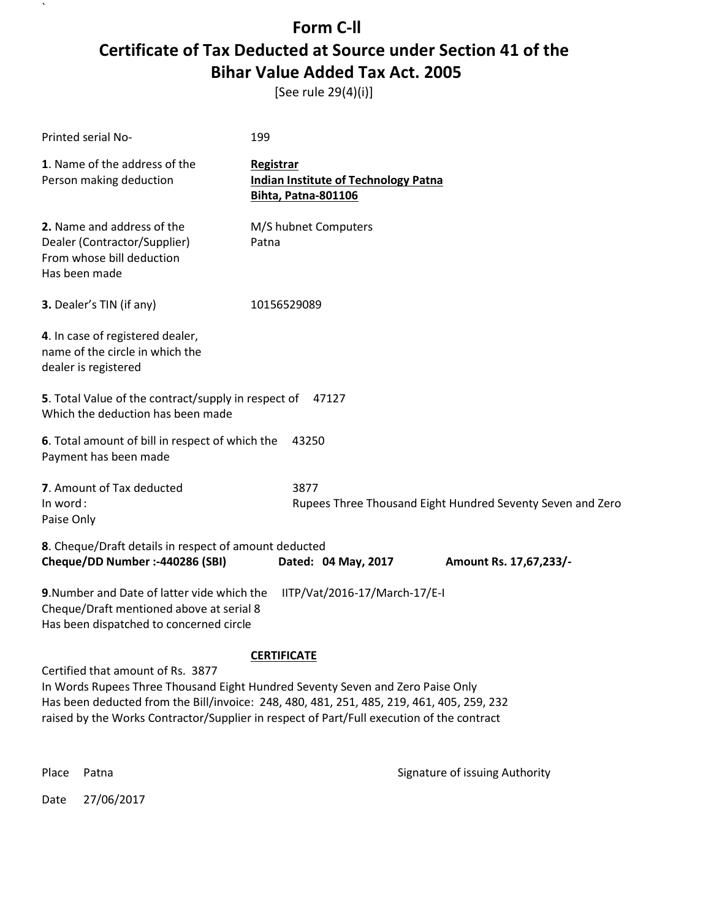# Form C-II

# Certificate of Tax Deducted at Source under Section 41 of the Bihar Value Added Tax Act. 2005

[See rule 29(4)(i)]

Printed serial No- 199

**1**. Name of the address of the Person making deduction

**Registrar**
**Indian Institute of Technology Patna**
**Bihta, Patna-801106**

**2.** Name and address of the Dealer (Contractor/Supplier) From whose bill deduction Has been made

M/S hubnet Computers
Patna

**3.** Dealer's TIN (if any) 10156529089

**4**. In case of registered dealer, name of the circle in which the dealer is registered

**5**. Total Value of the contract/supply in respect of Which the deduction has been made 47127

**6**. Total amount of bill in respect of which the Payment has been made 43250

**7**. Amount of Tax deducted 3877
In word : Rupees Three Thousand Eight Hundred Seventy Seven and Zero Paise Only

**8**. Cheque/Draft details in respect of amount deducted
**Cheque/DD Number :-440286 (SBI)** **Dated: 04 May, 2017** **Amount Rs. 17,67,233/-**

**9**.Number and Date of latter vide which the Cheque/Draft mentioned above at serial 8 Has been dispatched to concerned circle IITP/Vat/2016-17/March-17/E-I

**CERTIFICATE**

Certified that amount of Rs. 3877
In Words Rupees Three Thousand Eight Hundred Seventy Seven and Zero Paise Only
Has been deducted from the Bill/invoice: 248, 480, 481, 251, 485, 219, 461, 405, 259, 232
raised by the Works Contractor/Supplier in respect of Part/Full execution of the contract

Place Patna

Date 27/06/2017

Signature of issuing Authority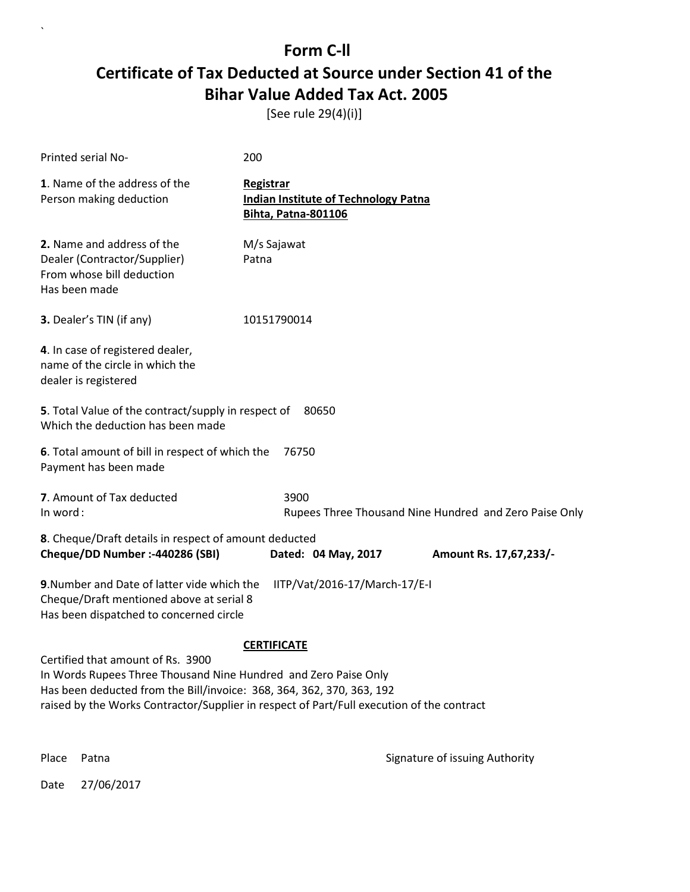# Form C-ll

## Certificate of Tax Deducted at Source under Section 41 of the Bihar Value Added Tax Act. 2005

[See rule 29(4)(i)]

Printed serial No- 200

**1**. Name of the address of the Person making deduction

**Registrar**
**Indian Institute of Technology Patna**
**Bihta, Patna-801106**

**2.** Name and address of the Dealer (Contractor/Supplier) From whose bill deduction Has been made

M/s Sajawat
Patna

**3.** Dealer's TIN (if any) 10151790014

**4**. In case of registered dealer, name of the circle in which the dealer is registered

**5**. Total Value of the contract/supply in respect of Which the deduction has been made 80650

**6**. Total amount of bill in respect of which the Payment has been made 76750

**7**. Amount of Tax deducted 3900
In word : Rupees Three Thousand Nine Hundred and Zero Paise Only

**8**. Cheque/Draft details in respect of amount deducted
**Cheque/DD Number :-440286 (SBI)** **Dated: 04 May, 2017** **Amount Rs. 17,67,233/-**

**9**.Number and Date of latter vide which the Cheque/Draft mentioned above at serial 8 Has been dispatched to concerned circle IITP/Vat/2016-17/March-17/E-I

**CERTIFICATE**

Certified that amount of Rs. 3900
In Words Rupees Three Thousand Nine Hundred and Zero Paise Only
Has been deducted from the Bill/invoice: 368, 364, 362, 370, 363, 192
raised by the Works Contractor/Supplier in respect of Part/Full execution of the contract

Place Patna

Signature of issuing Authority

Date 27/06/2017